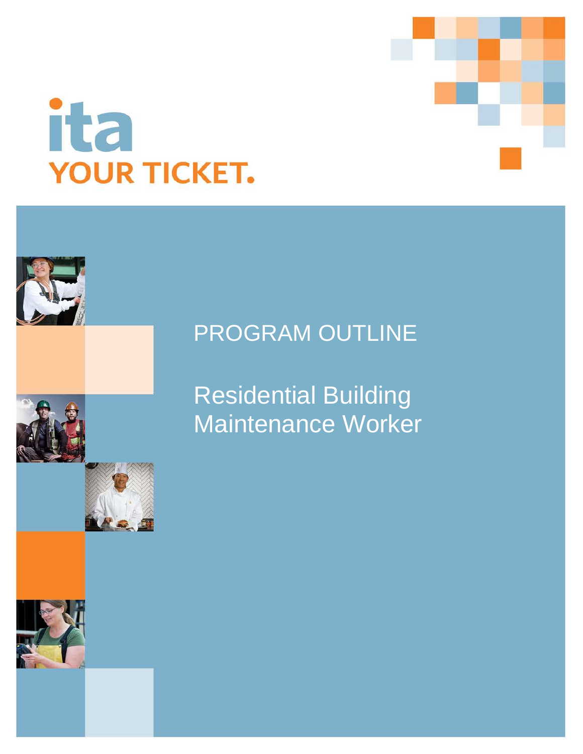ita
YOUR TICKET.

# PROGRAM OUTLINE

# Residential Building Maintenance Worker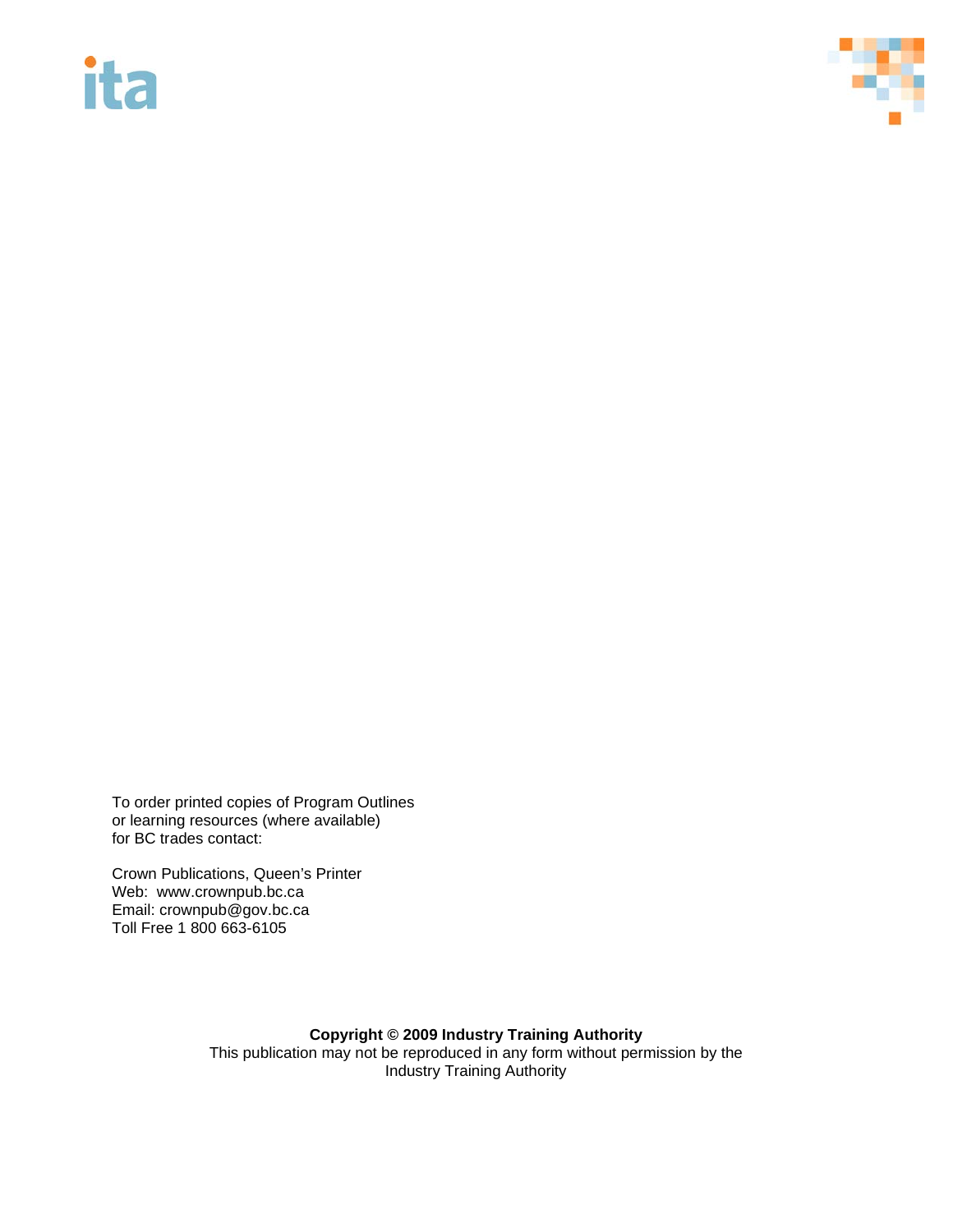To order printed copies of Program Outlines
or learning resources (where available)
for BC trades contact:

Crown Publications, Queen's Printer
Web: www.crownpub.bc.ca
Email: crownpub@gov.bc.ca
Toll Free 1 800 663-6105

**Copyright © 2009 Industry Training Authority**
This publication may not be reproduced in any form without permission by the Industry Training Authority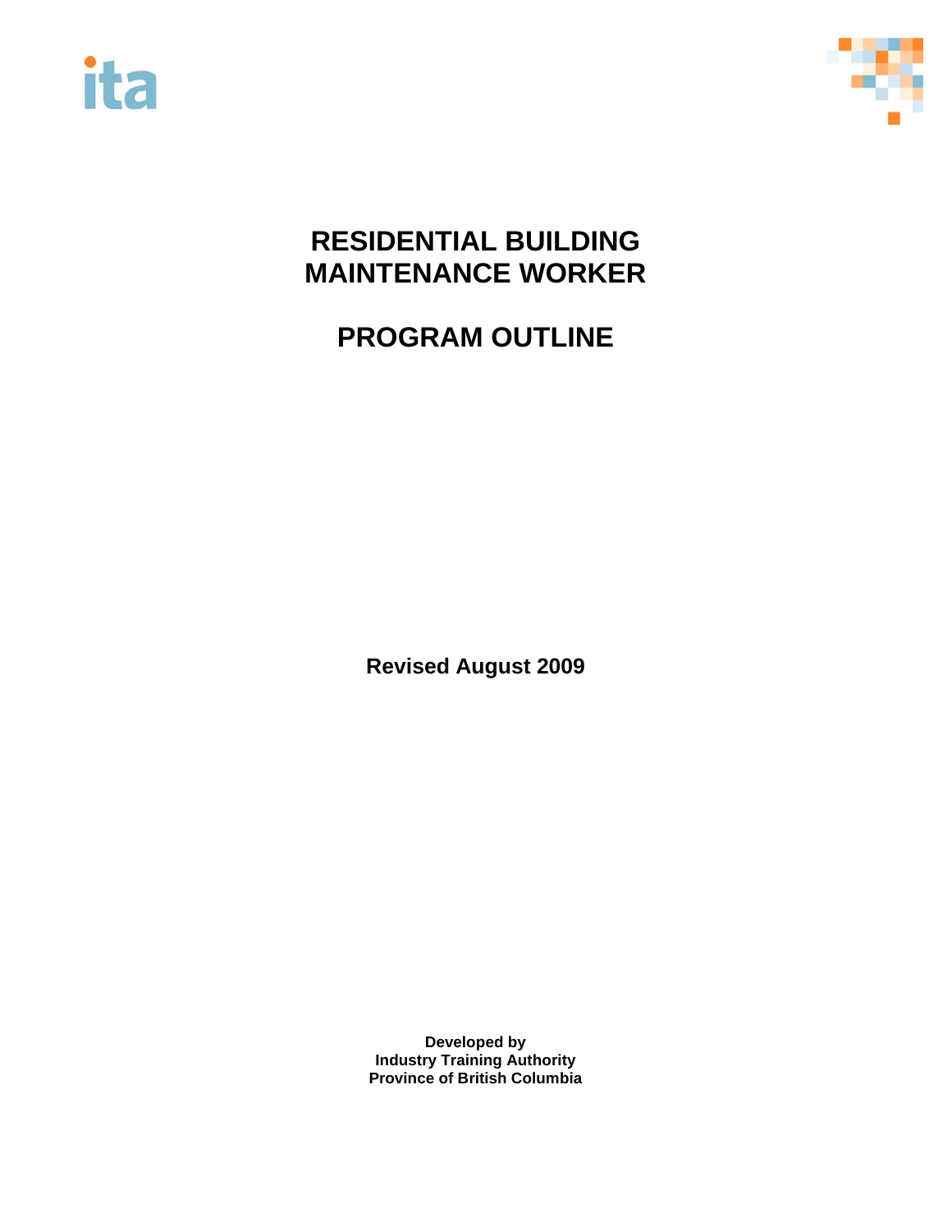# RESIDENTIAL BUILDING MAINTENANCE WORKER

# PROGRAM OUTLINE

**Revised August 2009**

**Developed by**
**Industry Training Authority**
**Province of British Columbia**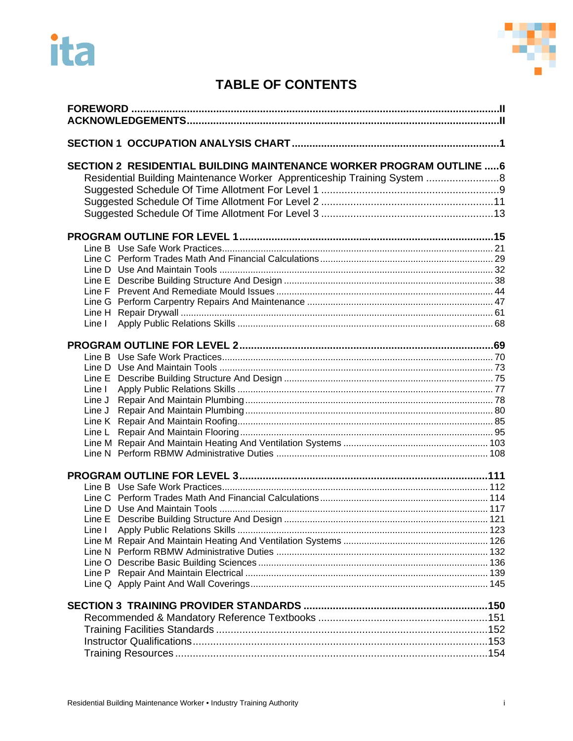# TABLE OF CONTENTS

**FOREWORD** .......................................................... **II**
**ACKNOWLEDGEMENTS** .......................................................... **II**

**SECTION 1 OCCUPATION ANALYSIS CHART** .......................................................... **1**

**SECTION 2 RESIDENTIAL BUILDING MAINTENANCE WORKER PROGRAM OUTLINE** ..... **6**

- Residential Building Maintenance Worker Apprenticeship Training System ......................... 8
- Suggested Schedule Of Time Allotment For Level 1 .......................................................... 9
- Suggested Schedule Of Time Allotment For Level 2 .......................................................... 11
- Suggested Schedule Of Time Allotment For Level 3 .......................................................... 13

**PROGRAM OUTLINE FOR LEVEL 1** .......................................................... **15**

- Line B Use Safe Work Practices .......................................................... 21
- Line C Perform Trades Math And Financial Calculations .......................................................... 29
- Line D Use And Maintain Tools .......................................................... 32
- Line E Describe Building Structure And Design .......................................................... 38
- Line F Prevent And Remediate Mould Issues .......................................................... 44
- Line G Perform Carpentry Repairs And Maintenance .......................................................... 47
- Line H Repair Drywall .......................................................... 61
- Line I Apply Public Relations Skills .......................................................... 68

**PROGRAM OUTLINE FOR LEVEL 2** .......................................................... **69**

- Line B Use Safe Work Practices .......................................................... 70
- Line D Use And Maintain Tools .......................................................... 73
- Line E Describe Building Structure And Design .......................................................... 75
- Line I Apply Public Relations Skills .......................................................... 77
- Line J Repair And Maintain Plumbing .......................................................... 78
- Line J Repair And Maintain Plumbing .......................................................... 80
- Line K Repair And Maintain Roofing .......................................................... 85
- Line L Repair And Maintain Flooring .......................................................... 95
- Line M Repair And Maintain Heating And Ventilation Systems .......................................................... 103
- Line N Perform RBMW Administrative Duties .......................................................... 108

**PROGRAM OUTLINE FOR LEVEL 3** .......................................................... **111**

- Line B Use Safe Work Practices .......................................................... 112
- Line C Perform Trades Math And Financial Calculations .......................................................... 114
- Line D Use And Maintain Tools .......................................................... 117
- Line E Describe Building Structure And Design .......................................................... 121
- Line I Apply Public Relations Skills .......................................................... 123
- Line M Repair And Maintain Heating And Ventilation Systems .......................................................... 126
- Line N Perform RBMW Administrative Duties .......................................................... 132
- Line O Describe Basic Building Sciences .......................................................... 136
- Line P Repair And Maintain Electrical .......................................................... 139
- Line Q Apply Paint And Wall Coverings .......................................................... 145

**SECTION 3 TRAINING PROVIDER STANDARDS** .......................................................... **150**

- Recommended & Mandatory Reference Textbooks .......................................................... 151
- Training Facilities Standards .......................................................... 152
- Instructor Qualifications .......................................................... 153
- Training Resources .......................................................... 154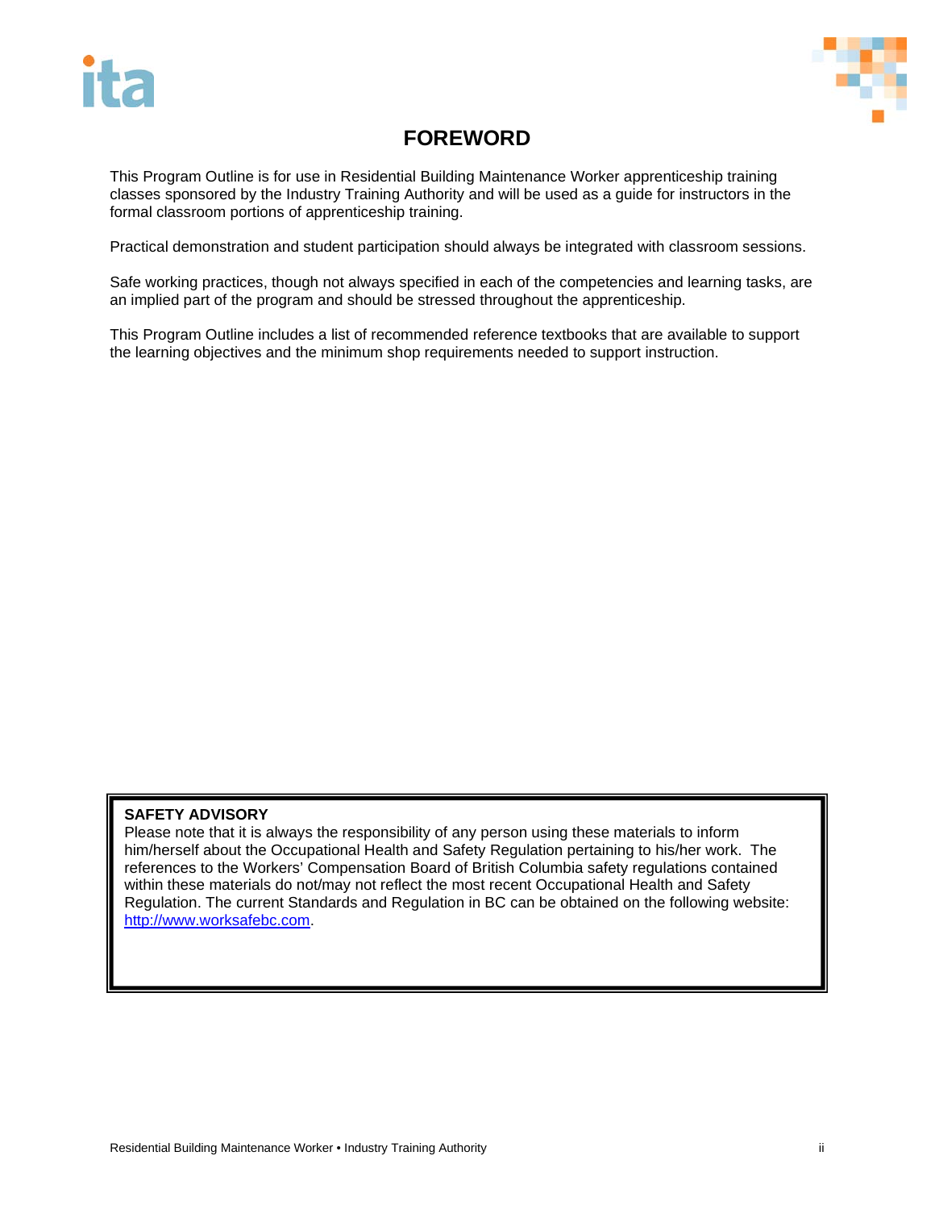# FOREWORD

This Program Outline is for use in Residential Building Maintenance Worker apprenticeship training classes sponsored by the Industry Training Authority and will be used as a guide for instructors in the formal classroom portions of apprenticeship training.

Practical demonstration and student participation should always be integrated with classroom sessions.

Safe working practices, though not always specified in each of the competencies and learning tasks, are an implied part of the program and should be stressed throughout the apprenticeship.

This Program Outline includes a list of recommended reference textbooks that are available to support the learning objectives and the minimum shop requirements needed to support instruction.

**SAFETY ADVISORY**
Please note that it is always the responsibility of any person using these materials to inform him/herself about the Occupational Health and Safety Regulation pertaining to his/her work. The references to the Workers' Compensation Board of British Columbia safety regulations contained within these materials do not/may not reflect the most recent Occupational Health and Safety Regulation. The current Standards and Regulation in BC can be obtained on the following website: http://www.worksafebc.com.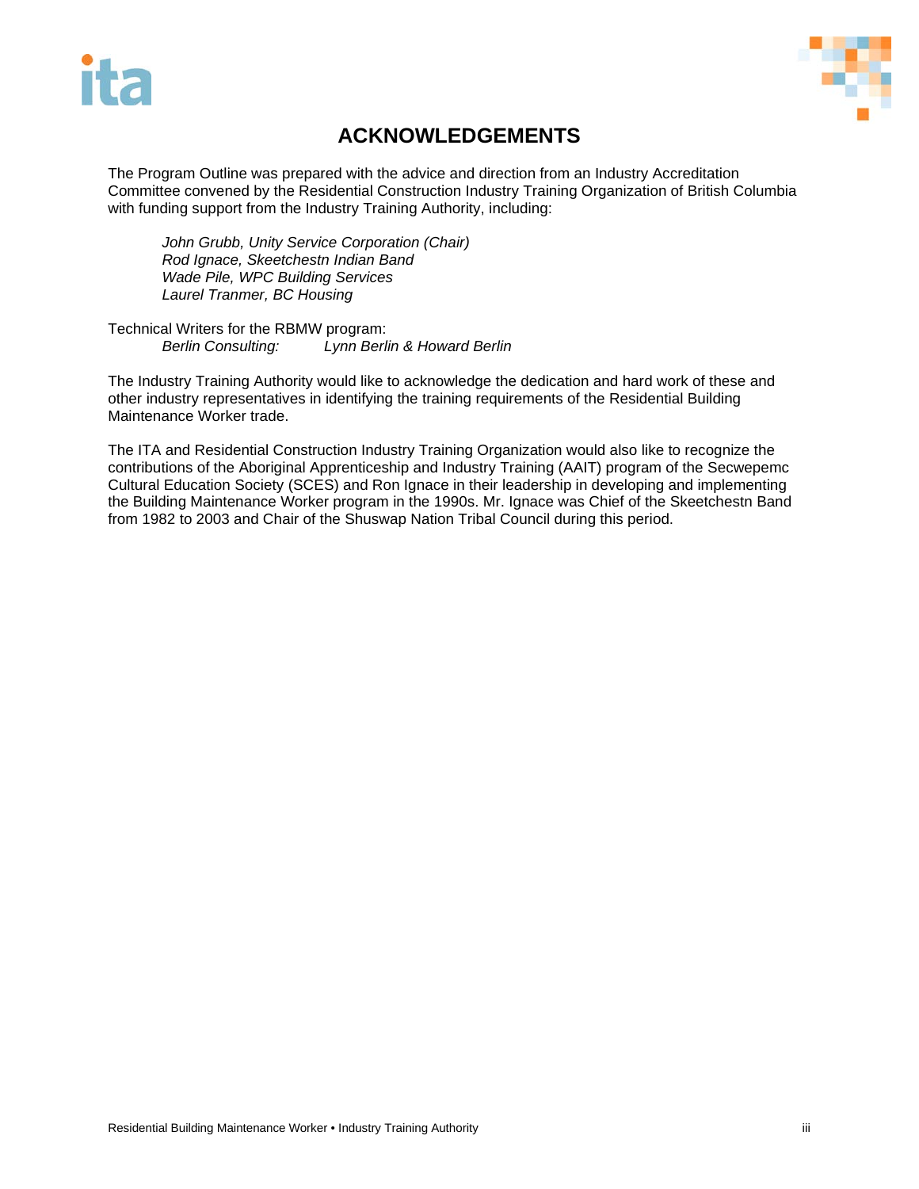# ACKNOWLEDGEMENTS

The Program Outline was prepared with the advice and direction from an Industry Accreditation Committee convened by the Residential Construction Industry Training Organization of British Columbia with funding support from the Industry Training Authority, including:

*John Grubb, Unity Service Corporation (Chair)*
*Rod Ignace, Skeetchestn Indian Band*
*Wade Pile, WPC Building Services*
*Laurel Tranmer, BC Housing*

Technical Writers for the RBMW program:
*Berlin Consulting:* *Lynn Berlin & Howard Berlin*

The Industry Training Authority would like to acknowledge the dedication and hard work of these and other industry representatives in identifying the training requirements of the Residential Building Maintenance Worker trade.

The ITA and Residential Construction Industry Training Organization would also like to recognize the contributions of the Aboriginal Apprenticeship and Industry Training (AAIT) program of the Secwepemc Cultural Education Society (SCES) and Ron Ignace in their leadership in developing and implementing the Building Maintenance Worker program in the 1990s. Mr. Ignace was Chief of the Skeetchestn Band from 1982 to 2003 and Chair of the Shuswap Nation Tribal Council during this period.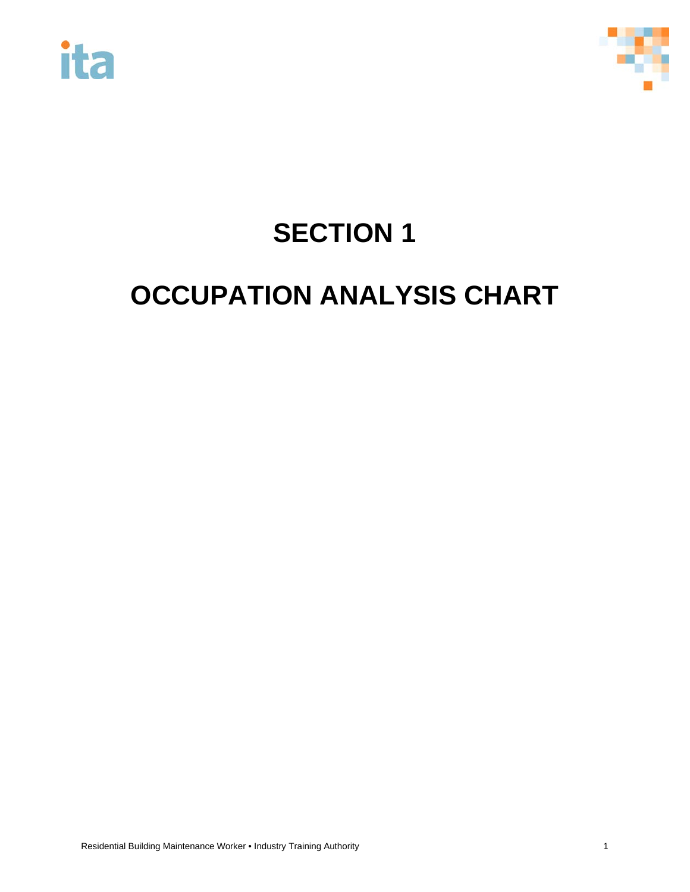# SECTION 1

# OCCUPATION ANALYSIS CHART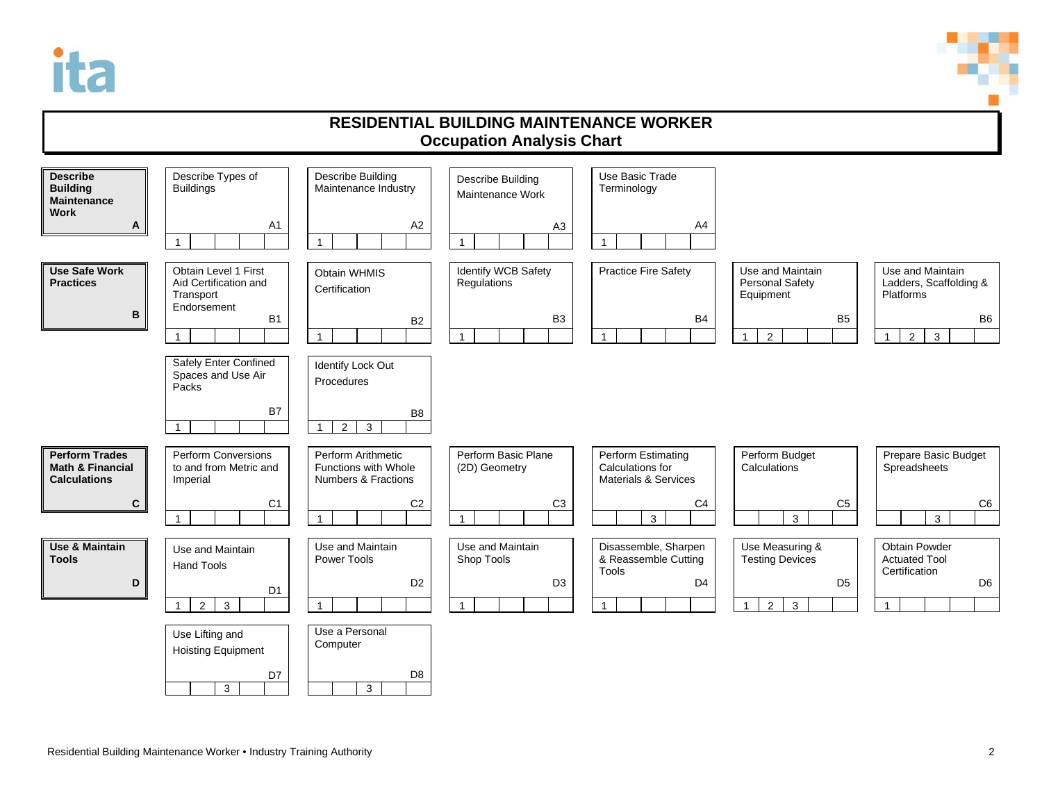# RESIDENTIAL BUILDING MAINTENANCE WORKER

## Occupation Analysis Chart

| Competency | | | | | | |
|---|---|---|---|---|---|---|
| **Describe Building Maintenance Work** (A) | Describe Types of Buildings (A1) — 1 | Describe Building Maintenance Industry (A2) — 1 | Describe Building Maintenance Work (A3) — 1 | Use Basic Trade Terminology (A4) — 1 | | |
| **Use Safe Work Practices** (B) | Obtain Level 1 First Aid Certification and Transport Endorsement (B1) — 1 | Obtain WHMIS Certification (B2) — 1 | Identify WCB Safety Regulations (B3) — 1 | Practice Fire Safety (B4) — 1 | Use and Maintain Personal Safety Equipment (B5) — 1, 2 | Use and Maintain Ladders, Scaffolding & Platforms (B6) — 1, 2, 3 |
| | Safely Enter Confined Spaces and Use Air Packs (B7) — 1 | Identify Lock Out Procedures (B8) — 1, 2, 3 | | | | |
| **Perform Trades Math & Financial Calculations** (C) | Perform Conversions to and from Metric and Imperial (C1) — 1 | Perform Arithmetic Functions with Whole Numbers & Fractions (C2) — 1 | Perform Basic Plane (2D) Geometry (C3) — 1 | Perform Estimating Calculations for Materials & Services (C4) — 3 | Perform Budget Calculations (C5) — 3 | Prepare Basic Budget Spreadsheets (C6) — 3 |
| **Use & Maintain Tools** (D) | Use and Maintain Hand Tools (D1) — 1, 2, 3 | Use and Maintain Power Tools (D2) — 1 | Use and Maintain Shop Tools (D3) — 1 | Disassemble, Sharpen & Reassemble Cutting Tools (D4) — 1 | Use Measuring & Testing Devices (D5) — 1, 2, 3 | Obtain Powder Actuated Tool Certification (D6) — 1 |
| | Use Lifting and Hoisting Equipment (D7) — 3 | Use a Personal Computer (D8) — 3 | | | | |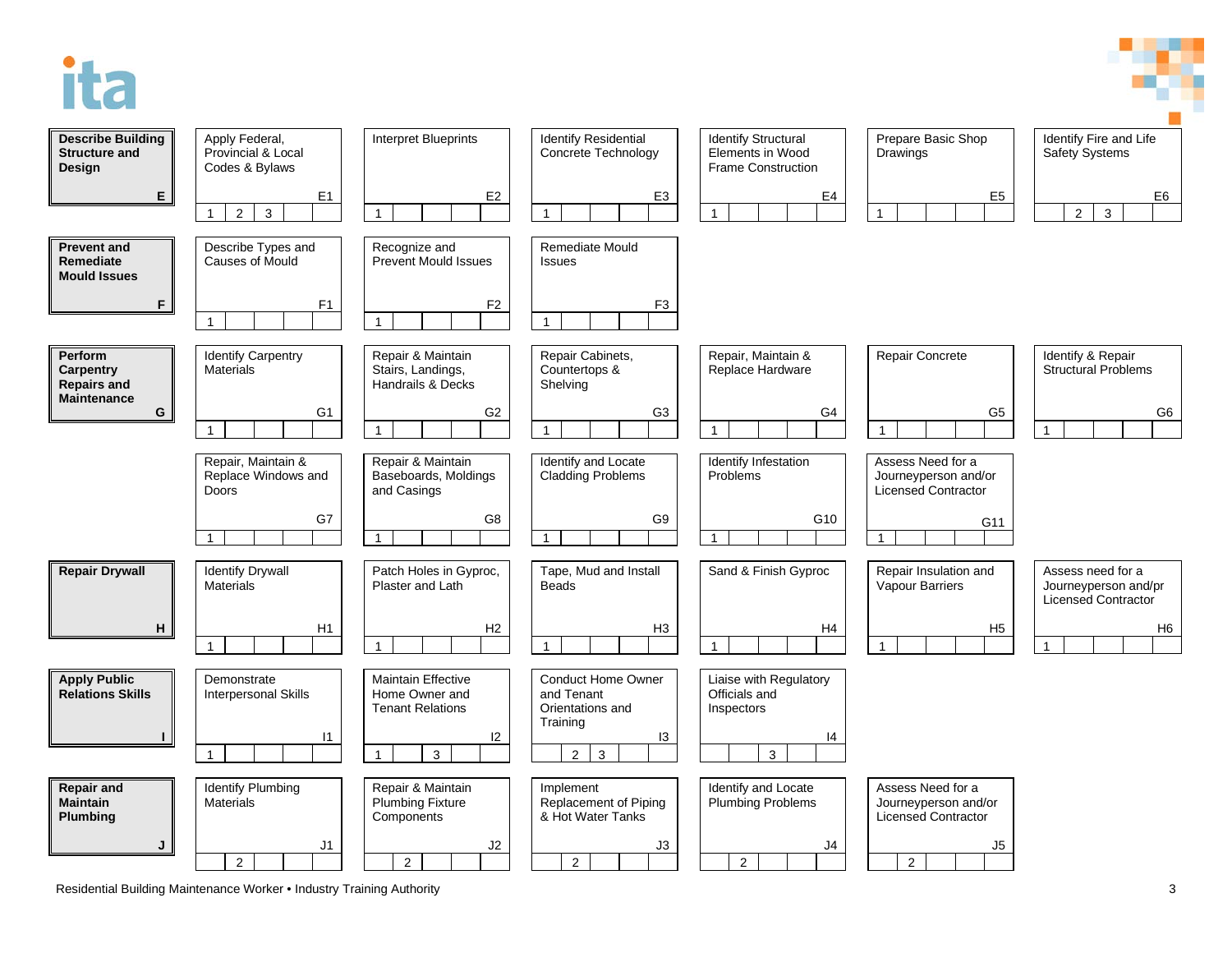| Competency Area | | | | | | |
|---|---|---|---|---|---|---|
| **Describe Building Structure and Design** (E) | Apply Federal, Provincial & Local Codes & Bylaws (E1) — 1, 2, 3 | Interpret Blueprints (E2) — 1 | Identify Residential Concrete Technology (E3) — 1 | Identify Structural Elements in Wood Frame Construction (E4) — 1 | Prepare Basic Shop Drawings (E5) — 1 | Identify Fire and Life Safety Systems (E6) — 2, 3 |
| **Prevent and Remediate Mould Issues** (F) | Describe Types and Causes of Mould (F1) — 1 | Recognize and Prevent Mould Issues (F2) — 1 | Remediate Mould Issues (F3) — 1 | | | |
| **Perform Carpentry Repairs and Maintenance** (G) | Identify Carpentry Materials (G1) — 1 | Repair & Maintain Stairs, Landings, Handrails & Decks (G2) — 1 | Repair Cabinets, Countertops & Shelving (G3) — 1 | Repair, Maintain & Replace Hardware (G4) — 1 | Repair Concrete (G5) — 1 | Identify & Repair Structural Problems (G6) — 1 |
| | Repair, Maintain & Replace Windows and Doors (G7) — 1 | Repair & Maintain Baseboards, Moldings and Casings (G8) — 1 | Identify and Locate Cladding Problems (G9) — 1 | Identify Infestation Problems (G10) — 1 | Assess Need for a Journeyperson and/or Licensed Contractor (G11) — 1 | |
| **Repair Drywall** (H) | Identify Drywall Materials (H1) — 1 | Patch Holes in Gyproc, Plaster and Lath (H2) — 1 | Tape, Mud and Install Beads (H3) — 1 | Sand & Finish Gyproc (H4) — 1 | Repair Insulation and Vapour Barriers (H5) — 1 | Assess need for a Journeyperson and/pr Licensed Contractor (H6) — 1 |
| **Apply Public Relations Skills** (I) | Demonstrate Interpersonal Skills (I1) — 1 | Maintain Effective Home Owner and Tenant Relations (I2) — 1, 3 | Conduct Home Owner and Tenant Orientations and Training (I3) — 2, 3 | Liaise with Regulatory Officials and Inspectors (I4) — 3 | | |
| **Repair and Maintain Plumbing** (J) | Identify Plumbing Materials (J1) — 2 | Repair & Maintain Plumbing Fixture Components (J2) — 2 | Implement Replacement of Piping & Hot Water Tanks (J3) — 2 | Identify and Locate Plumbing Problems (J4) — 2 | Assess Need for a Journeyperson and/or Licensed Contractor (J5) — 2 | |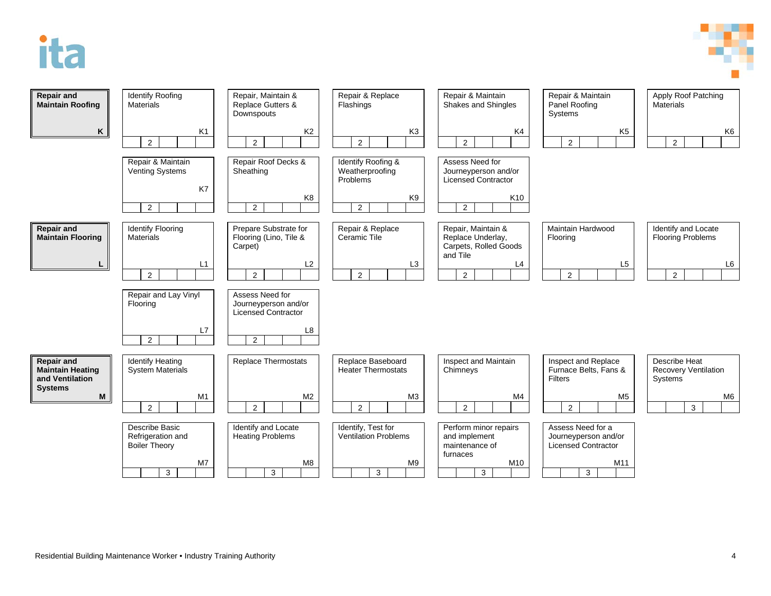| Competency | Task | Code | Level |
|---|---|---|---|
| **Repair and Maintain Roofing** (K) | Identify Roofing Materials | K1 | 2 |
| | Repair, Maintain & Replace Gutters & Downspouts | K2 | 2 |
| | Repair & Replace Flashings | K3 | 2 |
| | Repair & Maintain Shakes and Shingles | K4 | 2 |
| | Repair & Maintain Panel Roofing Systems | K5 | 2 |
| | Apply Roof Patching Materials | K6 | 2 |
| | Repair & Maintain Venting Systems | K7 | 2 |
| | Repair Roof Decks & Sheathing | K8 | 2 |
| | Identify Roofing & Weatherproofing Problems | K9 | 2 |
| | Assess Need for Journeyperson and/or Licensed Contractor | K10 | 2 |
| **Repair and Maintain Flooring** (L) | Identify Flooring Materials | L1 | 2 |
| | Prepare Substrate for Flooring (Lino, Tile & Carpet) | L2 | 2 |
| | Repair & Replace Ceramic Tile | L3 | 2 |
| | Repair, Maintain & Replace Underlay, Carpets, Rolled Goods and Tile | L4 | 2 |
| | Maintain Hardwood Flooring | L5 | 2 |
| | Identify and Locate Flooring Problems | L6 | 2 |
| | Repair and Lay Vinyl Flooring | L7 | 2 |
| | Assess Need for Journeyperson and/or Licensed Contractor | L8 | 2 |
| **Repair and Maintain Heating and Ventilation Systems** (M) | Identify Heating System Materials | M1 | 2 |
| | Replace Thermostats | M2 | 2 |
| | Replace Baseboard Heater Thermostats | M3 | 2 |
| | Inspect and Maintain Chimneys | M4 | 2 |
| | Inspect and Replace Furnace Belts, Fans & Filters | M5 | 2 |
| | Describe Heat Recovery Ventilation Systems | M6 | 3 |
| | Describe Basic Refrigeration and Boiler Theory | M7 | 3 |
| | Identify and Locate Heating Problems | M8 | 3 |
| | Identify, Test for Ventilation Problems | M9 | 3 |
| | Perform minor repairs and implement maintenance of furnaces | M10 | 3 |
| | Assess Need for a Journeyperson and/or Licensed Contractor | M11 | 3 |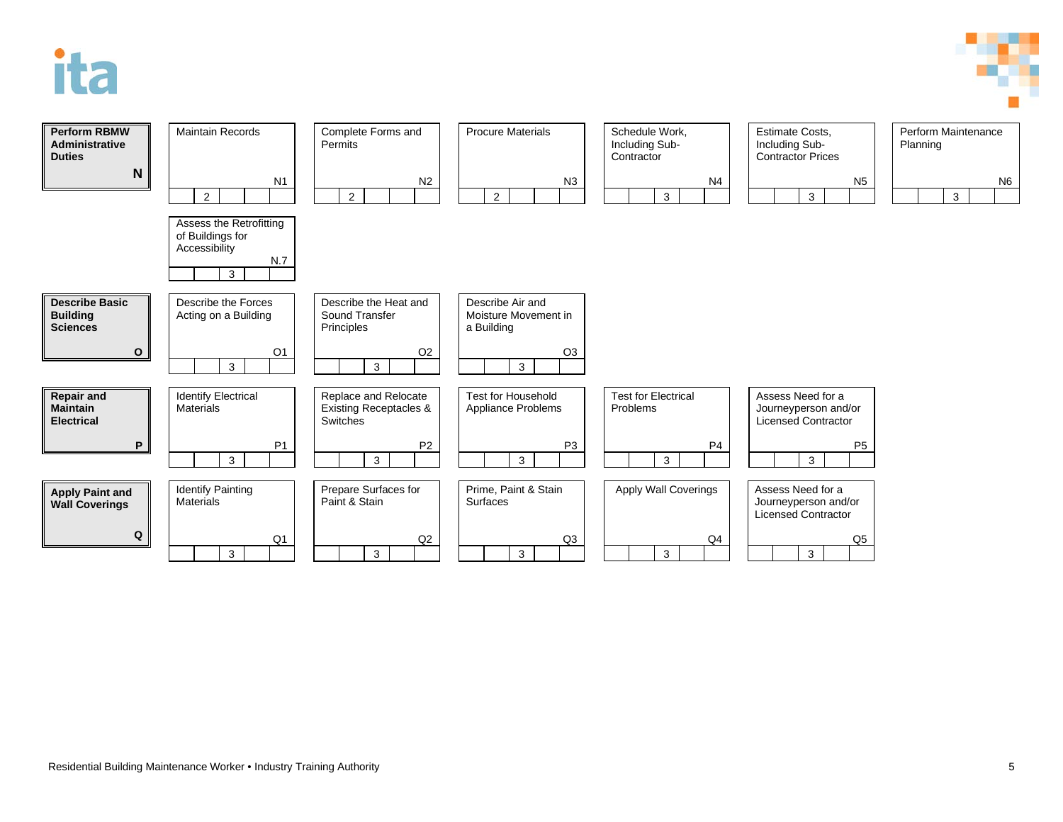| Line | Competency | | | | | | |
|---|---|---|---|---|---|---|---|
| **Perform RBMW Administrative Duties** (N) | Maintain Records (N1) – 2 | Complete Forms and Permits (N2) – 2 | Procure Materials (N3) – 2 | Schedule Work, Including Sub-Contractor (N4) – 3 | Estimate Costs, Including Sub-Contractor Prices (N5) – 3 | Perform Maintenance Planning (N6) – 3 |
| | Assess the Retrofitting of Buildings for Accessibility (N.7) – 3 | | | | | |
| **Describe Basic Building Sciences** (O) | Describe the Forces Acting on a Building (O1) – 3 | Describe the Heat and Sound Transfer Principles (O2) – 3 | Describe Air and Moisture Movement in a Building (O3) – 3 | | | |
| **Repair and Maintain Electrical** (P) | Identify Electrical Materials (P1) – 3 | Replace and Relocate Existing Receptacles & Switches (P2) – 3 | Test for Household Appliance Problems (P3) – 3 | Test for Electrical Problems (P4) – 3 | Assess Need for a Journeyperson and/or Licensed Contractor (P5) – 3 | |
| **Apply Paint and Wall Coverings** (Q) | Identify Painting Materials (Q1) – 3 | Prepare Surfaces for Paint & Stain (Q2) – 3 | Prime, Paint & Stain Surfaces (Q3) – 3 | Apply Wall Coverings (Q4) – 3 | Assess Need for a Journeyperson and/or Licensed Contractor (Q5) – 3 | |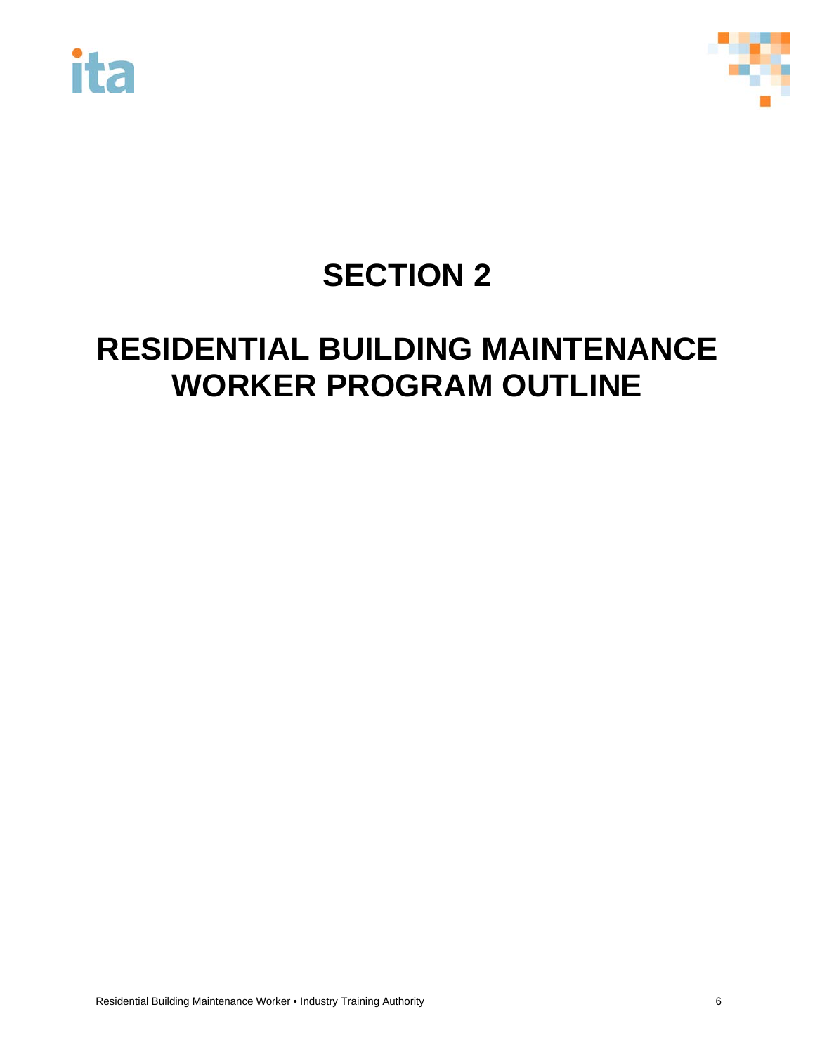# SECTION 2

# RESIDENTIAL BUILDING MAINTENANCE WORKER PROGRAM OUTLINE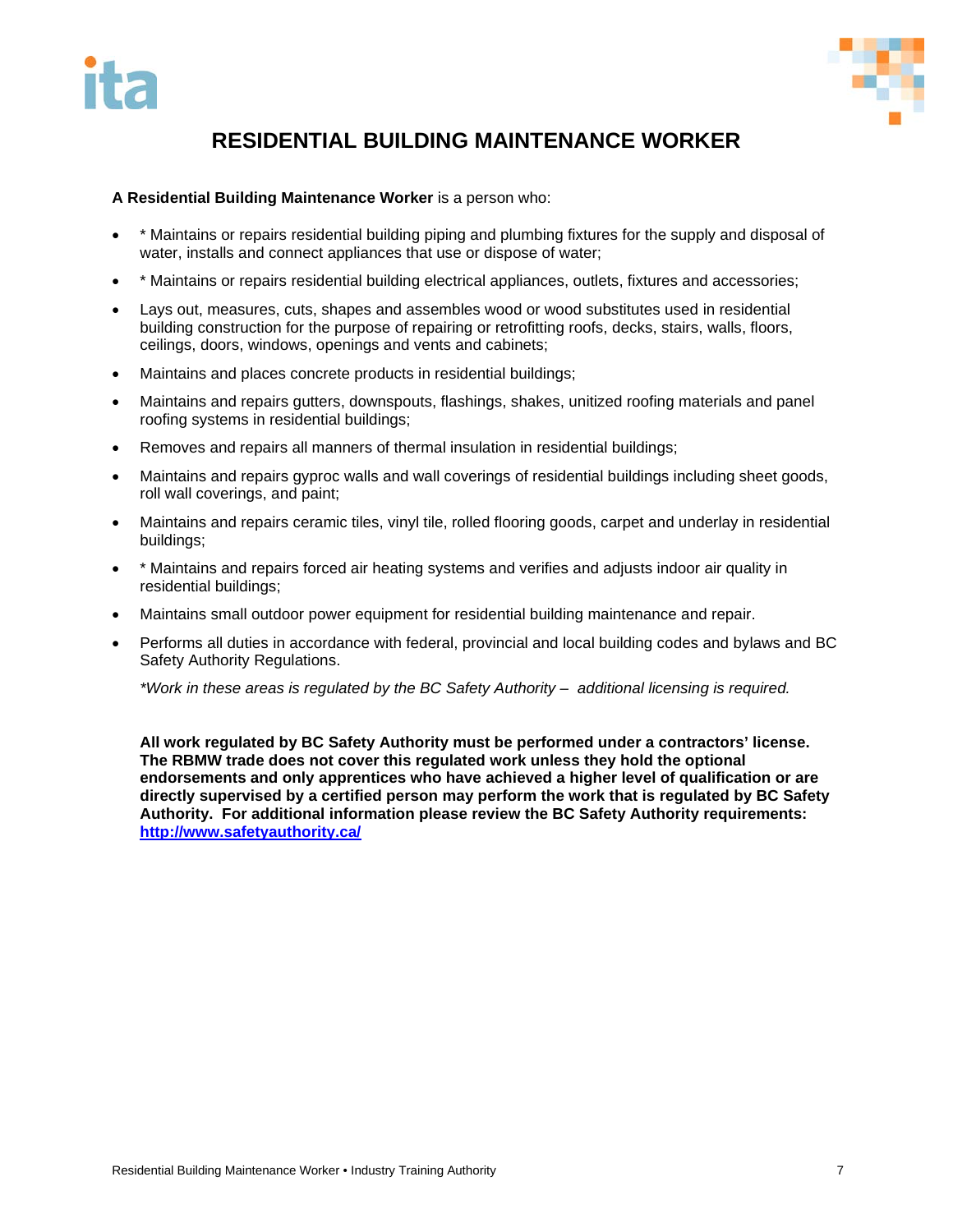# RESIDENTIAL BUILDING MAINTENANCE WORKER

**A Residential Building Maintenance Worker** is a person who:

- * Maintains or repairs residential building piping and plumbing fixtures for the supply and disposal of water, installs and connect appliances that use or dispose of water;
- * Maintains or repairs residential building electrical appliances, outlets, fixtures and accessories;
- Lays out, measures, cuts, shapes and assembles wood or wood substitutes used in residential building construction for the purpose of repairing or retrofitting roofs, decks, stairs, walls, floors, ceilings, doors, windows, openings and vents and cabinets;
- Maintains and places concrete products in residential buildings;
- Maintains and repairs gutters, downspouts, flashings, shakes, unitized roofing materials and panel roofing systems in residential buildings;
- Removes and repairs all manners of thermal insulation in residential buildings;
- Maintains and repairs gyproc walls and wall coverings of residential buildings including sheet goods, roll wall coverings, and paint;
- Maintains and repairs ceramic tiles, vinyl tile, rolled flooring goods, carpet and underlay in residential buildings;
- * Maintains and repairs forced air heating systems and verifies and adjusts indoor air quality in residential buildings;
- Maintains small outdoor power equipment for residential building maintenance and repair.
- Performs all duties in accordance with federal, provincial and local building codes and bylaws and BC Safety Authority Regulations.

  *\*Work in these areas is regulated by the BC Safety Authority – additional licensing is required.*

**All work regulated by BC Safety Authority must be performed under a contractors' license. The RBMW trade does not cover this regulated work unless they hold the optional endorsements and only apprentices who have achieved a higher level of qualification or are directly supervised by a certified person may perform the work that is regulated by BC Safety Authority. For additional information please review the BC Safety Authority requirements: [http://www.safetyauthority.ca/](http://www.safetyauthority.ca/)**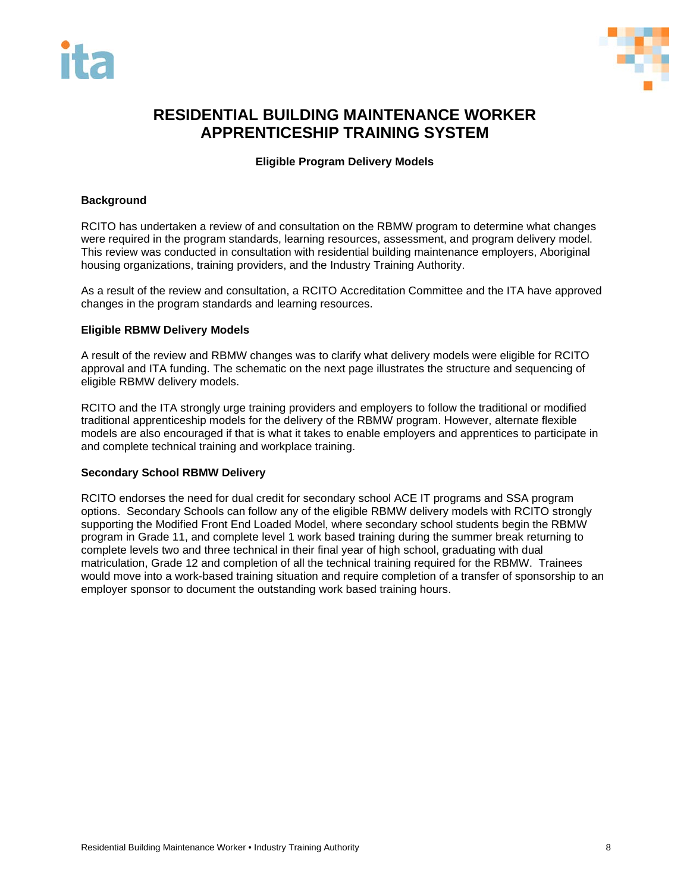# RESIDENTIAL BUILDING MAINTENANCE WORKER APPRENTICESHIP TRAINING SYSTEM

**Eligible Program Delivery Models**

### Background

RCITO has undertaken a review of and consultation on the RBMW program to determine what changes were required in the program standards, learning resources, assessment, and program delivery model. This review was conducted in consultation with residential building maintenance employers, Aboriginal housing organizations, training providers, and the Industry Training Authority.

As a result of the review and consultation, a RCITO Accreditation Committee and the ITA have approved changes in the program standards and learning resources.

### Eligible RBMW Delivery Models

A result of the review and RBMW changes was to clarify what delivery models were eligible for RCITO approval and ITA funding. The schematic on the next page illustrates the structure and sequencing of eligible RBMW delivery models.

RCITO and the ITA strongly urge training providers and employers to follow the traditional or modified traditional apprenticeship models for the delivery of the RBMW program. However, alternate flexible models are also encouraged if that is what it takes to enable employers and apprentices to participate in and complete technical training and workplace training.

### Secondary School RBMW Delivery

RCITO endorses the need for dual credit for secondary school ACE IT programs and SSA program options. Secondary Schools can follow any of the eligible RBMW delivery models with RCITO strongly supporting the Modified Front End Loaded Model, where secondary school students begin the RBMW program in Grade 11, and complete level 1 work based training during the summer break returning to complete levels two and three technical in their final year of high school, graduating with dual matriculation, Grade 12 and completion of all the technical training required for the RBMW. Trainees would move into a work-based training situation and require completion of a transfer of sponsorship to an employer sponsor to document the outstanding work based training hours.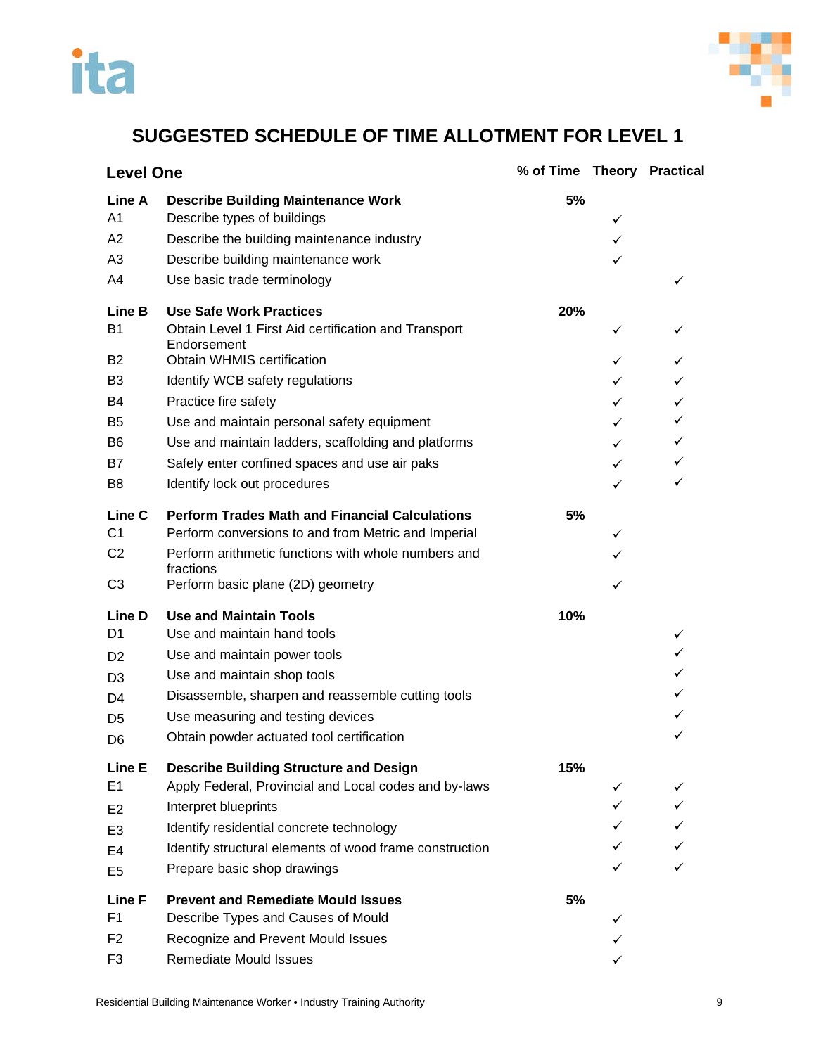# SUGGESTED SCHEDULE OF TIME ALLOTMENT FOR LEVEL 1

| Level One | | % of Time | Theory | Practical |
|---|---|---|---|---|
| **Line A** | **Describe Building Maintenance Work** | **5%** | | |
| A1 | Describe types of buildings | | ✓ | |
| A2 | Describe the building maintenance industry | | ✓ | |
| A3 | Describe building maintenance work | | ✓ | |
| A4 | Use basic trade terminology | | | ✓ |
| **Line B** | **Use Safe Work Practices** | **20%** | | |
| B1 | Obtain Level 1 First Aid certification and Transport Endorsement | | ✓ | ✓ |
| B2 | Obtain WHMIS certification | | ✓ | ✓ |
| B3 | Identify WCB safety regulations | | ✓ | ✓ |
| B4 | Practice fire safety | | ✓ | ✓ |
| B5 | Use and maintain personal safety equipment | | ✓ | ✓ |
| B6 | Use and maintain ladders, scaffolding and platforms | | ✓ | ✓ |
| B7 | Safely enter confined spaces and use air paks | | ✓ | ✓ |
| B8 | Identify lock out procedures | | ✓ | ✓ |
| **Line C** | **Perform Trades Math and Financial Calculations** | **5%** | | |
| C1 | Perform conversions to and from Metric and Imperial | | ✓ | |
| C2 | Perform arithmetic functions with whole numbers and fractions | | ✓ | |
| C3 | Perform basic plane (2D) geometry | | ✓ | |
| **Line D** | **Use and Maintain Tools** | **10%** | | |
| D1 | Use and maintain hand tools | | | ✓ |
| D2 | Use and maintain power tools | | | ✓ |
| D3 | Use and maintain shop tools | | | ✓ |
| D4 | Disassemble, sharpen and reassemble cutting tools | | | ✓ |
| D5 | Use measuring and testing devices | | | ✓ |
| D6 | Obtain powder actuated tool certification | | | ✓ |
| **Line E** | **Describe Building Structure and Design** | **15%** | | |
| E1 | Apply Federal, Provincial and Local codes and by-laws | | ✓ | ✓ |
| E2 | Interpret blueprints | | ✓ | ✓ |
| E3 | Identify residential concrete technology | | ✓ | ✓ |
| E4 | Identify structural elements of wood frame construction | | ✓ | ✓ |
| E5 | Prepare basic shop drawings | | ✓ | ✓ |
| **Line F** | **Prevent and Remediate Mould Issues** | **5%** | | |
| F1 | Describe Types and Causes of Mould | | ✓ | |
| F2 | Recognize and Prevent Mould Issues | | ✓ | |
| F3 | Remediate Mould Issues | | ✓ | |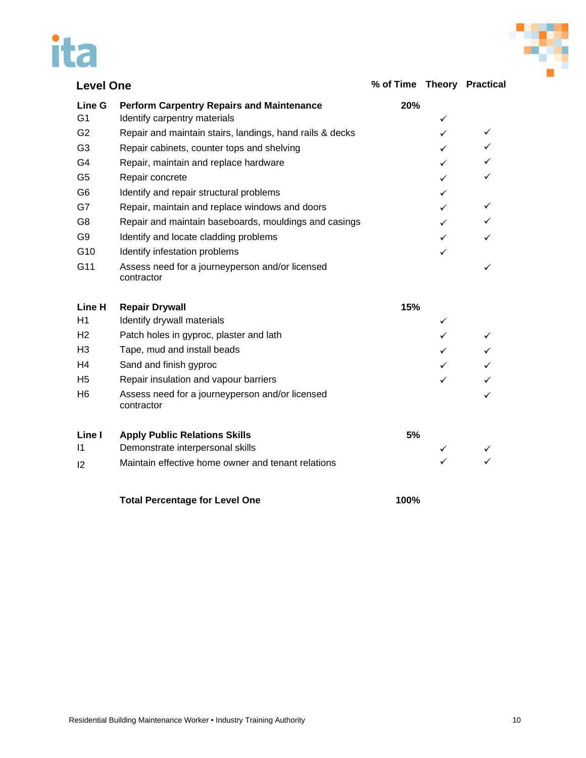## Level One

| | | % of Time | Theory | Practical |
|---|---|---|---|---|
| **Line G** | **Perform Carpentry Repairs and Maintenance** | **20%** | | |
| G1 | Identify carpentry materials | | ✓ | |
| G2 | Repair and maintain stairs, landings, hand rails & decks | | ✓ | ✓ |
| G3 | Repair cabinets, counter tops and shelving | | ✓ | ✓ |
| G4 | Repair, maintain and replace hardware | | ✓ | ✓ |
| G5 | Repair concrete | | ✓ | ✓ |
| G6 | Identify and repair structural problems | | ✓ | |
| G7 | Repair, maintain and replace windows and doors | | ✓ | ✓ |
| G8 | Repair and maintain baseboards, mouldings and casings | | ✓ | ✓ |
| G9 | Identify and locate cladding problems | | ✓ | ✓ |
| G10 | Identify infestation problems | | ✓ | |
| G11 | Assess need for a journeyperson and/or licensed contractor | | | ✓ |
| **Line H** | **Repair Drywall** | **15%** | | |
| H1 | Identify drywall materials | | ✓ | |
| H2 | Patch holes in gyproc, plaster and lath | | ✓ | ✓ |
| H3 | Tape, mud and install beads | | ✓ | ✓ |
| H4 | Sand and finish gyproc | | ✓ | ✓ |
| H5 | Repair insulation and vapour barriers | | ✓ | ✓ |
| H6 | Assess need for a journeyperson and/or licensed contractor | | | ✓ |
| **Line I** | **Apply Public Relations Skills** | **5%** | | |
| I1 | Demonstrate interpersonal skills | | ✓ | ✓ |
| I2 | Maintain effective home owner and tenant relations | | ✓ | ✓ |
| | **Total Percentage for Level One** | **100%** | | |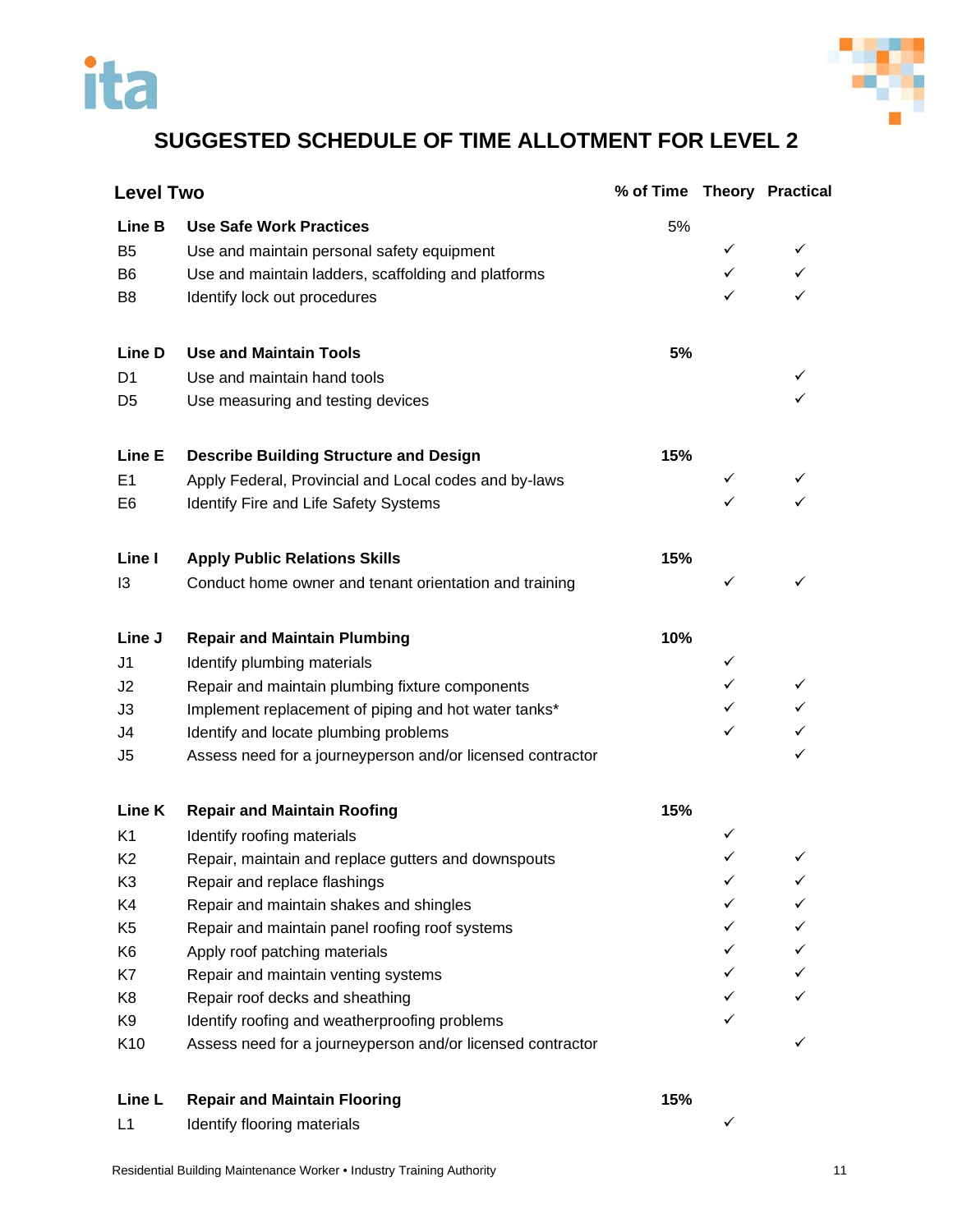# SUGGESTED SCHEDULE OF TIME ALLOTMENT FOR LEVEL 2

| **Level Two** | | **% of Time** | **Theory** | **Practical** |
|---|---|---|---|---|
| **Line B** | **Use Safe Work Practices** | 5% | | |
| B5 | Use and maintain personal safety equipment | | ✓ | ✓ |
| B6 | Use and maintain ladders, scaffolding and platforms | | ✓ | ✓ |
| B8 | Identify lock out procedures | | ✓ | ✓ |
| **Line D** | **Use and Maintain Tools** | **5%** | | |
| D1 | Use and maintain hand tools | | | ✓ |
| D5 | Use measuring and testing devices | | | ✓ |
| **Line E** | **Describe Building Structure and Design** | **15%** | | |
| E1 | Apply Federal, Provincial and Local codes and by-laws | | ✓ | ✓ |
| E6 | Identify Fire and Life Safety Systems | | ✓ | ✓ |
| **Line I** | **Apply Public Relations Skills** | **15%** | | |
| I3 | Conduct home owner and tenant orientation and training | | ✓ | ✓ |
| **Line J** | **Repair and Maintain Plumbing** | **10%** | | |
| J1 | Identify plumbing materials | | ✓ | |
| J2 | Repair and maintain plumbing fixture components | | ✓ | ✓ |
| J3 | Implement replacement of piping and hot water tanks* | | ✓ | ✓ |
| J4 | Identify and locate plumbing problems | | ✓ | ✓ |
| J5 | Assess need for a journeyperson and/or licensed contractor | | | ✓ |
| **Line K** | **Repair and Maintain Roofing** | **15%** | | |
| K1 | Identify roofing materials | | ✓ | |
| K2 | Repair, maintain and replace gutters and downspouts | | ✓ | ✓ |
| K3 | Repair and replace flashings | | ✓ | ✓ |
| K4 | Repair and maintain shakes and shingles | | ✓ | ✓ |
| K5 | Repair and maintain panel roofing roof systems | | ✓ | ✓ |
| K6 | Apply roof patching materials | | ✓ | ✓ |
| K7 | Repair and maintain venting systems | | ✓ | ✓ |
| K8 | Repair roof decks and sheathing | | ✓ | ✓ |
| K9 | Identify roofing and weatherproofing problems | | ✓ | |
| K10 | Assess need for a journeyperson and/or licensed contractor | | | ✓ |
| **Line L** | **Repair and Maintain Flooring** | **15%** | | |
| L1 | Identify flooring materials | | ✓ | |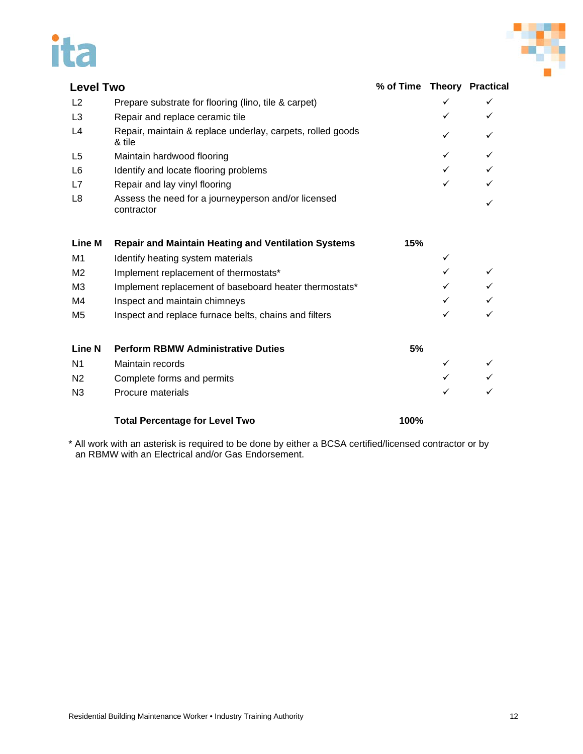| Level Two | | % of Time | Theory | Practical |
|---|---|---|---|---|
| L2 | Prepare substrate for flooring (lino, tile & carpet) | | ✓ | ✓ |
| L3 | Repair and replace ceramic tile | | ✓ | ✓ |
| L4 | Repair, maintain & replace underlay, carpets, rolled goods & tile | | ✓ | ✓ |
| L5 | Maintain hardwood flooring | | ✓ | ✓ |
| L6 | Identify and locate flooring problems | | ✓ | ✓ |
| L7 | Repair and lay vinyl flooring | | ✓ | ✓ |
| L8 | Assess the need for a journeyperson and/or licensed contractor | | | ✓ |
| **Line M** | **Repair and Maintain Heating and Ventilation Systems** | **15%** | | |
| M1 | Identify heating system materials | | ✓ | |
| M2 | Implement replacement of thermostats* | | ✓ | ✓ |
| M3 | Implement replacement of baseboard heater thermostats* | | ✓ | ✓ |
| M4 | Inspect and maintain chimneys | | ✓ | ✓ |
| M5 | Inspect and replace furnace belts, chains and filters | | ✓ | ✓ |
| **Line N** | **Perform RBMW Administrative Duties** | **5%** | | |
| N1 | Maintain records | | ✓ | ✓ |
| N2 | Complete forms and permits | | ✓ | ✓ |
| N3 | Procure materials | | ✓ | ✓ |
| | **Total Percentage for Level Two** | **100%** | | |

* All work with an asterisk is required to be done by either a BCSA certified/licensed contractor or by an RBMW with an Electrical and/or Gas Endorsement.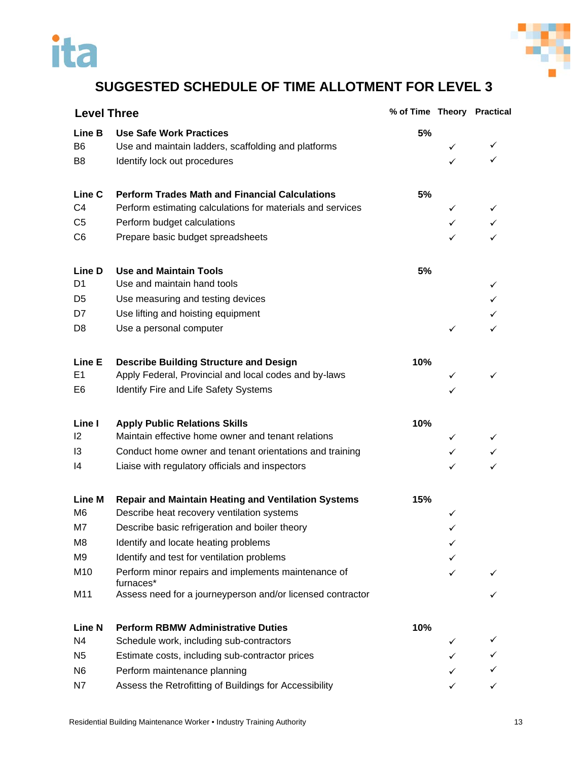## SUGGESTED SCHEDULE OF TIME ALLOTMENT FOR LEVEL 3

| Level Three | | % of Time | Theory | Practical |
|---|---|---|---|---|
| **Line B** | **Use Safe Work Practices** | **5%** | | |
| B6 | Use and maintain ladders, scaffolding and platforms | | ✓ | ✓ |
| B8 | Identify lock out procedures | | ✓ | ✓ |
| **Line C** | **Perform Trades Math and Financial Calculations** | **5%** | | |
| C4 | Perform estimating calculations for materials and services | | ✓ | ✓ |
| C5 | Perform budget calculations | | ✓ | ✓ |
| C6 | Prepare basic budget spreadsheets | | ✓ | ✓ |
| **Line D** | **Use and Maintain Tools** | **5%** | | |
| D1 | Use and maintain hand tools | | | ✓ |
| D5 | Use measuring and testing devices | | | ✓ |
| D7 | Use lifting and hoisting equipment | | | ✓ |
| D8 | Use a personal computer | | ✓ | ✓ |
| **Line E** | **Describe Building Structure and Design** | **10%** | | |
| E1 | Apply Federal, Provincial and local codes and by-laws | | ✓ | ✓ |
| E6 | Identify Fire and Life Safety Systems | | ✓ | |
| **Line I** | **Apply Public Relations Skills** | **10%** | | |
| I2 | Maintain effective home owner and tenant relations | | ✓ | ✓ |
| I3 | Conduct home owner and tenant orientations and training | | ✓ | ✓ |
| I4 | Liaise with regulatory officials and inspectors | | ✓ | ✓ |
| **Line M** | **Repair and Maintain Heating and Ventilation Systems** | **15%** | | |
| M6 | Describe heat recovery ventilation systems | | ✓ | |
| M7 | Describe basic refrigeration and boiler theory | | ✓ | |
| M8 | Identify and locate heating problems | | ✓ | |
| M9 | Identify and test for ventilation problems | | ✓ | |
| M10 | Perform minor repairs and implements maintenance of furnaces* | | ✓ | ✓ |
| M11 | Assess need for a journeyperson and/or licensed contractor | | | ✓ |
| **Line N** | **Perform RBMW Administrative Duties** | **10%** | | |
| N4 | Schedule work, including sub-contractors | | ✓ | ✓ |
| N5 | Estimate costs, including sub-contractor prices | | ✓ | ✓ |
| N6 | Perform maintenance planning | | ✓ | ✓ |
| N7 | Assess the Retrofitting of Buildings for Accessibility | | ✓ | ✓ |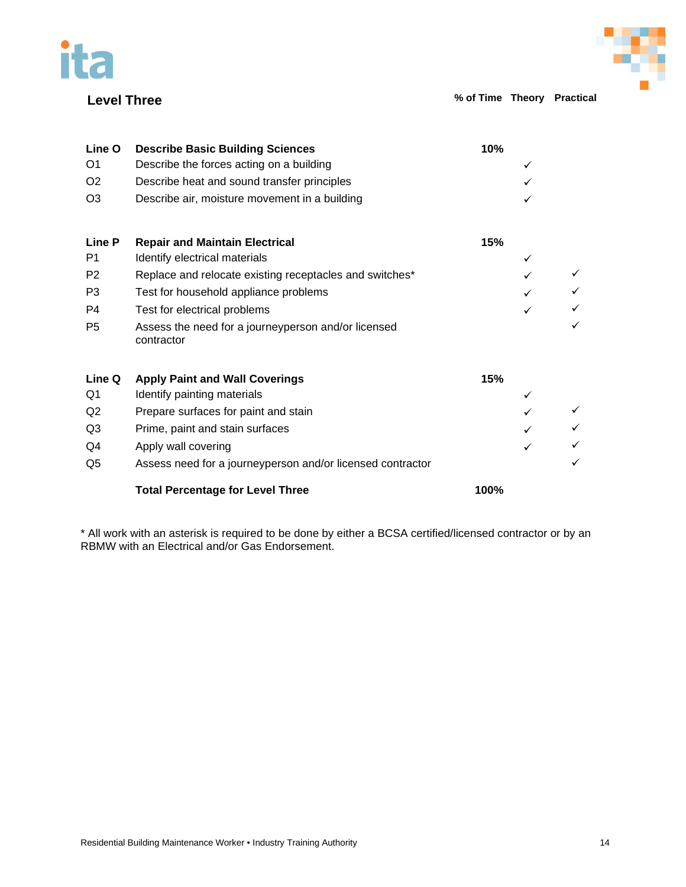## Level Three

| | | % of Time | Theory | Practical |
|---|---|---|---|---|
| **Line O** | **Describe Basic Building Sciences** | **10%** | | |
| O1 | Describe the forces acting on a building | | ✓ | |
| O2 | Describe heat and sound transfer principles | | ✓ | |
| O3 | Describe air, moisture movement in a building | | ✓ | |
| **Line P** | **Repair and Maintain Electrical** | **15%** | | |
| P1 | Identify electrical materials | | ✓ | |
| P2 | Replace and relocate existing receptacles and switches* | | ✓ | ✓ |
| P3 | Test for household appliance problems | | ✓ | ✓ |
| P4 | Test for electrical problems | | ✓ | ✓ |
| P5 | Assess the need for a journeyperson and/or licensed contractor | | | ✓ |
| **Line Q** | **Apply Paint and Wall Coverings** | **15%** | | |
| Q1 | Identify painting materials | | ✓ | |
| Q2 | Prepare surfaces for paint and stain | | ✓ | ✓ |
| Q3 | Prime, paint and stain surfaces | | ✓ | ✓ |
| Q4 | Apply wall covering | | ✓ | ✓ |
| Q5 | Assess need for a journeyperson and/or licensed contractor | | | ✓ |
| | **Total Percentage for Level Three** | **100%** | | |

* All work with an asterisk is required to be done by either a BCSA certified/licensed contractor or by an RBMW with an Electrical and/or Gas Endorsement.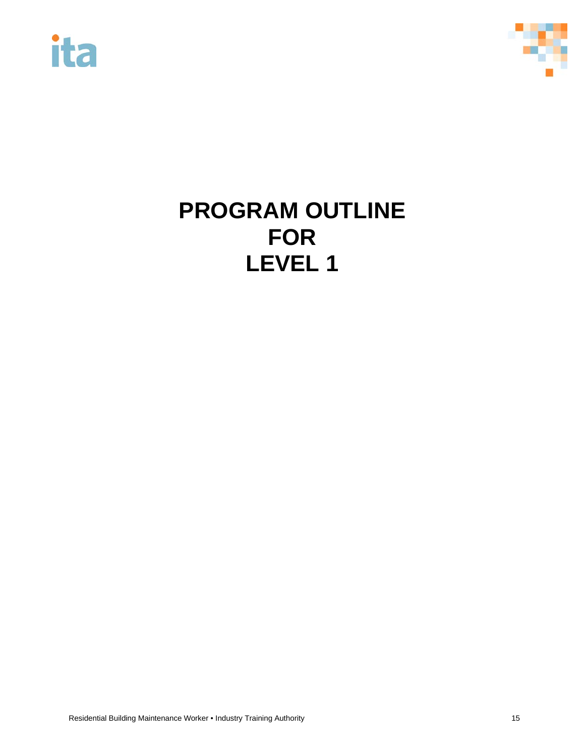# PROGRAM OUTLINE FOR LEVEL 1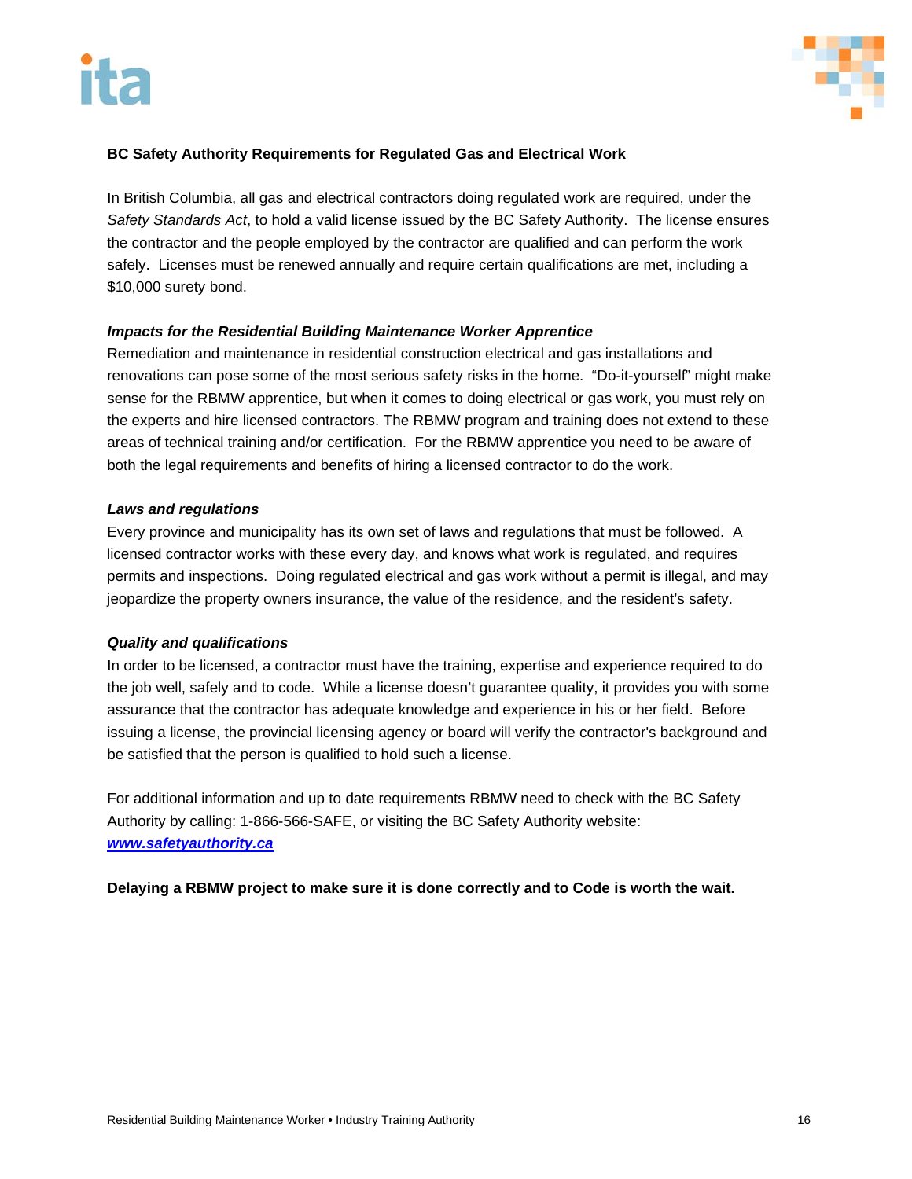**BC Safety Authority Requirements for Regulated Gas and Electrical Work**

In British Columbia, all gas and electrical contractors doing regulated work are required, under the *Safety Standards Act*, to hold a valid license issued by the BC Safety Authority. The license ensures the contractor and the people employed by the contractor are qualified and can perform the work safely. Licenses must be renewed annually and require certain qualifications are met, including a $10,000 surety bond.

***Impacts for the Residential Building Maintenance Worker Apprentice***

Remediation and maintenance in residential construction electrical and gas installations and renovations can pose some of the most serious safety risks in the home. "Do-it-yourself" might make sense for the RBMW apprentice, but when it comes to doing electrical or gas work, you must rely on the experts and hire licensed contractors. The RBMW program and training does not extend to these areas of technical training and/or certification. For the RBMW apprentice you need to be aware of both the legal requirements and benefits of hiring a licensed contractor to do the work.

***Laws and regulations***

Every province and municipality has its own set of laws and regulations that must be followed. A licensed contractor works with these every day, and knows what work is regulated, and requires permits and inspections. Doing regulated electrical and gas work without a permit is illegal, and may jeopardize the property owners insurance, the value of the residence, and the resident's safety.

***Quality and qualifications***

In order to be licensed, a contractor must have the training, expertise and experience required to do the job well, safely and to code. While a license doesn't guarantee quality, it provides you with some assurance that the contractor has adequate knowledge and experience in his or her field. Before issuing a license, the provincial licensing agency or board will verify the contractor's background and be satisfied that the person is qualified to hold such a license.

For additional information and up to date requirements RBMW need to check with the BC Safety Authority by calling: 1-866-566-SAFE, or visiting the BC Safety Authority website: ***www.safetyauthority.ca***

**Delaying a RBMW project to make sure it is done correctly and to Code is worth the wait.**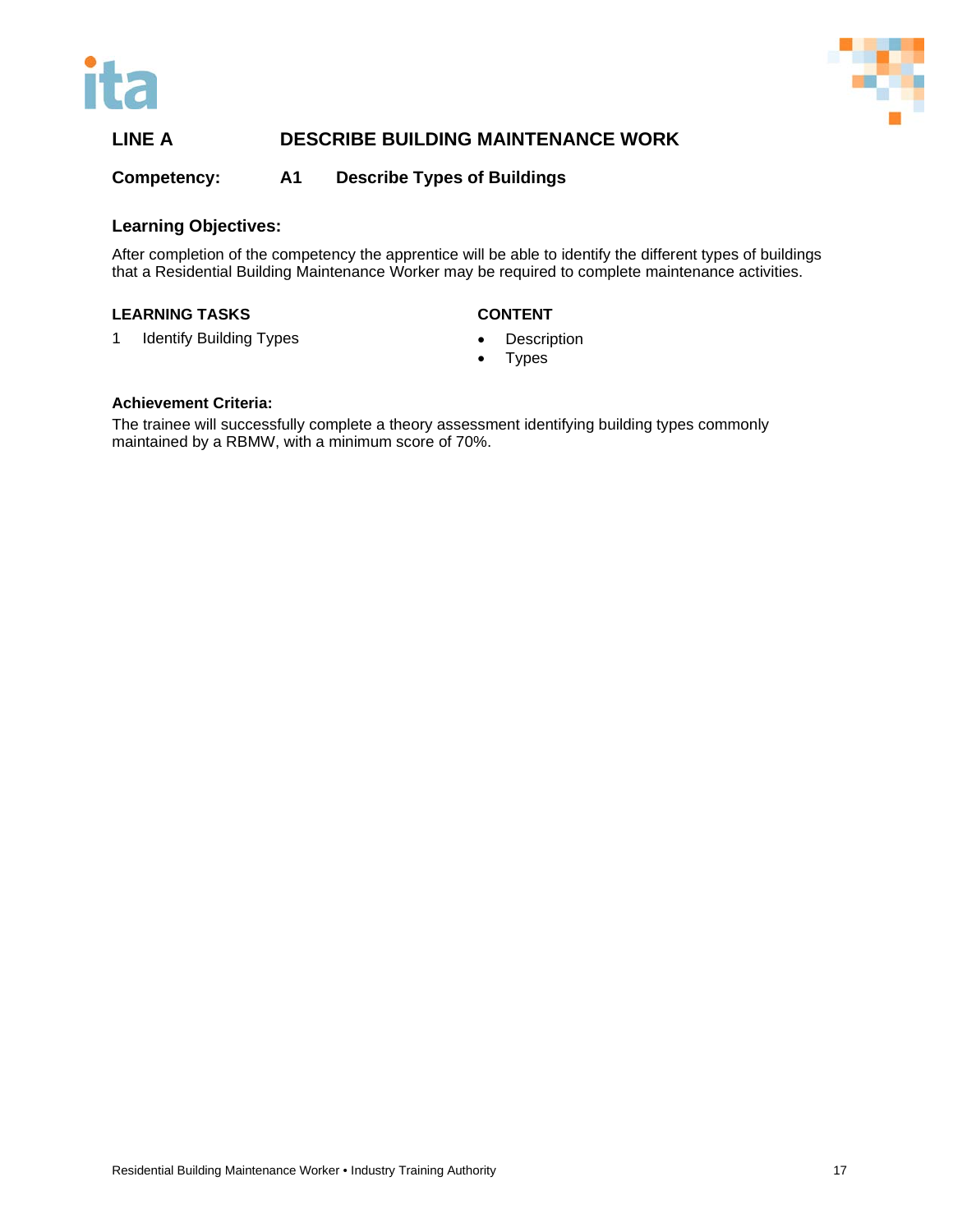## LINE A DESCRIBE BUILDING MAINTENANCE WORK

**Competency: A1 Describe Types of Buildings**

### Learning Objectives:

After completion of the competency the apprentice will be able to identify the different types of buildings that a Residential Building Maintenance Worker may be required to complete maintenance activities.

| LEARNING TASKS | CONTENT |
|---|---|
| 1 Identify Building Types | • Description<br>• Types |

### Achievement Criteria:

The trainee will successfully complete a theory assessment identifying building types commonly maintained by a RBMW, with a minimum score of 70%.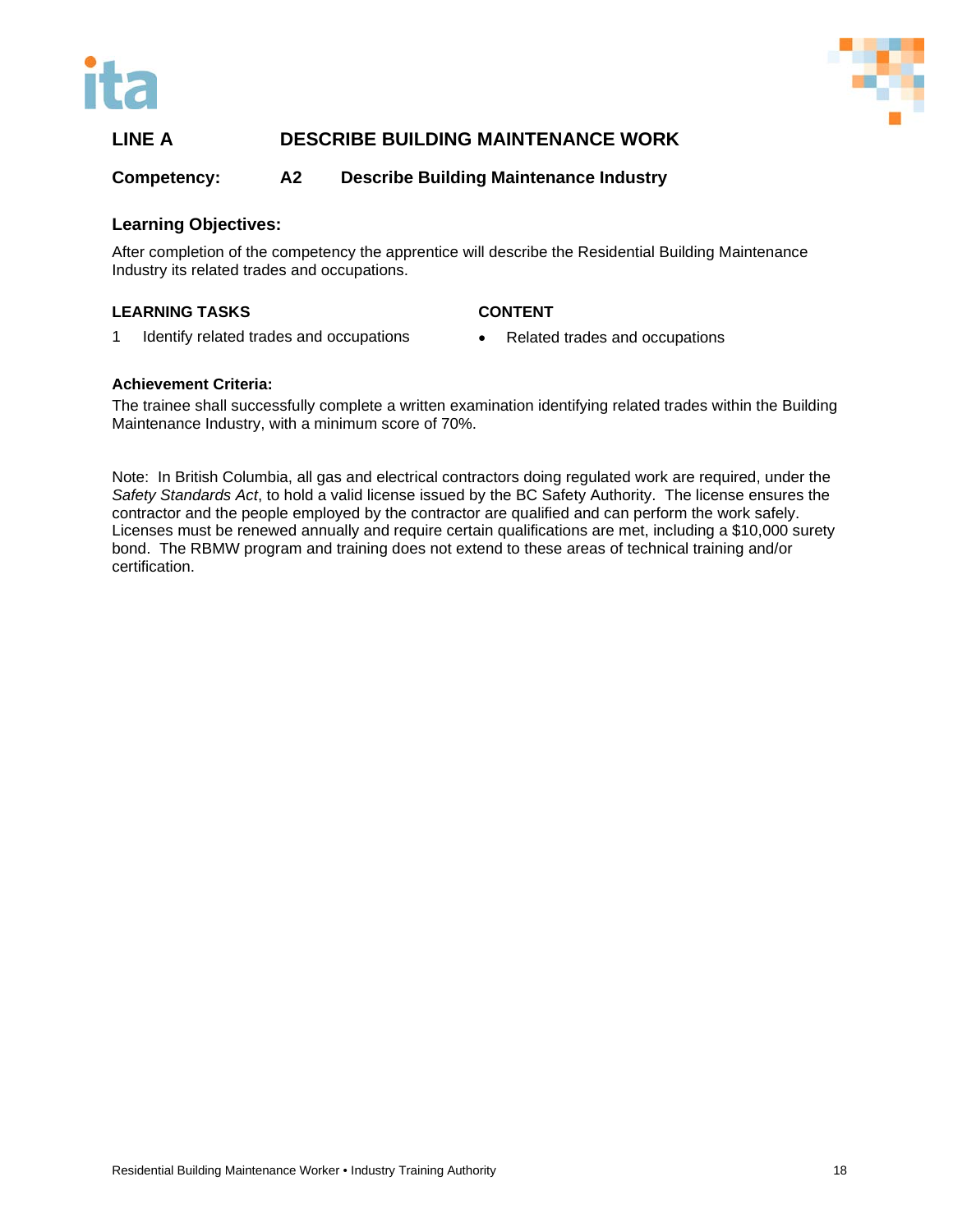## LINE A DESCRIBE BUILDING MAINTENANCE WORK

**Competency: A2 Describe Building Maintenance Industry**

### Learning Objectives:

After completion of the competency the apprentice will describe the Residential Building Maintenance Industry its related trades and occupations.

| LEARNING TASKS | CONTENT |
|---|---|
| 1 Identify related trades and occupations | • Related trades and occupations |

**Achievement Criteria:**

The trainee shall successfully complete a written examination identifying related trades within the Building Maintenance Industry, with a minimum score of 70%.

Note: In British Columbia, all gas and electrical contractors doing regulated work are required, under the *Safety Standards Act*, to hold a valid license issued by the BC Safety Authority. The license ensures the contractor and the people employed by the contractor are qualified and can perform the work safely. Licenses must be renewed annually and require certain qualifications are met, including a $10,000 surety bond. The RBMW program and training does not extend to these areas of technical training and/or certification.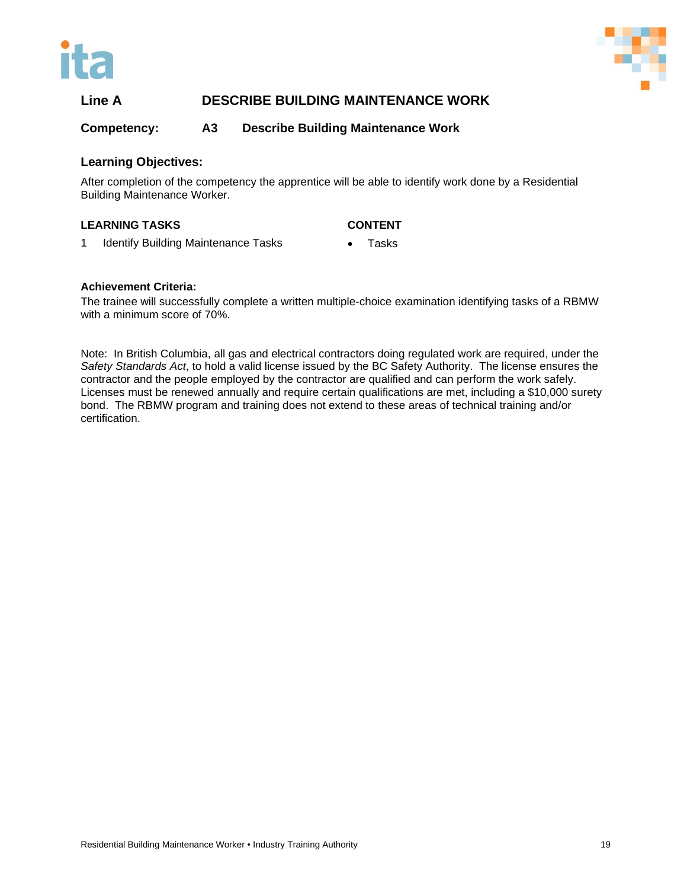## Line A DESCRIBE BUILDING MAINTENANCE WORK

**Competency:** **A3 Describe Building Maintenance Work**

### Learning Objectives:

After completion of the competency the apprentice will be able to identify work done by a Residential Building Maintenance Worker.

| LEARNING TASKS | CONTENT |
| --- | --- |
| 1 Identify Building Maintenance Tasks | • Tasks |

**Achievement Criteria:**

The trainee will successfully complete a written multiple-choice examination identifying tasks of a RBMW with a minimum score of 70%.

Note: In British Columbia, all gas and electrical contractors doing regulated work are required, under the *Safety Standards Act*, to hold a valid license issued by the BC Safety Authority. The license ensures the contractor and the people employed by the contractor are qualified and can perform the work safely. Licenses must be renewed annually and require certain qualifications are met, including a $10,000 surety bond. The RBMW program and training does not extend to these areas of technical training and/or certification.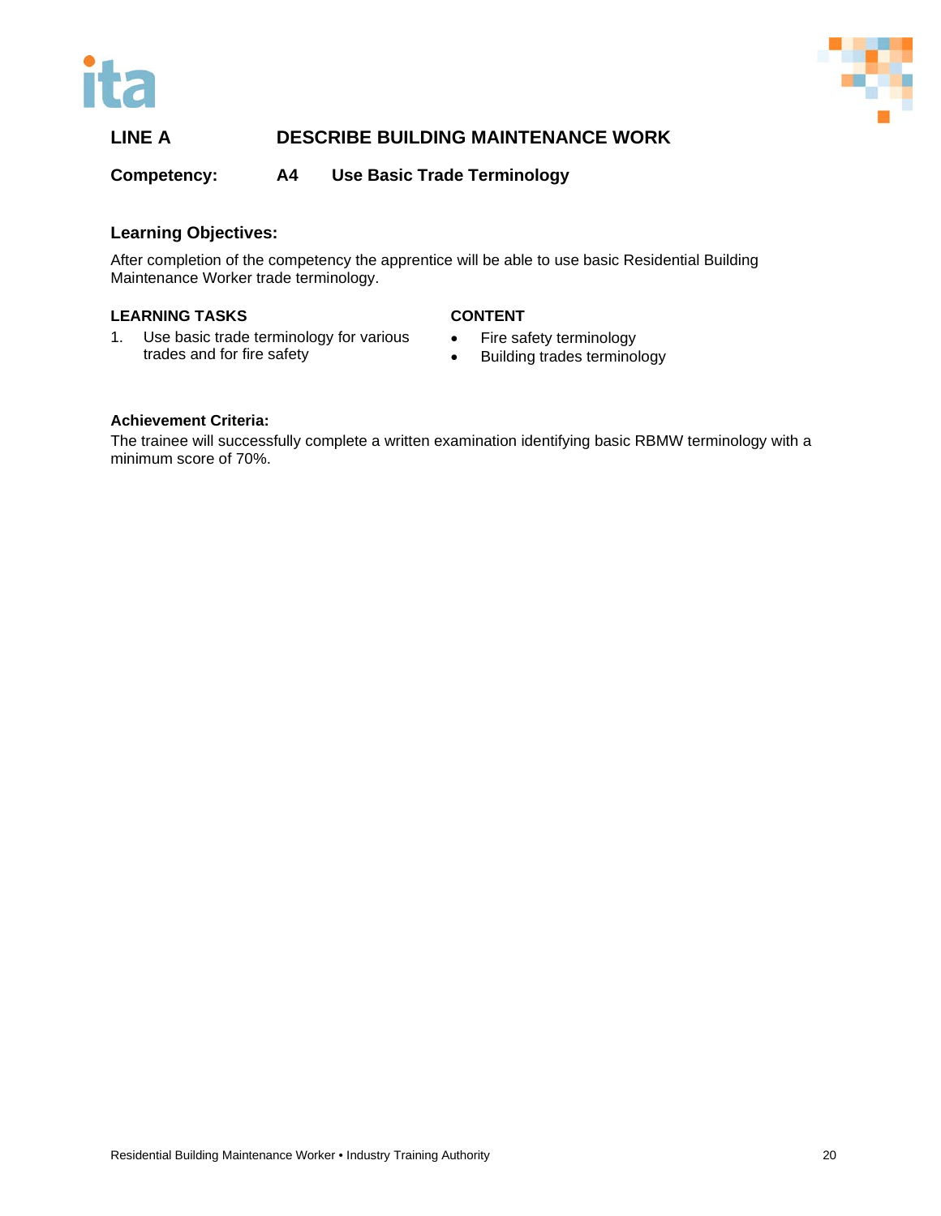## LINE A DESCRIBE BUILDING MAINTENANCE WORK

**Competency: A4 Use Basic Trade Terminology**

### Learning Objectives:

After completion of the competency the apprentice will be able to use basic Residential Building Maintenance Worker trade terminology.

| LEARNING TASKS | CONTENT |
| --- | --- |
| 1. Use basic trade terminology for various trades and for fire safety | • Fire safety terminology<br>• Building trades terminology |

**Achievement Criteria:**

The trainee will successfully complete a written examination identifying basic RBMW terminology with a minimum score of 70%.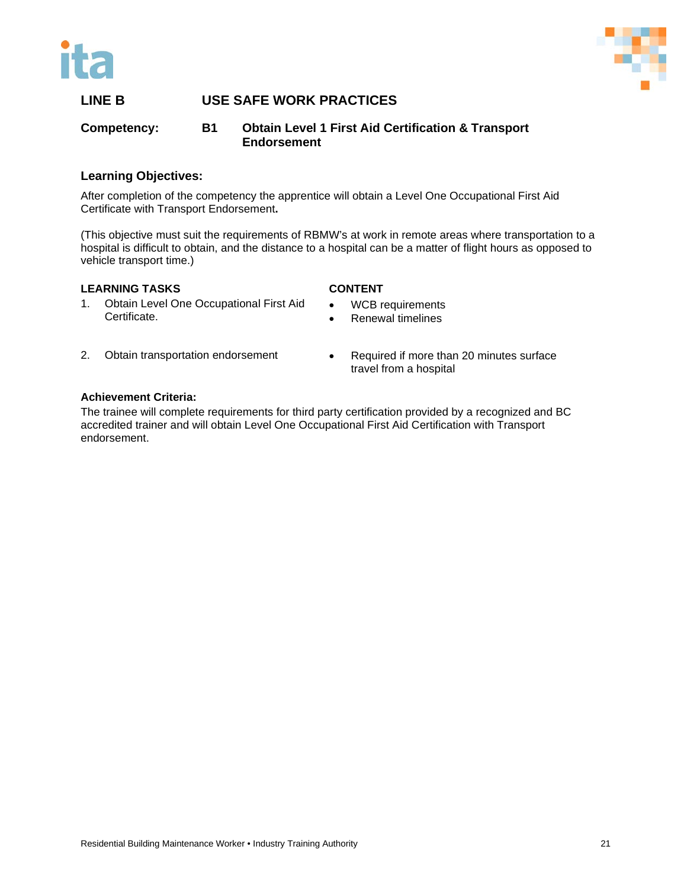## LINE B USE SAFE WORK PRACTICES

**Competency: B1 Obtain Level 1 First Aid Certification & Transport Endorsement**

### Learning Objectives:

After completion of the competency the apprentice will obtain a Level One Occupational First Aid Certificate with Transport Endorsement**.**

(This objective must suit the requirements of RBMW's at work in remote areas where transportation to a hospital is difficult to obtain, and the distance to a hospital can be a matter of flight hours as opposed to vehicle transport time.)

| LEARNING TASKS | CONTENT |
|---|---|
| 1. Obtain Level One Occupational First Aid Certificate. | • WCB requirements<br>• Renewal timelines |
| 2. Obtain transportation endorsement | • Required if more than 20 minutes surface travel from a hospital |

**Achievement Criteria:**

The trainee will complete requirements for third party certification provided by a recognized and BC accredited trainer and will obtain Level One Occupational First Aid Certification with Transport endorsement.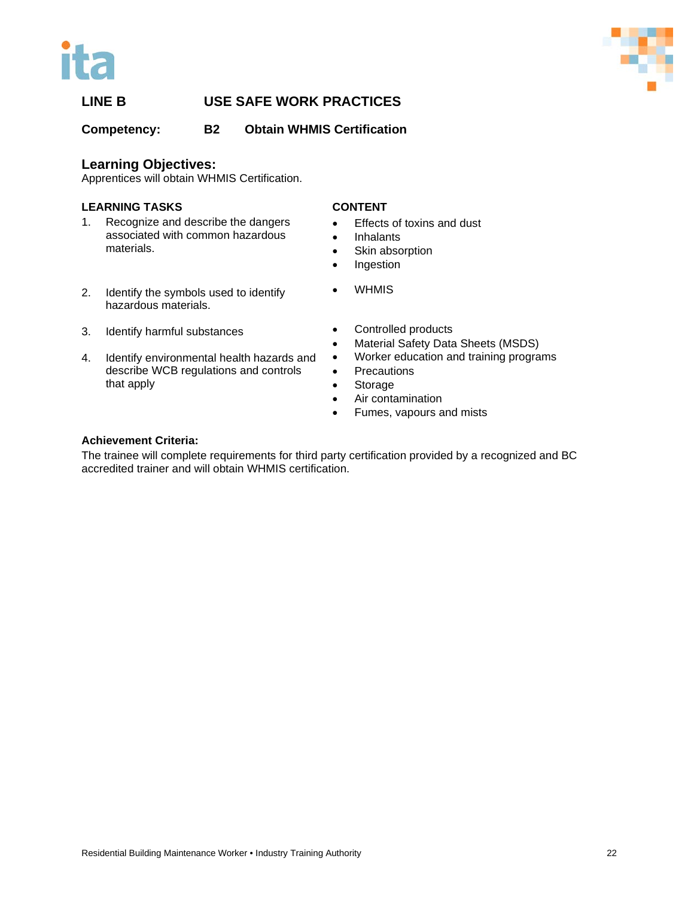## LINE B USE SAFE WORK PRACTICES

**Competency: B2 Obtain WHMIS Certification**

### Learning Objectives:

Apprentices will obtain WHMIS Certification.

| LEARNING TASKS | CONTENT |
|---|---|
| 1. Recognize and describe the dangers associated with common hazardous materials. | • Effects of toxins and dust<br>• Inhalants<br>• Skin absorption<br>• Ingestion |
| 2. Identify the symbols used to identify hazardous materials. | • WHMIS |
| 3. Identify harmful substances<br><br>4. Identify environmental health hazards and describe WCB regulations and controls that apply | • Controlled products<br>• Material Safety Data Sheets (MSDS)<br>• Worker education and training programs<br>• Precautions<br>• Storage<br>• Air contamination<br>• Fumes, vapours and mists |

**Achievement Criteria:**

The trainee will complete requirements for third party certification provided by a recognized and BC accredited trainer and will obtain WHMIS certification.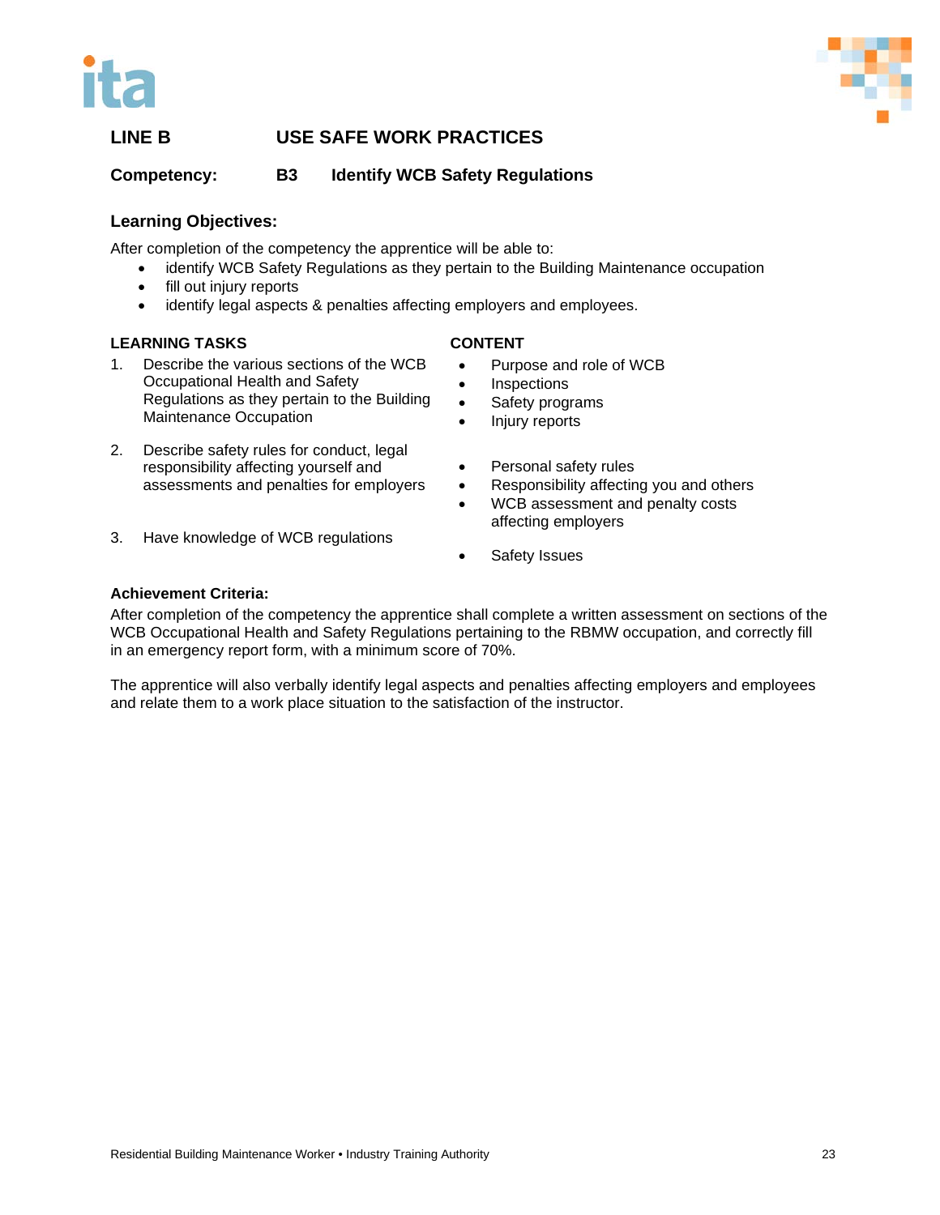## LINE B USE SAFE WORK PRACTICES

**Competency: B3 Identify WCB Safety Regulations**

### Learning Objectives:

After completion of the competency the apprentice will be able to:

- identify WCB Safety Regulations as they pertain to the Building Maintenance occupation
- fill out injury reports
- identify legal aspects & penalties affecting employers and employees.

| LEARNING TASKS | CONTENT |
|---|---|
| 1. Describe the various sections of the WCB Occupational Health and Safety Regulations as they pertain to the Building Maintenance Occupation | • Purpose and role of WCB<br>• Inspections<br>• Safety programs<br>• Injury reports |
| 2. Describe safety rules for conduct, legal responsibility affecting yourself and assessments and penalties for employers | • Personal safety rules<br>• Responsibility affecting you and others<br>• WCB assessment and penalty costs affecting employers |
| 3. Have knowledge of WCB regulations | • Safety Issues |

**Achievement Criteria:**

After completion of the competency the apprentice shall complete a written assessment on sections of the WCB Occupational Health and Safety Regulations pertaining to the RBMW occupation, and correctly fill in an emergency report form, with a minimum score of 70%.

The apprentice will also verbally identify legal aspects and penalties affecting employers and employees and relate them to a work place situation to the satisfaction of the instructor.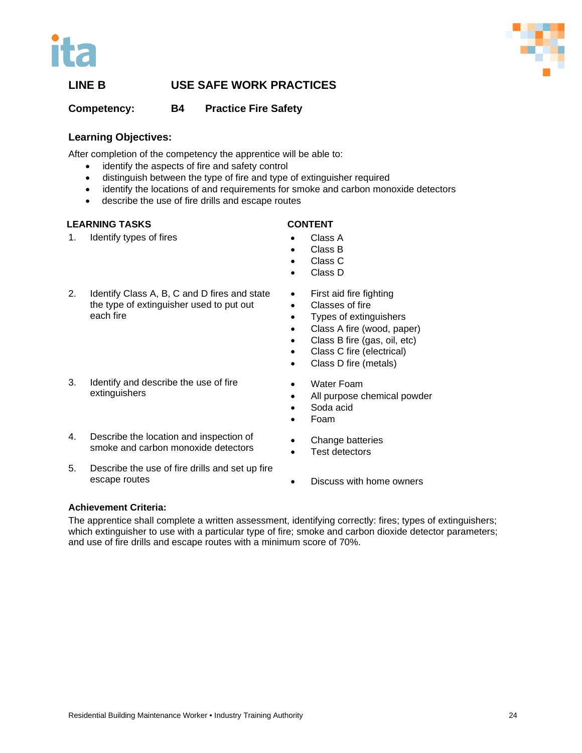## LINE B USE SAFE WORK PRACTICES

**Competency: B4 Practice Fire Safety**

### Learning Objectives:

After completion of the competency the apprentice will be able to:

- identify the aspects of fire and safety control
- distinguish between the type of fire and type of extinguisher required
- identify the locations of and requirements for smoke and carbon monoxide detectors
- describe the use of fire drills and escape routes

| LEARNING TASKS | CONTENT |
|---|---|
| 1. Identify types of fires | • Class A<br>• Class B<br>• Class C<br>• Class D |
| 2. Identify Class A, B, C and D fires and state the type of extinguisher used to put out each fire | • First aid fire fighting<br>• Classes of fire<br>• Types of extinguishers<br>• Class A fire (wood, paper)<br>• Class B fire (gas, oil, etc)<br>• Class C fire (electrical)<br>• Class D fire (metals) |
| 3. Identify and describe the use of fire extinguishers | • Water Foam<br>• All purpose chemical powder<br>• Soda acid<br>• Foam |
| 4. Describe the location and inspection of smoke and carbon monoxide detectors | • Change batteries<br>• Test detectors |
| 5. Describe the use of fire drills and set up fire escape routes | • Discuss with home owners |

**Achievement Criteria:**

The apprentice shall complete a written assessment, identifying correctly: fires; types of extinguishers; which extinguisher to use with a particular type of fire; smoke and carbon dioxide detector parameters; and use of fire drills and escape routes with a minimum score of 70%.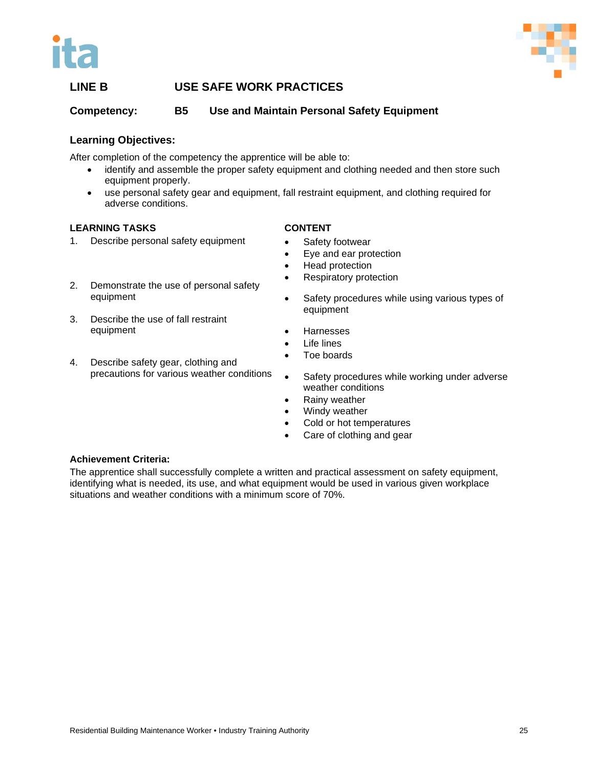## LINE B USE SAFE WORK PRACTICES

### Competency: B5 Use and Maintain Personal Safety Equipment

**Learning Objectives:**

After completion of the competency the apprentice will be able to:

- identify and assemble the proper safety equipment and clothing needed and then store such equipment properly.
- use personal safety gear and equipment, fall restraint equipment, and clothing required for adverse conditions.

| LEARNING TASKS | CONTENT |
|---|---|
| 1. Describe personal safety equipment | • Safety footwear<br>• Eye and ear protection<br>• Head protection<br>• Respiratory protection |
| 2. Demonstrate the use of personal safety equipment | • Safety procedures while using various types of equipment |
| 3. Describe the use of fall restraint equipment | • Harnesses<br>• Life lines<br>• Toe boards |
| 4. Describe safety gear, clothing and precautions for various weather conditions | • Safety procedures while working under adverse weather conditions<br>• Rainy weather<br>• Windy weather<br>• Cold or hot temperatures<br>• Care of clothing and gear |

**Achievement Criteria:**

The apprentice shall successfully complete a written and practical assessment on safety equipment, identifying what is needed, its use, and what equipment would be used in various given workplace situations and weather conditions with a minimum score of 70%.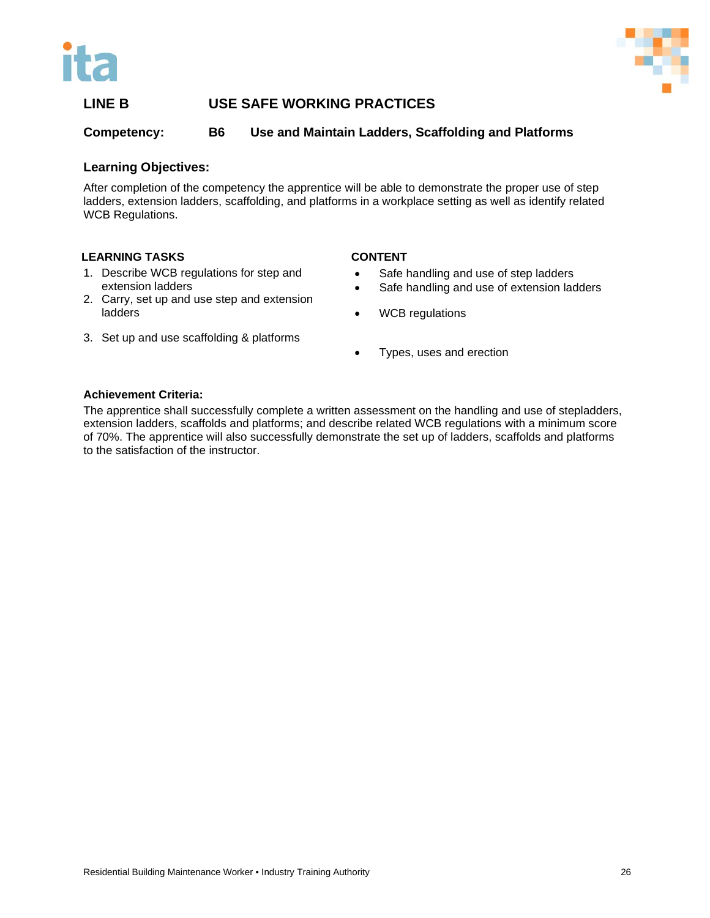## LINE B USE SAFE WORKING PRACTICES

**Competency: B6 Use and Maintain Ladders, Scaffolding and Platforms**

### Learning Objectives:

After completion of the competency the apprentice will be able to demonstrate the proper use of step ladders, extension ladders, scaffolding, and platforms in a workplace setting as well as identify related WCB Regulations.

| LEARNING TASKS | CONTENT |
| --- | --- |
| 1. Describe WCB regulations for step and extension ladders | • Safe handling and use of step ladders<br>• Safe handling and use of extension ladders |
| 2. Carry, set up and use step and extension ladders | • WCB regulations |
| 3. Set up and use scaffolding & platforms | • Types, uses and erection |

**Achievement Criteria:**

The apprentice shall successfully complete a written assessment on the handling and use of stepladders, extension ladders, scaffolds and platforms; and describe related WCB regulations with a minimum score of 70%. The apprentice will also successfully demonstrate the set up of ladders, scaffolds and platforms to the satisfaction of the instructor.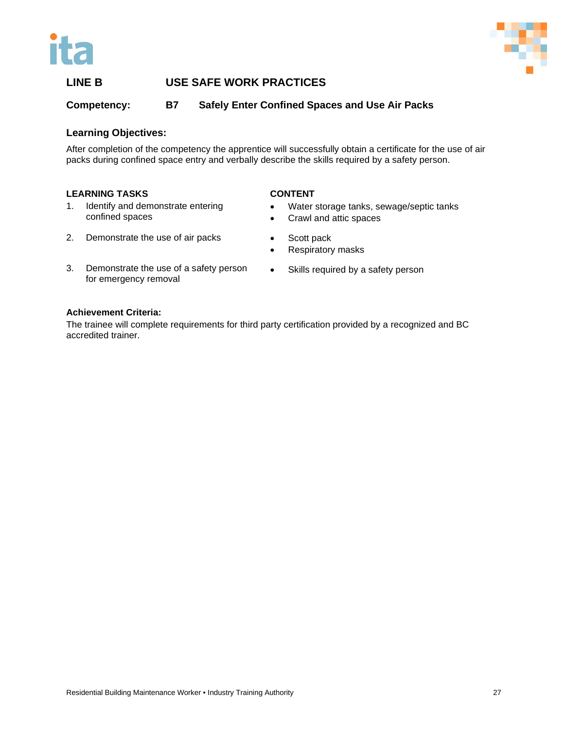## LINE B USE SAFE WORK PRACTICES

### Competency: B7 Safely Enter Confined Spaces and Use Air Packs

**Learning Objectives:**

After completion of the competency the apprentice will successfully obtain a certificate for the use of air packs during confined space entry and verbally describe the skills required by a safety person.

| LEARNING TASKS | CONTENT |
|---|---|
| 1. Identify and demonstrate entering confined spaces | • Water storage tanks, sewage/septic tanks<br>• Crawl and attic spaces |
| 2. Demonstrate the use of air packs | • Scott pack<br>• Respiratory masks |
| 3. Demonstrate the use of a safety person for emergency removal | • Skills required by a safety person |

**Achievement Criteria:**

The trainee will complete requirements for third party certification provided by a recognized and BC accredited trainer.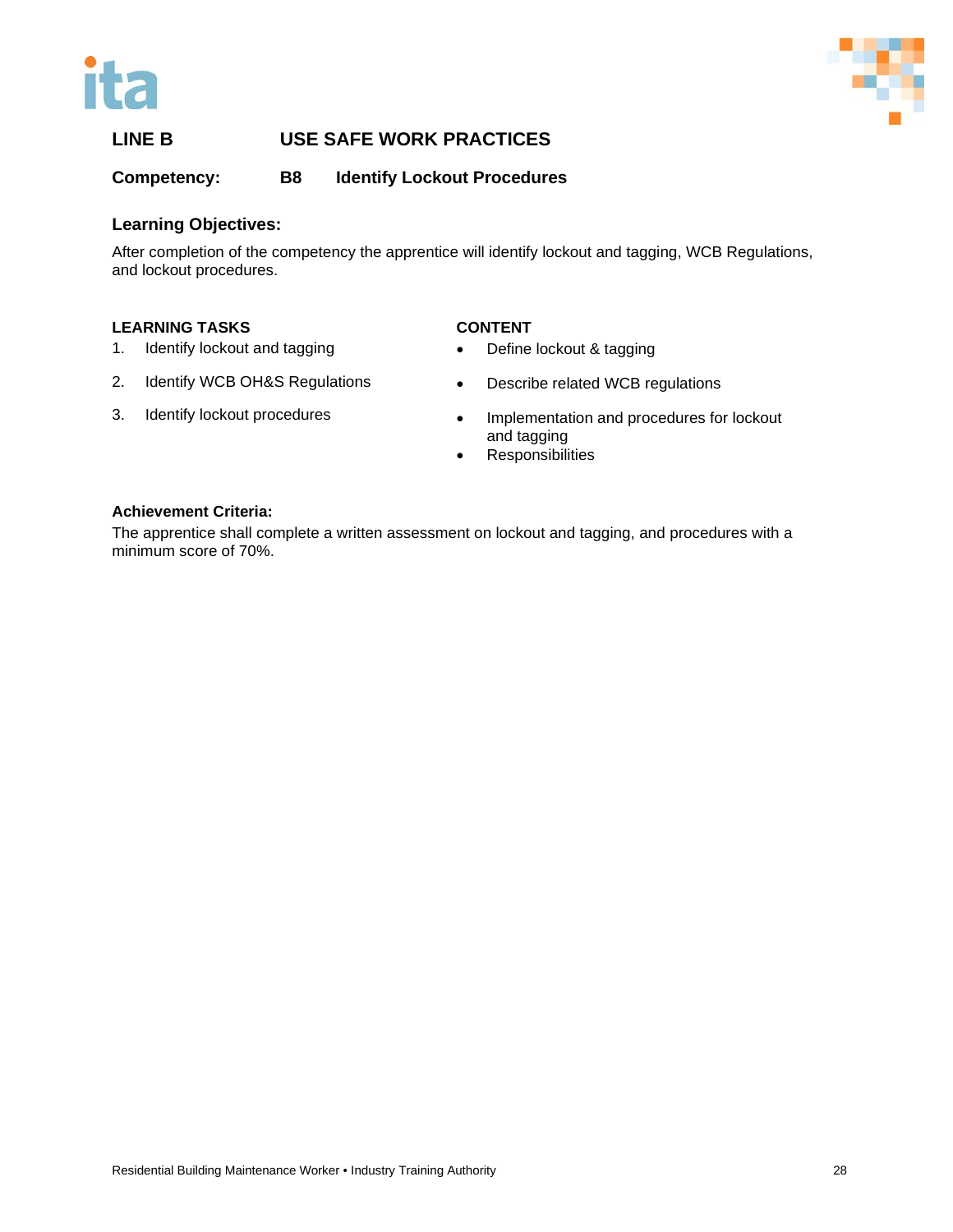## LINE B USE SAFE WORK PRACTICES

**Competency: B8 Identify Lockout Procedures**

### Learning Objectives:

After completion of the competency the apprentice will identify lockout and tagging, WCB Regulations, and lockout procedures.

| LEARNING TASKS | CONTENT |
|---|---|
| 1. Identify lockout and tagging | • Define lockout & tagging |
| 2. Identify WCB OH&S Regulations | • Describe related WCB regulations |
| 3. Identify lockout procedures | • Implementation and procedures for lockout and tagging<br>• Responsibilities |

**Achievement Criteria:**

The apprentice shall complete a written assessment on lockout and tagging, and procedures with a minimum score of 70%.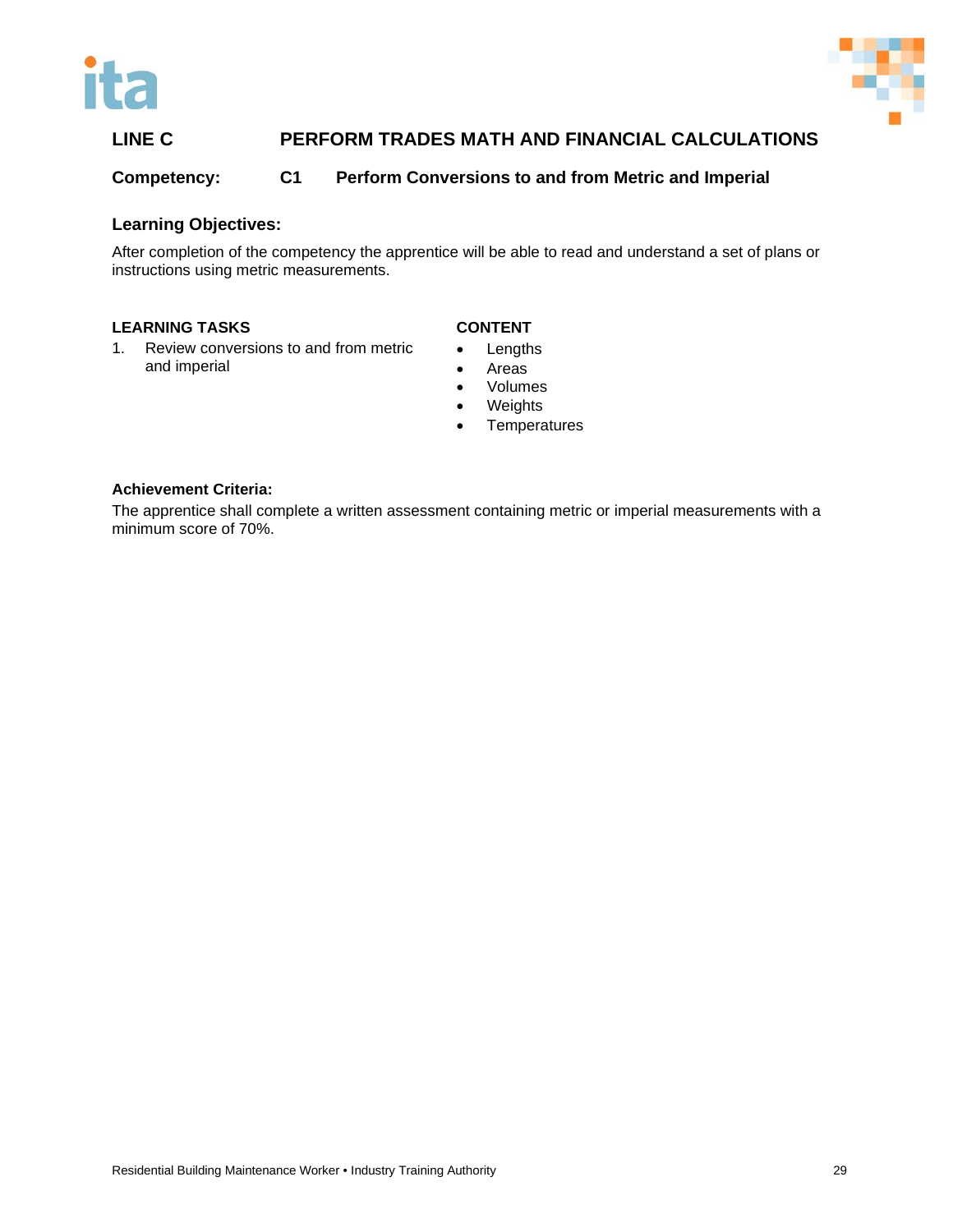## LINE C PERFORM TRADES MATH AND FINANCIAL CALCULATIONS

**Competency: C1 Perform Conversions to and from Metric and Imperial**

### Learning Objectives:

After completion of the competency the apprentice will be able to read and understand a set of plans or instructions using metric measurements.

| LEARNING TASKS | CONTENT |
|---|---|
| 1. Review conversions to and from metric and imperial | • Lengths<br>• Areas<br>• Volumes<br>• Weights<br>• Temperatures |

### Achievement Criteria:

The apprentice shall complete a written assessment containing metric or imperial measurements with a minimum score of 70%.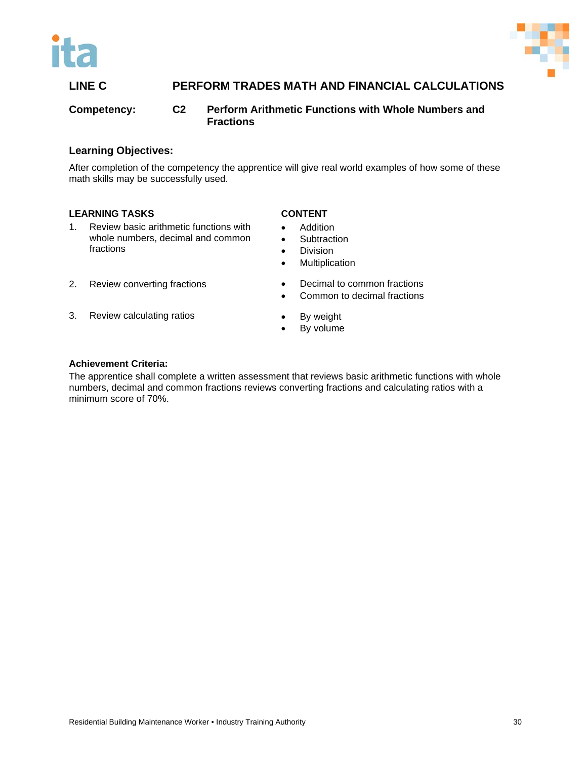## LINE C PERFORM TRADES MATH AND FINANCIAL CALCULATIONS

**Competency:** **C2** **Perform Arithmetic Functions with Whole Numbers and Fractions**

### Learning Objectives:

After completion of the competency the apprentice will give real world examples of how some of these math skills may be successfully used.

| LEARNING TASKS | CONTENT |
|---|---|
| 1. Review basic arithmetic functions with whole numbers, decimal and common fractions | • Addition<br>• Subtraction<br>• Division<br>• Multiplication |
| 2. Review converting fractions | • Decimal to common fractions<br>• Common to decimal fractions |
| 3. Review calculating ratios | • By weight<br>• By volume |

**Achievement Criteria:**

The apprentice shall complete a written assessment that reviews basic arithmetic functions with whole numbers, decimal and common fractions reviews converting fractions and calculating ratios with a minimum score of 70%.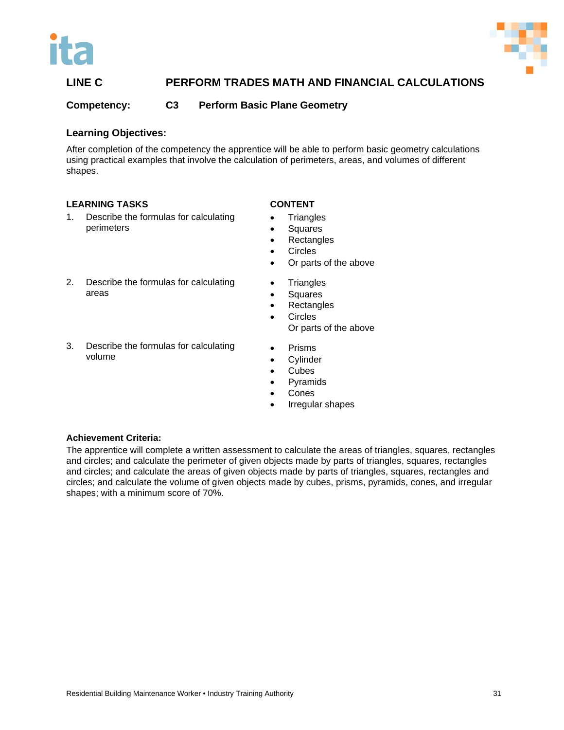## LINE C PERFORM TRADES MATH AND FINANCIAL CALCULATIONS

**Competency: C3 Perform Basic Plane Geometry**

### Learning Objectives:

After completion of the competency the apprentice will be able to perform basic geometry calculations using practical examples that involve the calculation of perimeters, areas, and volumes of different shapes.

| LEARNING TASKS | CONTENT |
|---|---|
| 1. Describe the formulas for calculating perimeters | • Triangles<br>• Squares<br>• Rectangles<br>• Circles<br>• Or parts of the above |
| 2. Describe the formulas for calculating areas | • Triangles<br>• Squares<br>• Rectangles<br>• Circles<br>Or parts of the above |
| 3. Describe the formulas for calculating volume | • Prisms<br>• Cylinder<br>• Cubes<br>• Pyramids<br>• Cones<br>• Irregular shapes |

**Achievement Criteria:**

The apprentice will complete a written assessment to calculate the areas of triangles, squares, rectangles and circles; and calculate the perimeter of given objects made by parts of triangles, squares, rectangles and circles; and calculate the areas of given objects made by parts of triangles, squares, rectangles and circles; and calculate the volume of given objects made by cubes, prisms, pyramids, cones, and irregular shapes; with a minimum score of 70%.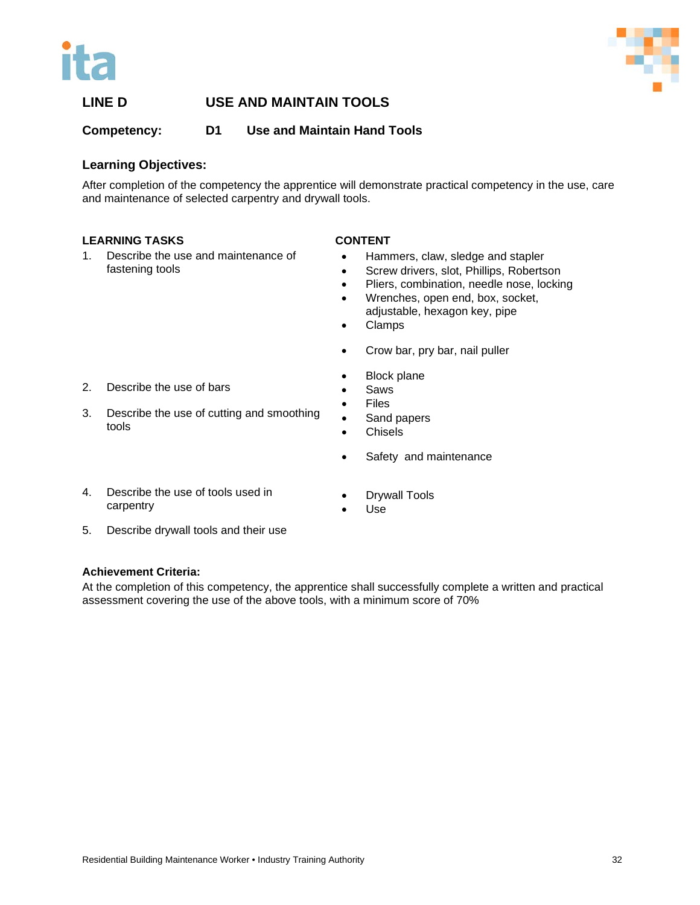## LINE D USE AND MAINTAIN TOOLS

**Competency: D1 Use and Maintain Hand Tools**

### Learning Objectives:

After completion of the competency the apprentice will demonstrate practical competency in the use, care and maintenance of selected carpentry and drywall tools.

| LEARNING TASKS | CONTENT |
|---|---|
| 1. Describe the use and maintenance of fastening tools | • Hammers, claw, sledge and stapler<br>• Screw drivers, slot, Phillips, Robertson<br>• Pliers, combination, needle nose, locking<br>• Wrenches, open end, box, socket, adjustable, hexagon key, pipe<br>• Clamps |
| 2. Describe the use of bars | • Crow bar, pry bar, nail puller |
| 3. Describe the use of cutting and smoothing tools | • Block plane<br>• Saws<br>• Files<br>• Sand papers<br>• Chisels |
| 4. Describe the use of tools used in carpentry | • Safety and maintenance |
| 5. Describe drywall tools and their use | • Drywall Tools<br>• Use |

**Achievement Criteria:**
At the completion of this competency, the apprentice shall successfully complete a written and practical assessment covering the use of the above tools, with a minimum score of 70%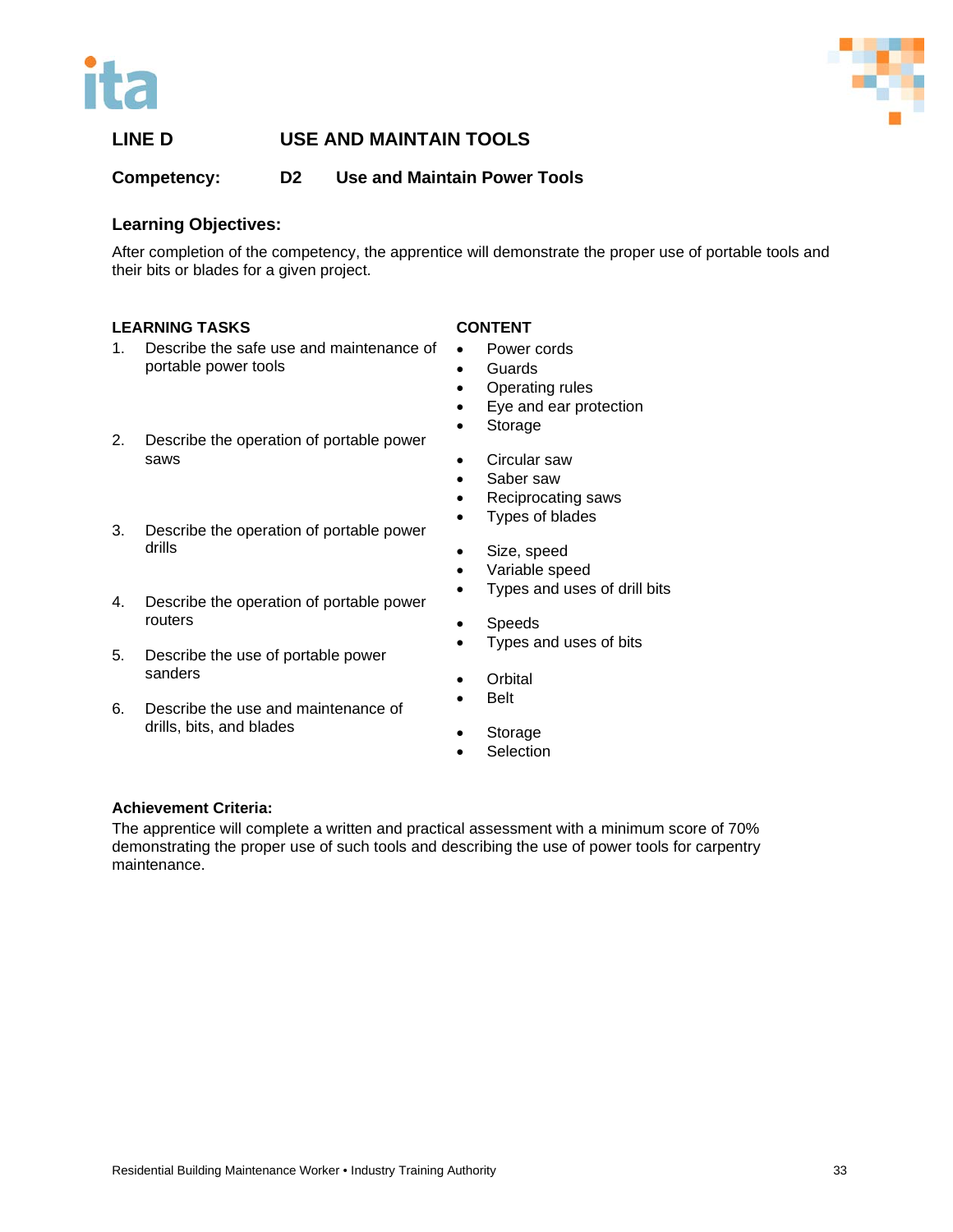## LINE D USE AND MAINTAIN TOOLS

### Competency: D2 Use and Maintain Power Tools

**Learning Objectives:**

After completion of the competency, the apprentice will demonstrate the proper use of portable tools and their bits or blades for a given project.

| LEARNING TASKS | CONTENT |
|---|---|
| 1. Describe the safe use and maintenance of portable power tools | • Power cords<br>• Guards<br>• Operating rules<br>• Eye and ear protection<br>• Storage |
| 2. Describe the operation of portable power saws | • Circular saw<br>• Saber saw<br>• Reciprocating saws<br>• Types of blades |
| 3. Describe the operation of portable power drills | • Size, speed<br>• Variable speed<br>• Types and uses of drill bits |
| 4. Describe the operation of portable power routers | • Speeds<br>• Types and uses of bits |
| 5. Describe the use of portable power sanders | • Orbital<br>• Belt |
| 6. Describe the use and maintenance of drills, bits, and blades | • Storage<br>• Selection |

**Achievement Criteria:**

The apprentice will complete a written and practical assessment with a minimum score of 70% demonstrating the proper use of such tools and describing the use of power tools for carpentry maintenance.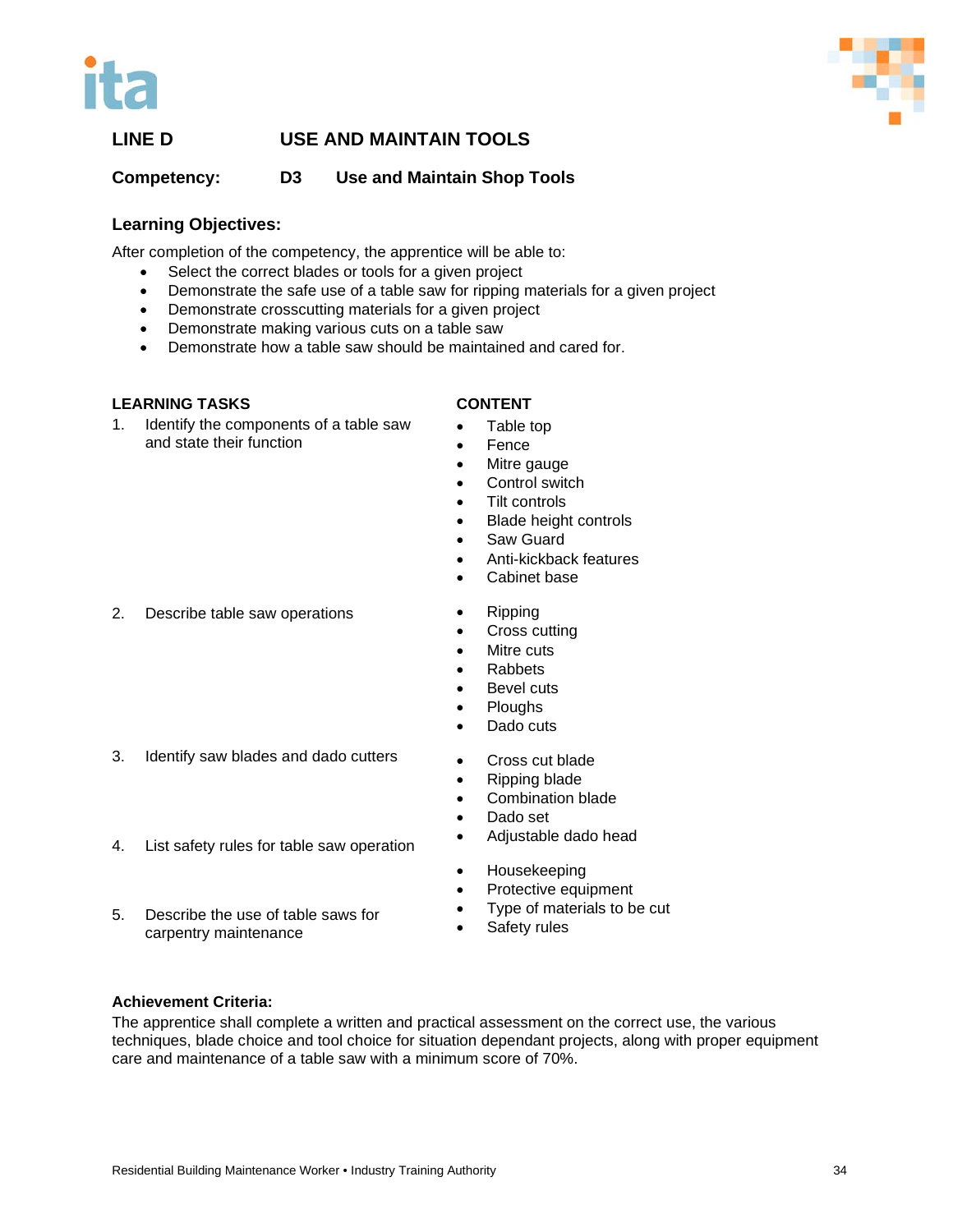## LINE D USE AND MAINTAIN TOOLS

**Competency: D3 Use and Maintain Shop Tools**

### Learning Objectives:

After completion of the competency, the apprentice will be able to:

- Select the correct blades or tools for a given project
- Demonstrate the safe use of a table saw for ripping materials for a given project
- Demonstrate crosscutting materials for a given project
- Demonstrate making various cuts on a table saw
- Demonstrate how a table saw should be maintained and cared for.

| LEARNING TASKS | CONTENT |
|---|---|
| 1. Identify the components of a table saw and state their function | • Table top<br>• Fence<br>• Mitre gauge<br>• Control switch<br>• Tilt controls<br>• Blade height controls<br>• Saw Guard<br>• Anti-kickback features<br>• Cabinet base |
| 2. Describe table saw operations | • Ripping<br>• Cross cutting<br>• Mitre cuts<br>• Rabbets<br>• Bevel cuts<br>• Ploughs<br>• Dado cuts |
| 3. Identify saw blades and dado cutters | • Cross cut blade<br>• Ripping blade<br>• Combination blade<br>• Dado set<br>• Adjustable dado head |
| 4. List safety rules for table saw operation | • Housekeeping<br>• Protective equipment<br>• Type of materials to be cut<br>• Safety rules |
| 5. Describe the use of table saws for carpentry maintenance | |

**Achievement Criteria:**

The apprentice shall complete a written and practical assessment on the correct use, the various techniques, blade choice and tool choice for situation dependant projects, along with proper equipment care and maintenance of a table saw with a minimum score of 70%.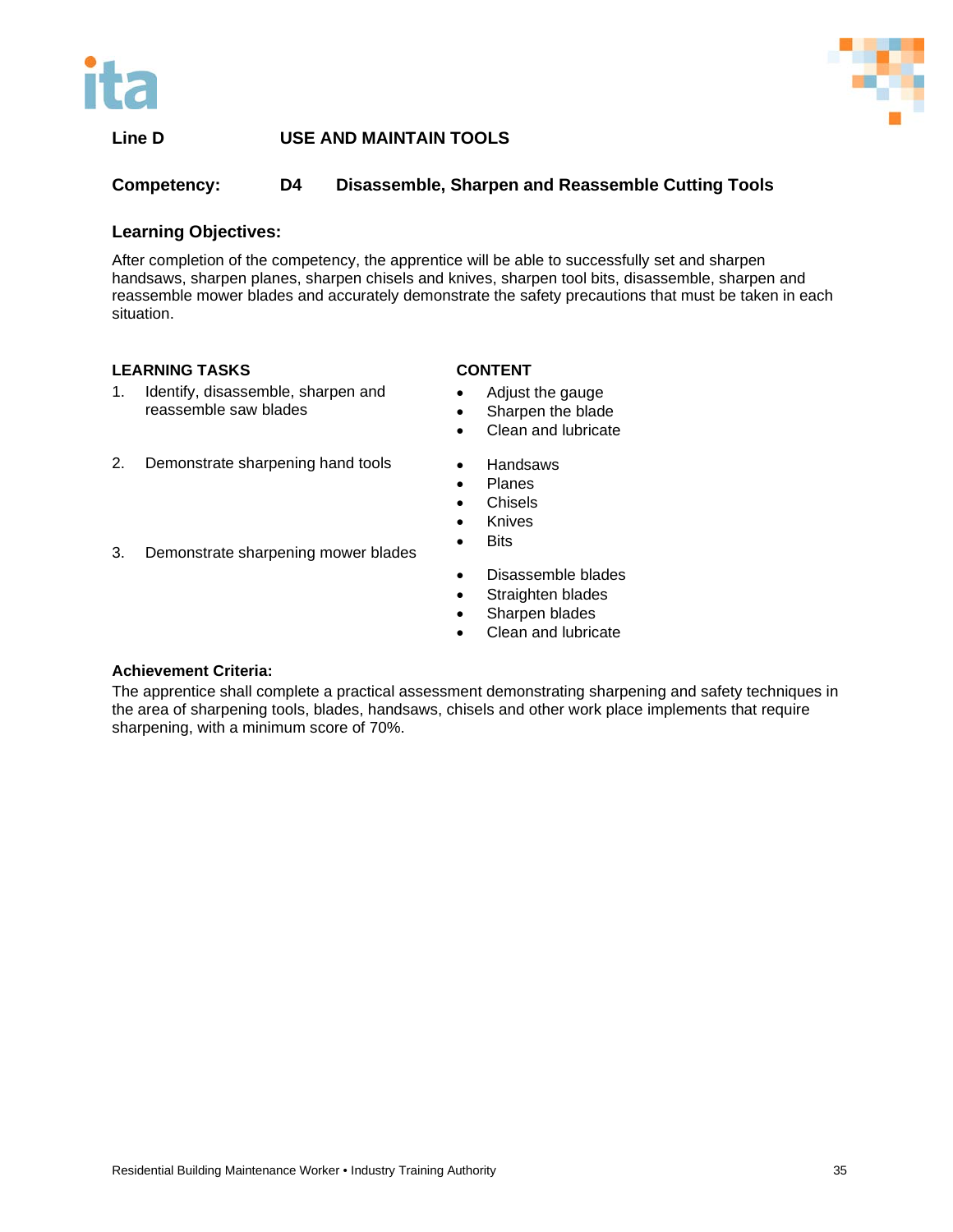**Line D** **USE AND MAINTAIN TOOLS**

**Competency:** **D4** **Disassemble, Sharpen and Reassemble Cutting Tools**

### Learning Objectives:

After completion of the competency, the apprentice will be able to successfully set and sharpen handsaws, sharpen planes, sharpen chisels and knives, sharpen tool bits, disassemble, sharpen and reassemble mower blades and accurately demonstrate the safety precautions that must be taken in each situation.

| LEARNING TASKS | CONTENT |
|---|---|
| 1. Identify, disassemble, sharpen and reassemble saw blades | • Adjust the gauge<br>• Sharpen the blade<br>• Clean and lubricate |
| 2. Demonstrate sharpening hand tools | • Handsaws<br>• Planes<br>• Chisels<br>• Knives<br>• Bits |
| 3. Demonstrate sharpening mower blades | • Disassemble blades<br>• Straighten blades<br>• Sharpen blades<br>• Clean and lubricate |

### Achievement Criteria:

The apprentice shall complete a practical assessment demonstrating sharpening and safety techniques in the area of sharpening tools, blades, handsaws, chisels and other work place implements that require sharpening, with a minimum score of 70%.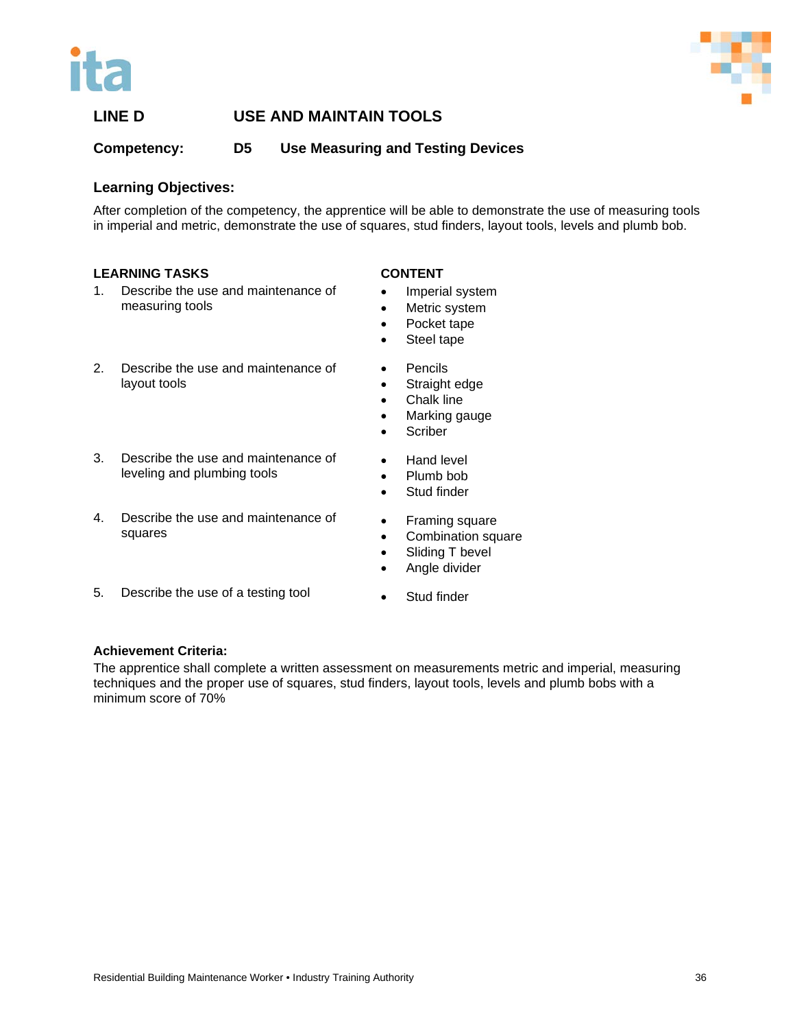## LINE D USE AND MAINTAIN TOOLS

### Competency: D5 Use Measuring and Testing Devices

**Learning Objectives:**

After completion of the competency, the apprentice will be able to demonstrate the use of measuring tools in imperial and metric, demonstrate the use of squares, stud finders, layout tools, levels and plumb bob.

| LEARNING TASKS | CONTENT |
|---|---|
| 1. Describe the use and maintenance of measuring tools | • Imperial system<br>• Metric system<br>• Pocket tape<br>• Steel tape |
| 2. Describe the use and maintenance of layout tools | • Pencils<br>• Straight edge<br>• Chalk line<br>• Marking gauge<br>• Scriber |
| 3. Describe the use and maintenance of leveling and plumbing tools | • Hand level<br>• Plumb bob<br>• Stud finder |
| 4. Describe the use and maintenance of squares | • Framing square<br>• Combination square<br>• Sliding T bevel<br>• Angle divider |
| 5. Describe the use of a testing tool | • Stud finder |

**Achievement Criteria:**

The apprentice shall complete a written assessment on measurements metric and imperial, measuring techniques and the proper use of squares, stud finders, layout tools, levels and plumb bobs with a minimum score of 70%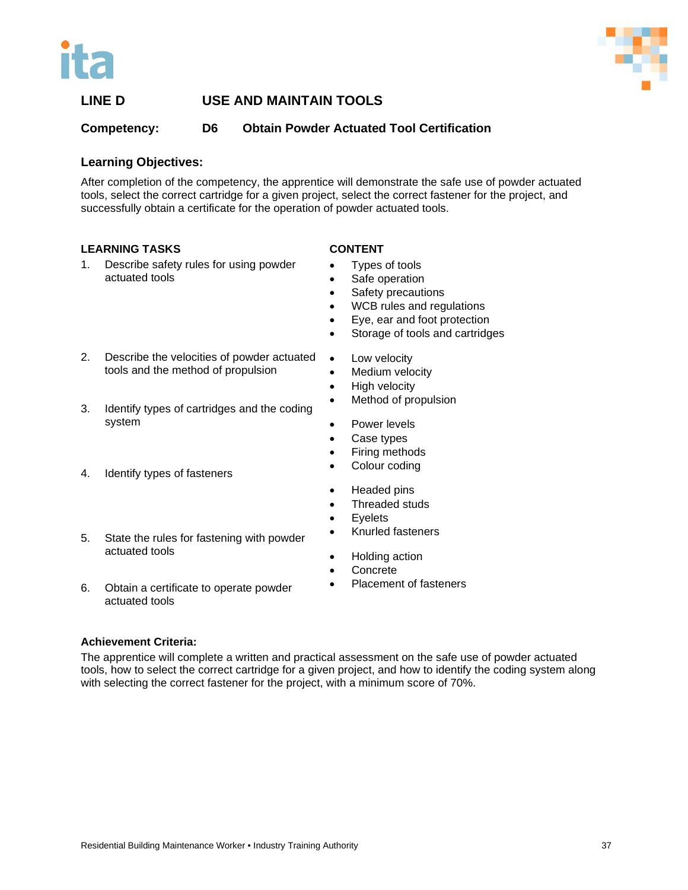## LINE D USE AND MAINTAIN TOOLS

**Competency: D6 Obtain Powder Actuated Tool Certification**

### Learning Objectives:

After completion of the competency, the apprentice will demonstrate the safe use of powder actuated tools, select the correct cartridge for a given project, select the correct fastener for the project, and successfully obtain a certificate for the operation of powder actuated tools.

| LEARNING TASKS | CONTENT |
|---|---|
| 1. Describe safety rules for using powder actuated tools | • Types of tools<br>• Safe operation<br>• Safety precautions<br>• WCB rules and regulations<br>• Eye, ear and foot protection<br>• Storage of tools and cartridges |
| 2. Describe the velocities of powder actuated tools and the method of propulsion | • Low velocity<br>• Medium velocity<br>• High velocity<br>• Method of propulsion |
| 3. Identify types of cartridges and the coding system | • Power levels<br>• Case types<br>• Firing methods<br>• Colour coding |
| 4. Identify types of fasteners | • Headed pins<br>• Threaded studs<br>• Eyelets<br>• Knurled fasteners |
| 5. State the rules for fastening with powder actuated tools | • Holding action<br>• Concrete<br>• Placement of fasteners |
| 6. Obtain a certificate to operate powder actuated tools | |

### Achievement Criteria:

The apprentice will complete a written and practical assessment on the safe use of powder actuated tools, how to select the correct cartridge for a given project, and how to identify the coding system along with selecting the correct fastener for the project, with a minimum score of 70%.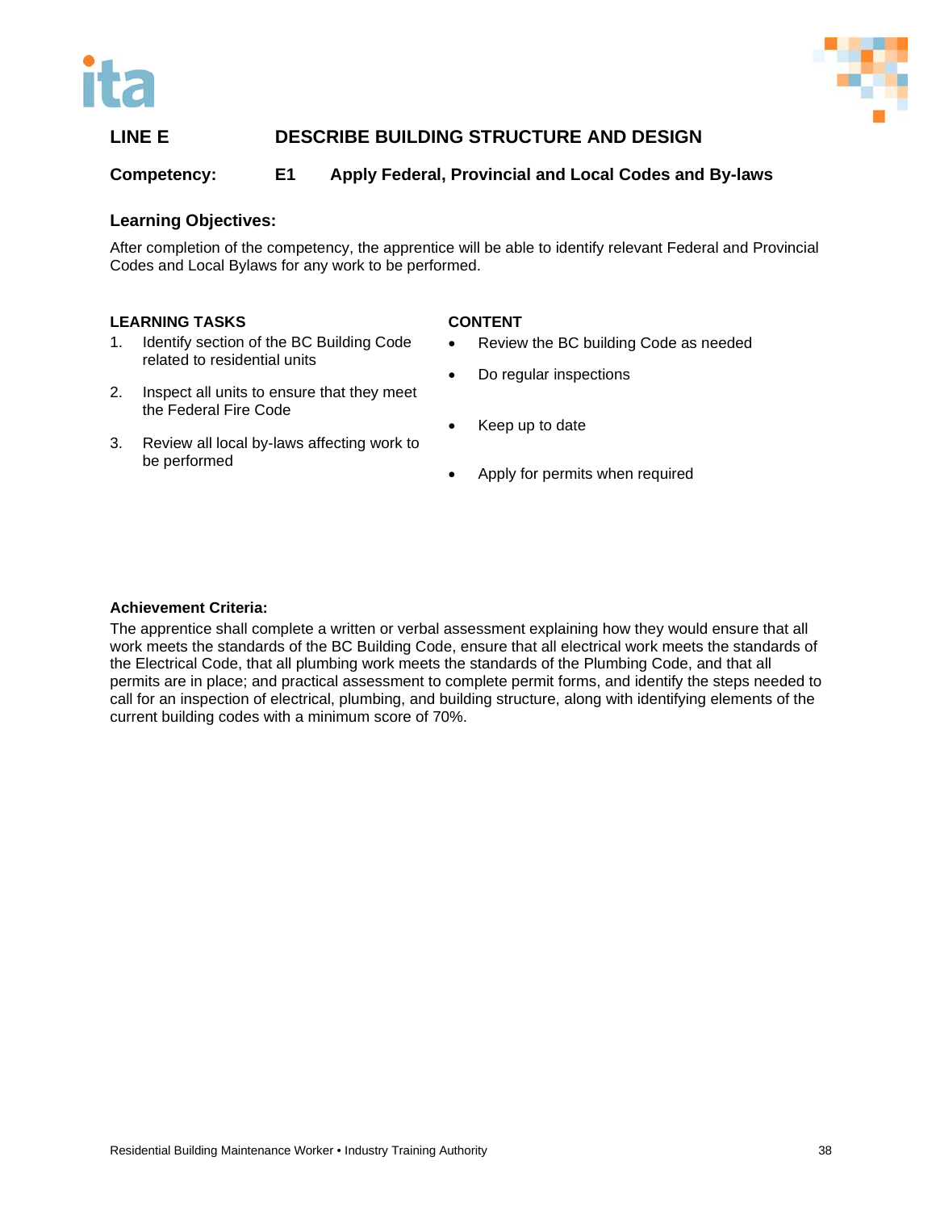## LINE E DESCRIBE BUILDING STRUCTURE AND DESIGN

### Competency: E1 Apply Federal, Provincial and Local Codes and By-laws

### Learning Objectives:

After completion of the competency, the apprentice will be able to identify relevant Federal and Provincial Codes and Local Bylaws for any work to be performed.

| LEARNING TASKS | CONTENT |
|---|---|
| 1. Identify section of the BC Building Code related to residential units | • Review the BC building Code as needed<br>• Do regular inspections |
| 2. Inspect all units to ensure that they meet the Federal Fire Code | • Keep up to date |
| 3. Review all local by-laws affecting work to be performed | • Apply for permits when required |

**Achievement Criteria:**

The apprentice shall complete a written or verbal assessment explaining how they would ensure that all work meets the standards of the BC Building Code, ensure that all electrical work meets the standards of the Electrical Code, that all plumbing work meets the standards of the Plumbing Code, and that all permits are in place; and practical assessment to complete permit forms, and identify the steps needed to call for an inspection of electrical, plumbing, and building structure, along with identifying elements of the current building codes with a minimum score of 70%.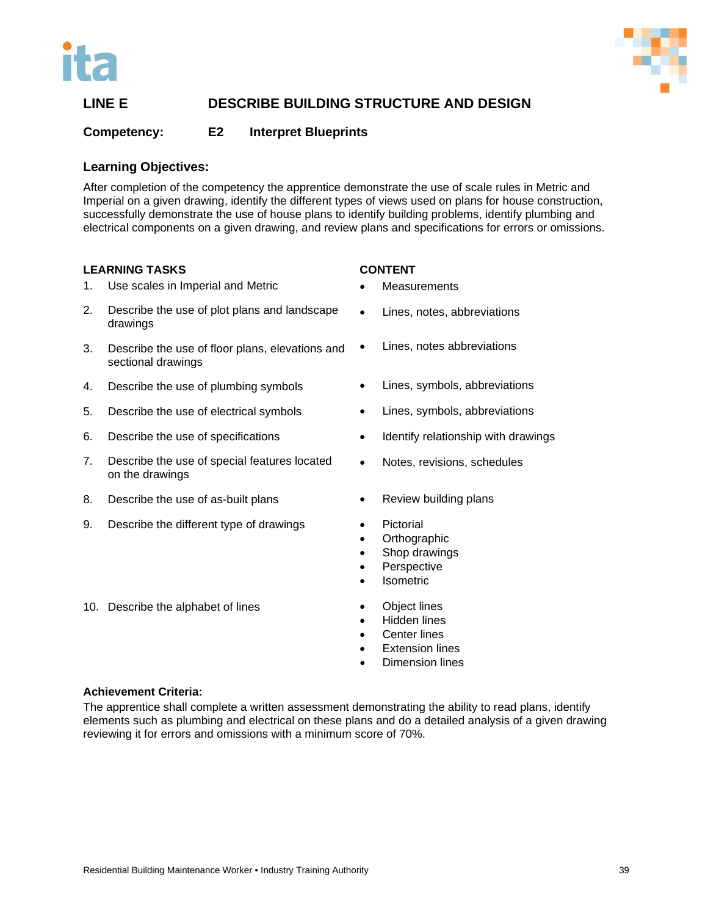## LINE E DESCRIBE BUILDING STRUCTURE AND DESIGN

**Competency: E2 Interpret Blueprints**

### Learning Objectives:

After completion of the competency the apprentice demonstrate the use of scale rules in Metric and Imperial on a given drawing, identify the different types of views used on plans for house construction, successfully demonstrate the use of house plans to identify building problems, identify plumbing and electrical components on a given drawing, and review plans and specifications for errors or omissions.

| LEARNING TASKS | CONTENT |
| --- | --- |
| 1. Use scales in Imperial and Metric | • Measurements |
| 2. Describe the use of plot plans and landscape drawings | • Lines, notes, abbreviations |
| 3. Describe the use of floor plans, elevations and sectional drawings | • Lines, notes abbreviations |
| 4. Describe the use of plumbing symbols | • Lines, symbols, abbreviations |
| 5. Describe the use of electrical symbols | • Lines, symbols, abbreviations |
| 6. Describe the use of specifications | • Identify relationship with drawings |
| 7. Describe the use of special features located on the drawings | • Notes, revisions, schedules |
| 8. Describe the use of as-built plans | • Review building plans |
| 9. Describe the different type of drawings | • Pictorial<br>• Orthographic<br>• Shop drawings<br>• Perspective<br>• Isometric |
| 10. Describe the alphabet of lines | • Object lines<br>• Hidden lines<br>• Center lines<br>• Extension lines<br>• Dimension lines |

**Achievement Criteria:**

The apprentice shall complete a written assessment demonstrating the ability to read plans, identify elements such as plumbing and electrical on these plans and do a detailed analysis of a given drawing reviewing it for errors and omissions with a minimum score of 70%.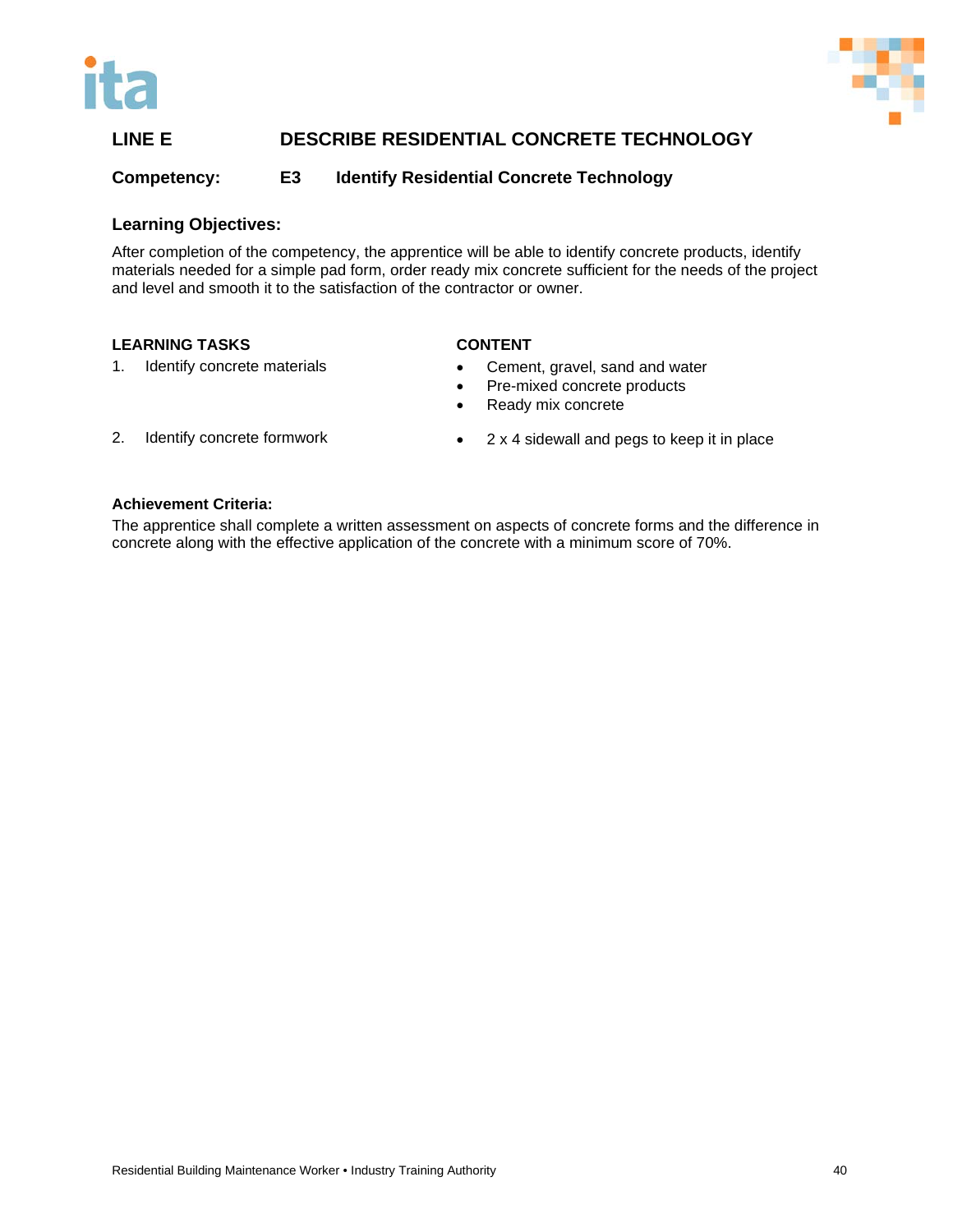## LINE E DESCRIBE RESIDENTIAL CONCRETE TECHNOLOGY

**Competency: E3 Identify Residential Concrete Technology**

### Learning Objectives:

After completion of the competency, the apprentice will be able to identify concrete products, identify materials needed for a simple pad form, order ready mix concrete sufficient for the needs of the project and level and smooth it to the satisfaction of the contractor or owner.

| LEARNING TASKS | CONTENT |
| --- | --- |
| 1. Identify concrete materials | • Cement, gravel, sand and water<br>• Pre-mixed concrete products<br>• Ready mix concrete |
| 2. Identify concrete formwork | • 2 x 4 sidewall and pegs to keep it in place |

**Achievement Criteria:**

The apprentice shall complete a written assessment on aspects of concrete forms and the difference in concrete along with the effective application of the concrete with a minimum score of 70%.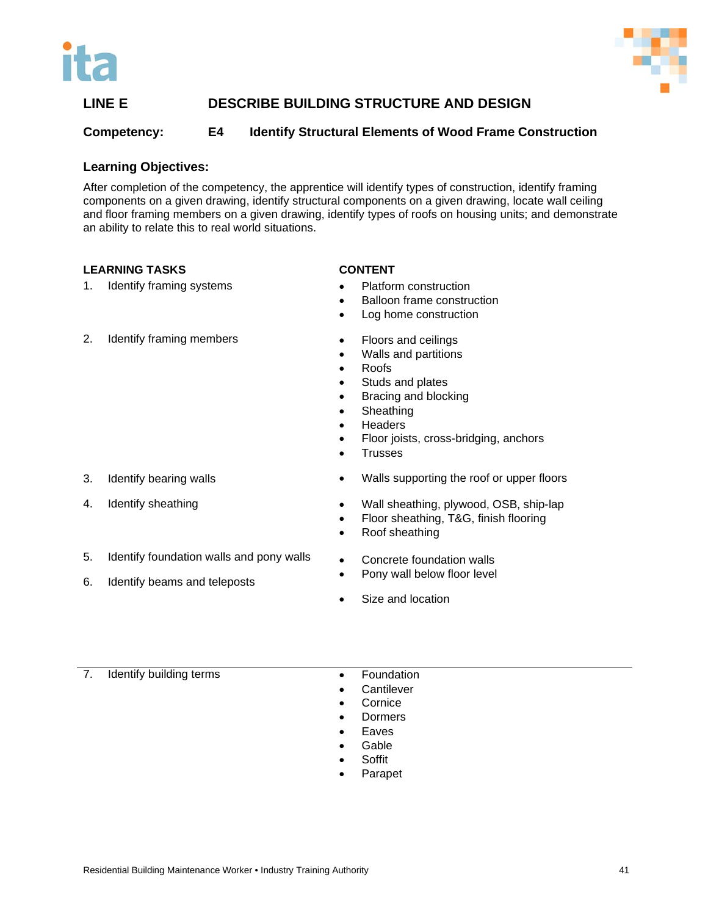## LINE E DESCRIBE BUILDING STRUCTURE AND DESIGN

**Competency: E4 Identify Structural Elements of Wood Frame Construction**

### Learning Objectives:

After completion of the competency, the apprentice will identify types of construction, identify framing components on a given drawing, identify structural components on a given drawing, locate wall ceiling and floor framing members on a given drawing, identify types of roofs on housing units; and demonstrate an ability to relate this to real world situations.

| LEARNING TASKS | CONTENT |
|---|---|
| 1. Identify framing systems | • Platform construction<br>• Balloon frame construction<br>• Log home construction |
| 2. Identify framing members | • Floors and ceilings<br>• Walls and partitions<br>• Roofs<br>• Studs and plates<br>• Bracing and blocking<br>• Sheathing<br>• Headers<br>• Floor joists, cross-bridging, anchors<br>• Trusses |
| 3. Identify bearing walls | • Walls supporting the roof or upper floors |
| 4. Identify sheathing | • Wall sheathing, plywood, OSB, ship-lap<br>• Floor sheathing, T&G, finish flooring<br>• Roof sheathing |
| 5. Identify foundation walls and pony walls | • Concrete foundation walls<br>• Pony wall below floor level |
| 6. Identify beams and teleposts | • Size and location |
| 7. Identify building terms | • Foundation<br>• Cantilever<br>• Cornice<br>• Dormers<br>• Eaves<br>• Gable<br>• Soffit<br>• Parapet |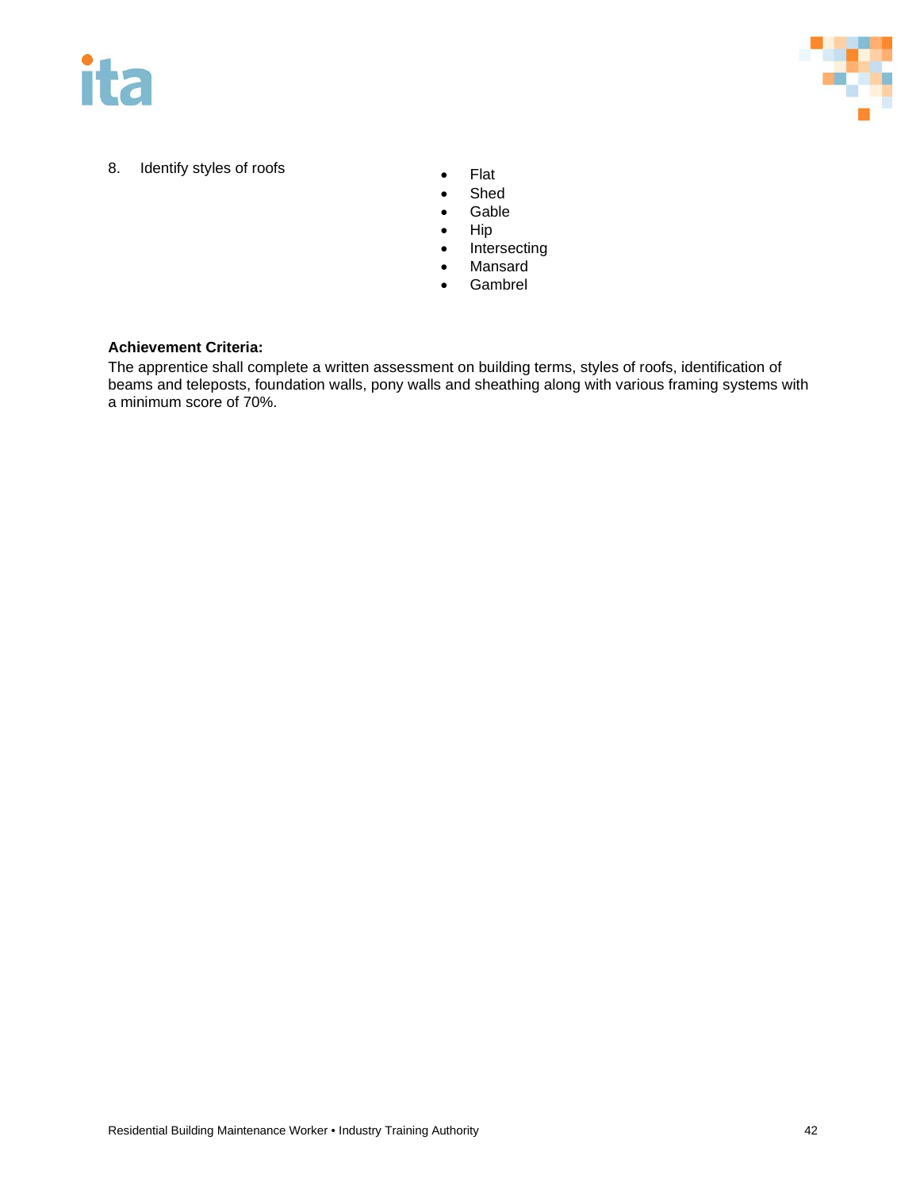8. Identify styles of roofs

- Flat
- Shed
- Gable
- Hip
- Intersecting
- Mansard
- Gambrel

**Achievement Criteria:**

The apprentice shall complete a written assessment on building terms, styles of roofs, identification of beams and teleposts, foundation walls, pony walls and sheathing along with various framing systems with a minimum score of 70%.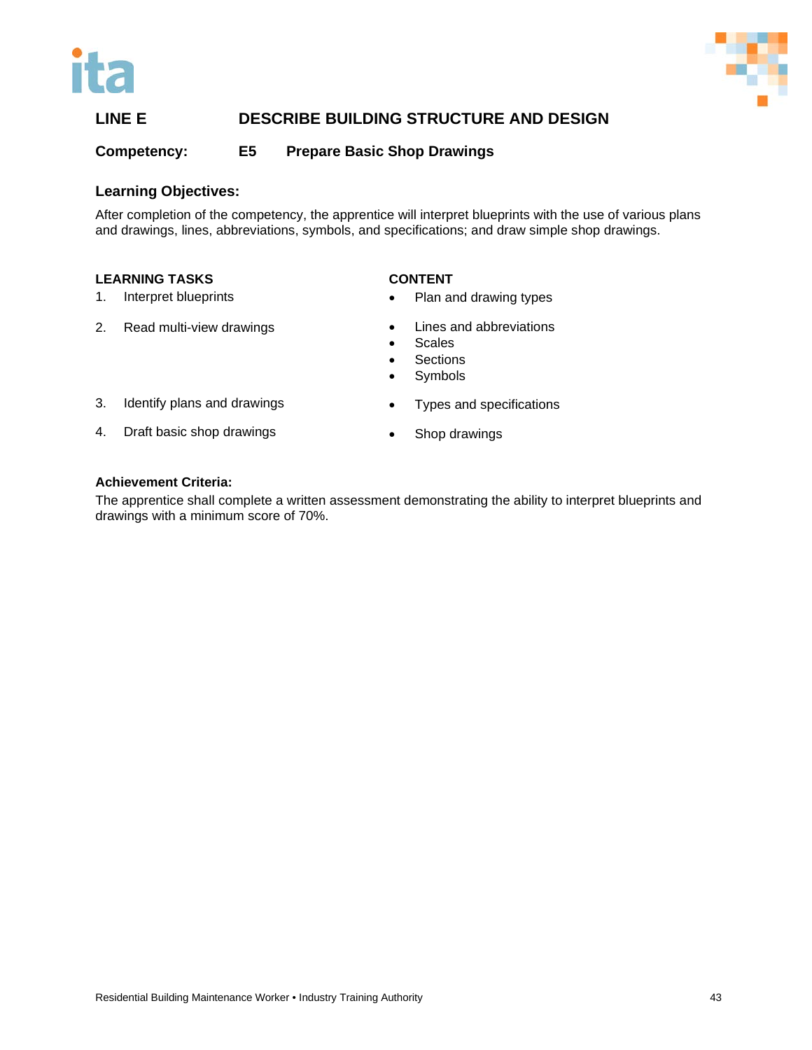## LINE E DESCRIBE BUILDING STRUCTURE AND DESIGN

**Competency: E5 Prepare Basic Shop Drawings**

### Learning Objectives:

After completion of the competency, the apprentice will interpret blueprints with the use of various plans and drawings, lines, abbreviations, symbols, and specifications; and draw simple shop drawings.

| LEARNING TASKS | CONTENT |
|---|---|
| 1. Interpret blueprints | • Plan and drawing types |
| 2. Read multi-view drawings | • Lines and abbreviations<br>• Scales<br>• Sections<br>• Symbols |
| 3. Identify plans and drawings | • Types and specifications |
| 4. Draft basic shop drawings | • Shop drawings |

**Achievement Criteria:**

The apprentice shall complete a written assessment demonstrating the ability to interpret blueprints and drawings with a minimum score of 70%.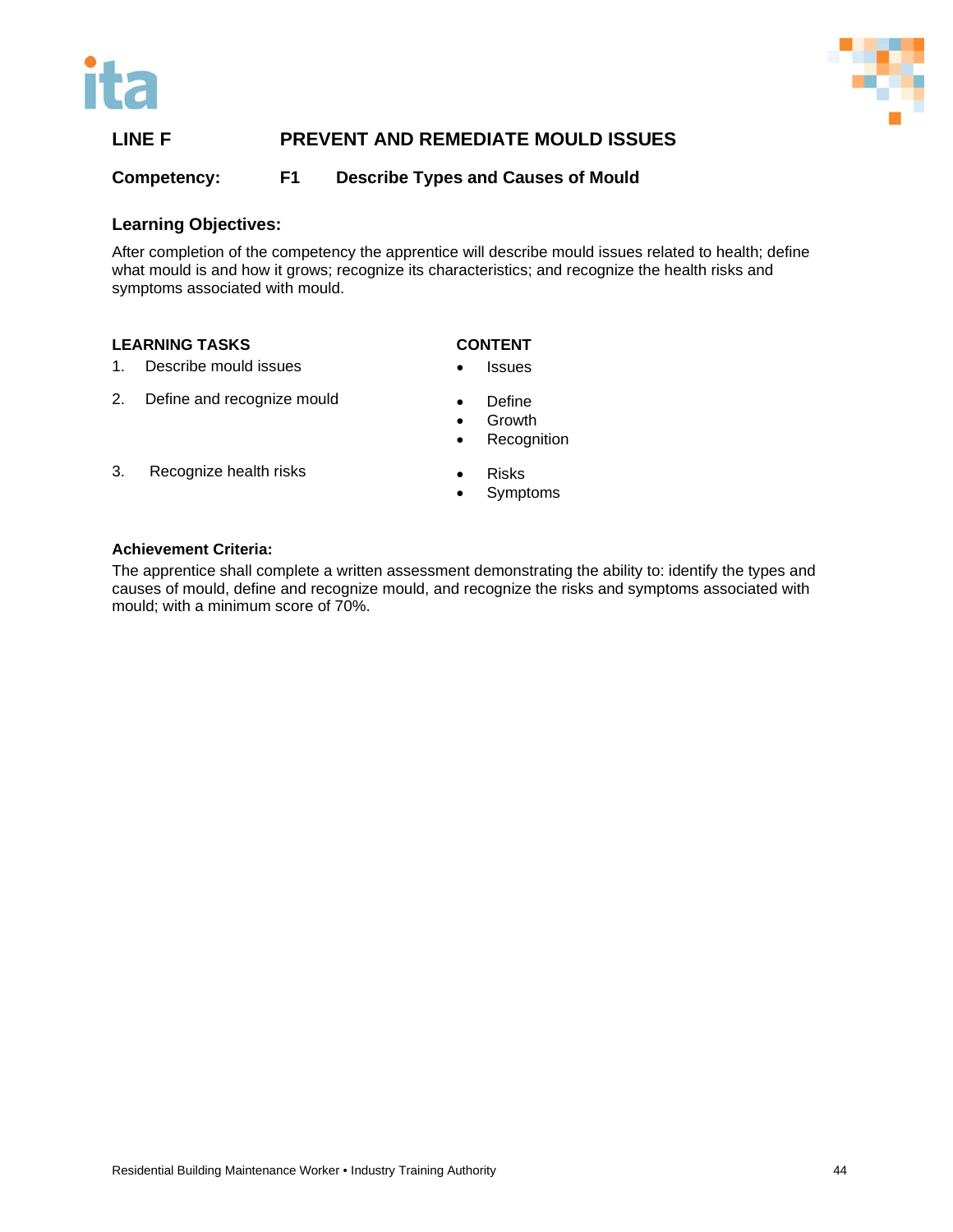## LINE F PREVENT AND REMEDIATE MOULD ISSUES

### Competency: F1 Describe Types and Causes of Mould

**Learning Objectives:**

After completion of the competency the apprentice will describe mould issues related to health; define what mould is and how it grows; recognize its characteristics; and recognize the health risks and symptoms associated with mould.

| LEARNING TASKS | CONTENT |
| --- | --- |
| 1. Describe mould issues | • Issues |
| 2. Define and recognize mould | • Define<br>• Growth<br>• Recognition |
| 3. Recognize health risks | • Risks<br>• Symptoms |

**Achievement Criteria:**

The apprentice shall complete a written assessment demonstrating the ability to: identify the types and causes of mould, define and recognize mould, and recognize the risks and symptoms associated with mould; with a minimum score of 70%.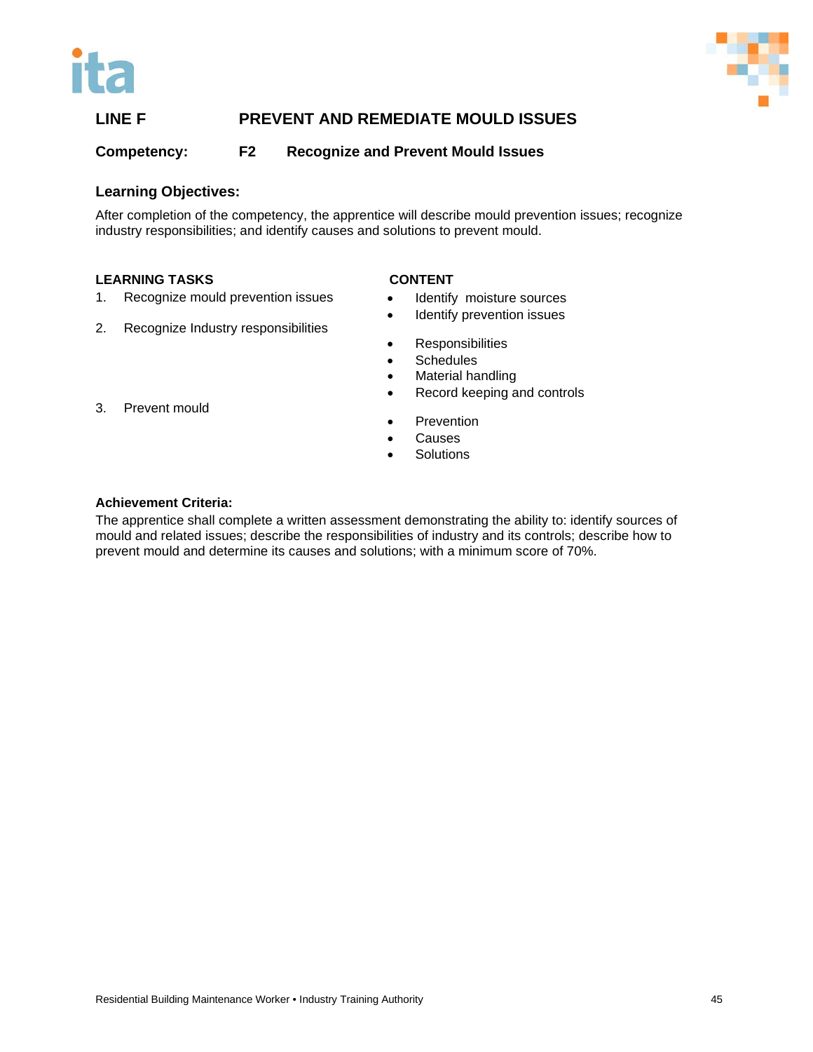## LINE F PREVENT AND REMEDIATE MOULD ISSUES

### Competency: F2 Recognize and Prevent Mould Issues

**Learning Objectives:**

After completion of the competency, the apprentice will describe mould prevention issues; recognize industry responsibilities; and identify causes and solutions to prevent mould.

| LEARNING TASKS | CONTENT |
|---|---|
| 1. Recognize mould prevention issues | • Identify moisture sources<br>• Identify prevention issues |
| 2. Recognize Industry responsibilities | • Responsibilities<br>• Schedules<br>• Material handling<br>• Record keeping and controls |
| 3. Prevent mould | • Prevention<br>• Causes<br>• Solutions |

**Achievement Criteria:**

The apprentice shall complete a written assessment demonstrating the ability to: identify sources of mould and related issues; describe the responsibilities of industry and its controls; describe how to prevent mould and determine its causes and solutions; with a minimum score of 70%.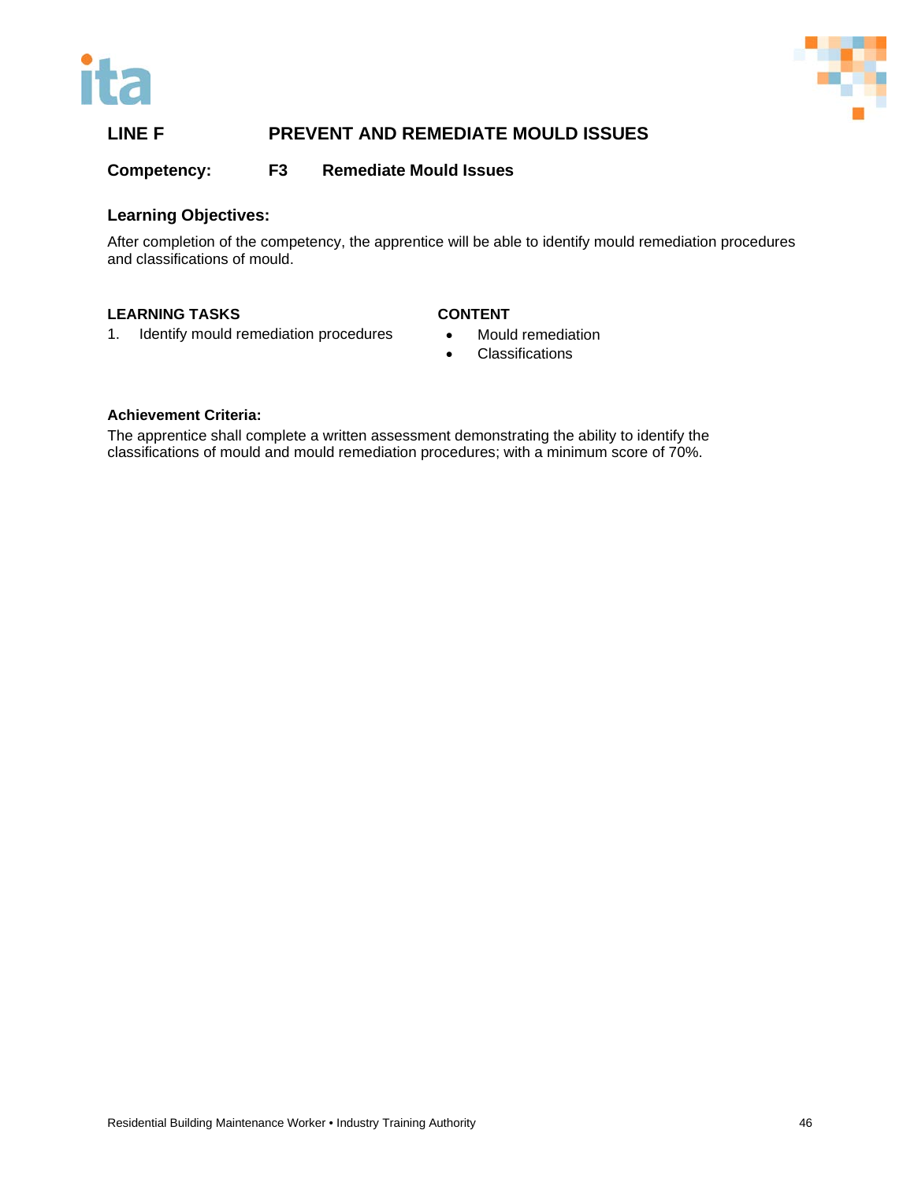## LINE F PREVENT AND REMEDIATE MOULD ISSUES

### Competency: F3 Remediate Mould Issues

### Learning Objectives:

After completion of the competency, the apprentice will be able to identify mould remediation procedures and classifications of mould.

| LEARNING TASKS | CONTENT |
| --- | --- |
| 1. Identify mould remediation procedures | • Mould remediation<br>• Classifications |

**Achievement Criteria:**

The apprentice shall complete a written assessment demonstrating the ability to identify the classifications of mould and mould remediation procedures; with a minimum score of 70%.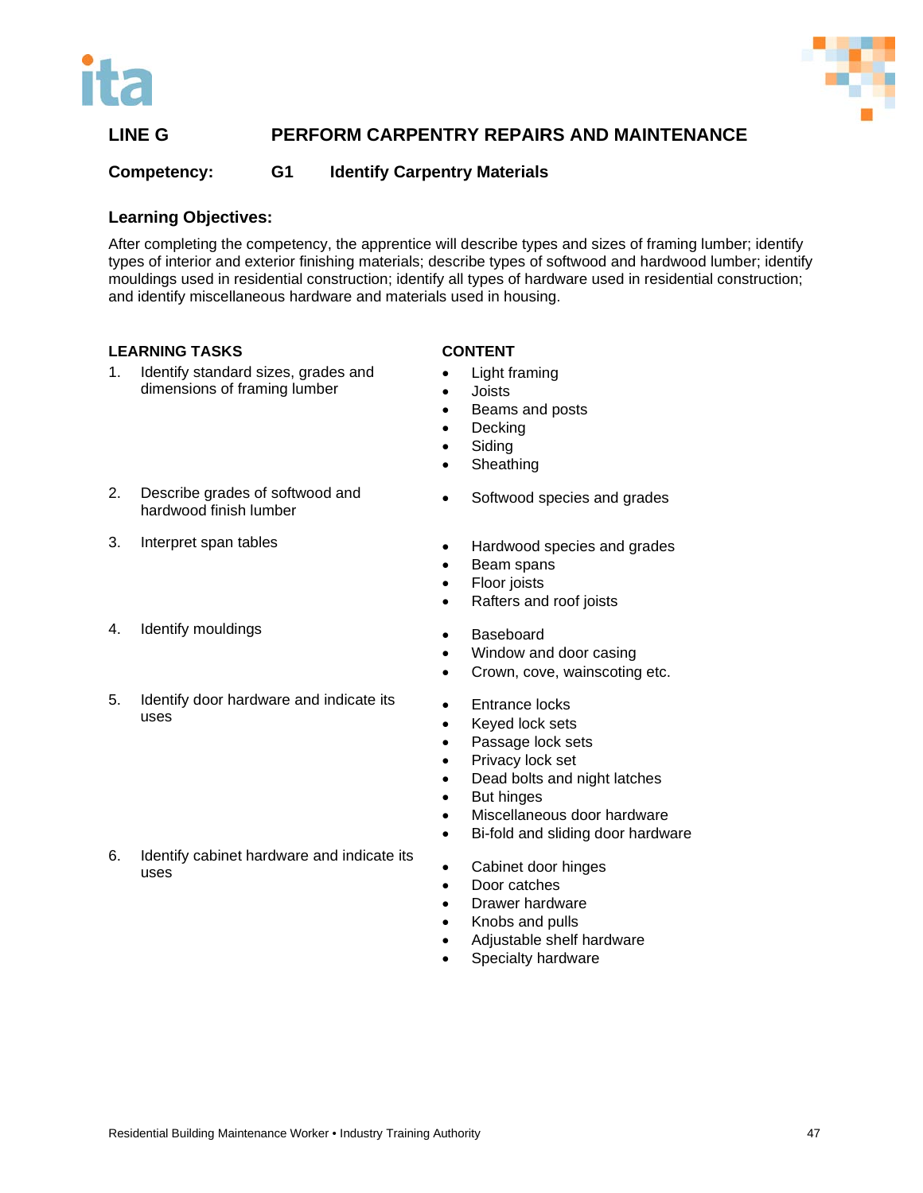## LINE G PERFORM CARPENTRY REPAIRS AND MAINTENANCE

**Competency: G1 Identify Carpentry Materials**

### Learning Objectives:

After completing the competency, the apprentice will describe types and sizes of framing lumber; identify types of interior and exterior finishing materials; describe types of softwood and hardwood lumber; identify mouldings used in residential construction; identify all types of hardware used in residential construction; and identify miscellaneous hardware and materials used in housing.

| LEARNING TASKS | CONTENT |
|---|---|
| 1. Identify standard sizes, grades and dimensions of framing lumber | • Light framing<br>• Joists<br>• Beams and posts<br>• Decking<br>• Siding<br>• Sheathing |
| 2. Describe grades of softwood and hardwood finish lumber | • Softwood species and grades |
| 3. Interpret span tables | • Hardwood species and grades<br>• Beam spans<br>• Floor joists<br>• Rafters and roof joists |
| 4. Identify mouldings | • Baseboard<br>• Window and door casing<br>• Crown, cove, wainscoting etc. |
| 5. Identify door hardware and indicate its uses | • Entrance locks<br>• Keyed lock sets<br>• Passage lock sets<br>• Privacy lock set<br>• Dead bolts and night latches<br>• But hinges<br>• Miscellaneous door hardware<br>• Bi-fold and sliding door hardware |
| 6. Identify cabinet hardware and indicate its uses | • Cabinet door hinges<br>• Door catches<br>• Drawer hardware<br>• Knobs and pulls<br>• Adjustable shelf hardware<br>• Specialty hardware |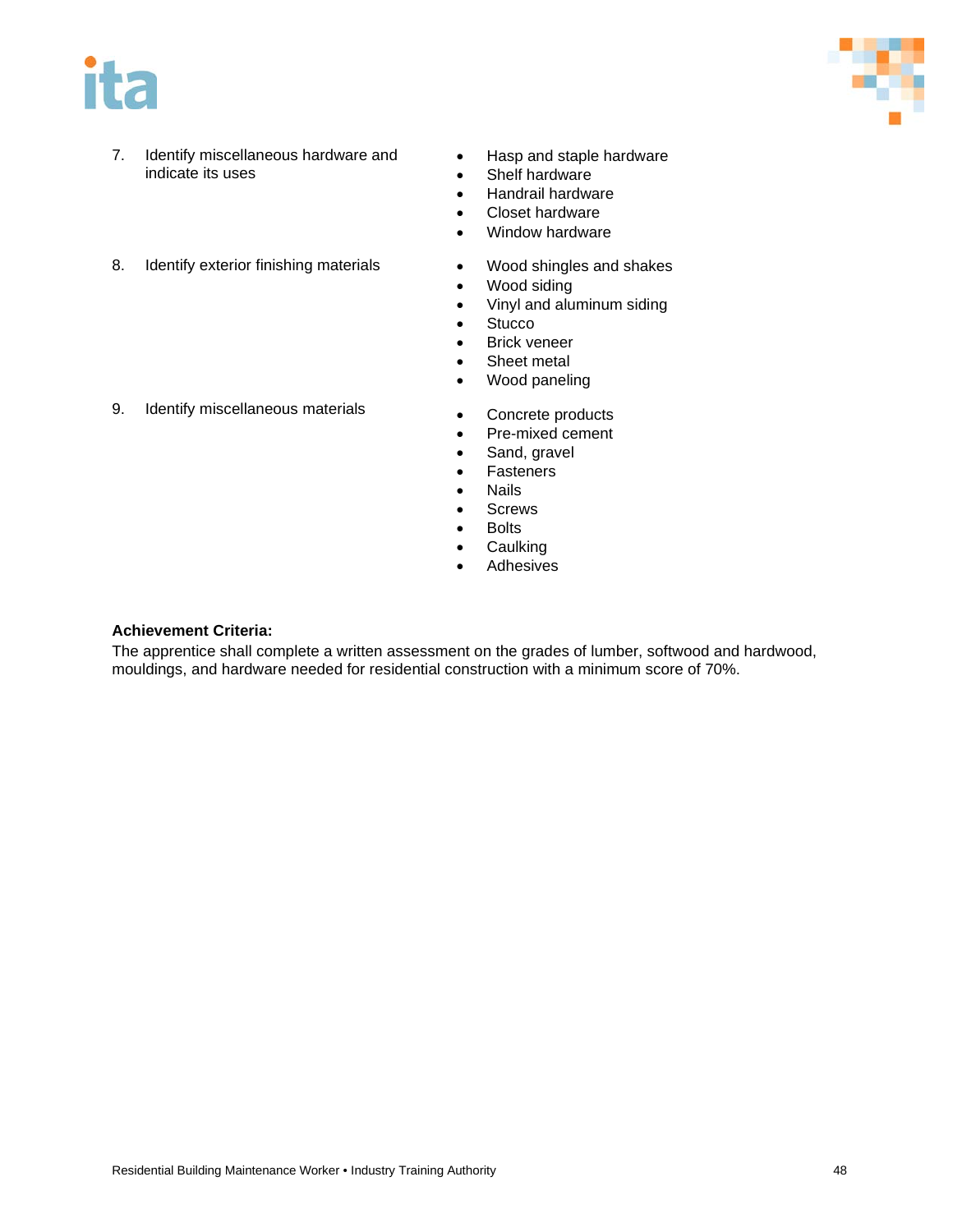| | |
|---|---|
| 7. Identify miscellaneous hardware and indicate its uses | • Hasp and staple hardware<br>• Shelf hardware<br>• Handrail hardware<br>• Closet hardware<br>• Window hardware |
| 8. Identify exterior finishing materials | • Wood shingles and shakes<br>• Wood siding<br>• Vinyl and aluminum siding<br>• Stucco<br>• Brick veneer<br>• Sheet metal<br>• Wood paneling |
| 9. Identify miscellaneous materials | • Concrete products<br>• Pre-mixed cement<br>• Sand, gravel<br>• Fasteners<br>• Nails<br>• Screws<br>• Bolts<br>• Caulking<br>• Adhesives |

**Achievement Criteria:**
The apprentice shall complete a written assessment on the grades of lumber, softwood and hardwood, mouldings, and hardware needed for residential construction with a minimum score of 70%.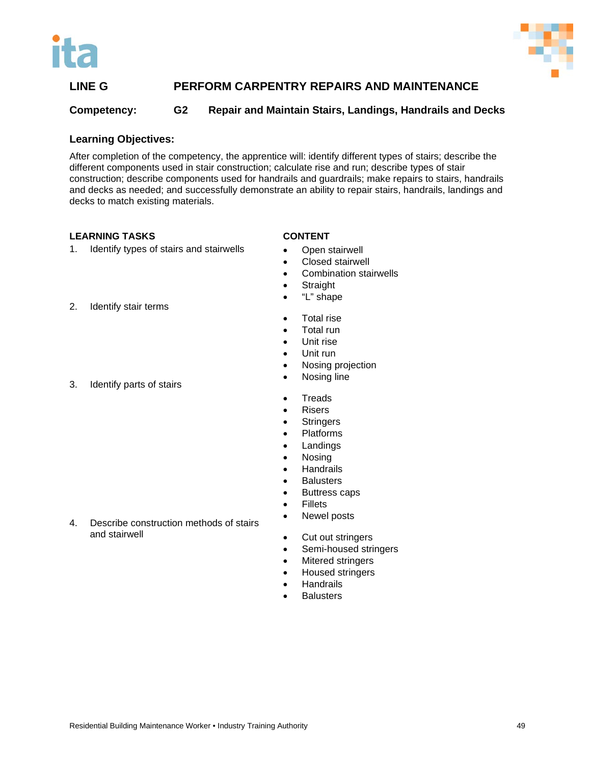## LINE G PERFORM CARPENTRY REPAIRS AND MAINTENANCE

**Competency: G2 Repair and Maintain Stairs, Landings, Handrails and Decks**

### Learning Objectives:

After completion of the competency, the apprentice will: identify different types of stairs; describe the different components used in stair construction; calculate rise and run; describe types of stair construction; describe components used for handrails and guardrails; make repairs to stairs, handrails and decks as needed; and successfully demonstrate an ability to repair stairs, handrails, landings and decks to match existing materials.

| LEARNING TASKS | CONTENT |
|---|---|
| 1. Identify types of stairs and stairwells | • Open stairwell<br>• Closed stairwell<br>• Combination stairwells<br>• Straight<br>• "L" shape |
| 2. Identify stair terms | • Total rise<br>• Total run<br>• Unit rise<br>• Unit run<br>• Nosing projection<br>• Nosing line |
| 3. Identify parts of stairs | • Treads<br>• Risers<br>• Stringers<br>• Platforms<br>• Landings<br>• Nosing<br>• Handrails<br>• Balusters<br>• Buttress caps<br>• Fillets<br>• Newel posts |
| 4. Describe construction methods of stairs and stairwell | • Cut out stringers<br>• Semi-housed stringers<br>• Mitered stringers<br>• Housed stringers<br>• Handrails<br>• Balusters |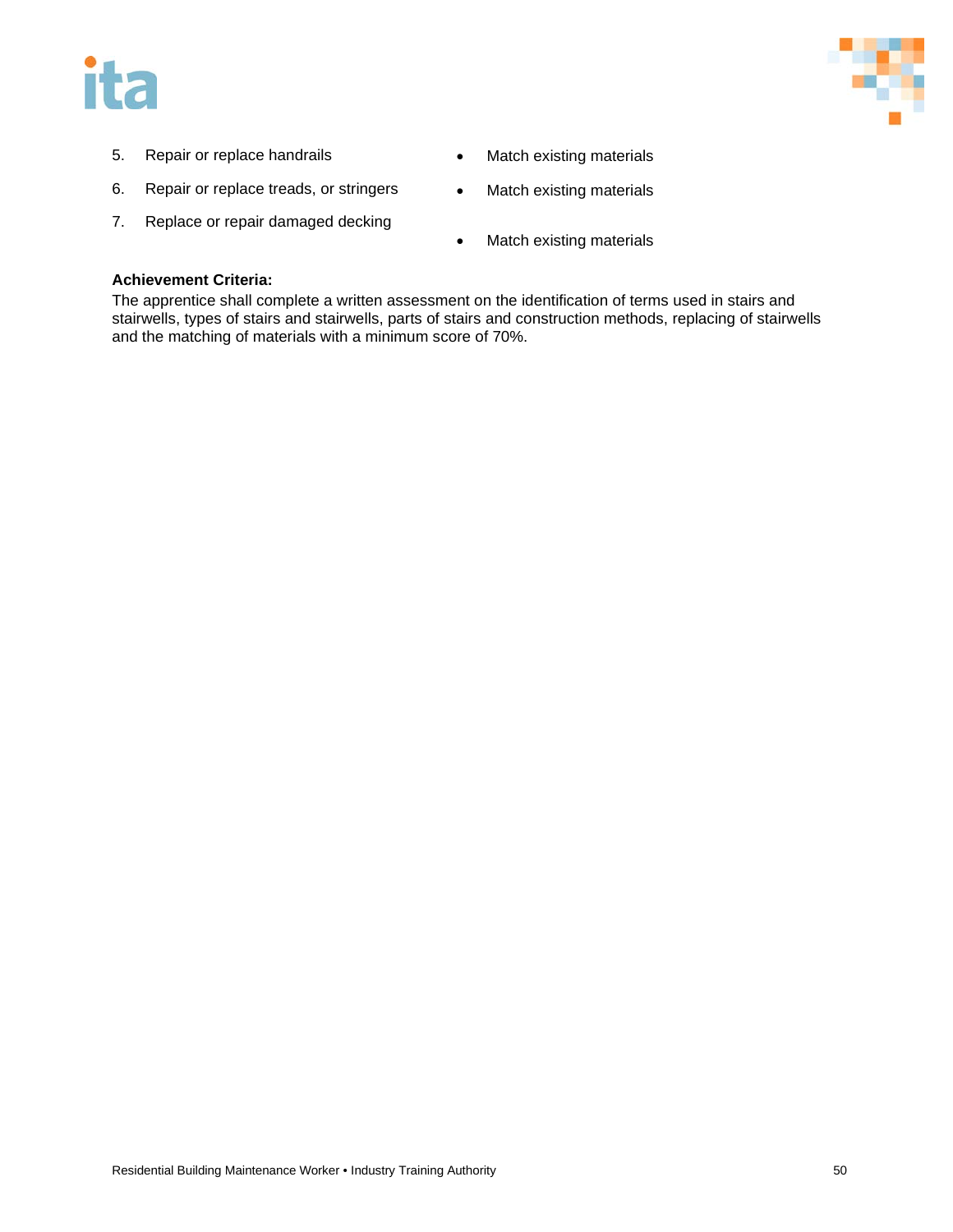| | |
|---|---|
| 5. Repair or replace handrails | • Match existing materials |
| 6. Repair or replace treads, or stringers | • Match existing materials |
| 7. Replace or repair damaged decking | • Match existing materials |

**Achievement Criteria:**
The apprentice shall complete a written assessment on the identification of terms used in stairs and stairwells, types of stairs and stairwells, parts of stairs and construction methods, replacing of stairwells and the matching of materials with a minimum score of 70%.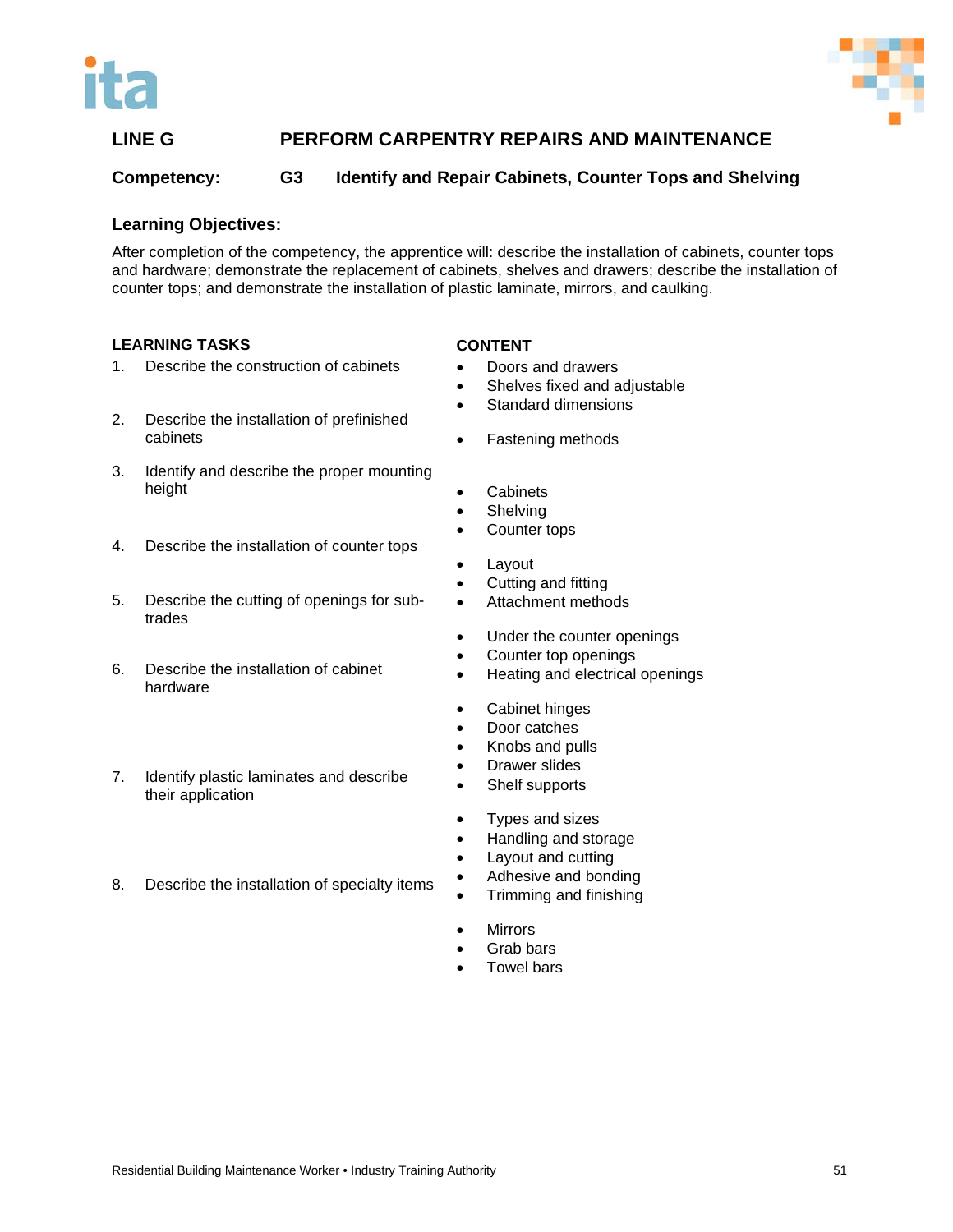## LINE G PERFORM CARPENTRY REPAIRS AND MAINTENANCE

**Competency: G3 Identify and Repair Cabinets, Counter Tops and Shelving**

### Learning Objectives:

After completion of the competency, the apprentice will: describe the installation of cabinets, counter tops and hardware; demonstrate the replacement of cabinets, shelves and drawers; describe the installation of counter tops; and demonstrate the installation of plastic laminate, mirrors, and caulking.

| LEARNING TASKS | CONTENT |
| --- | --- |
| 1. Describe the construction of cabinets | • Doors and drawers<br>• Shelves fixed and adjustable<br>• Standard dimensions |
| 2. Describe the installation of prefinished cabinets | • Fastening methods |
| 3. Identify and describe the proper mounting height | • Cabinets<br>• Shelving<br>• Counter tops |
| 4. Describe the installation of counter tops | • Layout<br>• Cutting and fitting<br>• Attachment methods |
| 5. Describe the cutting of openings for sub-trades | • Under the counter openings<br>• Counter top openings<br>• Heating and electrical openings |
| 6. Describe the installation of cabinet hardware | • Cabinet hinges<br>• Door catches<br>• Knobs and pulls<br>• Drawer slides<br>• Shelf supports |
| 7. Identify plastic laminates and describe their application | • Types and sizes<br>• Handling and storage<br>• Layout and cutting<br>• Adhesive and bonding<br>• Trimming and finishing |
| 8. Describe the installation of specialty items | • Mirrors<br>• Grab bars<br>• Towel bars |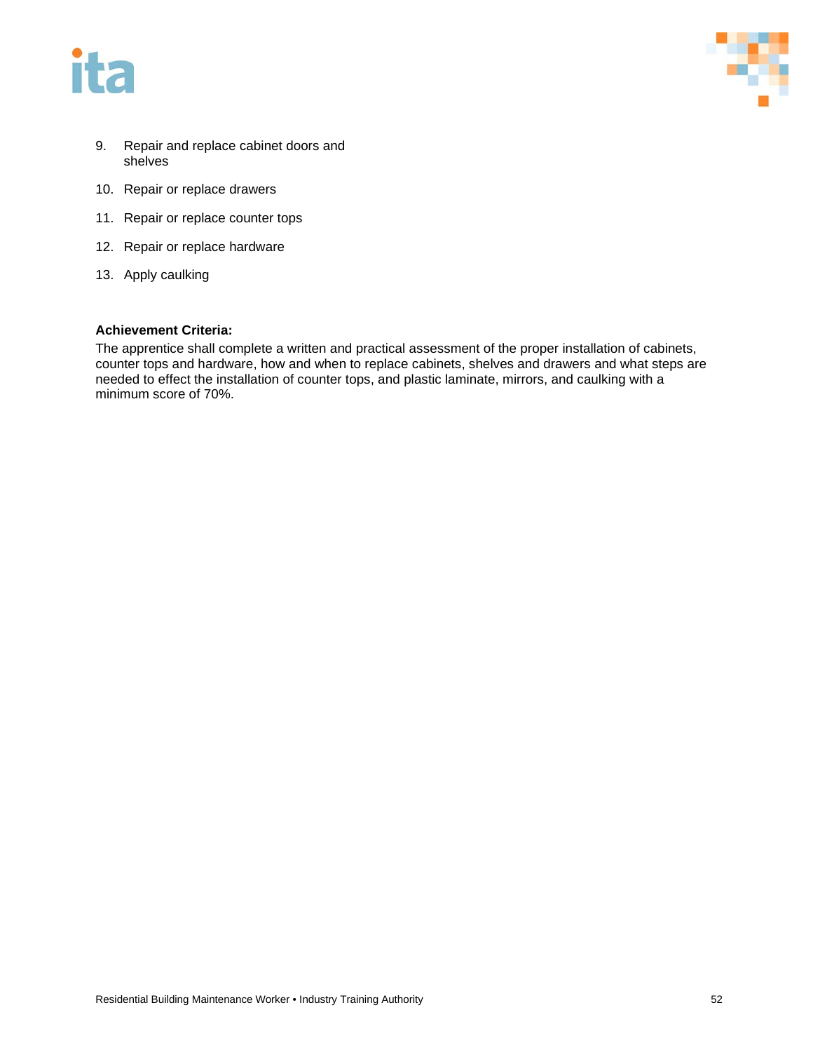9. Repair and replace cabinet doors and shelves
10. Repair or replace drawers
11. Repair or replace counter tops
12. Repair or replace hardware
13. Apply caulking

**Achievement Criteria:**

The apprentice shall complete a written and practical assessment of the proper installation of cabinets, counter tops and hardware, how and when to replace cabinets, shelves and drawers and what steps are needed to effect the installation of counter tops, and plastic laminate, mirrors, and caulking with a minimum score of 70%.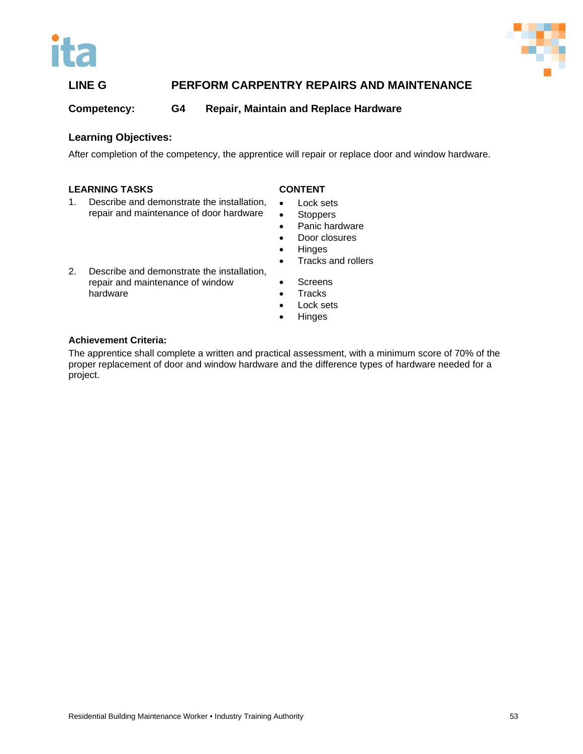## LINE G PERFORM CARPENTRY REPAIRS AND MAINTENANCE

**Competency: G4 Repair, Maintain and Replace Hardware**

### Learning Objectives:

After completion of the competency, the apprentice will repair or replace door and window hardware.

| LEARNING TASKS | CONTENT |
|---|---|
| 1. Describe and demonstrate the installation, repair and maintenance of door hardware | • Lock sets<br>• Stoppers<br>• Panic hardware<br>• Door closures<br>• Hinges<br>• Tracks and rollers |
| 2. Describe and demonstrate the installation, repair and maintenance of window hardware | • Screens<br>• Tracks<br>• Lock sets<br>• Hinges |

### Achievement Criteria:

The apprentice shall complete a written and practical assessment, with a minimum score of 70% of the proper replacement of door and window hardware and the difference types of hardware needed for a project.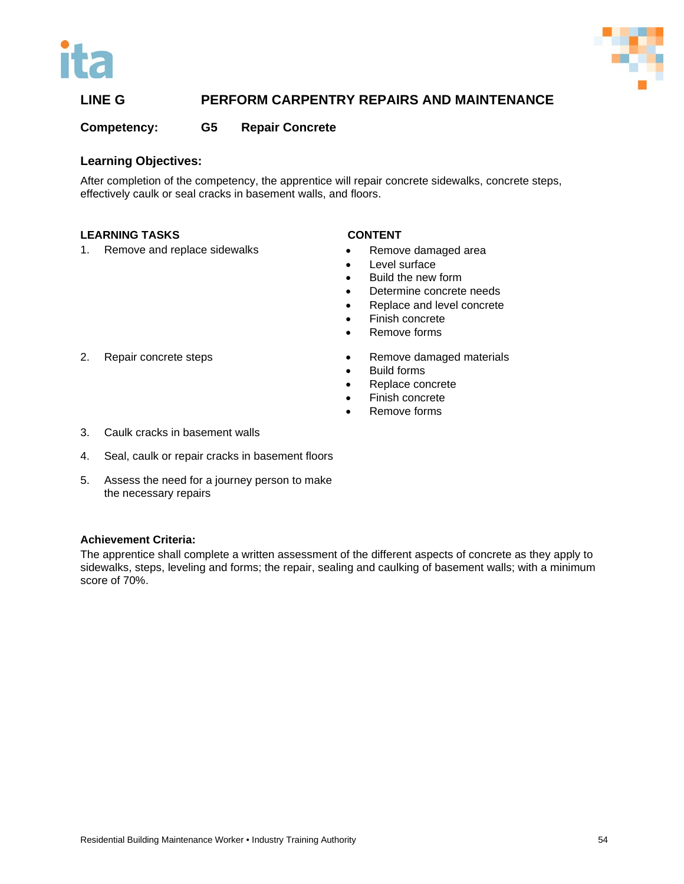## LINE G PERFORM CARPENTRY REPAIRS AND MAINTENANCE

### Competency: G5 Repair Concrete

### Learning Objectives:

After completion of the competency, the apprentice will repair concrete sidewalks, concrete steps, effectively caulk or seal cracks in basement walls, and floors.

| LEARNING TASKS | CONTENT |
|---|---|
| 1. Remove and replace sidewalks | • Remove damaged area<br>• Level surface<br>• Build the new form<br>• Determine concrete needs<br>• Replace and level concrete<br>• Finish concrete<br>• Remove forms |
| 2. Repair concrete steps | • Remove damaged materials<br>• Build forms<br>• Replace concrete<br>• Finish concrete<br>• Remove forms |
| 3. Caulk cracks in basement walls | |
| 4. Seal, caulk or repair cracks in basement floors | |
| 5. Assess the need for a journey person to make the necessary repairs | |

### Achievement Criteria:

The apprentice shall complete a written assessment of the different aspects of concrete as they apply to sidewalks, steps, leveling and forms; the repair, sealing and caulking of basement walls; with a minimum score of 70%.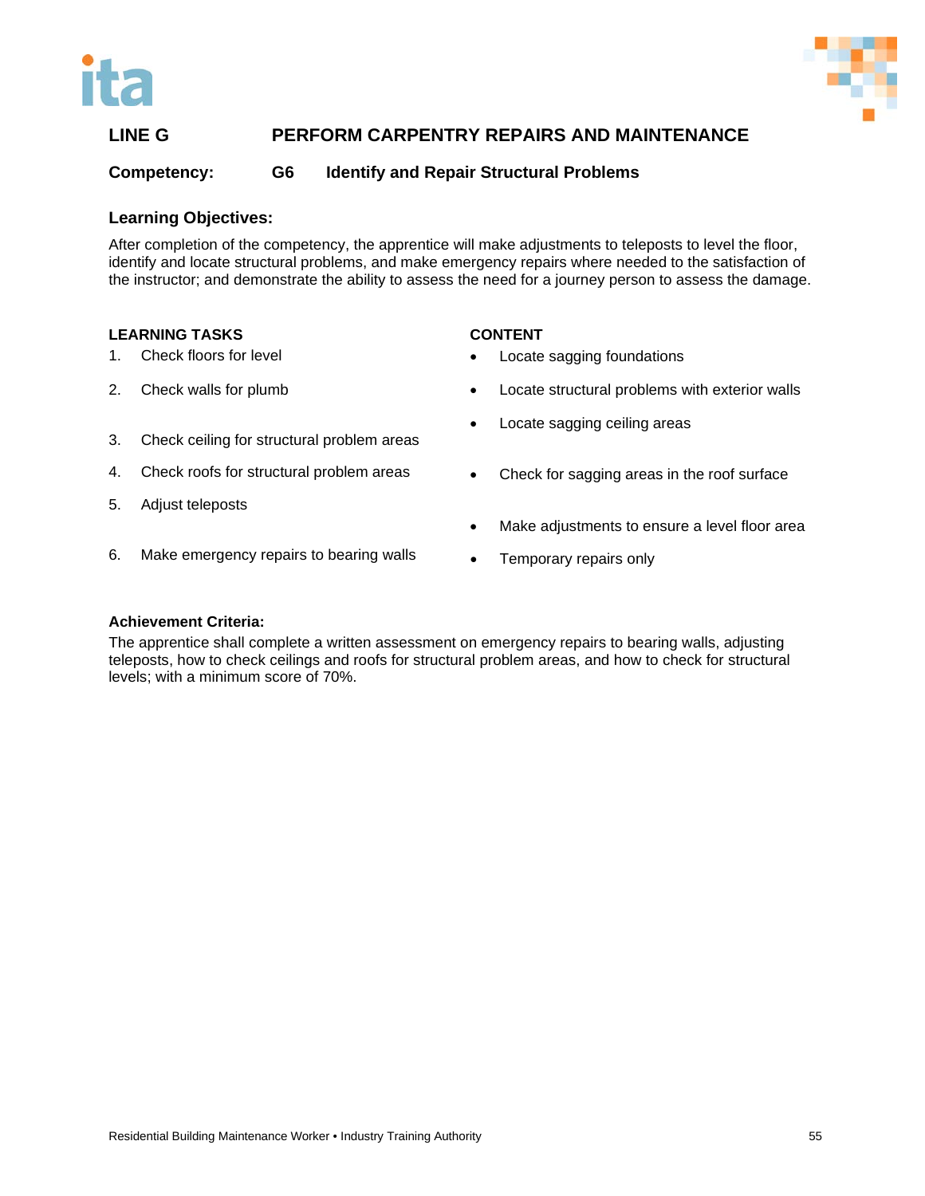## LINE G PERFORM CARPENTRY REPAIRS AND MAINTENANCE

**Competency: G6 Identify and Repair Structural Problems**

### Learning Objectives:

After completion of the competency, the apprentice will make adjustments to teleposts to level the floor, identify and locate structural problems, and make emergency repairs where needed to the satisfaction of the instructor; and demonstrate the ability to assess the need for a journey person to assess the damage.

| LEARNING TASKS | CONTENT |
|---|---|
| 1. Check floors for level | • Locate sagging foundations |
| 2. Check walls for plumb | • Locate structural problems with exterior walls<br>• Locate sagging ceiling areas |
| 3. Check ceiling for structural problem areas | |
| 4. Check roofs for structural problem areas | • Check for sagging areas in the roof surface |
| 5. Adjust teleposts | • Make adjustments to ensure a level floor area |
| 6. Make emergency repairs to bearing walls | • Temporary repairs only |

### Achievement Criteria:

The apprentice shall complete a written assessment on emergency repairs to bearing walls, adjusting teleposts, how to check ceilings and roofs for structural problem areas, and how to check for structural levels; with a minimum score of 70%.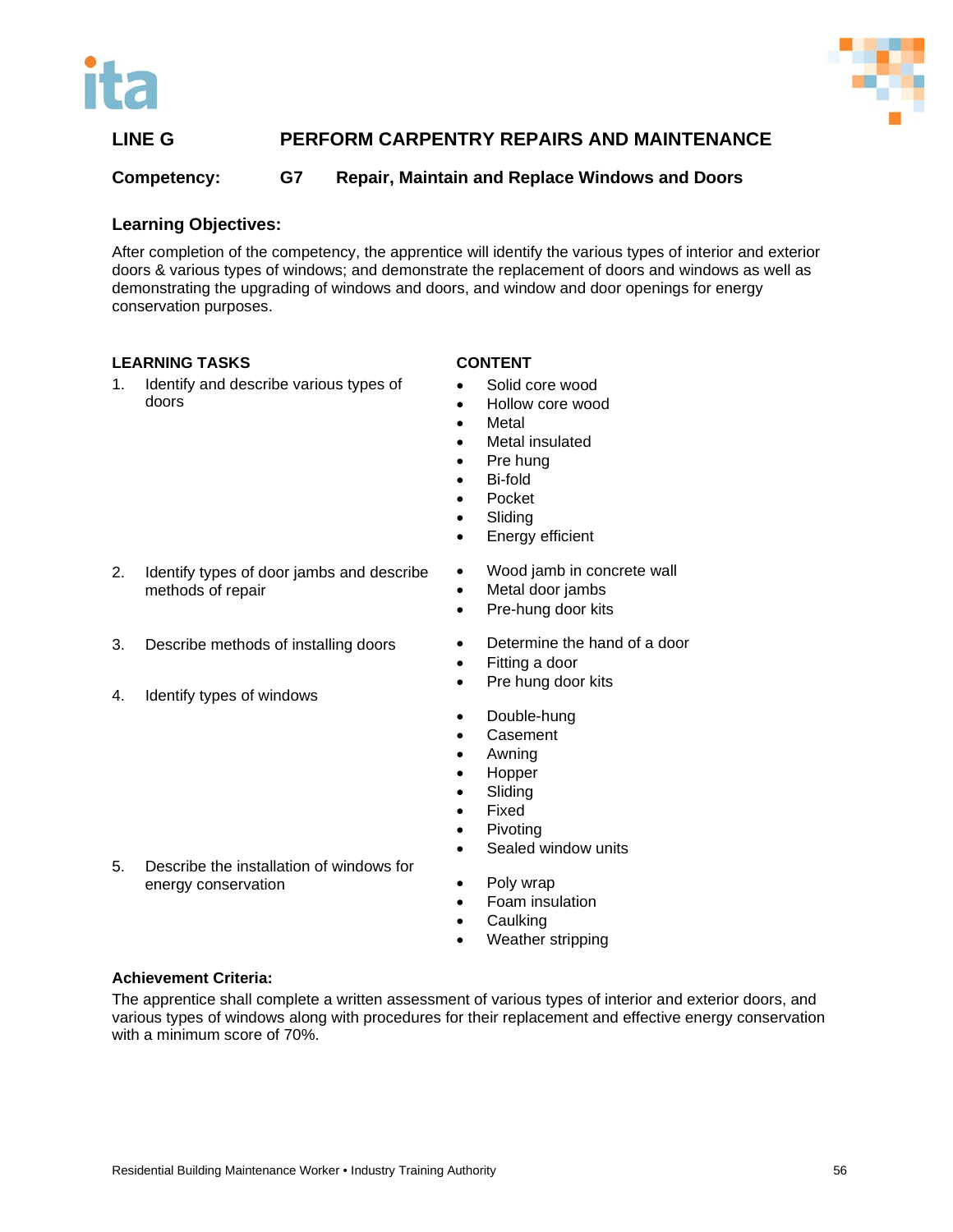## LINE G PERFORM CARPENTRY REPAIRS AND MAINTENANCE

### Competency: G7 Repair, Maintain and Replace Windows and Doors

**Learning Objectives:**

After completion of the competency, the apprentice will identify the various types of interior and exterior doors & various types of windows; and demonstrate the replacement of doors and windows as well as demonstrating the upgrading of windows and doors, and window and door openings for energy conservation purposes.

| LEARNING TASKS | CONTENT |
|---|---|
| 1. Identify and describe various types of doors | • Solid core wood<br>• Hollow core wood<br>• Metal<br>• Metal insulated<br>• Pre hung<br>• Bi-fold<br>• Pocket<br>• Sliding<br>• Energy efficient |
| 2. Identify types of door jambs and describe methods of repair | • Wood jamb in concrete wall<br>• Metal door jambs<br>• Pre-hung door kits |
| 3. Describe methods of installing doors | • Determine the hand of a door<br>• Fitting a door<br>• Pre hung door kits |
| 4. Identify types of windows | • Double-hung<br>• Casement<br>• Awning<br>• Hopper<br>• Sliding<br>• Fixed<br>• Pivoting<br>• Sealed window units |
| 5. Describe the installation of windows for energy conservation | • Poly wrap<br>• Foam insulation<br>• Caulking<br>• Weather stripping |

**Achievement Criteria:**

The apprentice shall complete a written assessment of various types of interior and exterior doors, and various types of windows along with procedures for their replacement and effective energy conservation with a minimum score of 70%.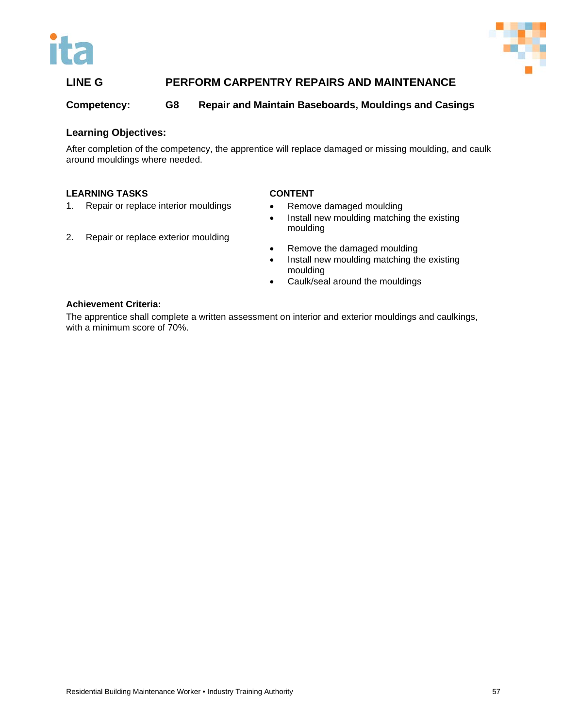## LINE G PERFORM CARPENTRY REPAIRS AND MAINTENANCE

**Competency: G8 Repair and Maintain Baseboards, Mouldings and Casings**

### Learning Objectives:

After completion of the competency, the apprentice will replace damaged or missing moulding, and caulk around mouldings where needed.

| LEARNING TASKS | CONTENT |
|---|---|
| 1. Repair or replace interior mouldings | • Remove damaged moulding<br>• Install new moulding matching the existing moulding |
| 2. Repair or replace exterior moulding | • Remove the damaged moulding<br>• Install new moulding matching the existing moulding<br>• Caulk/seal around the mouldings |

### Achievement Criteria:

The apprentice shall complete a written assessment on interior and exterior mouldings and caulkings, with a minimum score of 70%.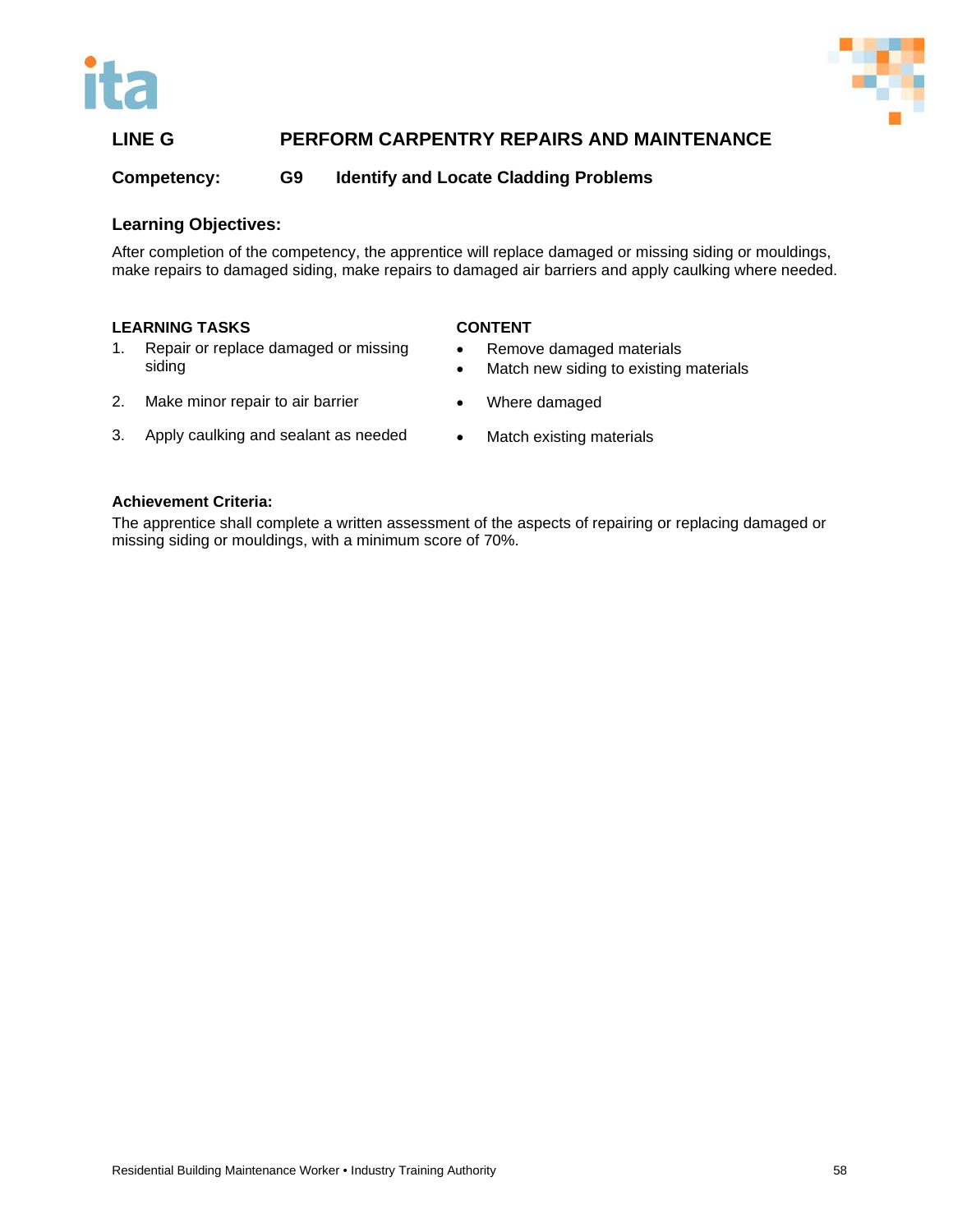## LINE G PERFORM CARPENTRY REPAIRS AND MAINTENANCE

**Competency: G9 Identify and Locate Cladding Problems**

### Learning Objectives:

After completion of the competency, the apprentice will replace damaged or missing siding or mouldings, make repairs to damaged siding, make repairs to damaged air barriers and apply caulking where needed.

| LEARNING TASKS | CONTENT |
|---|---|
| 1. Repair or replace damaged or missing siding | • Remove damaged materials<br>• Match new siding to existing materials |
| 2. Make minor repair to air barrier | • Where damaged |
| 3. Apply caulking and sealant as needed | • Match existing materials |

**Achievement Criteria:**

The apprentice shall complete a written assessment of the aspects of repairing or replacing damaged or missing siding or mouldings, with a minimum score of 70%.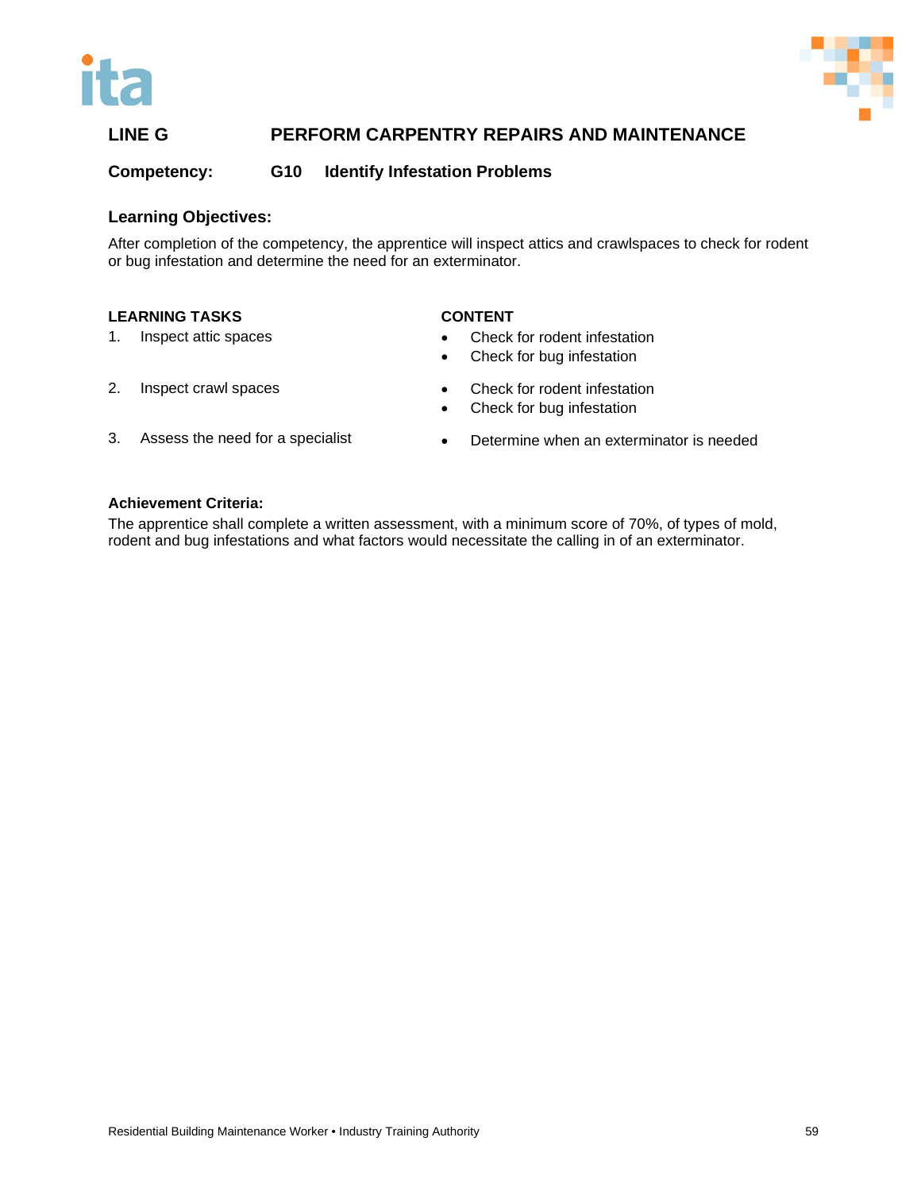## LINE G PERFORM CARPENTRY REPAIRS AND MAINTENANCE

### Competency: G10 Identify Infestation Problems

### Learning Objectives:

After completion of the competency, the apprentice will inspect attics and crawlspaces to check for rodent or bug infestation and determine the need for an exterminator.

| LEARNING TASKS | CONTENT |
|---|---|
| 1. Inspect attic spaces | • Check for rodent infestation<br>• Check for bug infestation |
| 2. Inspect crawl spaces | • Check for rodent infestation<br>• Check for bug infestation |
| 3. Assess the need for a specialist | • Determine when an exterminator is needed |

**Achievement Criteria:**

The apprentice shall complete a written assessment, with a minimum score of 70%, of types of mold, rodent and bug infestations and what factors would necessitate the calling in of an exterminator.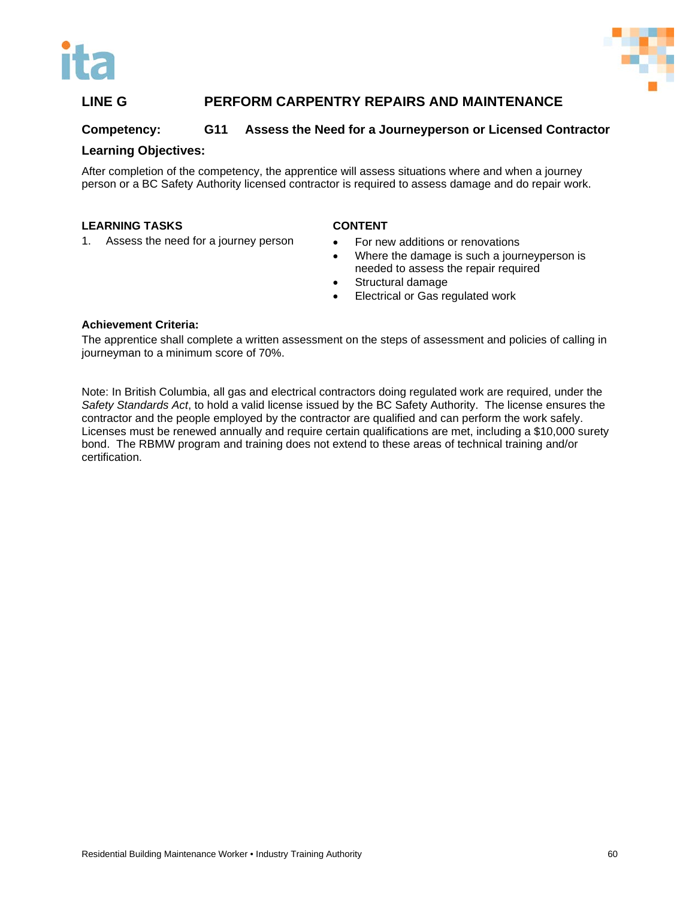## LINE G PERFORM CARPENTRY REPAIRS AND MAINTENANCE

### Competency: G11 Assess the Need for a Journeyperson or Licensed Contractor

**Learning Objectives:**

After completion of the competency, the apprentice will assess situations where and when a journey person or a BC Safety Authority licensed contractor is required to assess damage and do repair work.

| LEARNING TASKS | CONTENT |
|---|---|
| 1. Assess the need for a journey person | • For new additions or renovations<br>• Where the damage is such a journeyperson is needed to assess the repair required<br>• Structural damage<br>• Electrical or Gas regulated work |

**Achievement Criteria:**

The apprentice shall complete a written assessment on the steps of assessment and policies of calling in journeyman to a minimum score of 70%.

Note: In British Columbia, all gas and electrical contractors doing regulated work are required, under the *Safety Standards Act*, to hold a valid license issued by the BC Safety Authority. The license ensures the contractor and the people employed by the contractor are qualified and can perform the work safely. Licenses must be renewed annually and require certain qualifications are met, including a $10,000 surety bond. The RBMW program and training does not extend to these areas of technical training and/or certification.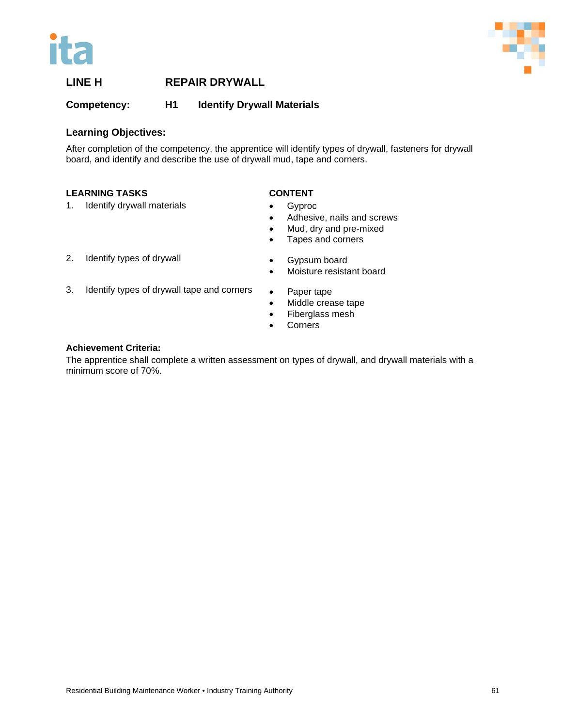## LINE H REPAIR DRYWALL

**Competency: H1 Identify Drywall Materials**

### Learning Objectives:

After completion of the competency, the apprentice will identify types of drywall, fasteners for drywall board, and identify and describe the use of drywall mud, tape and corners.

| LEARNING TASKS | CONTENT |
|---|---|
| 1. Identify drywall materials | • Gyproc<br>• Adhesive, nails and screws<br>• Mud, dry and pre-mixed<br>• Tapes and corners |
| 2. Identify types of drywall | • Gypsum board<br>• Moisture resistant board |
| 3. Identify types of drywall tape and corners | • Paper tape<br>• Middle crease tape<br>• Fiberglass mesh<br>• Corners |

**Achievement Criteria:**

The apprentice shall complete a written assessment on types of drywall, and drywall materials with a minimum score of 70%.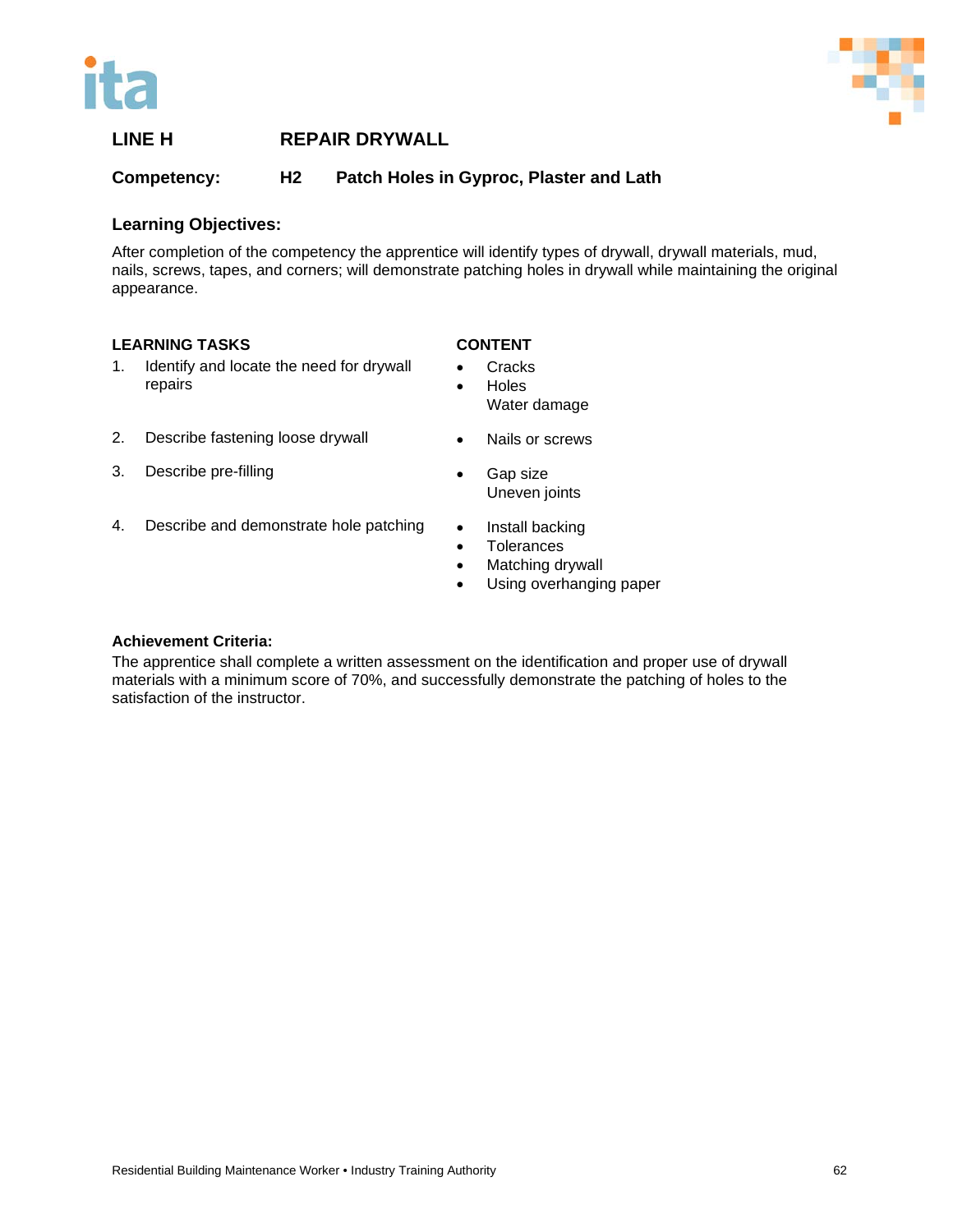## LINE H REPAIR DRYWALL

**Competency: H2 Patch Holes in Gyproc, Plaster and Lath**

### Learning Objectives:

After completion of the competency the apprentice will identify types of drywall, drywall materials, mud, nails, screws, tapes, and corners; will demonstrate patching holes in drywall while maintaining the original appearance.

| LEARNING TASKS | CONTENT |
|---|---|
| 1. Identify and locate the need for drywall repairs | • Cracks<br>• Holes<br>Water damage |
| 2. Describe fastening loose drywall | • Nails or screws |
| 3. Describe pre-filling | • Gap size<br>Uneven joints |
| 4. Describe and demonstrate hole patching | • Install backing<br>• Tolerances<br>• Matching drywall<br>• Using overhanging paper |

**Achievement Criteria:**

The apprentice shall complete a written assessment on the identification and proper use of drywall materials with a minimum score of 70%, and successfully demonstrate the patching of holes to the satisfaction of the instructor.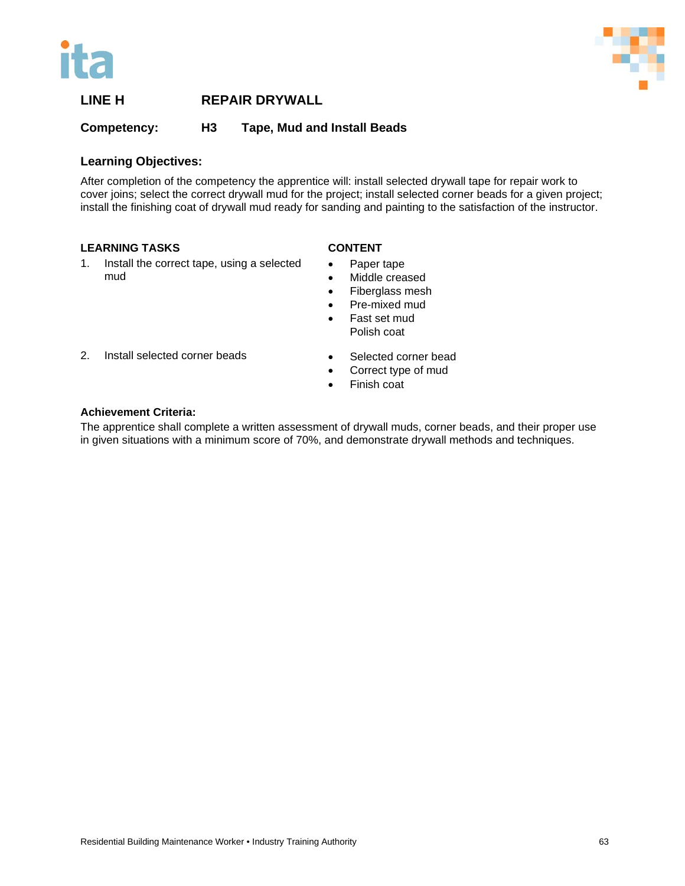## LINE H REPAIR DRYWALL

### Competency: H3 Tape, Mud and Install Beads

**Learning Objectives:**

After completion of the competency the apprentice will: install selected drywall tape for repair work to cover joins; select the correct drywall mud for the project; install selected corner beads for a given project; install the finishing coat of drywall mud ready for sanding and painting to the satisfaction of the instructor.

| LEARNING TASKS | CONTENT |
|---|---|
| 1. Install the correct tape, using a selected mud | • Paper tape<br>• Middle creased<br>• Fiberglass mesh<br>• Pre-mixed mud<br>• Fast set mud<br>Polish coat |
| 2. Install selected corner beads | • Selected corner bead<br>• Correct type of mud<br>• Finish coat |

**Achievement Criteria:**

The apprentice shall complete a written assessment of drywall muds, corner beads, and their proper use in given situations with a minimum score of 70%, and demonstrate drywall methods and techniques.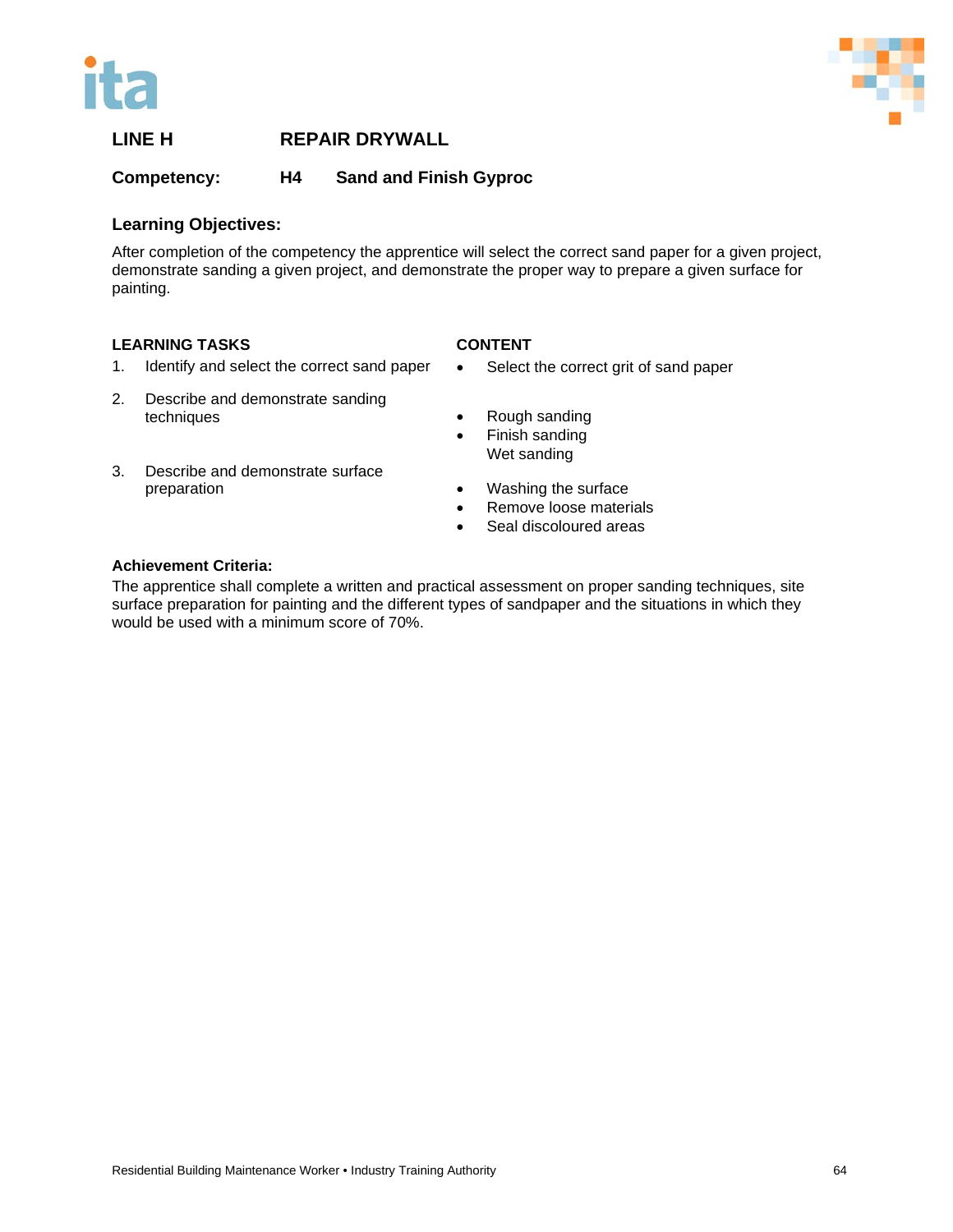## LINE H REPAIR DRYWALL

**Competency: H4 Sand and Finish Gyproc**

### Learning Objectives:

After completion of the competency the apprentice will select the correct sand paper for a given project, demonstrate sanding a given project, and demonstrate the proper way to prepare a given surface for painting.

| LEARNING TASKS | CONTENT |
|---|---|
| 1. Identify and select the correct sand paper | • Select the correct grit of sand paper |
| 2. Describe and demonstrate sanding techniques | • Rough sanding<br>• Finish sanding<br>Wet sanding |
| 3. Describe and demonstrate surface preparation | • Washing the surface<br>• Remove loose materials<br>• Seal discoloured areas |

**Achievement Criteria:**

The apprentice shall complete a written and practical assessment on proper sanding techniques, site surface preparation for painting and the different types of sandpaper and the situations in which they would be used with a minimum score of 70%.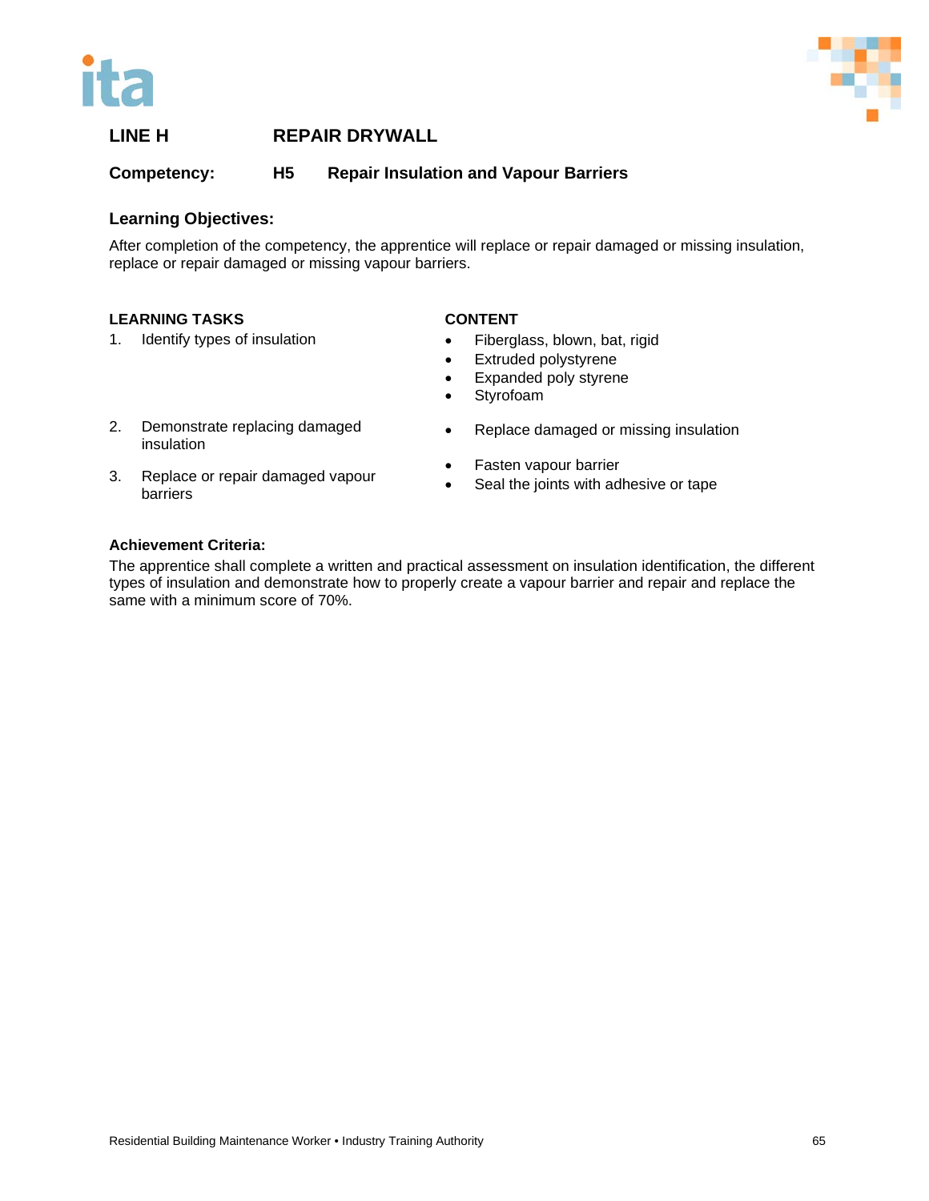## LINE H — REPAIR DRYWALL

### Competency: H5 Repair Insulation and Vapour Barriers

**Learning Objectives:**

After completion of the competency, the apprentice will replace or repair damaged or missing insulation, replace or repair damaged or missing vapour barriers.

| LEARNING TASKS | CONTENT |
|---|---|
| 1. Identify types of insulation | • Fiberglass, blown, bat, rigid<br>• Extruded polystyrene<br>• Expanded poly styrene<br>• Styrofoam |
| 2. Demonstrate replacing damaged insulation | • Replace damaged or missing insulation |
| 3. Replace or repair damaged vapour barriers | • Fasten vapour barrier<br>• Seal the joints with adhesive or tape |

**Achievement Criteria:**

The apprentice shall complete a written and practical assessment on insulation identification, the different types of insulation and demonstrate how to properly create a vapour barrier and repair and replace the same with a minimum score of 70%.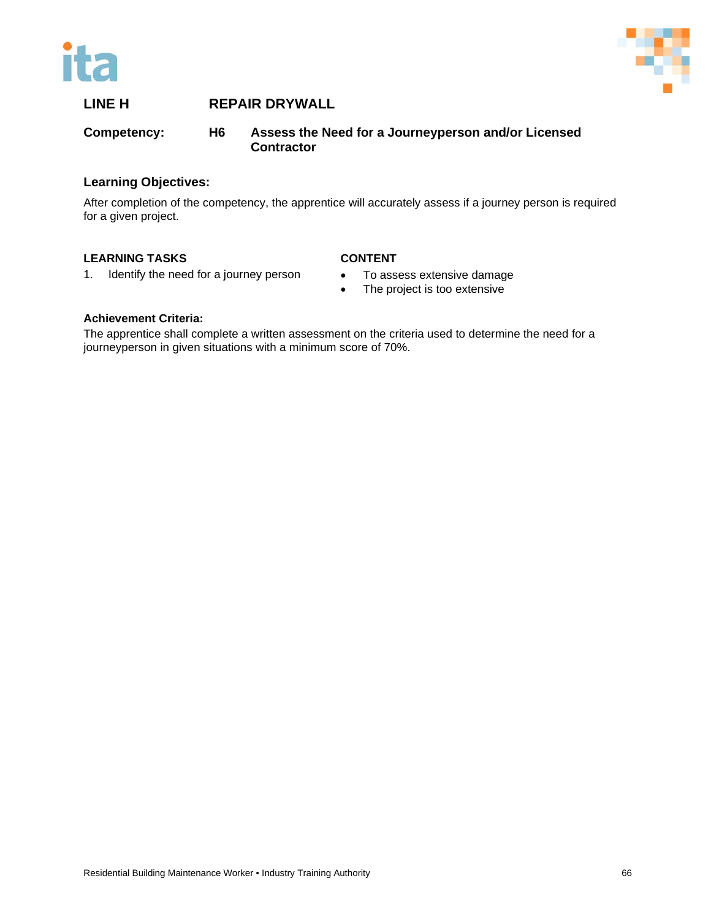## LINE H REPAIR DRYWALL

**Competency:** **H6 Assess the Need for a Journeyperson and/or Licensed Contractor**

### Learning Objectives:

After completion of the competency, the apprentice will accurately assess if a journey person is required for a given project.

| LEARNING TASKS | CONTENT |
|---|---|
| 1. Identify the need for a journey person | • To assess extensive damage<br>• The project is too extensive |

**Achievement Criteria:**
The apprentice shall complete a written assessment on the criteria used to determine the need for a journeyperson in given situations with a minimum score of 70%.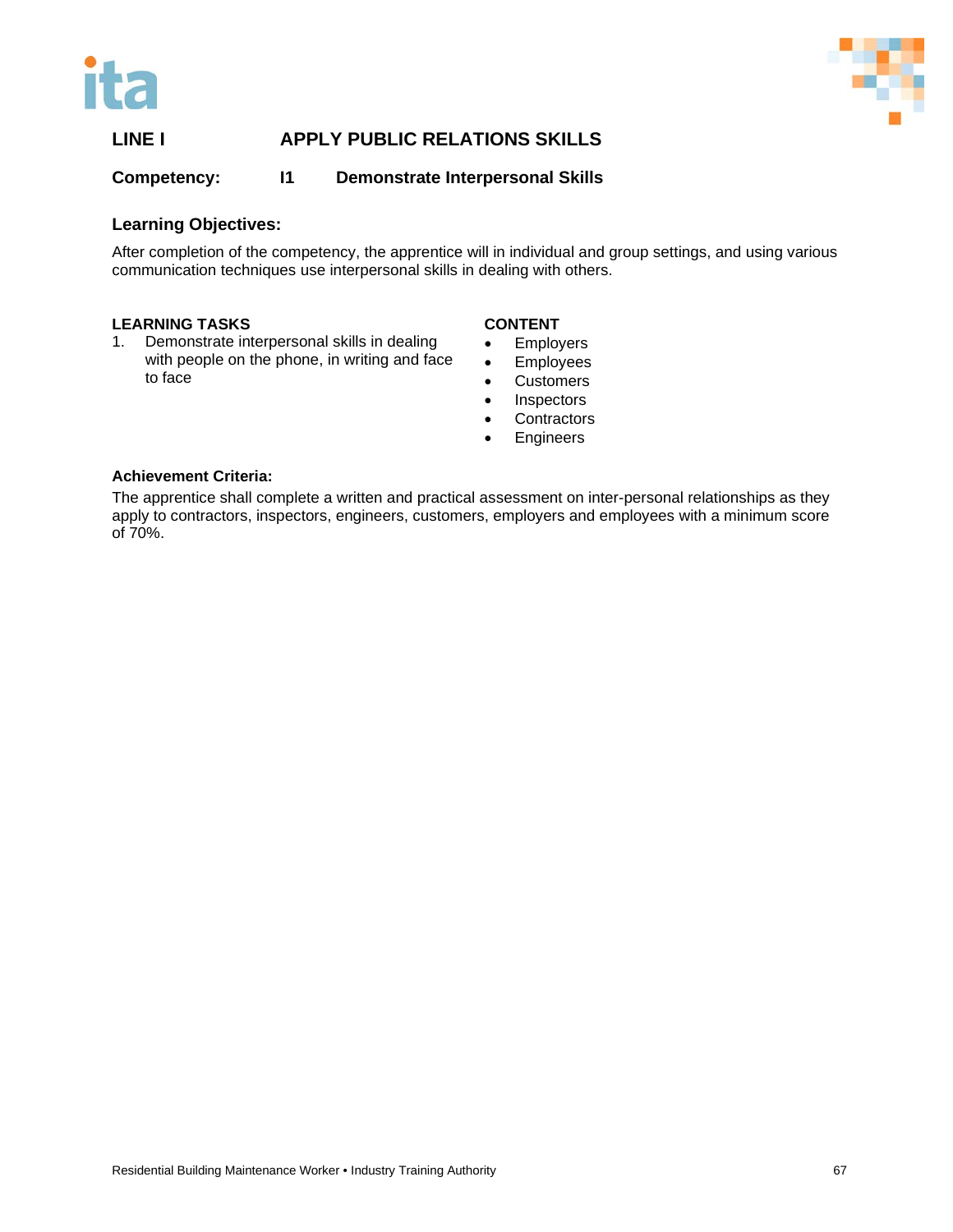## LINE I APPLY PUBLIC RELATIONS SKILLS

**Competency: I1 Demonstrate Interpersonal Skills**

### Learning Objectives:

After completion of the competency, the apprentice will in individual and group settings, and using various communication techniques use interpersonal skills in dealing with others.

| LEARNING TASKS | CONTENT |
|---|---|
| 1. Demonstrate interpersonal skills in dealing with people on the phone, in writing and face to face | • Employers<br>• Employees<br>• Customers<br>• Inspectors<br>• Contractors<br>• Engineers |

### Achievement Criteria:

The apprentice shall complete a written and practical assessment on inter-personal relationships as they apply to contractors, inspectors, engineers, customers, employers and employees with a minimum score of 70%.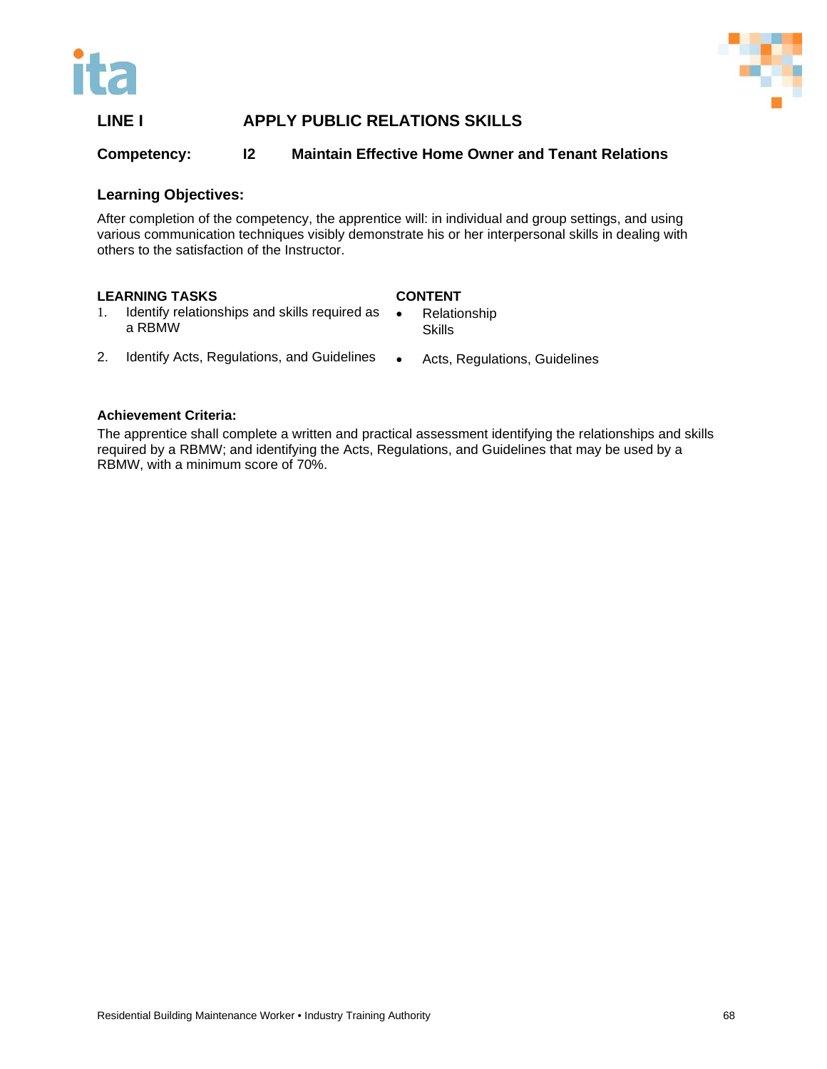## LINE I APPLY PUBLIC RELATIONS SKILLS

### Competency: I2 Maintain Effective Home Owner and Tenant Relations

**Learning Objectives:**

After completion of the competency, the apprentice will: in individual and group settings, and using various communication techniques visibly demonstrate his or her interpersonal skills in dealing with others to the satisfaction of the Instructor.

| LEARNING TASKS | CONTENT |
|---|---|
| 1. Identify relationships and skills required as a RBMW | • Relationship<br>Skills |
| 2. Identify Acts, Regulations, and Guidelines | • Acts, Regulations, Guidelines |

**Achievement Criteria:**

The apprentice shall complete a written and practical assessment identifying the relationships and skills required by a RBMW; and identifying the Acts, Regulations, and Guidelines that may be used by a RBMW, with a minimum score of 70%.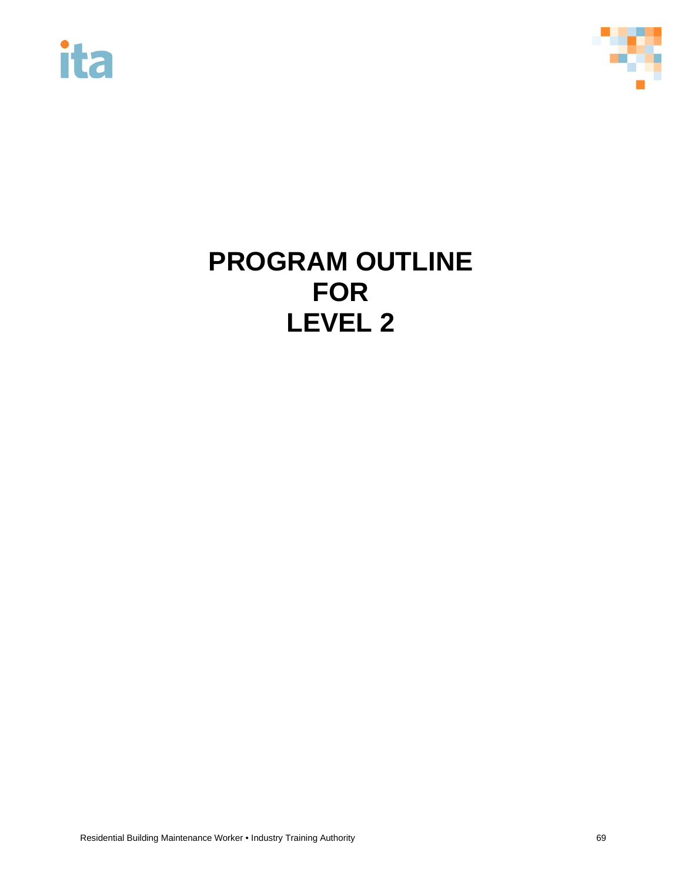# PROGRAM OUTLINE
# FOR
# LEVEL 2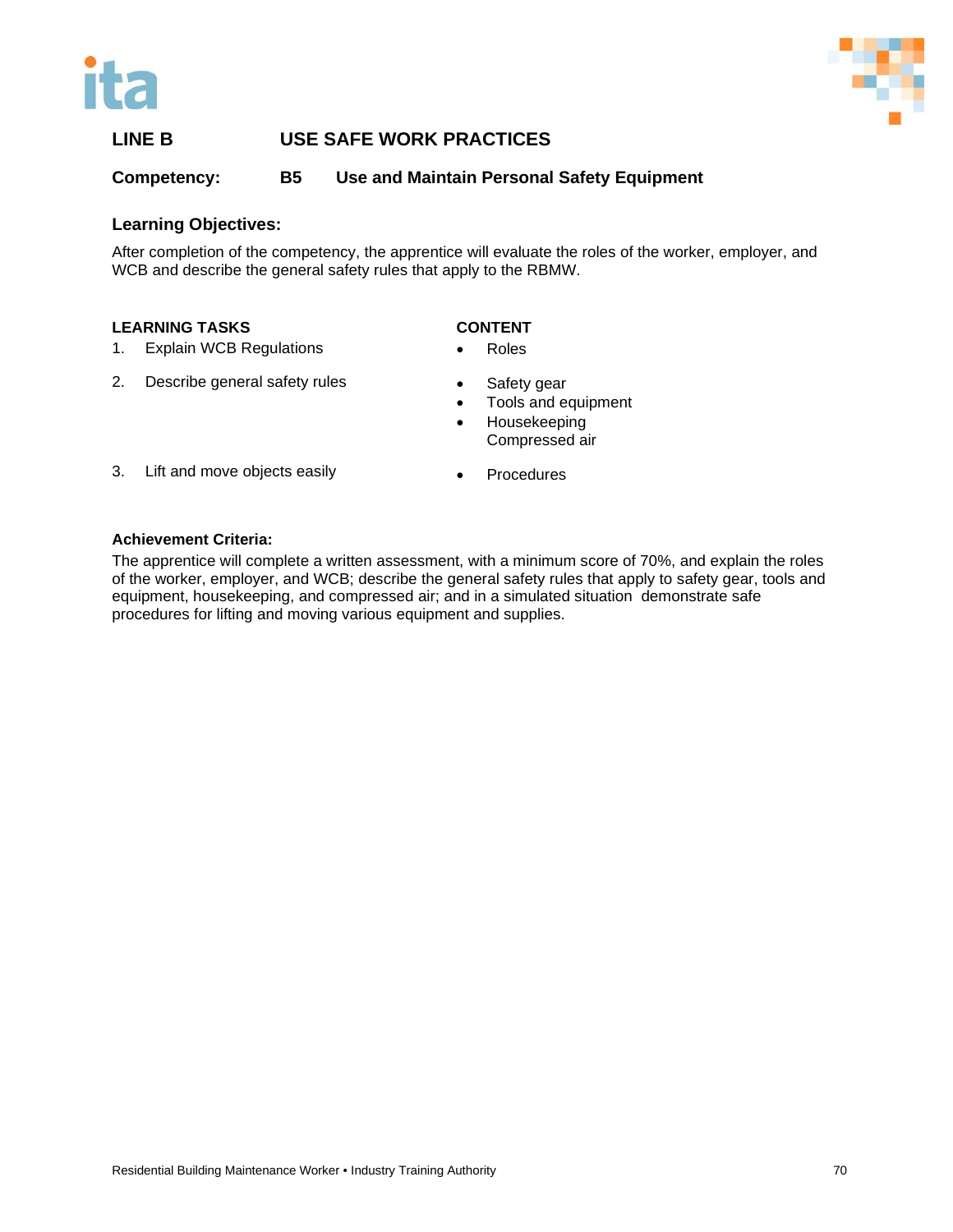## LINE B USE SAFE WORK PRACTICES

**Competency: B5 Use and Maintain Personal Safety Equipment**

### Learning Objectives:

After completion of the competency, the apprentice will evaluate the roles of the worker, employer, and WCB and describe the general safety rules that apply to the RBMW.

| LEARNING TASKS | CONTENT |
|---|---|
| 1. Explain WCB Regulations | • Roles |
| 2. Describe general safety rules | • Safety gear<br>• Tools and equipment<br>• Housekeeping<br>Compressed air |
| 3. Lift and move objects easily | • Procedures |

### Achievement Criteria:

The apprentice will complete a written assessment, with a minimum score of 70%, and explain the roles of the worker, employer, and WCB; describe the general safety rules that apply to safety gear, tools and equipment, housekeeping, and compressed air; and in a simulated situation demonstrate safe procedures for lifting and moving various equipment and supplies.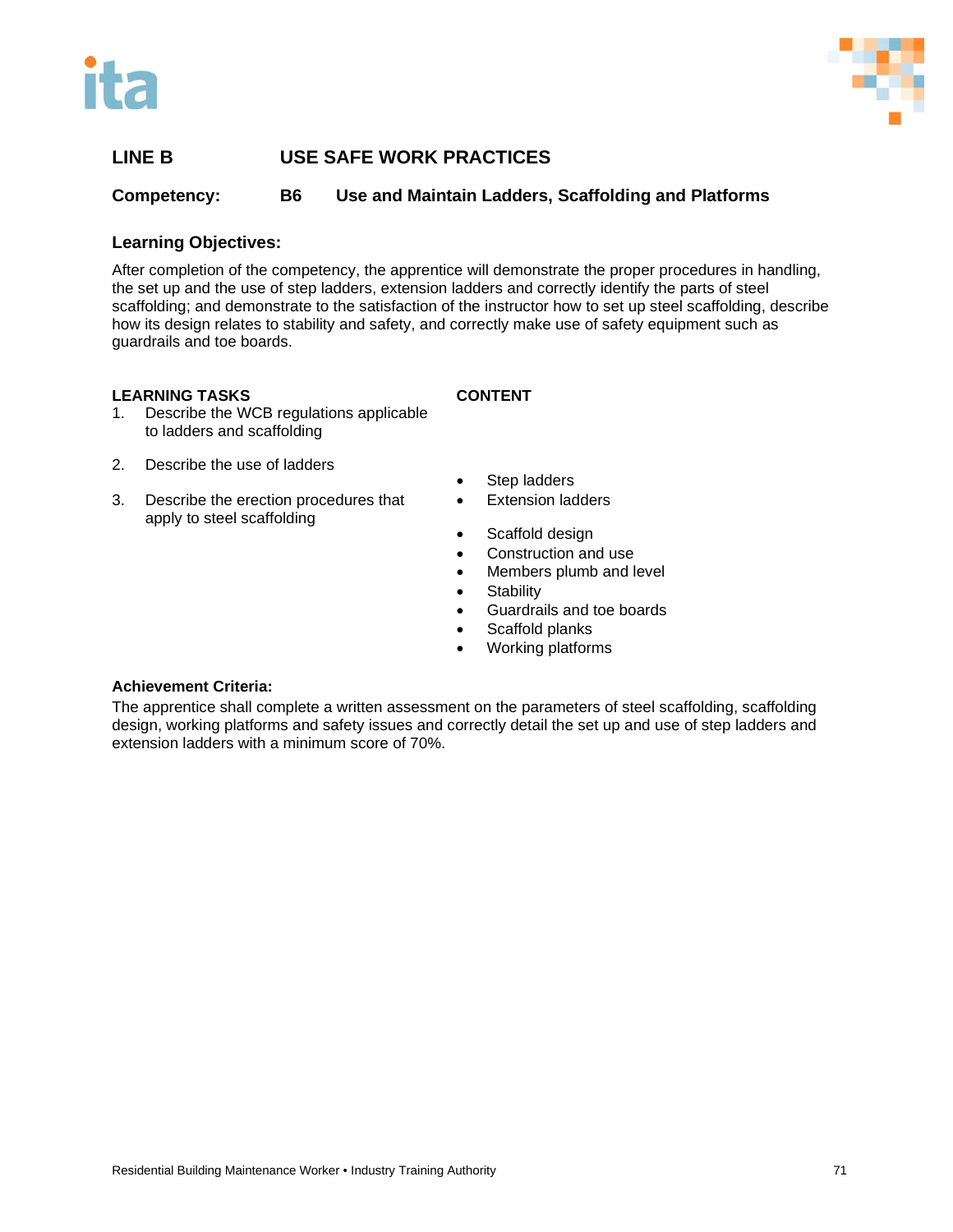## LINE B USE SAFE WORK PRACTICES

**Competency: B6 Use and Maintain Ladders, Scaffolding and Platforms**

### Learning Objectives:

After completion of the competency, the apprentice will demonstrate the proper procedures in handling, the set up and the use of step ladders, extension ladders and correctly identify the parts of steel scaffolding; and demonstrate to the satisfaction of the instructor how to set up steel scaffolding, describe how its design relates to stability and safety, and correctly make use of safety equipment such as guardrails and toe boards.

| LEARNING TASKS | CONTENT |
|---|---|
| 1. Describe the WCB regulations applicable to ladders and scaffolding | |
| 2. Describe the use of ladders | • Step ladders<br>• Extension ladders |
| 3. Describe the erection procedures that apply to steel scaffolding | • Scaffold design<br>• Construction and use<br>• Members plumb and level<br>• Stability<br>• Guardrails and toe boards<br>• Scaffold planks<br>• Working platforms |

### Achievement Criteria:

The apprentice shall complete a written assessment on the parameters of steel scaffolding, scaffolding design, working platforms and safety issues and correctly detail the set up and use of step ladders and extension ladders with a minimum score of 70%.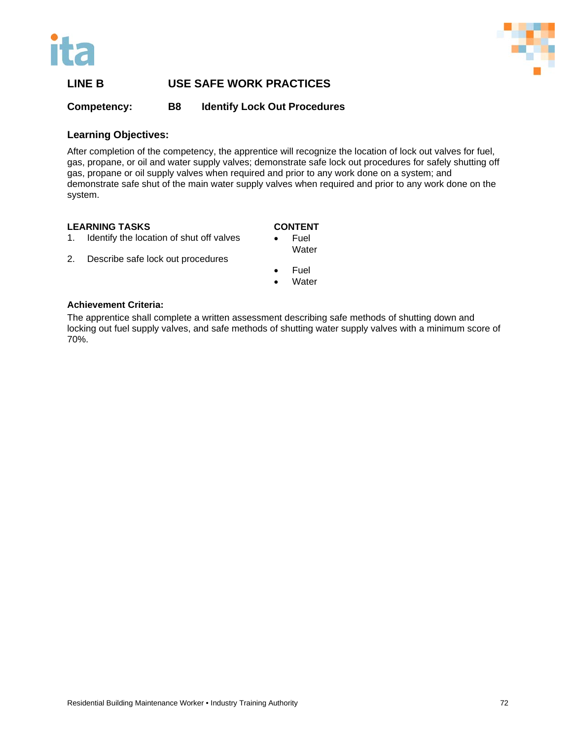## LINE B USE SAFE WORK PRACTICES

### Competency: B8 Identify Lock Out Procedures

### Learning Objectives:

After completion of the competency, the apprentice will recognize the location of lock out valves for fuel, gas, propane, or oil and water supply valves; demonstrate safe lock out procedures for safely shutting off gas, propane or oil supply valves when required and prior to any work done on a system; and demonstrate safe shut of the main water supply valves when required and prior to any work done on the system.

| LEARNING TASKS | CONTENT |
| --- | --- |
| 1. Identify the location of shut off valves | • Fuel<br>Water |
| 2. Describe safe lock out procedures | • Fuel<br>• Water |

### Achievement Criteria:

The apprentice shall complete a written assessment describing safe methods of shutting down and locking out fuel supply valves, and safe methods of shutting water supply valves with a minimum score of 70%.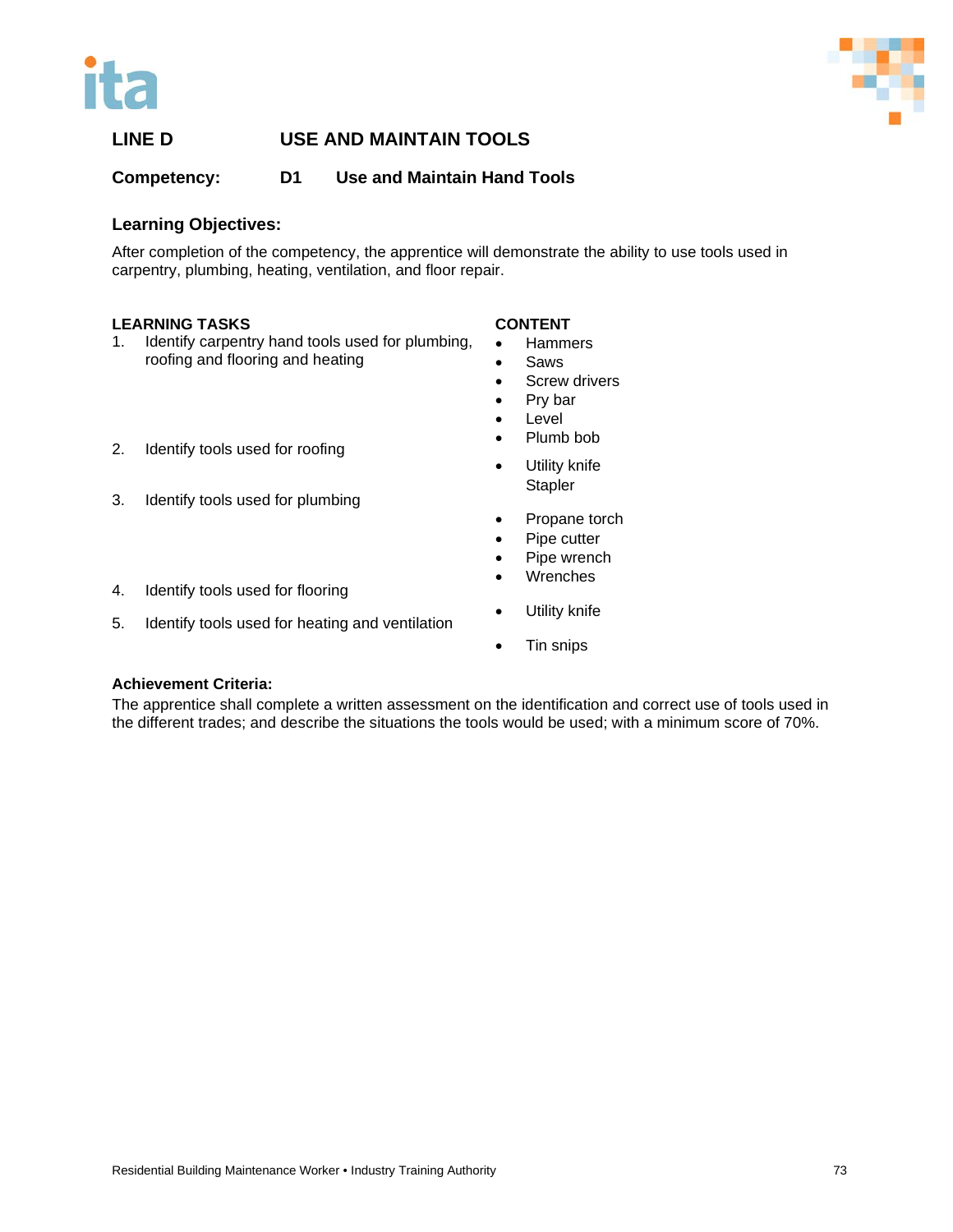## LINE D USE AND MAINTAIN TOOLS

### Competency: D1 Use and Maintain Hand Tools

**Learning Objectives:**

After completion of the competency, the apprentice will demonstrate the ability to use tools used in carpentry, plumbing, heating, ventilation, and floor repair.

| LEARNING TASKS | CONTENT |
|---|---|
| 1. Identify carpentry hand tools used for plumbing, roofing and flooring and heating | • Hammers<br>• Saws<br>• Screw drivers<br>• Pry bar<br>• Level<br>• Plumb bob |
| 2. Identify tools used for roofing | • Utility knife<br>Stapler |
| 3. Identify tools used for plumbing | • Propane torch<br>• Pipe cutter<br>• Pipe wrench<br>• Wrenches |
| 4. Identify tools used for flooring | • Utility knife |
| 5. Identify tools used for heating and ventilation | • Tin snips |

**Achievement Criteria:**

The apprentice shall complete a written assessment on the identification and correct use of tools used in the different trades; and describe the situations the tools would be used; with a minimum score of 70%.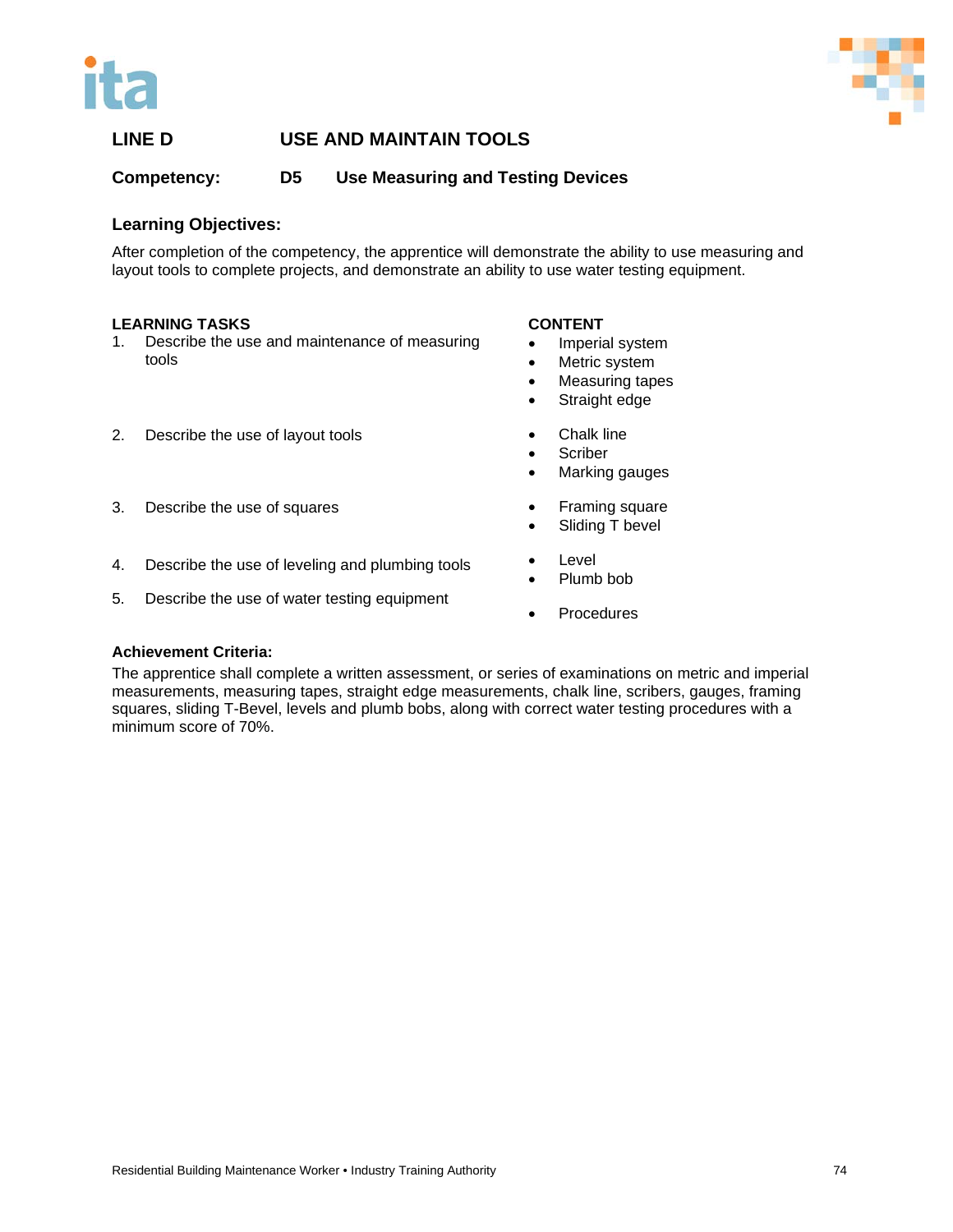## LINE D USE AND MAINTAIN TOOLS

**Competency: D5 Use Measuring and Testing Devices**

### Learning Objectives:

After completion of the competency, the apprentice will demonstrate the ability to use measuring and layout tools to complete projects, and demonstrate an ability to use water testing equipment.

| LEARNING TASKS | CONTENT |
|---|---|
| 1. Describe the use and maintenance of measuring tools | • Imperial system<br>• Metric system<br>• Measuring tapes<br>• Straight edge |
| 2. Describe the use of layout tools | • Chalk line<br>• Scriber<br>• Marking gauges |
| 3. Describe the use of squares | • Framing square<br>• Sliding T bevel |
| 4. Describe the use of leveling and plumbing tools | • Level<br>• Plumb bob |
| 5. Describe the use of water testing equipment | • Procedures |

### Achievement Criteria:

The apprentice shall complete a written assessment, or series of examinations on metric and imperial measurements, measuring tapes, straight edge measurements, chalk line, scribers, gauges, framing squares, sliding T-Bevel, levels and plumb bobs, along with correct water testing procedures with a minimum score of 70%.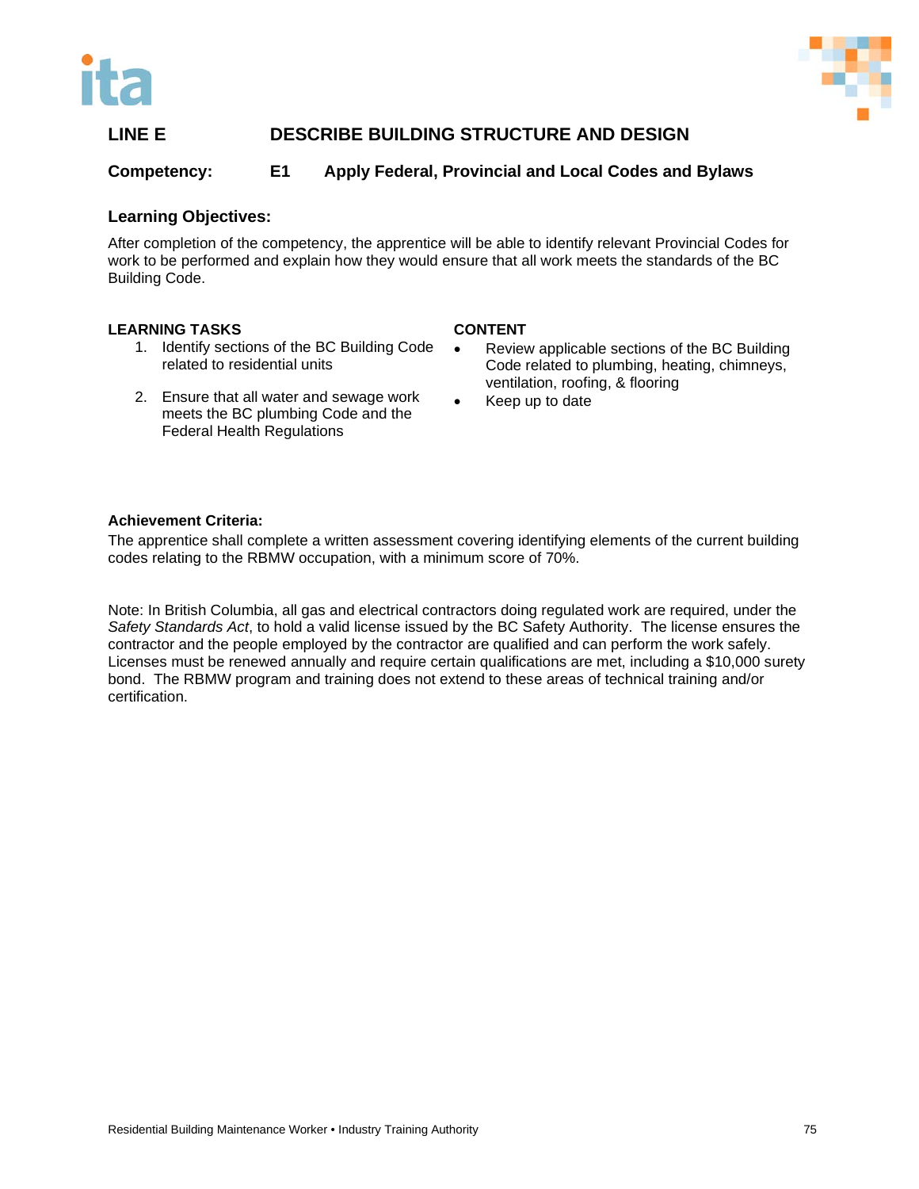## LINE E DESCRIBE BUILDING STRUCTURE AND DESIGN

**Competency: E1 Apply Federal, Provincial and Local Codes and Bylaws**

### Learning Objectives:

After completion of the competency, the apprentice will be able to identify relevant Provincial Codes for work to be performed and explain how they would ensure that all work meets the standards of the BC Building Code.

| LEARNING TASKS | CONTENT |
| --- | --- |
| 1. Identify sections of the BC Building Code related to residential units | • Review applicable sections of the BC Building Code related to plumbing, heating, chimneys, ventilation, roofing, & flooring<br>• Keep up to date |
| 2. Ensure that all water and sewage work meets the BC plumbing Code and the Federal Health Regulations | |

**Achievement Criteria:**

The apprentice shall complete a written assessment covering identifying elements of the current building codes relating to the RBMW occupation, with a minimum score of 70%.

Note: In British Columbia, all gas and electrical contractors doing regulated work are required, under the *Safety Standards Act*, to hold a valid license issued by the BC Safety Authority. The license ensures the contractor and the people employed by the contractor are qualified and can perform the work safely. Licenses must be renewed annually and require certain qualifications are met, including a $10,000 surety bond. The RBMW program and training does not extend to these areas of technical training and/or certification.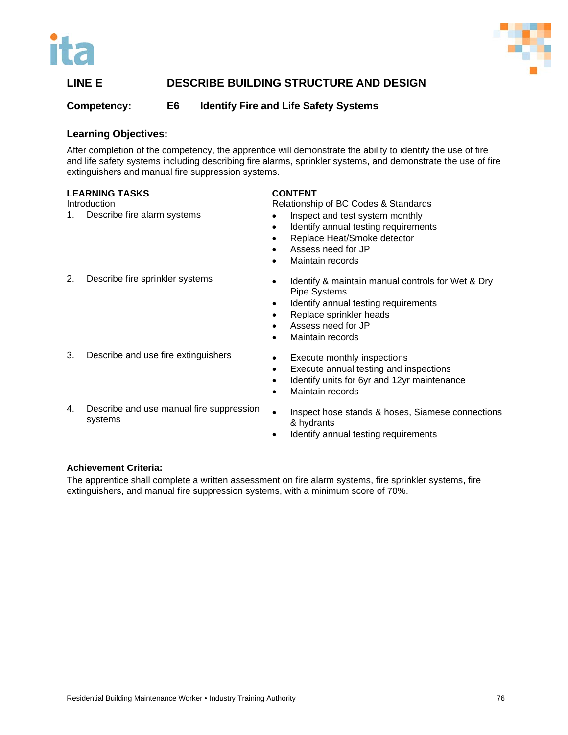## LINE E DESCRIBE BUILDING STRUCTURE AND DESIGN

**Competency: E6 Identify Fire and Life Safety Systems**

### Learning Objectives:

After completion of the competency, the apprentice will demonstrate the ability to identify the use of fire and life safety systems including describing fire alarms, sprinkler systems, and demonstrate the use of fire extinguishers and manual fire suppression systems.

| LEARNING TASKS | CONTENT |
| --- | --- |
| Introduction | Relationship of BC Codes & Standards |
| 1. Describe fire alarm systems | • Inspect and test system monthly<br>• Identify annual testing requirements<br>• Replace Heat/Smoke detector<br>• Assess need for JP<br>• Maintain records |
| 2. Describe fire sprinkler systems | • Identify & maintain manual controls for Wet & Dry Pipe Systems<br>• Identify annual testing requirements<br>• Replace sprinkler heads<br>• Assess need for JP<br>• Maintain records |
| 3. Describe and use fire extinguishers | • Execute monthly inspections<br>• Execute annual testing and inspections<br>• Identify units for 6yr and 12yr maintenance<br>• Maintain records |
| 4. Describe and use manual fire suppression systems | • Inspect hose stands & hoses, Siamese connections & hydrants<br>• Identify annual testing requirements |

**Achievement Criteria:**

The apprentice shall complete a written assessment on fire alarm systems, fire sprinkler systems, fire extinguishers, and manual fire suppression systems, with a minimum score of 70%.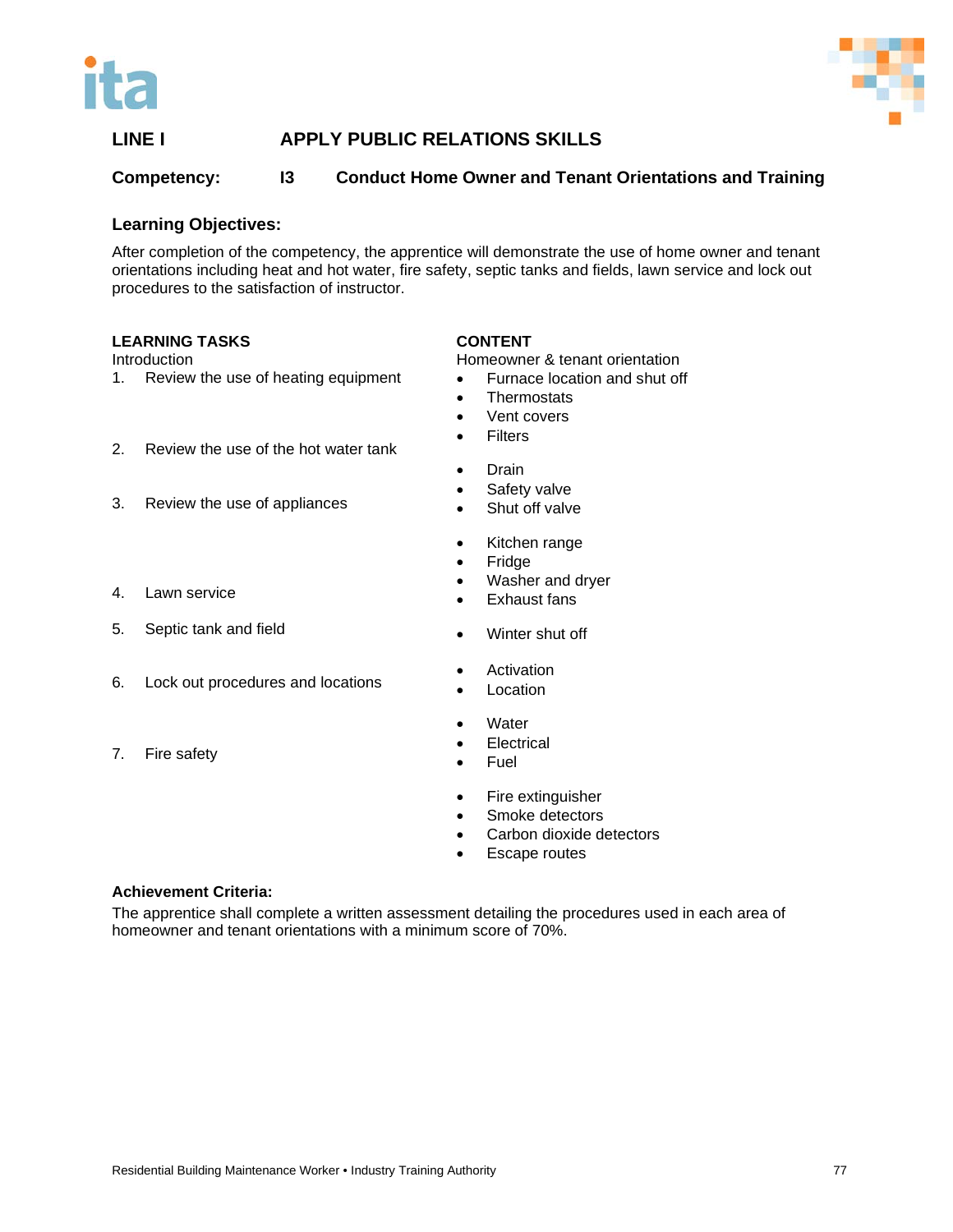## LINE I APPLY PUBLIC RELATIONS SKILLS

### Competency: I3 Conduct Home Owner and Tenant Orientations and Training

**Learning Objectives:**

After completion of the competency, the apprentice will demonstrate the use of home owner and tenant orientations including heat and hot water, fire safety, septic tanks and fields, lawn service and lock out procedures to the satisfaction of instructor.

| LEARNING TASKS | CONTENT |
|---|---|
| Introduction | Homeowner & tenant orientation |
| 1. Review the use of heating equipment | • Furnace location and shut off<br>• Thermostats<br>• Vent covers<br>• Filters |
| 2. Review the use of the hot water tank | • Drain<br>• Safety valve<br>• Shut off valve |
| 3. Review the use of appliances | • Kitchen range<br>• Fridge<br>• Washer and dryer<br>• Exhaust fans |
| 4. Lawn service | • Winter shut off |
| 5. Septic tank and field | • Activation<br>• Location |
| 6. Lock out procedures and locations | • Water<br>• Electrical<br>• Fuel |
| 7. Fire safety | • Fire extinguisher<br>• Smoke detectors<br>• Carbon dioxide detectors<br>• Escape routes |

**Achievement Criteria:**

The apprentice shall complete a written assessment detailing the procedures used in each area of homeowner and tenant orientations with a minimum score of 70%.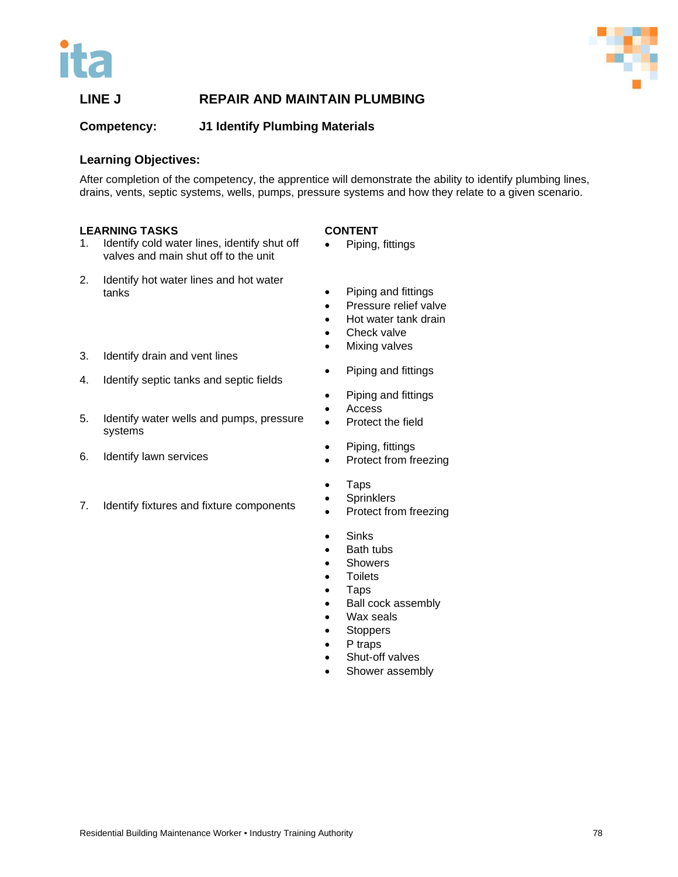## LINE J REPAIR AND MAINTAIN PLUMBING

**Competency:** J1 Identify Plumbing Materials

### Learning Objectives:

After completion of the competency, the apprentice will demonstrate the ability to identify plumbing lines, drains, vents, septic systems, wells, pumps, pressure systems and how they relate to a given scenario.

| LEARNING TASKS | CONTENT |
|---|---|
| 1. Identify cold water lines, identify shut off valves and main shut off to the unit | • Piping, fittings |
| 2. Identify hot water lines and hot water tanks | • Piping and fittings<br>• Pressure relief valve<br>• Hot water tank drain<br>• Check valve<br>• Mixing valves |
| 3. Identify drain and vent lines | • Piping and fittings |
| 4. Identify septic tanks and septic fields | • Piping and fittings<br>• Access<br>• Protect the field |
| 5. Identify water wells and pumps, pressure systems | • Piping, fittings<br>• Protect from freezing |
| 6. Identify lawn services | • Taps<br>• Sprinklers<br>• Protect from freezing |
| 7. Identify fixtures and fixture components | • Sinks<br>• Bath tubs<br>• Showers<br>• Toilets<br>• Taps<br>• Ball cock assembly<br>• Wax seals<br>• Stoppers<br>• P traps<br>• Shut-off valves<br>• Shower assembly |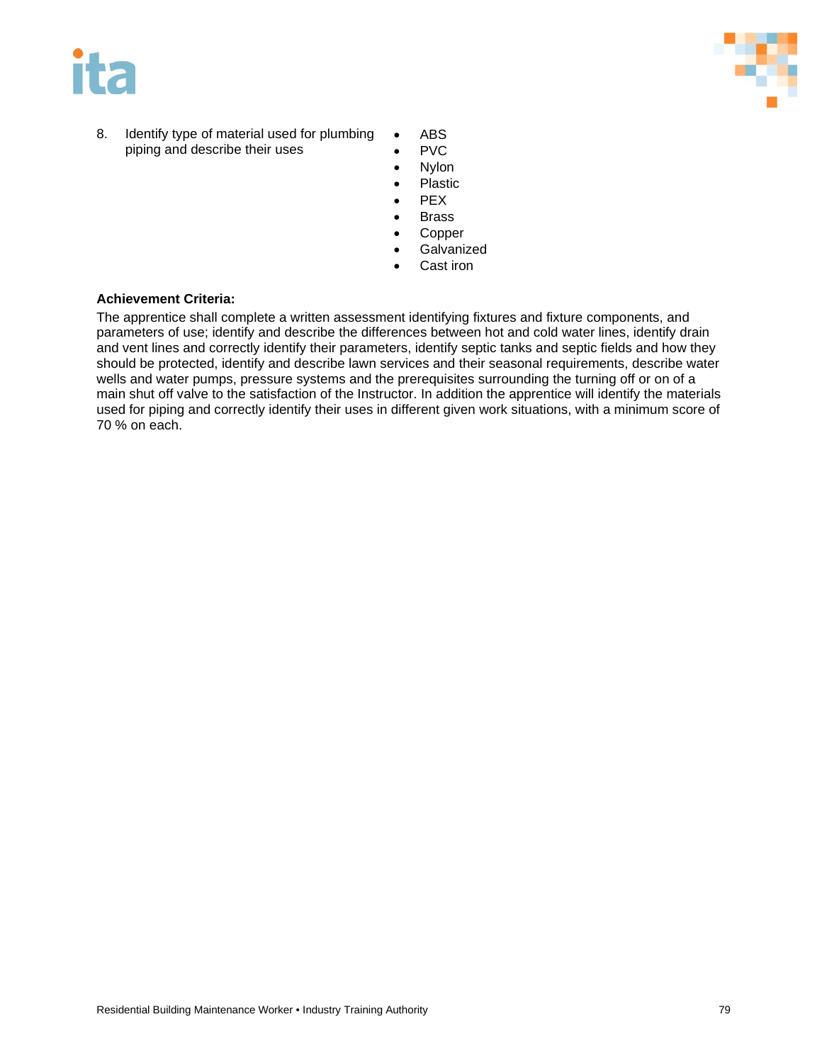8. Identify type of material used for plumbing piping and describe their uses

- ABS
- PVC
- Nylon
- Plastic
- PEX
- Brass
- Copper
- Galvanized
- Cast iron

**Achievement Criteria:**

The apprentice shall complete a written assessment identifying fixtures and fixture components, and parameters of use; identify and describe the differences between hot and cold water lines, identify drain and vent lines and correctly identify their parameters, identify septic tanks and septic fields and how they should be protected, identify and describe lawn services and their seasonal requirements, describe water wells and water pumps, pressure systems and the prerequisites surrounding the turning off or on of a main shut off valve to the satisfaction of the Instructor. In addition the apprentice will identify the materials used for piping and correctly identify their uses in different given work situations, with a minimum score of 70 % on each.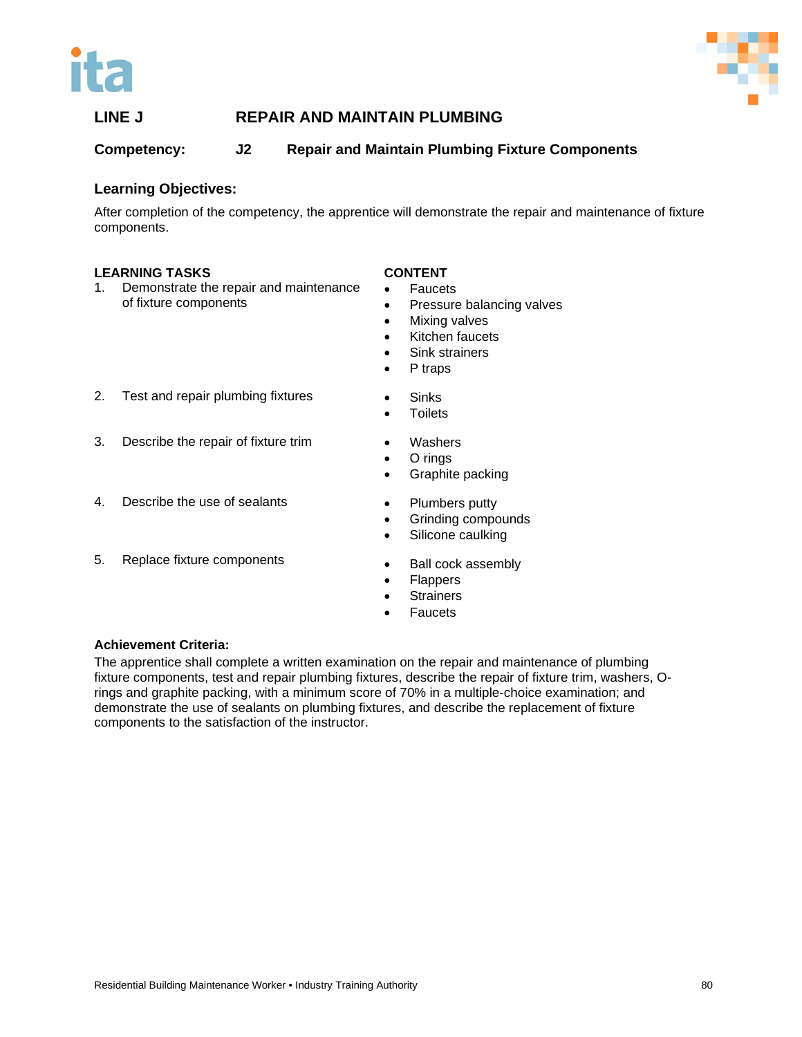## LINE J REPAIR AND MAINTAIN PLUMBING

**Competency: J2 Repair and Maintain Plumbing Fixture Components**

### Learning Objectives:

After completion of the competency, the apprentice will demonstrate the repair and maintenance of fixture components.

| LEARNING TASKS | CONTENT |
|---|---|
| 1. Demonstrate the repair and maintenance of fixture components | • Faucets<br>• Pressure balancing valves<br>• Mixing valves<br>• Kitchen faucets<br>• Sink strainers<br>• P traps |
| 2. Test and repair plumbing fixtures | • Sinks<br>• Toilets |
| 3. Describe the repair of fixture trim | • Washers<br>• O rings<br>• Graphite packing |
| 4. Describe the use of sealants | • Plumbers putty<br>• Grinding compounds<br>• Silicone caulking |
| 5. Replace fixture components | • Ball cock assembly<br>• Flappers<br>• Strainers<br>• Faucets |

**Achievement Criteria:**

The apprentice shall complete a written examination on the repair and maintenance of plumbing fixture components, test and repair plumbing fixtures, describe the repair of fixture trim, washers, O-rings and graphite packing, with a minimum score of 70% in a multiple-choice examination; and demonstrate the use of sealants on plumbing fixtures, and describe the replacement of fixture components to the satisfaction of the instructor.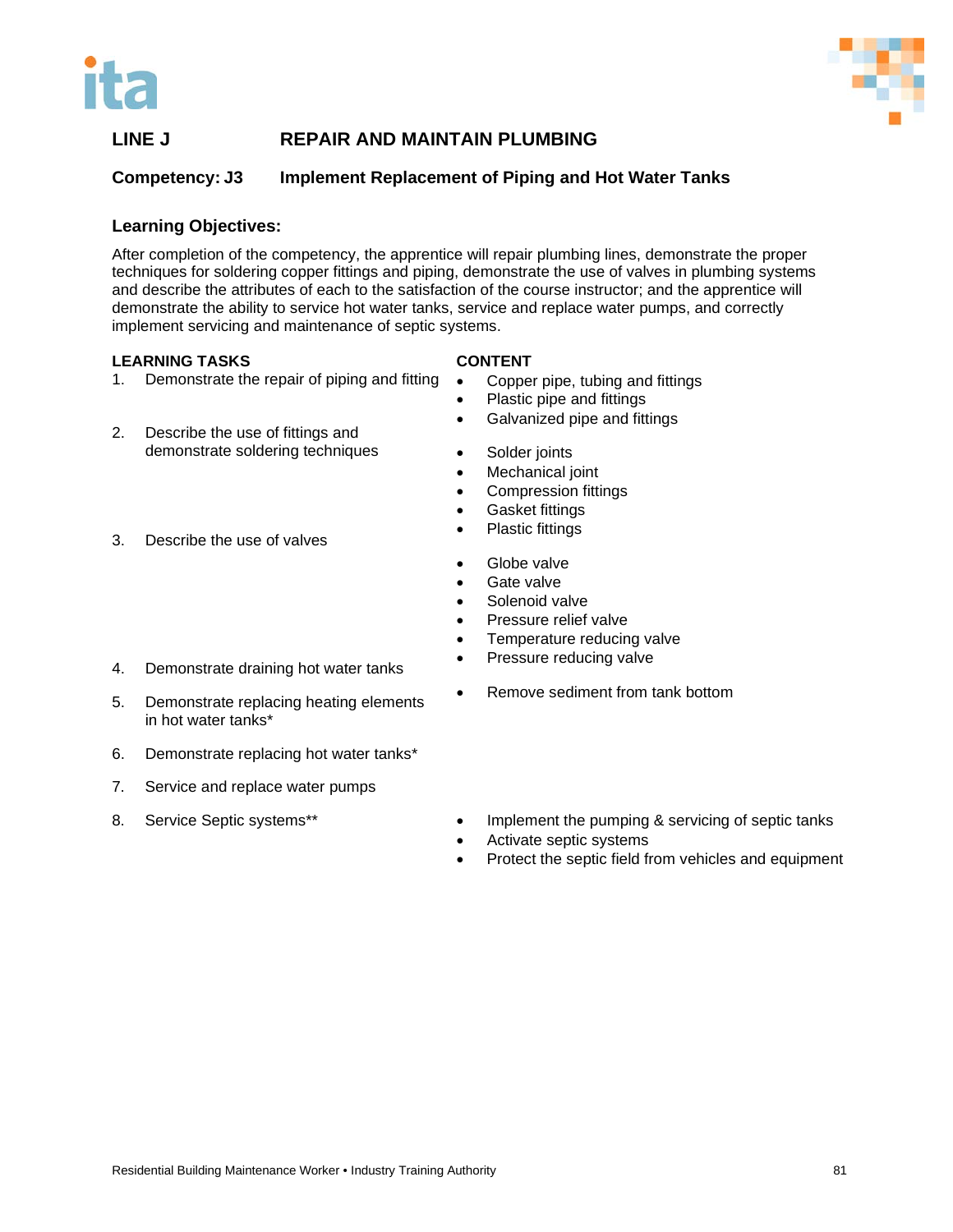## LINE J — REPAIR AND MAINTAIN PLUMBING

### Competency: J3 — Implement Replacement of Piping and Hot Water Tanks

### Learning Objectives:

After completion of the competency, the apprentice will repair plumbing lines, demonstrate the proper techniques for soldering copper fittings and piping, demonstrate the use of valves in plumbing systems and describe the attributes of each to the satisfaction of the course instructor; and the apprentice will demonstrate the ability to service hot water tanks, service and replace water pumps, and correctly implement servicing and maintenance of septic systems.

| LEARNING TASKS | CONTENT |
| --- | --- |
| 1. Demonstrate the repair of piping and fitting | • Copper pipe, tubing and fittings<br>• Plastic pipe and fittings<br>• Galvanized pipe and fittings |
| 2. Describe the use of fittings and demonstrate soldering techniques | • Solder joints<br>• Mechanical joint<br>• Compression fittings<br>• Gasket fittings<br>• Plastic fittings |
| 3. Describe the use of valves | • Globe valve<br>• Gate valve<br>• Solenoid valve<br>• Pressure relief valve<br>• Temperature reducing valve<br>• Pressure reducing valve |
| 4. Demonstrate draining hot water tanks | • Remove sediment from tank bottom |
| 5. Demonstrate replacing heating elements in hot water tanks* | |
| 6. Demonstrate replacing hot water tanks* | |
| 7. Service and replace water pumps | |
| 8. Service Septic systems** | • Implement the pumping & servicing of septic tanks<br>• Activate septic systems<br>• Protect the septic field from vehicles and equipment |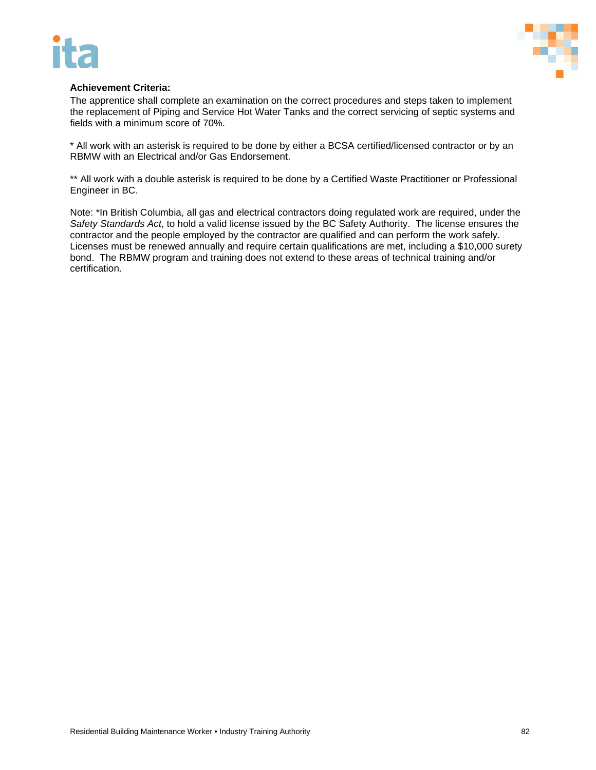**Achievement Criteria:**

The apprentice shall complete an examination on the correct procedures and steps taken to implement the replacement of Piping and Service Hot Water Tanks and the correct servicing of septic systems and fields with a minimum score of 70%.

* All work with an asterisk is required to be done by either a BCSA certified/licensed contractor or by an RBMW with an Electrical and/or Gas Endorsement.

** All work with a double asterisk is required to be done by a Certified Waste Practitioner or Professional Engineer in BC.

Note: *In British Columbia, all gas and electrical contractors doing regulated work are required, under the *Safety Standards Act*, to hold a valid license issued by the BC Safety Authority. The license ensures the contractor and the people employed by the contractor are qualified and can perform the work safely. Licenses must be renewed annually and require certain qualifications are met, including a $10,000 surety bond. The RBMW program and training does not extend to these areas of technical training and/or certification.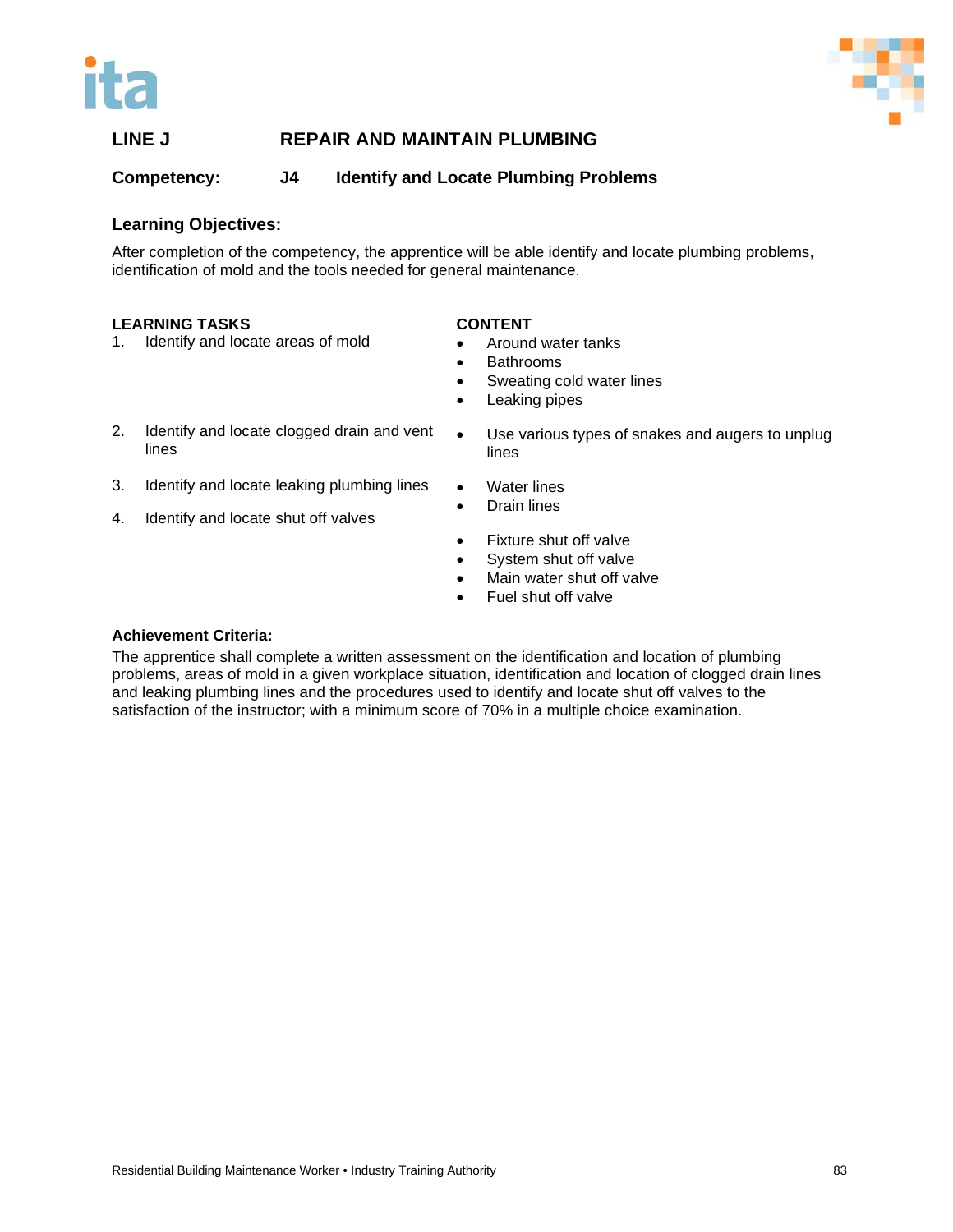## LINE J REPAIR AND MAINTAIN PLUMBING

### Competency: J4 Identify and Locate Plumbing Problems

### Learning Objectives:

After completion of the competency, the apprentice will be able identify and locate plumbing problems, identification of mold and the tools needed for general maintenance.

| LEARNING TASKS | CONTENT |
|---|---|
| 1. Identify and locate areas of mold | • Around water tanks<br>• Bathrooms<br>• Sweating cold water lines<br>• Leaking pipes |
| 2. Identify and locate clogged drain and vent lines | • Use various types of snakes and augers to unplug lines |
| 3. Identify and locate leaking plumbing lines | • Water lines<br>• Drain lines |
| 4. Identify and locate shut off valves | • Fixture shut off valve<br>• System shut off valve<br>• Main water shut off valve<br>• Fuel shut off valve |

### Achievement Criteria:

The apprentice shall complete a written assessment on the identification and location of plumbing problems, areas of mold in a given workplace situation, identification and location of clogged drain lines and leaking plumbing lines and the procedures used to identify and locate shut off valves to the satisfaction of the instructor; with a minimum score of 70% in a multiple choice examination.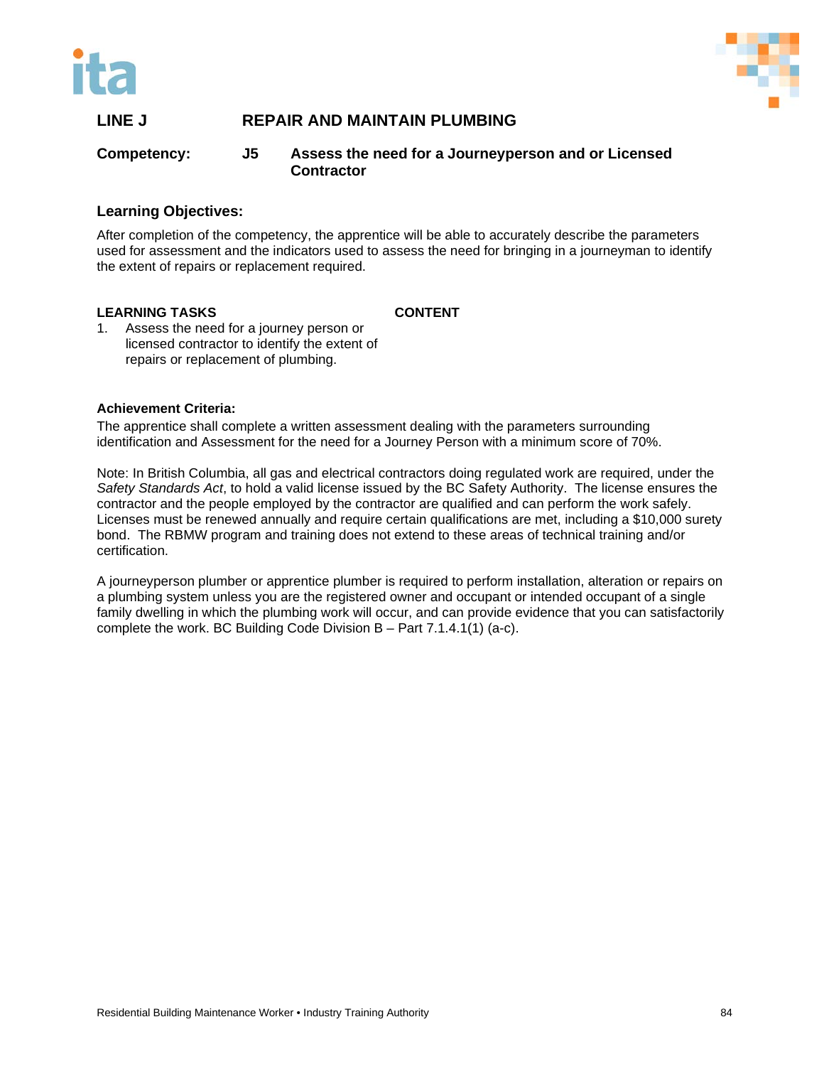## LINE J REPAIR AND MAINTAIN PLUMBING

**Competency:** **J5 Assess the need for a Journeyperson and or Licensed Contractor**

### Learning Objectives:

After completion of the competency, the apprentice will be able to accurately describe the parameters used for assessment and the indicators used to assess the need for bringing in a journeyman to identify the extent of repairs or replacement required.

| LEARNING TASKS | CONTENT |
|---|---|
| 1. Assess the need for a journey person or licensed contractor to identify the extent of repairs or replacement of plumbing. | |

### Achievement Criteria:

The apprentice shall complete a written assessment dealing with the parameters surrounding identification and Assessment for the need for a Journey Person with a minimum score of 70%.

Note: In British Columbia, all gas and electrical contractors doing regulated work are required, under the *Safety Standards Act*, to hold a valid license issued by the BC Safety Authority. The license ensures the contractor and the people employed by the contractor are qualified and can perform the work safely. Licenses must be renewed annually and require certain qualifications are met, including a $10,000 surety bond. The RBMW program and training does not extend to these areas of technical training and/or certification.

A journeyperson plumber or apprentice plumber is required to perform installation, alteration or repairs on a plumbing system unless you are the registered owner and occupant or intended occupant of a single family dwelling in which the plumbing work will occur, and can provide evidence that you can satisfactorily complete the work. BC Building Code Division B – Part 7.1.4.1(1) (a-c).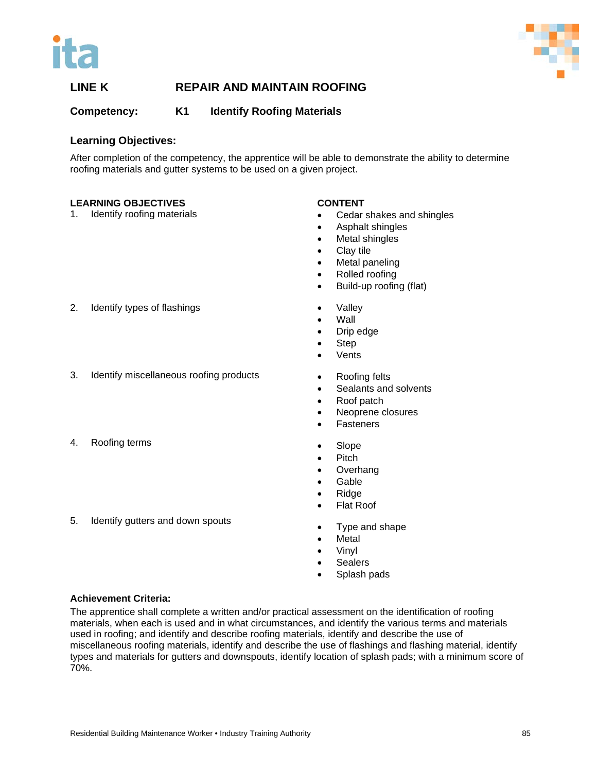## LINE K REPAIR AND MAINTAIN ROOFING

**Competency:** K1 Identify Roofing Materials

### Learning Objectives:

After completion of the competency, the apprentice will be able to demonstrate the ability to determine roofing materials and gutter systems to be used on a given project.

| LEARNING OBJECTIVES | CONTENT |
|---|---|
| 1. Identify roofing materials | • Cedar shakes and shingles<br>• Asphalt shingles<br>• Metal shingles<br>• Clay tile<br>• Metal paneling<br>• Rolled roofing<br>• Build-up roofing (flat) |
| 2. Identify types of flashings | • Valley<br>• Wall<br>• Drip edge<br>• Step<br>• Vents |
| 3. Identify miscellaneous roofing products | • Roofing felts<br>• Sealants and solvents<br>• Roof patch<br>• Neoprene closures<br>• Fasteners |
| 4. Roofing terms | • Slope<br>• Pitch<br>• Overhang<br>• Gable<br>• Ridge<br>• Flat Roof |
| 5. Identify gutters and down spouts | • Type and shape<br>• Metal<br>• Vinyl<br>• Sealers<br>• Splash pads |

**Achievement Criteria:**

The apprentice shall complete a written and/or practical assessment on the identification of roofing materials, when each is used and in what circumstances, and identify the various terms and materials used in roofing; and identify and describe roofing materials, identify and describe the use of miscellaneous roofing materials, identify and describe the use of flashings and flashing material, identify types and materials for gutters and downspouts, identify location of splash pads; with a minimum score of 70%.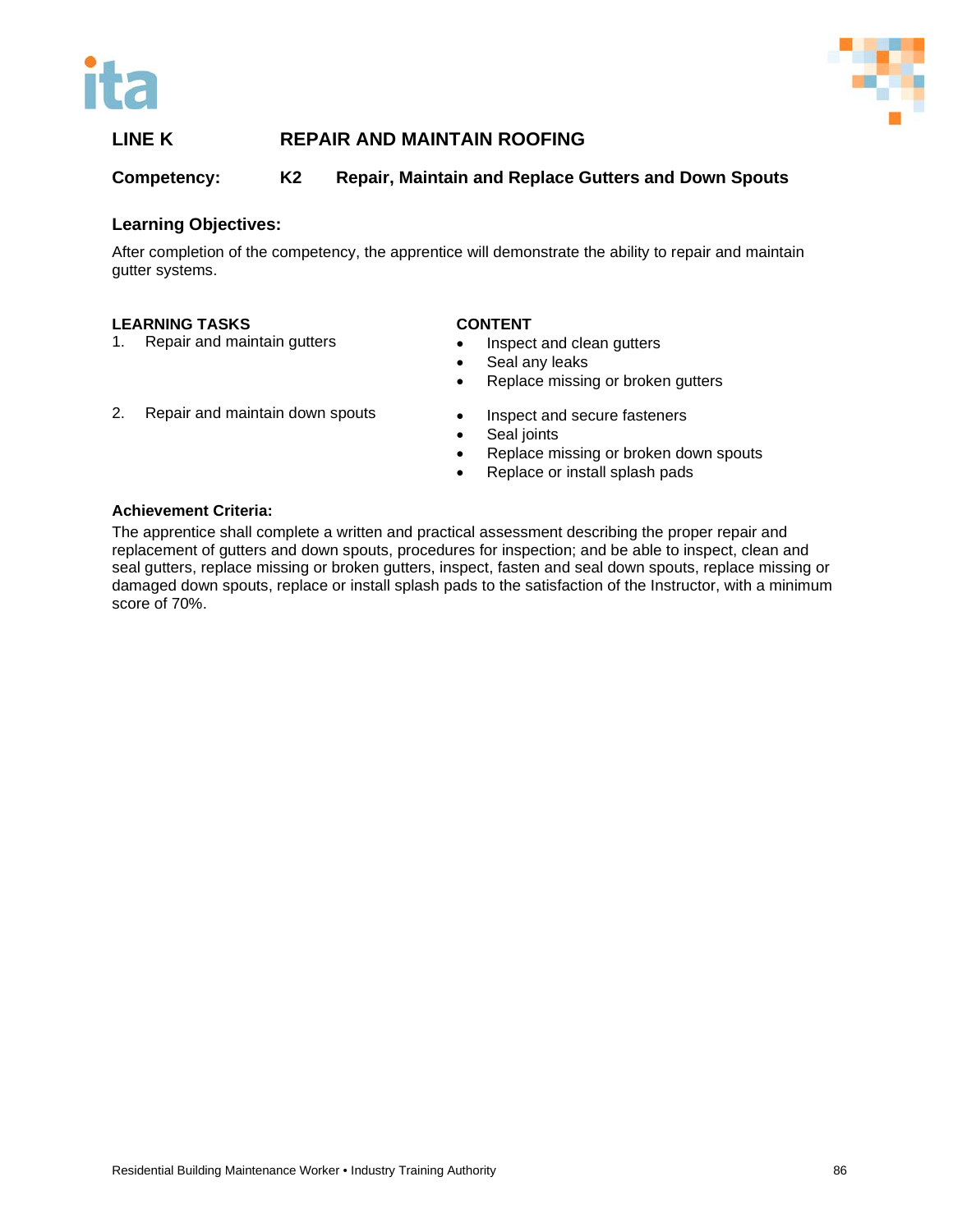## LINE K REPAIR AND MAINTAIN ROOFING

### Competency: K2 Repair, Maintain and Replace Gutters and Down Spouts

**Learning Objectives:**

After completion of the competency, the apprentice will demonstrate the ability to repair and maintain gutter systems.

| LEARNING TASKS | CONTENT |
| --- | --- |
| 1. Repair and maintain gutters | • Inspect and clean gutters<br>• Seal any leaks<br>• Replace missing or broken gutters |
| 2. Repair and maintain down spouts | • Inspect and secure fasteners<br>• Seal joints<br>• Replace missing or broken down spouts<br>• Replace or install splash pads |

**Achievement Criteria:**

The apprentice shall complete a written and practical assessment describing the proper repair and replacement of gutters and down spouts, procedures for inspection; and be able to inspect, clean and seal gutters, replace missing or broken gutters, inspect, fasten and seal down spouts, replace missing or damaged down spouts, replace or install splash pads to the satisfaction of the Instructor, with a minimum score of 70%.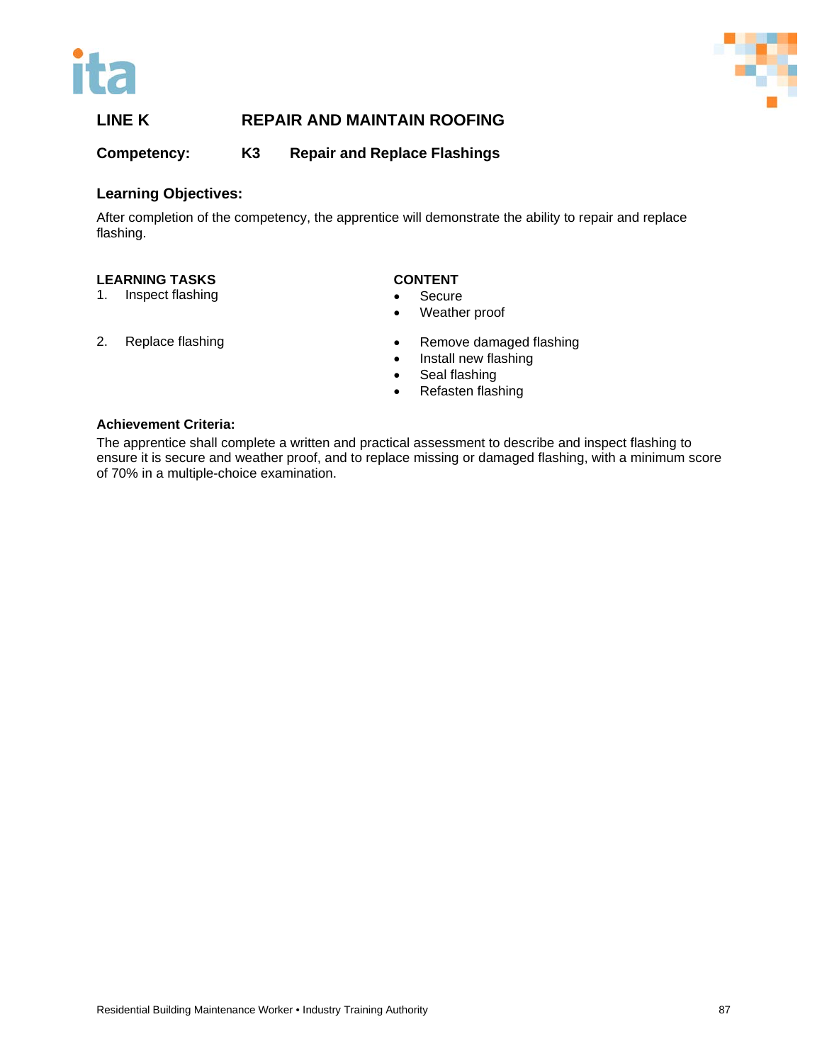## LINE K REPAIR AND MAINTAIN ROOFING

### Competency: K3 Repair and Replace Flashings

### Learning Objectives:

After completion of the competency, the apprentice will demonstrate the ability to repair and replace flashing.

| LEARNING TASKS | CONTENT |
|---|---|
| 1. Inspect flashing | • Secure<br>• Weather proof |
| 2. Replace flashing | • Remove damaged flashing<br>• Install new flashing<br>• Seal flashing<br>• Refasten flashing |

### Achievement Criteria:

The apprentice shall complete a written and practical assessment to describe and inspect flashing to ensure it is secure and weather proof, and to replace missing or damaged flashing, with a minimum score of 70% in a multiple-choice examination.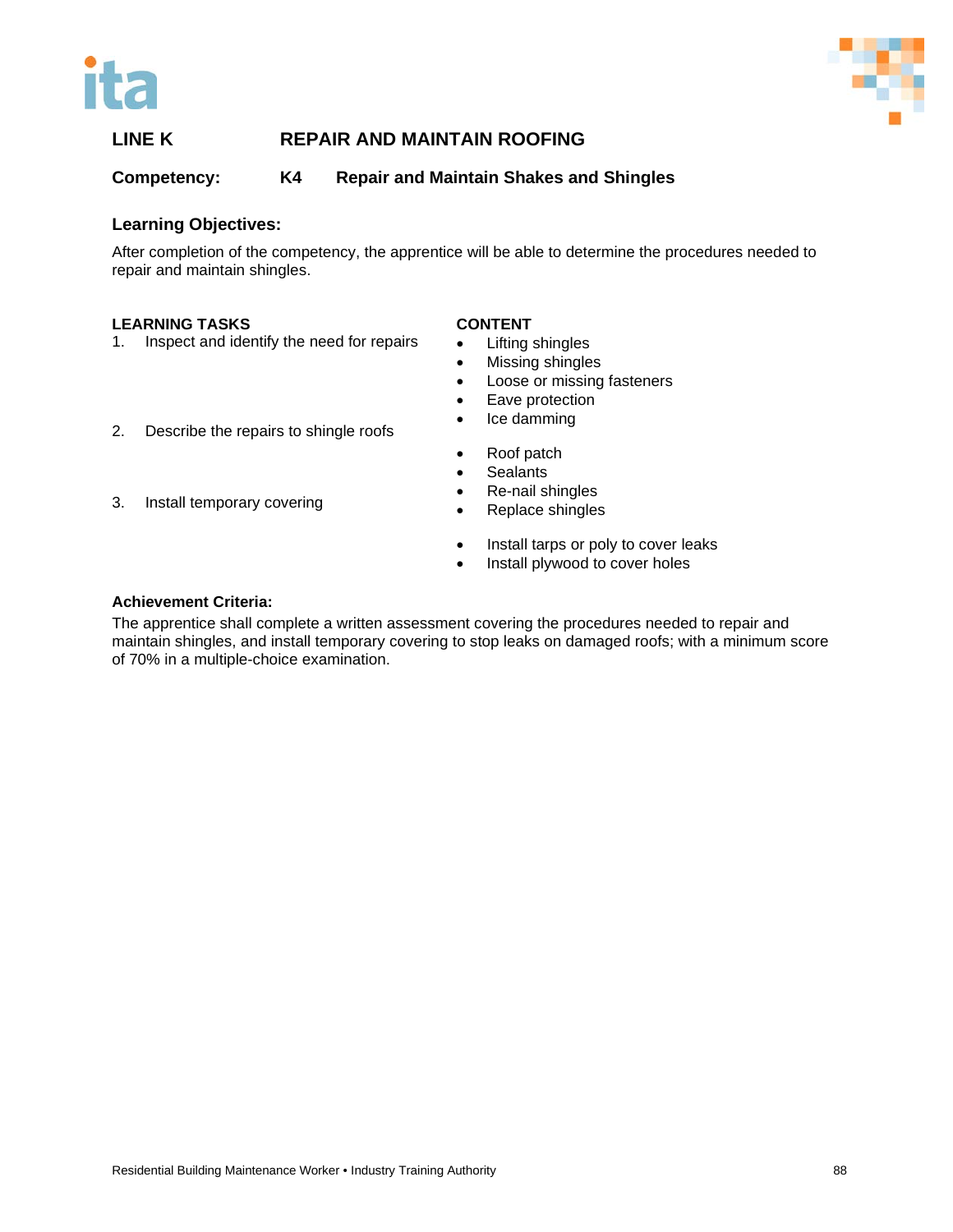## LINE K REPAIR AND MAINTAIN ROOFING

### Competency: K4 Repair and Maintain Shakes and Shingles

### Learning Objectives:

After completion of the competency, the apprentice will be able to determine the procedures needed to repair and maintain shingles.

| LEARNING TASKS | CONTENT |
|---|---|
| 1. Inspect and identify the need for repairs | • Lifting shingles<br>• Missing shingles<br>• Loose or missing fasteners<br>• Eave protection<br>• Ice damming |
| 2. Describe the repairs to shingle roofs | • Roof patch<br>• Sealants<br>• Re-nail shingles<br>• Replace shingles |
| 3. Install temporary covering | • Install tarps or poly to cover leaks<br>• Install plywood to cover holes |

### Achievement Criteria:

The apprentice shall complete a written assessment covering the procedures needed to repair and maintain shingles, and install temporary covering to stop leaks on damaged roofs; with a minimum score of 70% in a multiple-choice examination.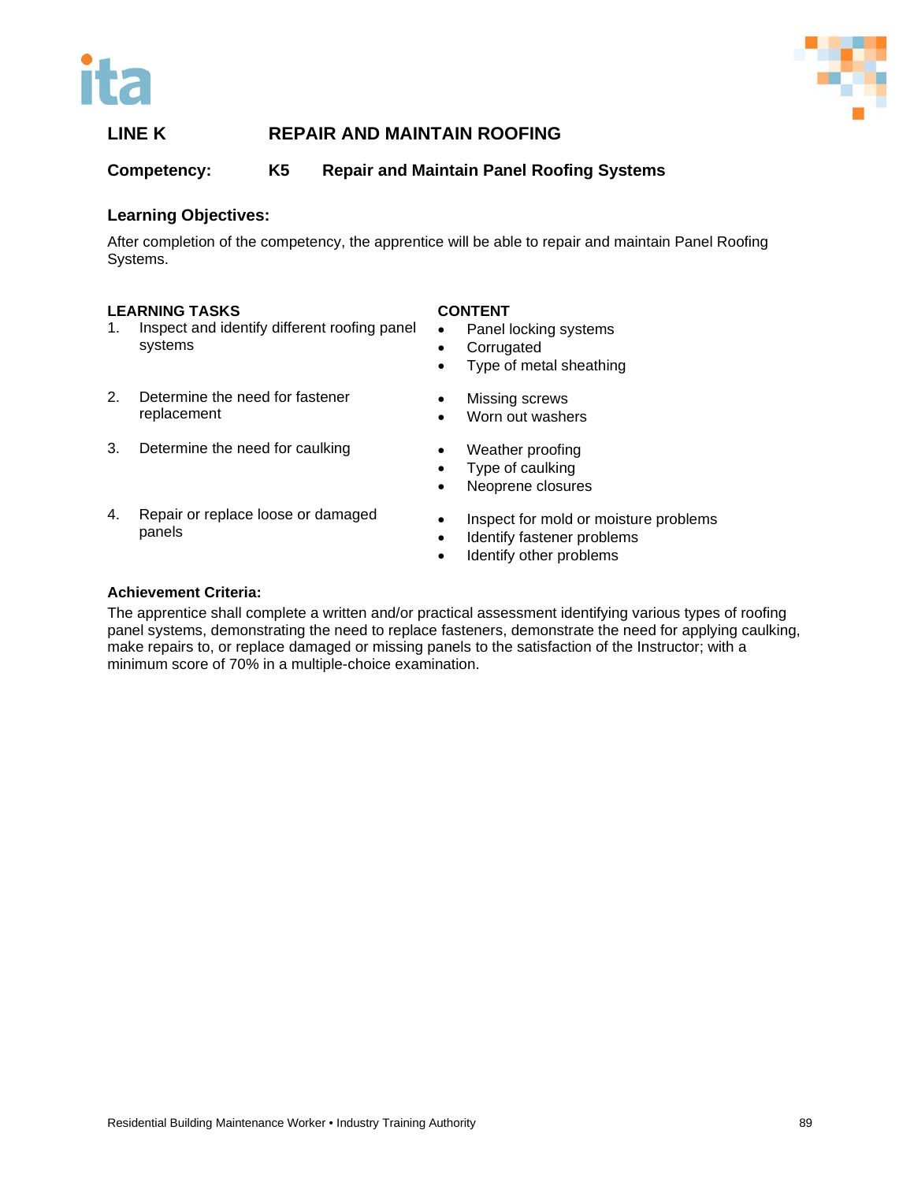## LINE K REPAIR AND MAINTAIN ROOFING

### Competency: K5 Repair and Maintain Panel Roofing Systems

### Learning Objectives:

After completion of the competency, the apprentice will be able to repair and maintain Panel Roofing Systems.

| LEARNING TASKS | CONTENT |
|---|---|
| 1. Inspect and identify different roofing panel systems | • Panel locking systems<br>• Corrugated<br>• Type of metal sheathing |
| 2. Determine the need for fastener replacement | • Missing screws<br>• Worn out washers |
| 3. Determine the need for caulking | • Weather proofing<br>• Type of caulking<br>• Neoprene closures |
| 4. Repair or replace loose or damaged panels | • Inspect for mold or moisture problems<br>• Identify fastener problems<br>• Identify other problems |

### Achievement Criteria:

The apprentice shall complete a written and/or practical assessment identifying various types of roofing panel systems, demonstrating the need to replace fasteners, demonstrate the need for applying caulking, make repairs to, or replace damaged or missing panels to the satisfaction of the Instructor; with a minimum score of 70% in a multiple-choice examination.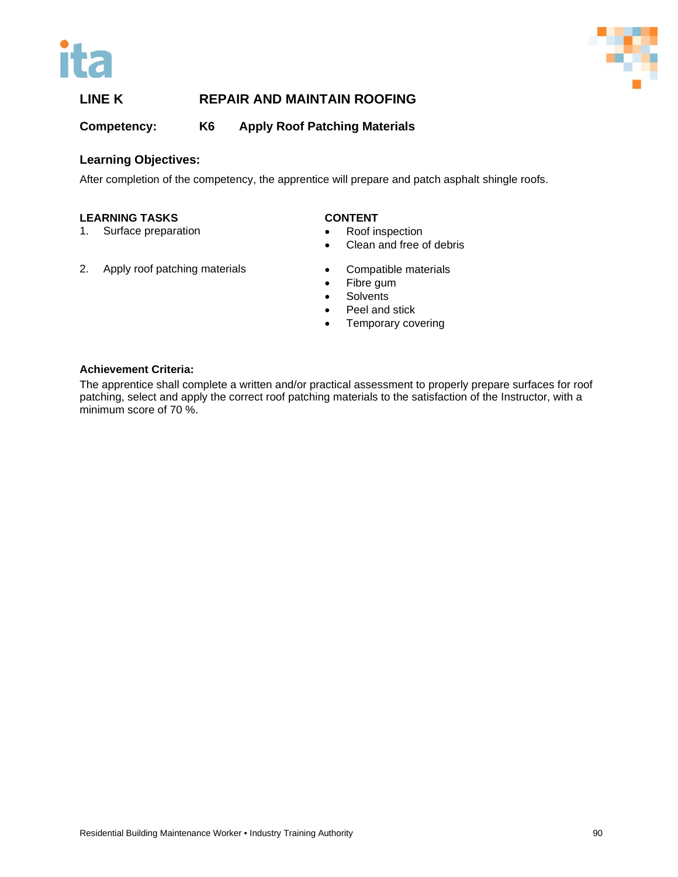## LINE K REPAIR AND MAINTAIN ROOFING

### Competency: K6 Apply Roof Patching Materials

### Learning Objectives:

After completion of the competency, the apprentice will prepare and patch asphalt shingle roofs.

| LEARNING TASKS | CONTENT |
|---|---|
| 1. Surface preparation | • Roof inspection<br>• Clean and free of debris |
| 2. Apply roof patching materials | • Compatible materials<br>• Fibre gum<br>• Solvents<br>• Peel and stick<br>• Temporary covering |

### Achievement Criteria:

The apprentice shall complete a written and/or practical assessment to properly prepare surfaces for roof patching, select and apply the correct roof patching materials to the satisfaction of the Instructor, with a minimum score of 70 %.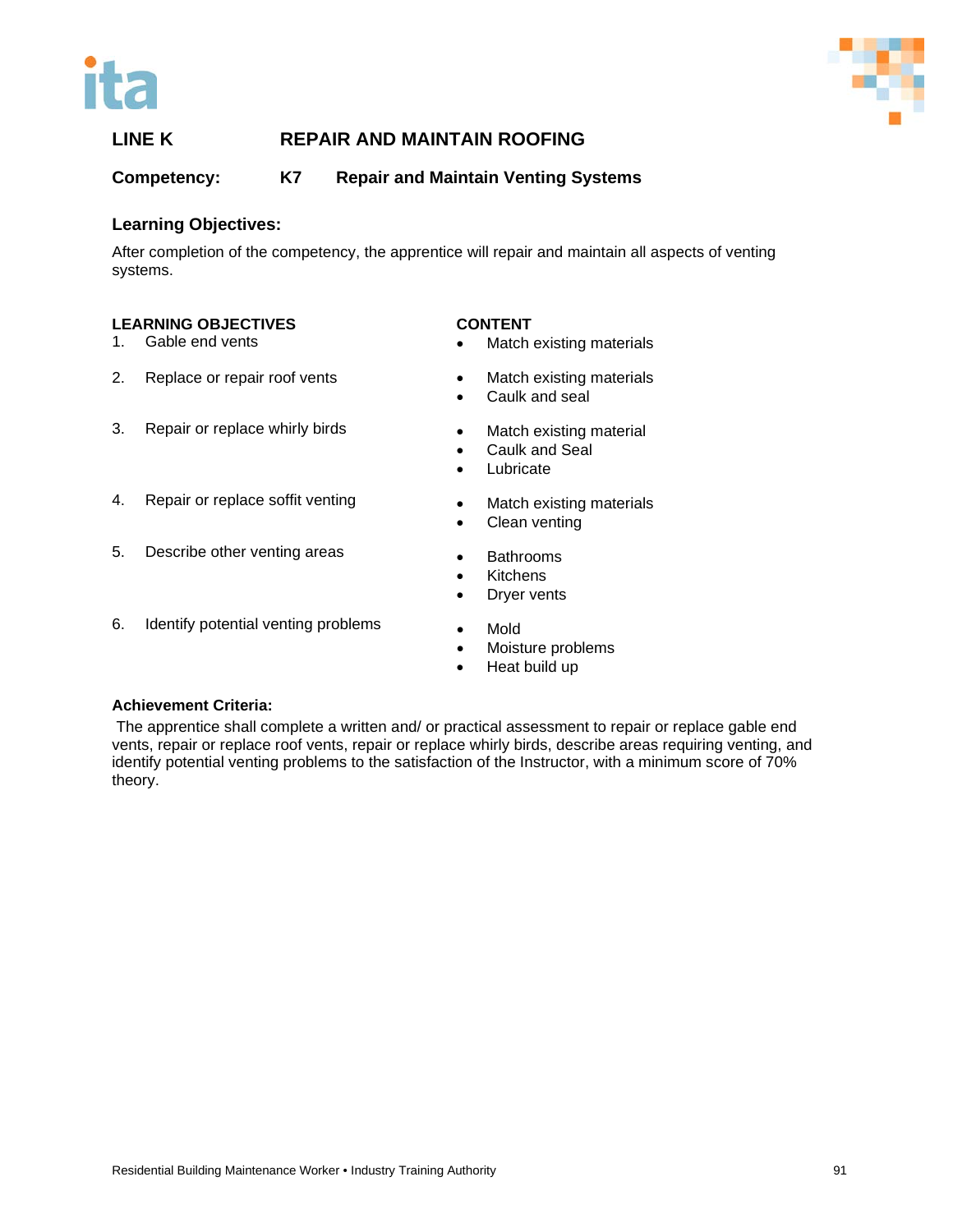## LINE K REPAIR AND MAINTAIN ROOFING

### Competency: K7 Repair and Maintain Venting Systems

### Learning Objectives:

After completion of the competency, the apprentice will repair and maintain all aspects of venting systems.

| LEARNING OBJECTIVES | CONTENT |
| --- | --- |
| 1. Gable end vents | • Match existing materials |
| 2. Replace or repair roof vents | • Match existing materials<br>• Caulk and seal |
| 3. Repair or replace whirly birds | • Match existing material<br>• Caulk and Seal<br>• Lubricate |
| 4. Repair or replace soffit venting | • Match existing materials<br>• Clean venting |
| 5. Describe other venting areas | • Bathrooms<br>• Kitchens<br>• Dryer vents |
| 6. Identify potential venting problems | • Mold<br>• Moisture problems<br>• Heat build up |

### Achievement Criteria:

The apprentice shall complete a written and/ or practical assessment to repair or replace gable end vents, repair or replace roof vents, repair or replace whirly birds, describe areas requiring venting, and identify potential venting problems to the satisfaction of the Instructor, with a minimum score of 70% theory.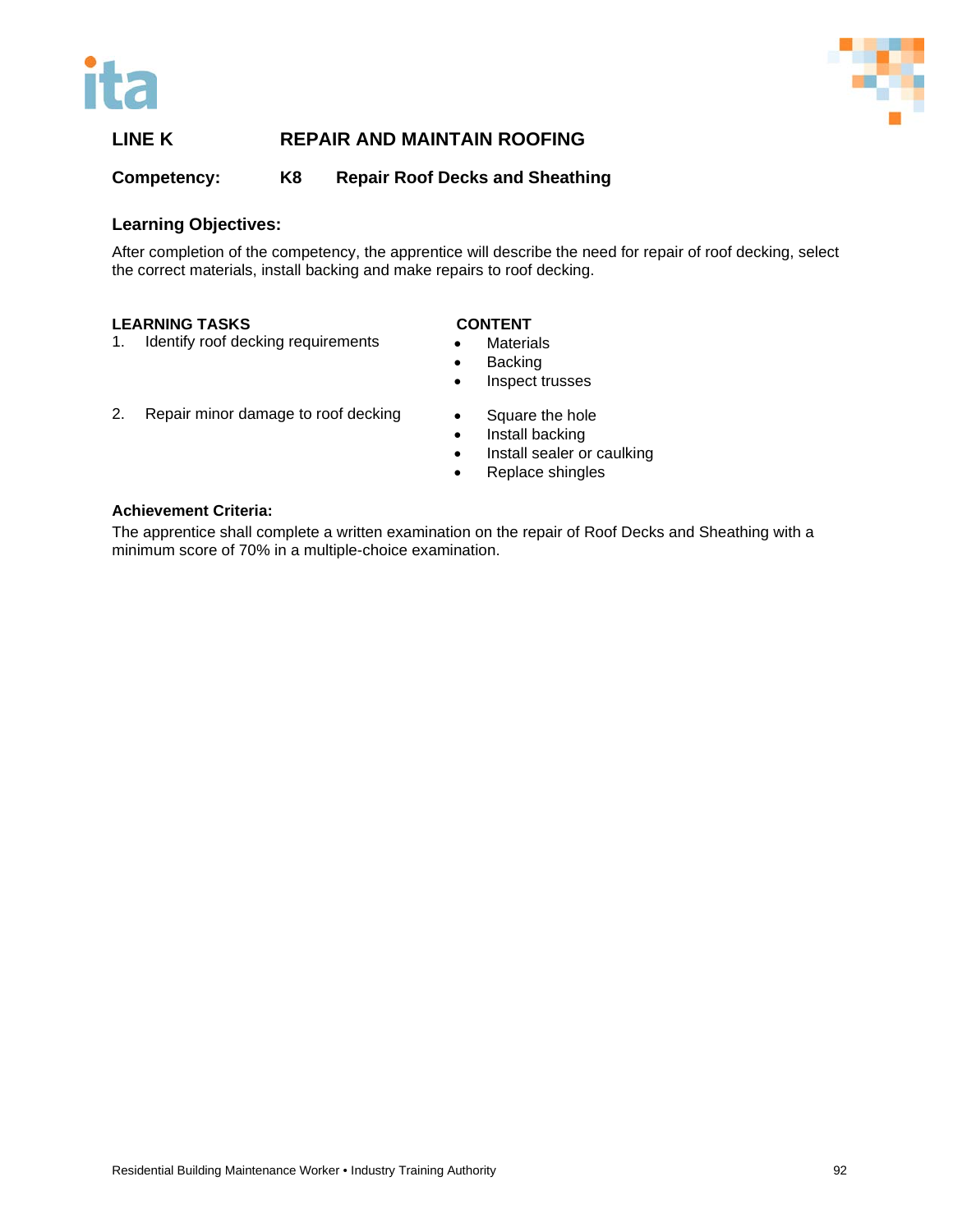## LINE K REPAIR AND MAINTAIN ROOFING

**Competency:** **K8 Repair Roof Decks and Sheathing**

### Learning Objectives:

After completion of the competency, the apprentice will describe the need for repair of roof decking, select the correct materials, install backing and make repairs to roof decking.

| LEARNING TASKS | CONTENT |
|---|---|
| 1. Identify roof decking requirements | • Materials<br>• Backing<br>• Inspect trusses |
| 2. Repair minor damage to roof decking | • Square the hole<br>• Install backing<br>• Install sealer or caulking<br>• Replace shingles |

**Achievement Criteria:**

The apprentice shall complete a written examination on the repair of Roof Decks and Sheathing with a minimum score of 70% in a multiple-choice examination.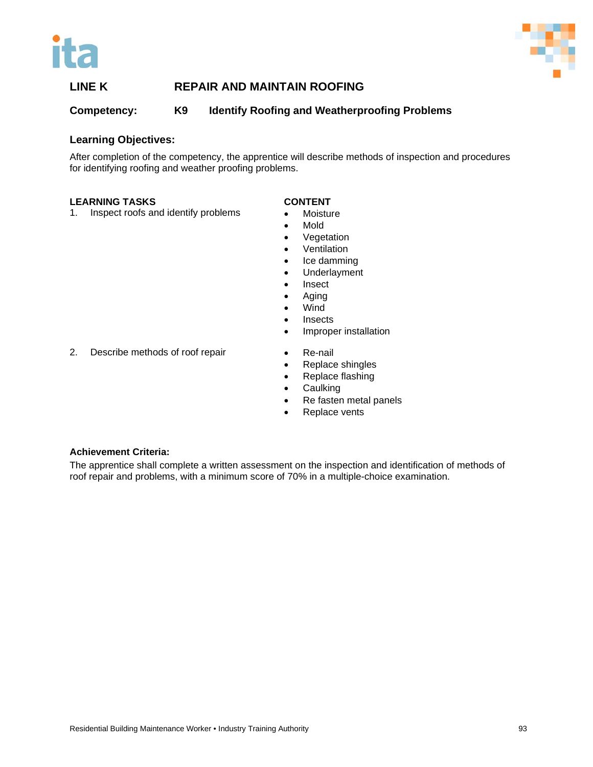## LINE K REPAIR AND MAINTAIN ROOFING

**Competency: K9 Identify Roofing and Weatherproofing Problems**

### Learning Objectives:

After completion of the competency, the apprentice will describe methods of inspection and procedures for identifying roofing and weather proofing problems.

| LEARNING TASKS | CONTENT |
|---|---|
| 1. Inspect roofs and identify problems | • Moisture<br>• Mold<br>• Vegetation<br>• Ventilation<br>• Ice damming<br>• Underlayment<br>• Insect<br>• Aging<br>• Wind<br>• Insects<br>• Improper installation |
| 2. Describe methods of roof repair | • Re-nail<br>• Replace shingles<br>• Replace flashing<br>• Caulking<br>• Re fasten metal panels<br>• Replace vents |

**Achievement Criteria:**

The apprentice shall complete a written assessment on the inspection and identification of methods of roof repair and problems, with a minimum score of 70% in a multiple-choice examination.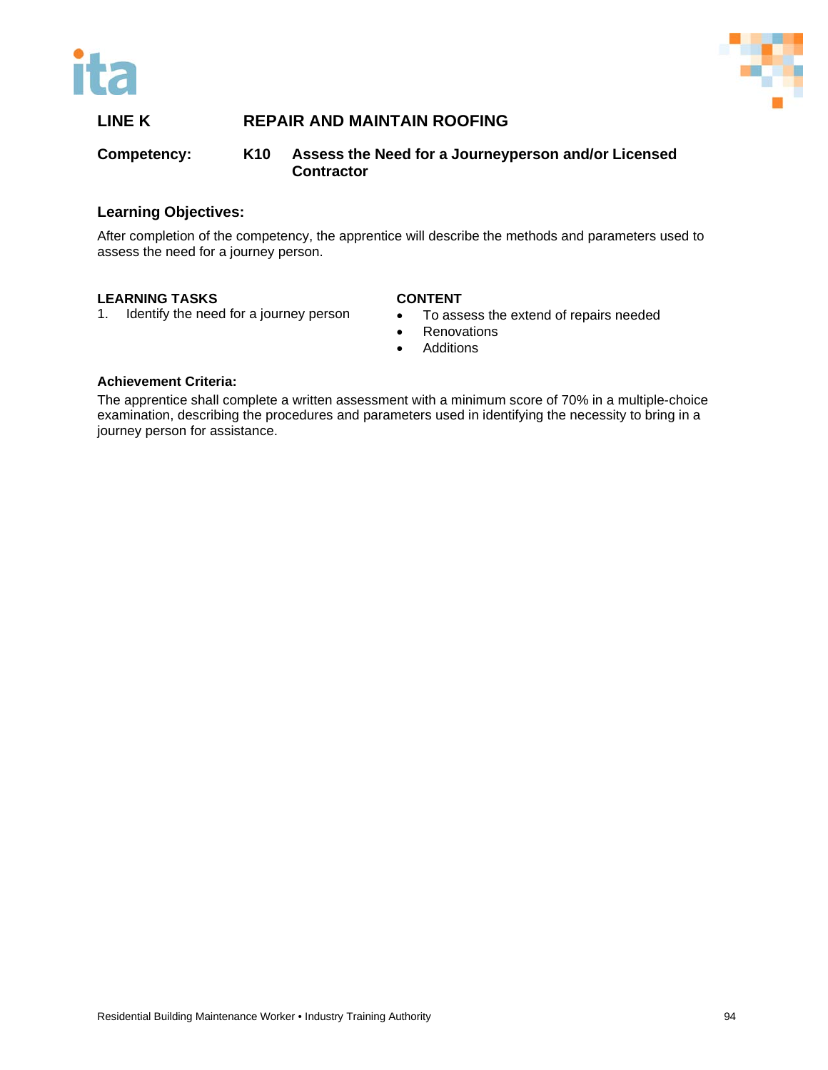## LINE K REPAIR AND MAINTAIN ROOFING

**Competency:** **K10 Assess the Need for a Journeyperson and/or Licensed Contractor**

### Learning Objectives:

After completion of the competency, the apprentice will describe the methods and parameters used to assess the need for a journey person.

| LEARNING TASKS | CONTENT |
|---|---|
| 1. Identify the need for a journey person | • To assess the extend of repairs needed<br>• Renovations<br>• Additions |

**Achievement Criteria:**

The apprentice shall complete a written assessment with a minimum score of 70% in a multiple-choice examination, describing the procedures and parameters used in identifying the necessity to bring in a journey person for assistance.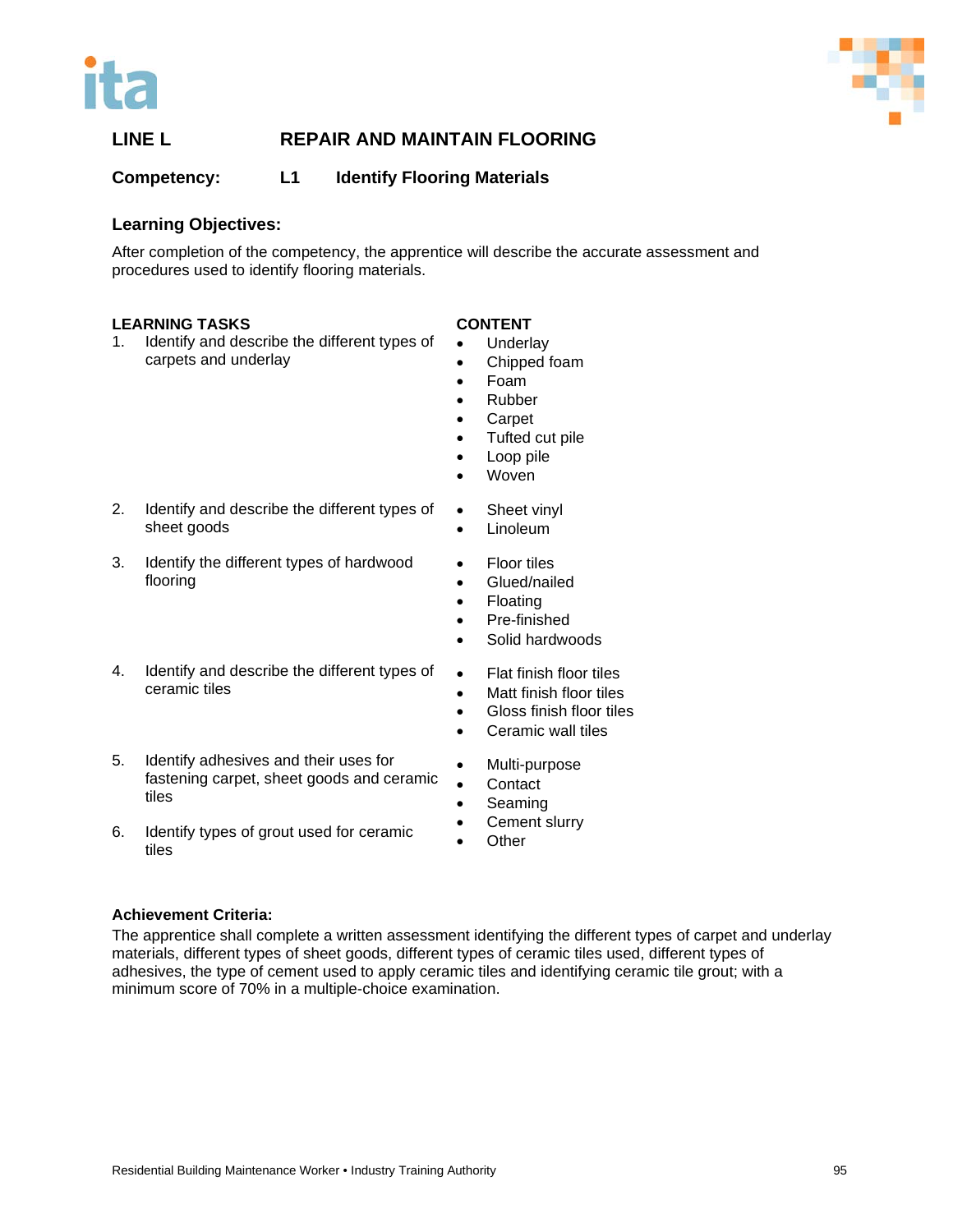## LINE L REPAIR AND MAINTAIN FLOORING

### Competency: L1 Identify Flooring Materials

### Learning Objectives:

After completion of the competency, the apprentice will describe the accurate assessment and procedures used to identify flooring materials.

| LEARNING TASKS | CONTENT |
|---|---|
| 1. Identify and describe the different types of carpets and underlay | • Underlay<br>• Chipped foam<br>• Foam<br>• Rubber<br>• Carpet<br>• Tufted cut pile<br>• Loop pile<br>• Woven |
| 2. Identify and describe the different types of sheet goods | • Sheet vinyl<br>• Linoleum |
| 3. Identify the different types of hardwood flooring | • Floor tiles<br>• Glued/nailed<br>• Floating<br>• Pre-finished<br>• Solid hardwoods |
| 4. Identify and describe the different types of ceramic tiles | • Flat finish floor tiles<br>• Matt finish floor tiles<br>• Gloss finish floor tiles<br>• Ceramic wall tiles |
| 5. Identify adhesives and their uses for fastening carpet, sheet goods and ceramic tiles<br><br>6. Identify types of grout used for ceramic tiles | • Multi-purpose<br>• Contact<br>• Seaming<br>• Cement slurry<br>• Other |

### Achievement Criteria:

The apprentice shall complete a written assessment identifying the different types of carpet and underlay materials, different types of sheet goods, different types of ceramic tiles used, different types of adhesives, the type of cement used to apply ceramic tiles and identifying ceramic tile grout; with a minimum score of 70% in a multiple-choice examination.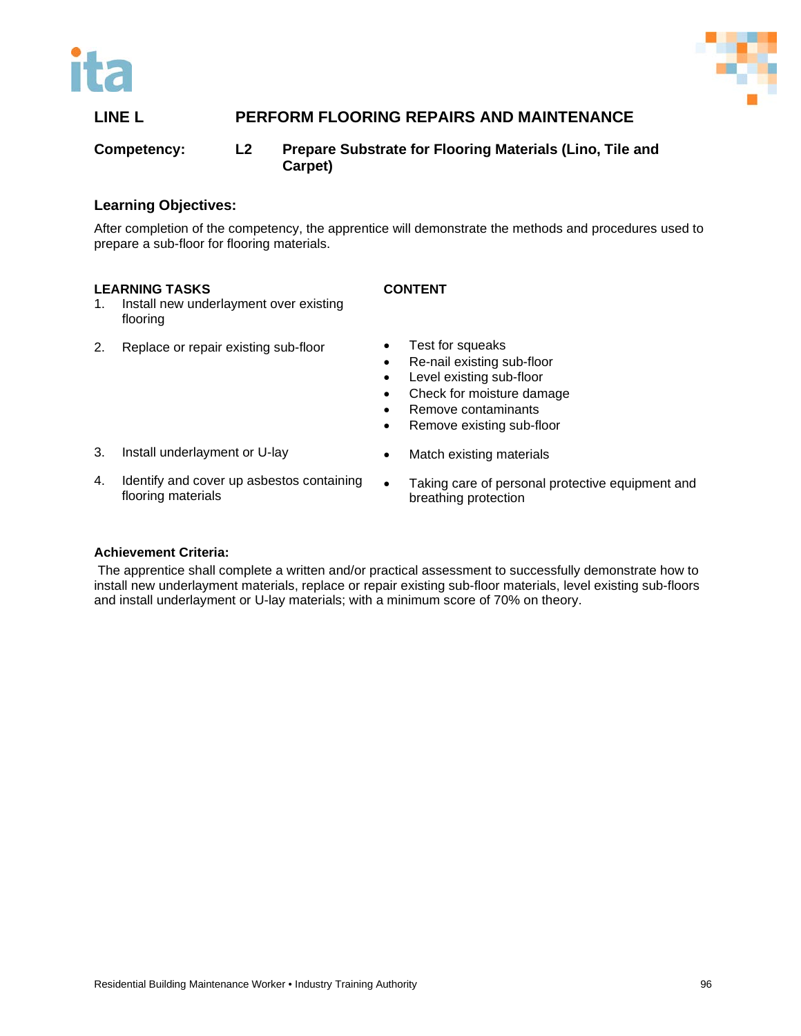## LINE L PERFORM FLOORING REPAIRS AND MAINTENANCE

**Competency:** **L2** **Prepare Substrate for Flooring Materials (Lino, Tile and Carpet)**

### Learning Objectives:

After completion of the competency, the apprentice will demonstrate the methods and procedures used to prepare a sub-floor for flooring materials.

| LEARNING TASKS | CONTENT |
|---|---|
| 1. Install new underlayment over existing flooring | |
| 2. Replace or repair existing sub-floor | • Test for squeaks<br>• Re-nail existing sub-floor<br>• Level existing sub-floor<br>• Check for moisture damage<br>• Remove contaminants<br>• Remove existing sub-floor |
| 3. Install underlayment or U-lay | • Match existing materials |
| 4. Identify and cover up asbestos containing flooring materials | • Taking care of personal protective equipment and breathing protection |

### Achievement Criteria:

The apprentice shall complete a written and/or practical assessment to successfully demonstrate how to install new underlayment materials, replace or repair existing sub-floor materials, level existing sub-floors and install underlayment or U-lay materials; with a minimum score of 70% on theory.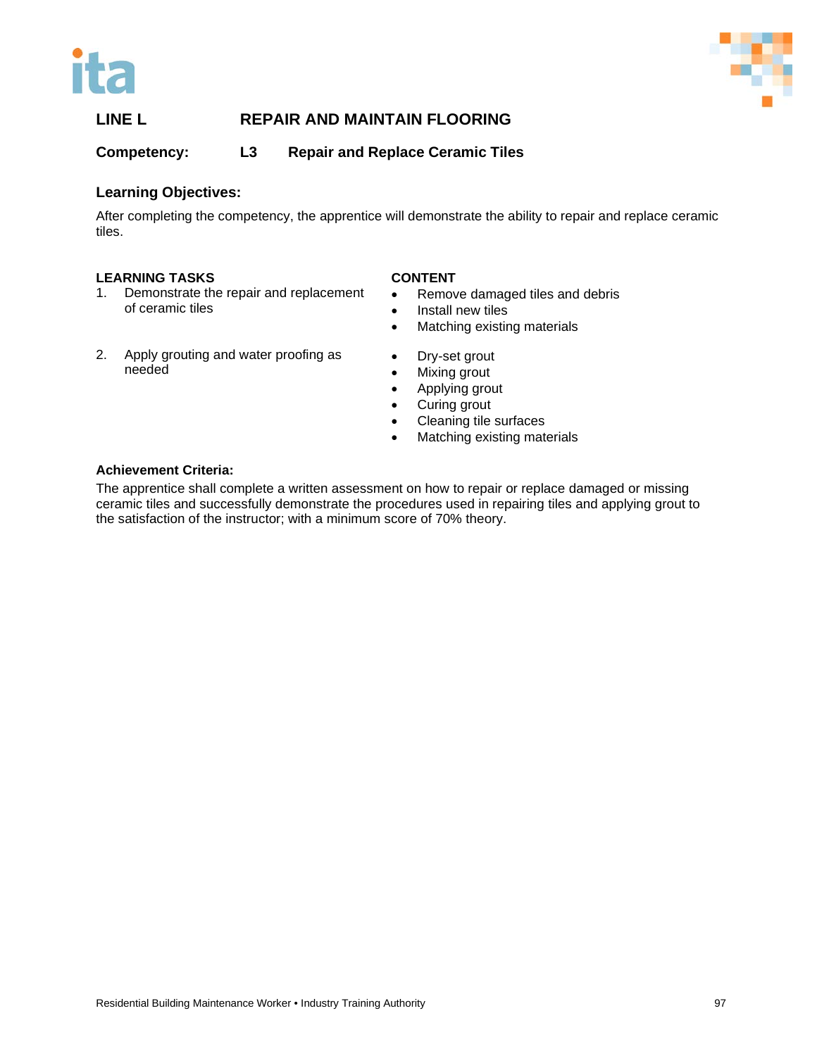## LINE L REPAIR AND MAINTAIN FLOORING

**Competency: L3 Repair and Replace Ceramic Tiles**

### Learning Objectives:

After completing the competency, the apprentice will demonstrate the ability to repair and replace ceramic tiles.

| LEARNING TASKS | CONTENT |
|---|---|
| 1. Demonstrate the repair and replacement of ceramic tiles | • Remove damaged tiles and debris<br>• Install new tiles<br>• Matching existing materials |
| 2. Apply grouting and water proofing as needed | • Dry-set grout<br>• Mixing grout<br>• Applying grout<br>• Curing grout<br>• Cleaning tile surfaces<br>• Matching existing materials |

**Achievement Criteria:**

The apprentice shall complete a written assessment on how to repair or replace damaged or missing ceramic tiles and successfully demonstrate the procedures used in repairing tiles and applying grout to the satisfaction of the instructor; with a minimum score of 70% theory.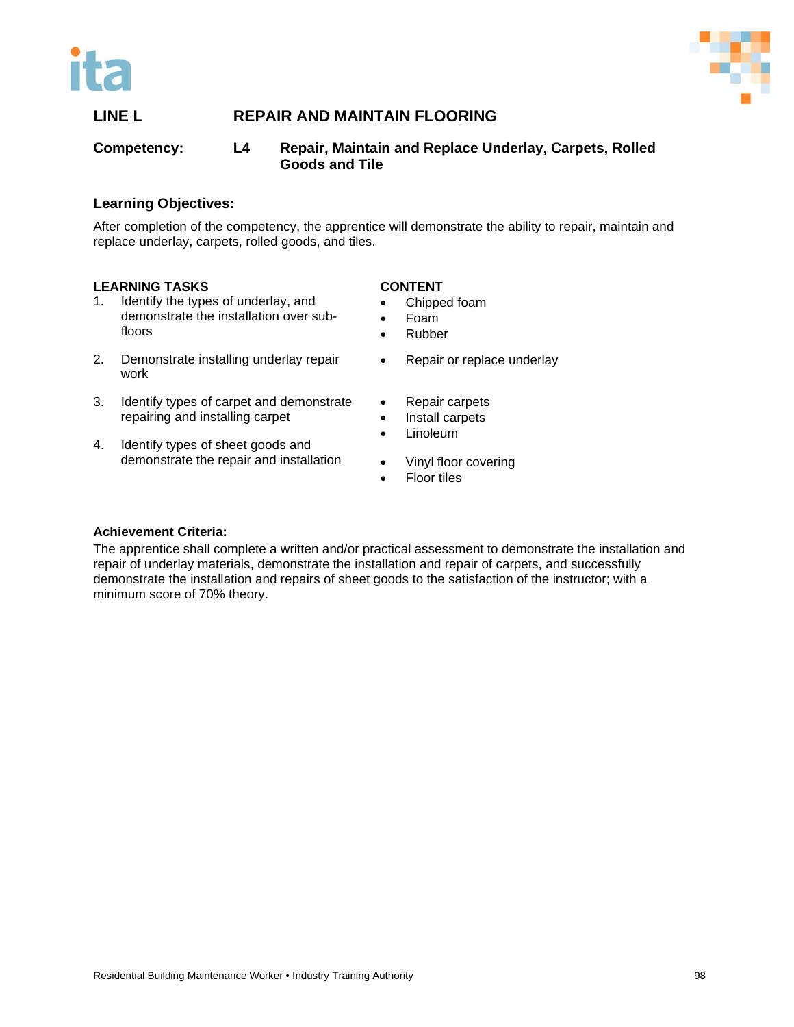## LINE L REPAIR AND MAINTAIN FLOORING

**Competency:** **L4** **Repair, Maintain and Replace Underlay, Carpets, Rolled Goods and Tile**

### Learning Objectives:

After completion of the competency, the apprentice will demonstrate the ability to repair, maintain and replace underlay, carpets, rolled goods, and tiles.

| LEARNING TASKS | CONTENT |
|---|---|
| 1. Identify the types of underlay, and demonstrate the installation over sub-floors | • Chipped foam<br>• Foam<br>• Rubber |
| 2. Demonstrate installing underlay repair work | • Repair or replace underlay |
| 3. Identify types of carpet and demonstrate repairing and installing carpet | • Repair carpets<br>• Install carpets<br>• Linoleum |
| 4. Identify types of sheet goods and demonstrate the repair and installation | • Vinyl floor covering<br>• Floor tiles |

**Achievement Criteria:**

The apprentice shall complete a written and/or practical assessment to demonstrate the installation and repair of underlay materials, demonstrate the installation and repair of carpets, and successfully demonstrate the installation and repairs of sheet goods to the satisfaction of the instructor; with a minimum score of 70% theory.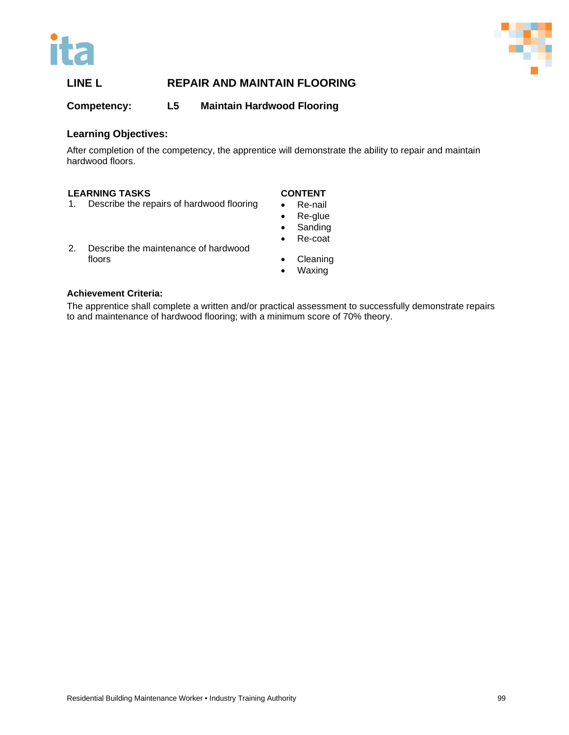## LINE L REPAIR AND MAINTAIN FLOORING

**Competency:** **L5 Maintain Hardwood Flooring**

### Learning Objectives:

After completion of the competency, the apprentice will demonstrate the ability to repair and maintain hardwood floors.

| LEARNING TASKS | CONTENT |
|---|---|
| 1. Describe the repairs of hardwood flooring | • Re-nail<br>• Re-glue<br>• Sanding<br>• Re-coat |
| 2. Describe the maintenance of hardwood floors | • Cleaning<br>• Waxing |

### Achievement Criteria:

The apprentice shall complete a written and/or practical assessment to successfully demonstrate repairs to and maintenance of hardwood flooring; with a minimum score of 70% theory.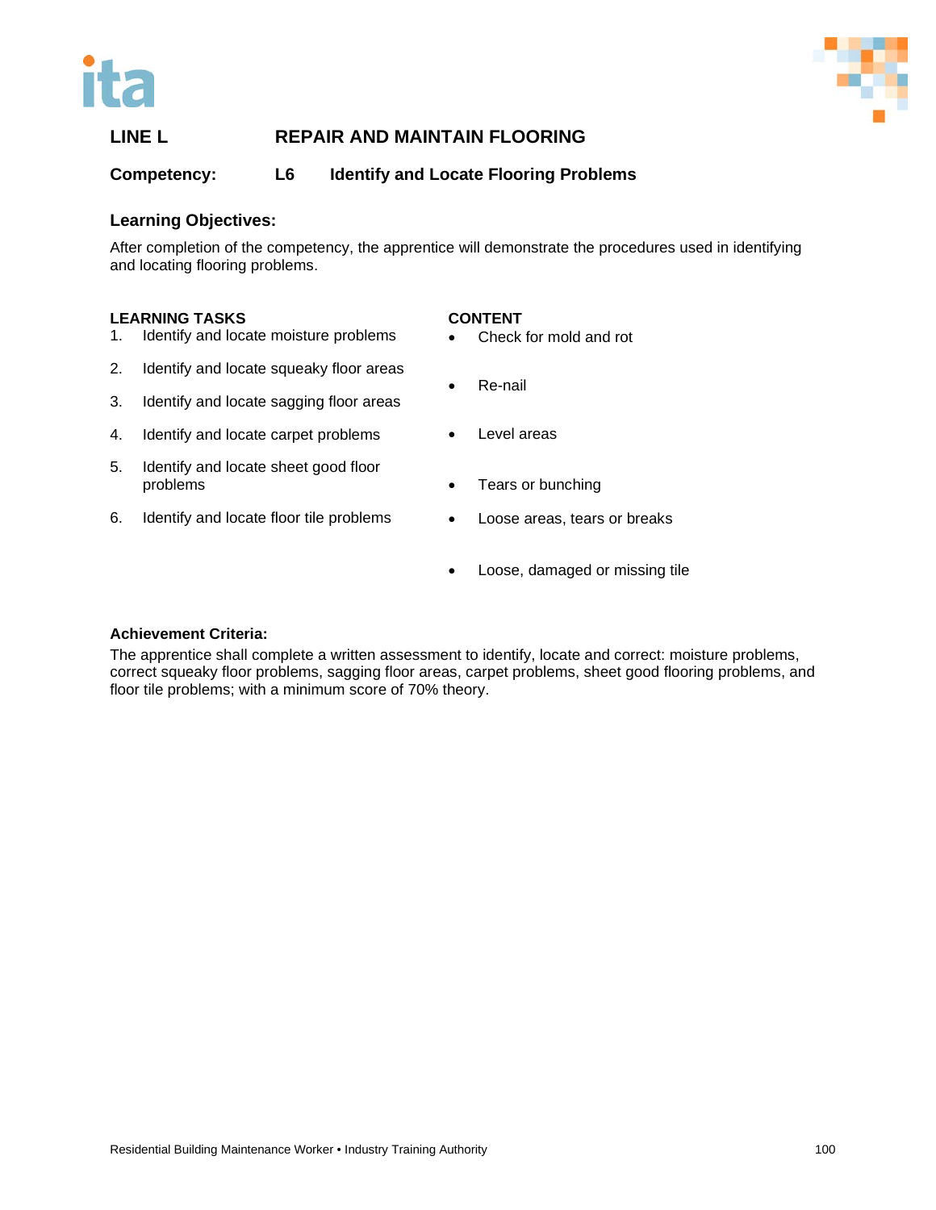## LINE L REPAIR AND MAINTAIN FLOORING

**Competency: L6 Identify and Locate Flooring Problems**

### Learning Objectives:

After completion of the competency, the apprentice will demonstrate the procedures used in identifying and locating flooring problems.

| LEARNING TASKS | CONTENT |
|---|---|
| 1. Identify and locate moisture problems | • Check for mold and rot |
| 2. Identify and locate squeaky floor areas | • Re-nail |
| 3. Identify and locate sagging floor areas | • Level areas |
| 4. Identify and locate carpet problems | • Tears or bunching |
| 5. Identify and locate sheet good floor problems | • Loose areas, tears or breaks |
| 6. Identify and locate floor tile problems | • Loose, damaged or missing tile |

**Achievement Criteria:**

The apprentice shall complete a written assessment to identify, locate and correct: moisture problems, correct squeaky floor problems, sagging floor areas, carpet problems, sheet good flooring problems, and floor tile problems; with a minimum score of 70% theory.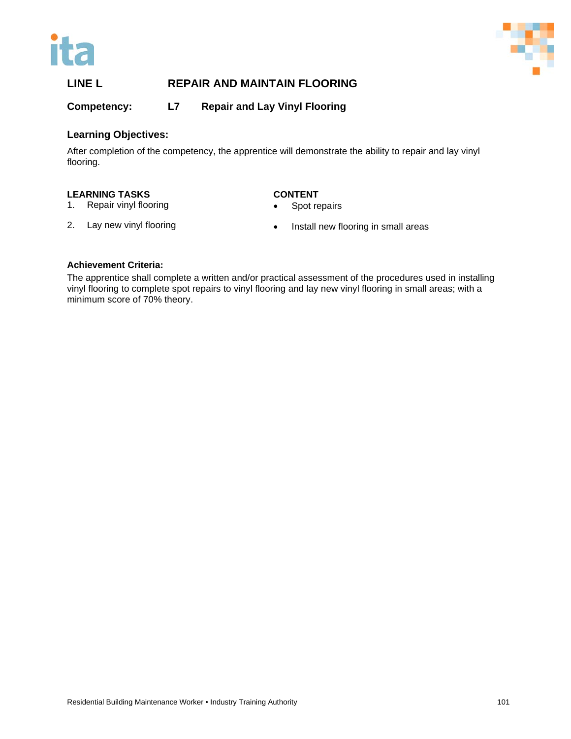## LINE L REPAIR AND MAINTAIN FLOORING

**Competency:** **L7 Repair and Lay Vinyl Flooring**

### Learning Objectives:

After completion of the competency, the apprentice will demonstrate the ability to repair and lay vinyl flooring.

| LEARNING TASKS | CONTENT |
|---|---|
| 1. Repair vinyl flooring | • Spot repairs |
| 2. Lay new vinyl flooring | • Install new flooring in small areas |

**Achievement Criteria:**

The apprentice shall complete a written and/or practical assessment of the procedures used in installing vinyl flooring to complete spot repairs to vinyl flooring and lay new vinyl flooring in small areas; with a minimum score of 70% theory.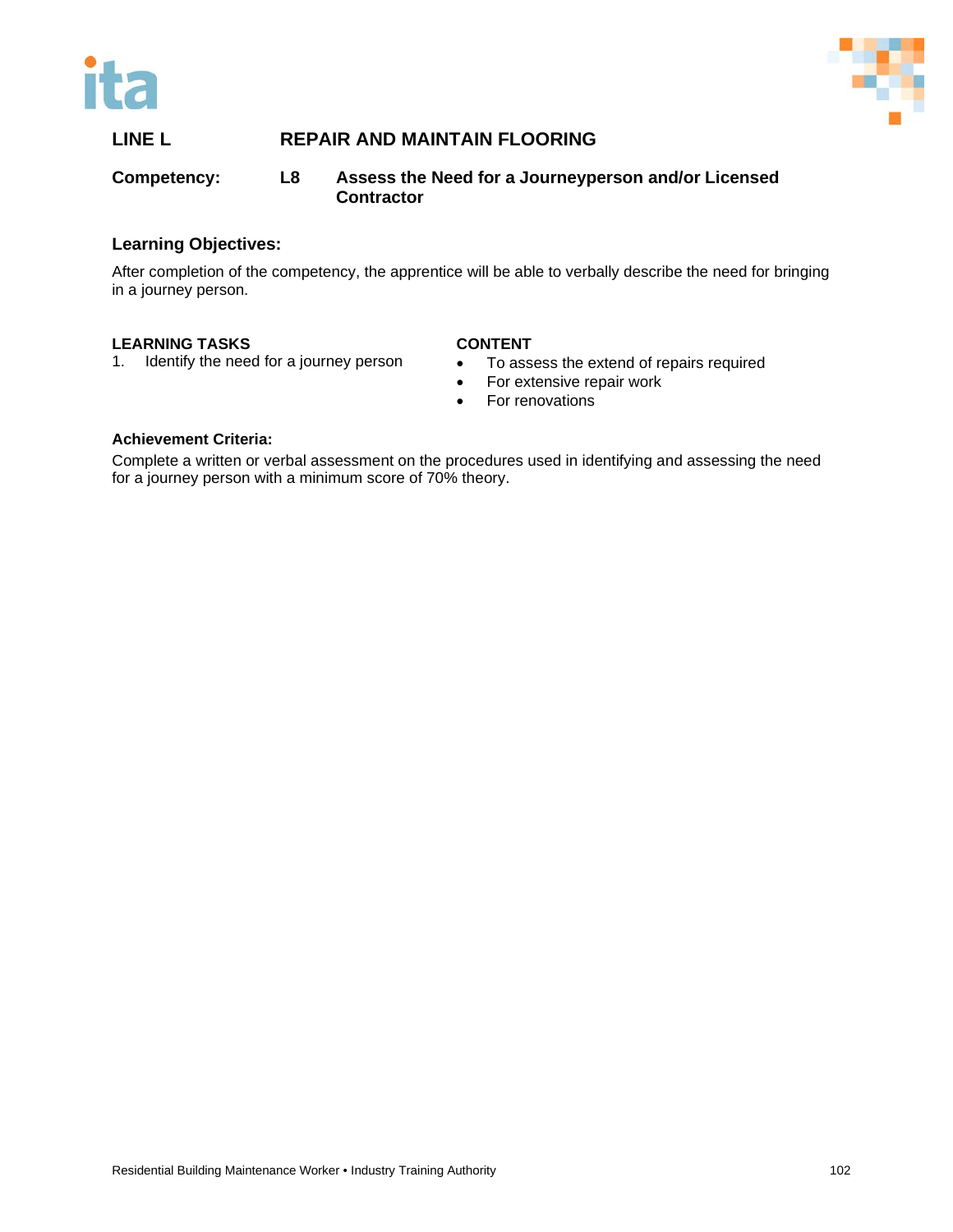## LINE L REPAIR AND MAINTAIN FLOORING

**Competency:** L8 **Assess the Need for a Journeyperson and/or Licensed Contractor**

### Learning Objectives:

After completion of the competency, the apprentice will be able to verbally describe the need for bringing in a journey person.

| LEARNING TASKS | CONTENT |
|---|---|
| 1. Identify the need for a journey person | • To assess the extend of repairs required<br>• For extensive repair work<br>• For renovations |

**Achievement Criteria:**

Complete a written or verbal assessment on the procedures used in identifying and assessing the need for a journey person with a minimum score of 70% theory.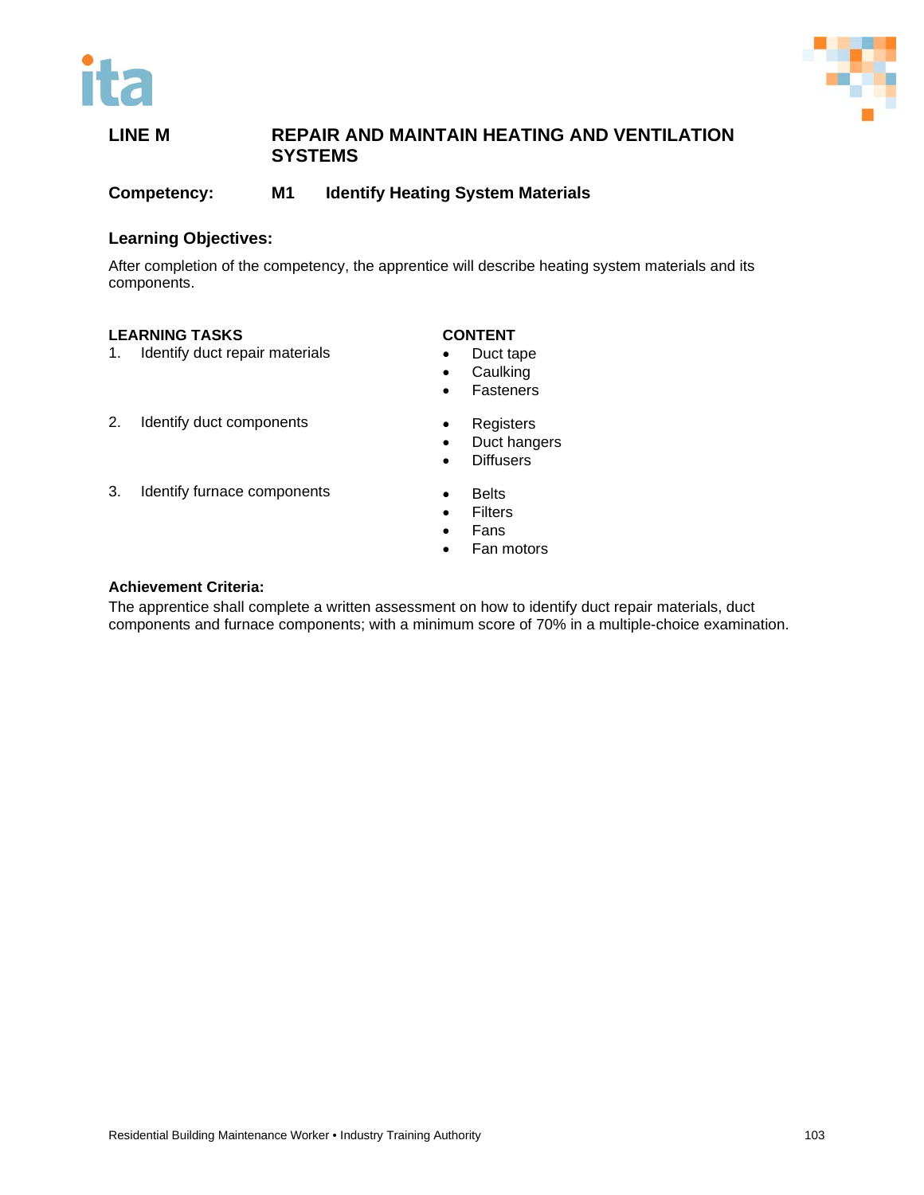**LINE M** **REPAIR AND MAINTAIN HEATING AND VENTILATION SYSTEMS**

**Competency:** **M1 Identify Heating System Materials**

### Learning Objectives:

After completion of the competency, the apprentice will describe heating system materials and its components.

| LEARNING TASKS | CONTENT |
|---|---|
| 1. Identify duct repair materials | • Duct tape<br>• Caulking<br>• Fasteners |
| 2. Identify duct components | • Registers<br>• Duct hangers<br>• Diffusers |
| 3. Identify furnace components | • Belts<br>• Filters<br>• Fans<br>• Fan motors |

**Achievement Criteria:**

The apprentice shall complete a written assessment on how to identify duct repair materials, duct components and furnace components; with a minimum score of 70% in a multiple-choice examination.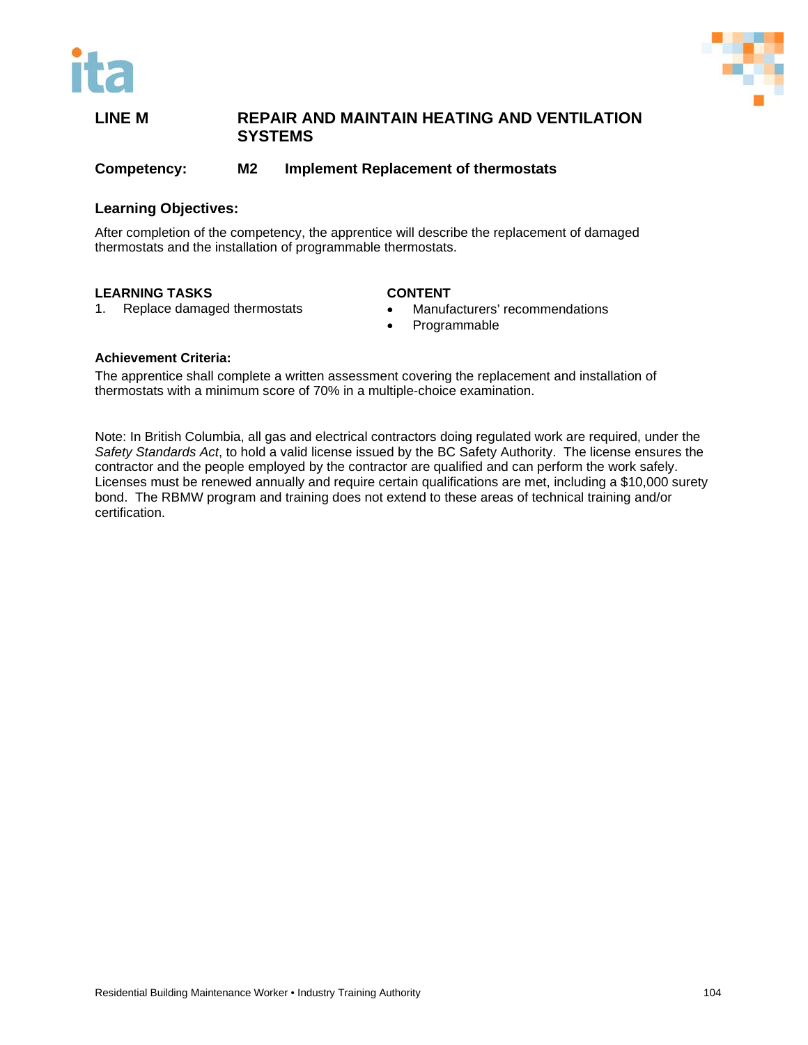## LINE M REPAIR AND MAINTAIN HEATING AND VENTILATION SYSTEMS

**Competency: M2 Implement Replacement of thermostats**

### Learning Objectives:

After completion of the competency, the apprentice will describe the replacement of damaged thermostats and the installation of programmable thermostats.

| LEARNING TASKS | CONTENT |
|---|---|
| 1. Replace damaged thermostats | • Manufacturers' recommendations<br>• Programmable |

### Achievement Criteria:

The apprentice shall complete a written assessment covering the replacement and installation of thermostats with a minimum score of 70% in a multiple-choice examination.

Note: In British Columbia, all gas and electrical contractors doing regulated work are required, under the *Safety Standards Act*, to hold a valid license issued by the BC Safety Authority. The license ensures the contractor and the people employed by the contractor are qualified and can perform the work safely. Licenses must be renewed annually and require certain qualifications are met, including a $10,000 surety bond. The RBMW program and training does not extend to these areas of technical training and/or certification.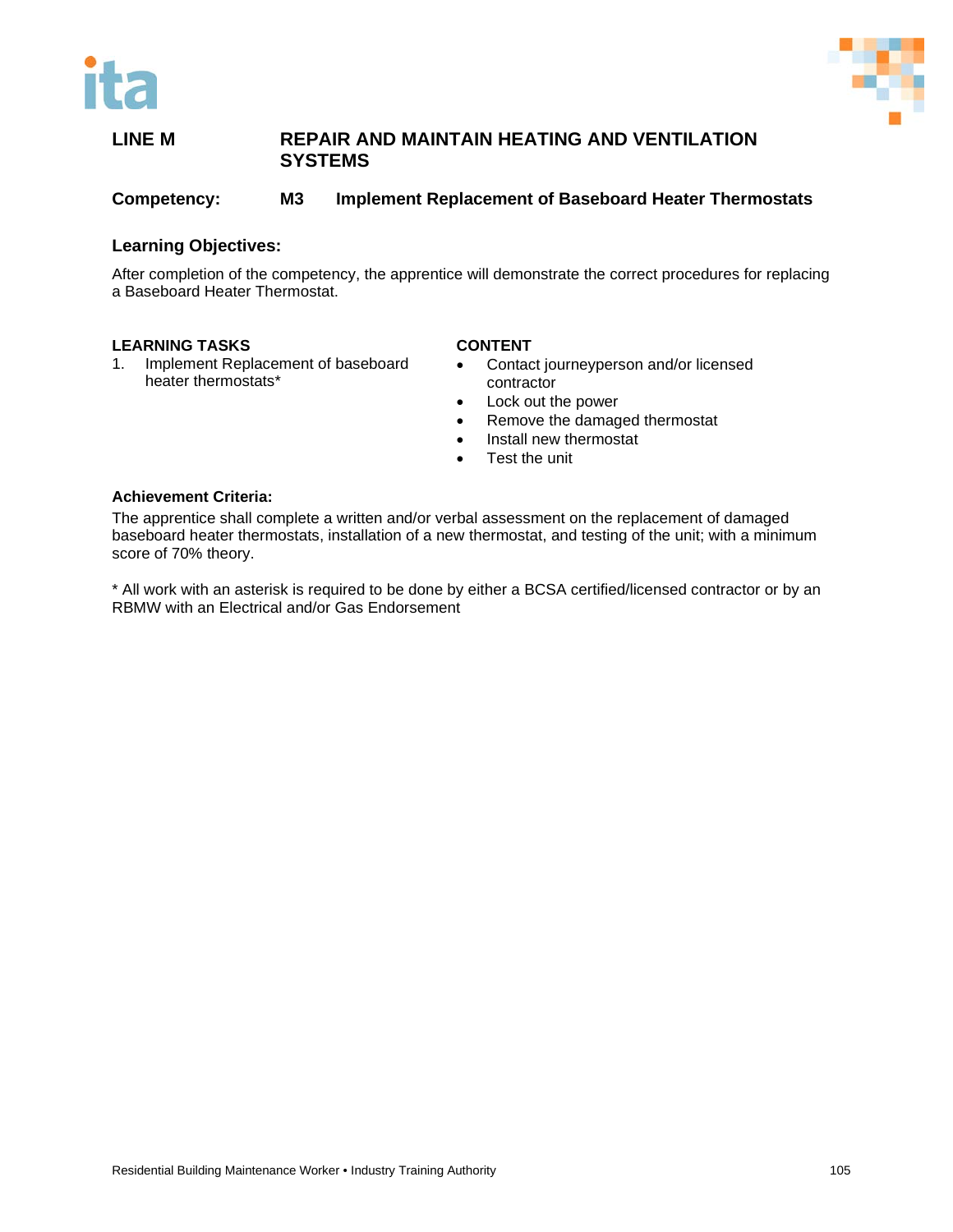## LINE M REPAIR AND MAINTAIN HEATING AND VENTILATION SYSTEMS

**Competency: M3 Implement Replacement of Baseboard Heater Thermostats**

### Learning Objectives:

After completion of the competency, the apprentice will demonstrate the correct procedures for replacing a Baseboard Heater Thermostat.

| LEARNING TASKS | CONTENT |
|---|---|
| 1. Implement Replacement of baseboard heater thermostats* | • Contact journeyperson and/or licensed contractor<br>• Lock out the power<br>• Remove the damaged thermostat<br>• Install new thermostat<br>• Test the unit |

**Achievement Criteria:**

The apprentice shall complete a written and/or verbal assessment on the replacement of damaged baseboard heater thermostats, installation of a new thermostat, and testing of the unit; with a minimum score of 70% theory.

* All work with an asterisk is required to be done by either a BCSA certified/licensed contractor or by an RBMW with an Electrical and/or Gas Endorsement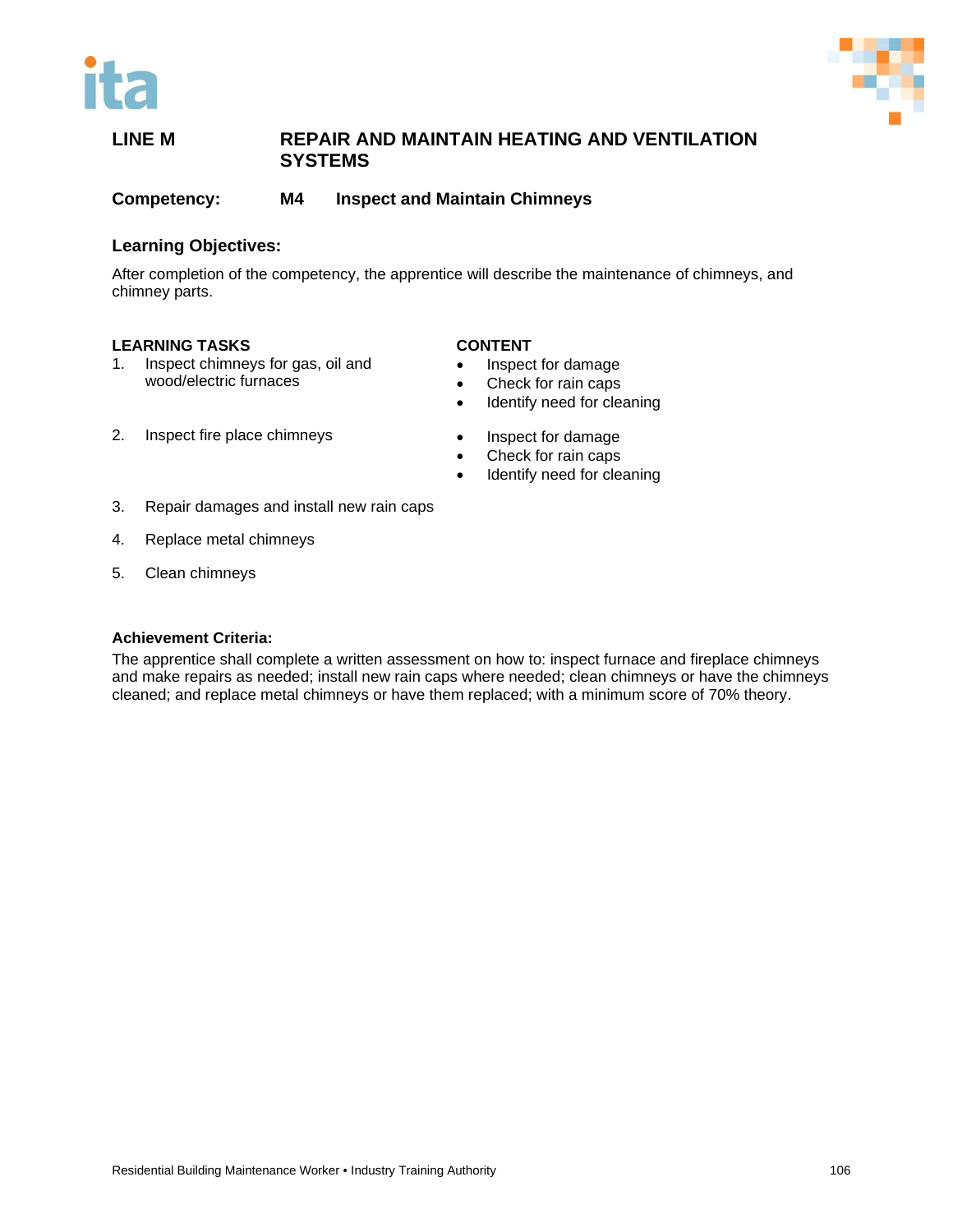## LINE M REPAIR AND MAINTAIN HEATING AND VENTILATION SYSTEMS

**Competency: M4 Inspect and Maintain Chimneys**

### Learning Objectives:

After completion of the competency, the apprentice will describe the maintenance of chimneys, and chimney parts.

| LEARNING TASKS | CONTENT |
|---|---|
| 1. Inspect chimneys for gas, oil and wood/electric furnaces | • Inspect for damage<br>• Check for rain caps<br>• Identify need for cleaning |
| 2. Inspect fire place chimneys | • Inspect for damage<br>• Check for rain caps<br>• Identify need for cleaning |
| 3. Repair damages and install new rain caps | |
| 4. Replace metal chimneys | |
| 5. Clean chimneys | |

**Achievement Criteria:**

The apprentice shall complete a written assessment on how to: inspect furnace and fireplace chimneys and make repairs as needed; install new rain caps where needed; clean chimneys or have the chimneys cleaned; and replace metal chimneys or have them replaced; with a minimum score of 70% theory.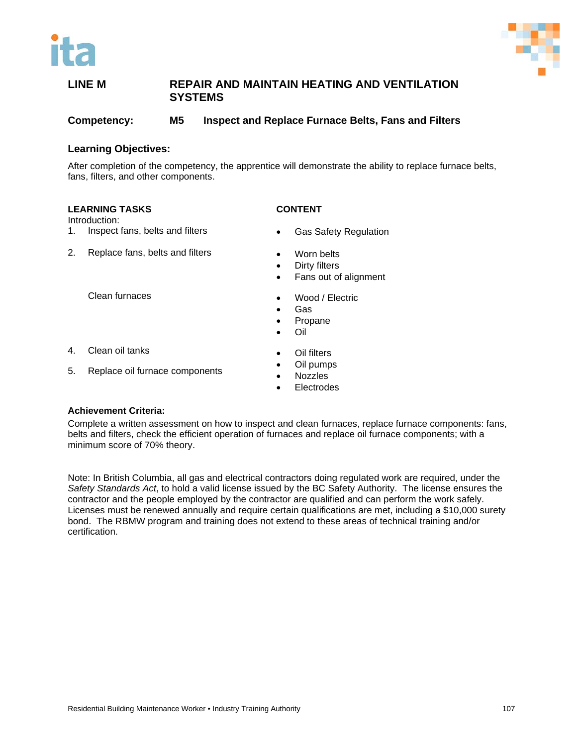## LINE M REPAIR AND MAINTAIN HEATING AND VENTILATION SYSTEMS

**Competency: M5 Inspect and Replace Furnace Belts, Fans and Filters**

### Learning Objectives:

After completion of the competency, the apprentice will demonstrate the ability to replace furnace belts, fans, filters, and other components.

| LEARNING TASKS | CONTENT |
|---|---|
| Introduction:<br>1. Inspect fans, belts and filters | • Gas Safety Regulation |
| 2. Replace fans, belts and filters | • Worn belts<br>• Dirty filters<br>• Fans out of alignment |
| Clean furnaces | • Wood / Electric<br>• Gas<br>• Propane<br>• Oil |
| 4. Clean oil tanks<br>5. Replace oil furnace components | • Oil filters<br>• Oil pumps<br>• Nozzles<br>• Electrodes |

### Achievement Criteria:

Complete a written assessment on how to inspect and clean furnaces, replace furnace components: fans, belts and filters, check the efficient operation of furnaces and replace oil furnace components; with a minimum score of 70% theory.

Note: In British Columbia, all gas and electrical contractors doing regulated work are required, under the *Safety Standards Act*, to hold a valid license issued by the BC Safety Authority. The license ensures the contractor and the people employed by the contractor are qualified and can perform the work safely. Licenses must be renewed annually and require certain qualifications are met, including a $10,000 surety bond. The RBMW program and training does not extend to these areas of technical training and/or certification.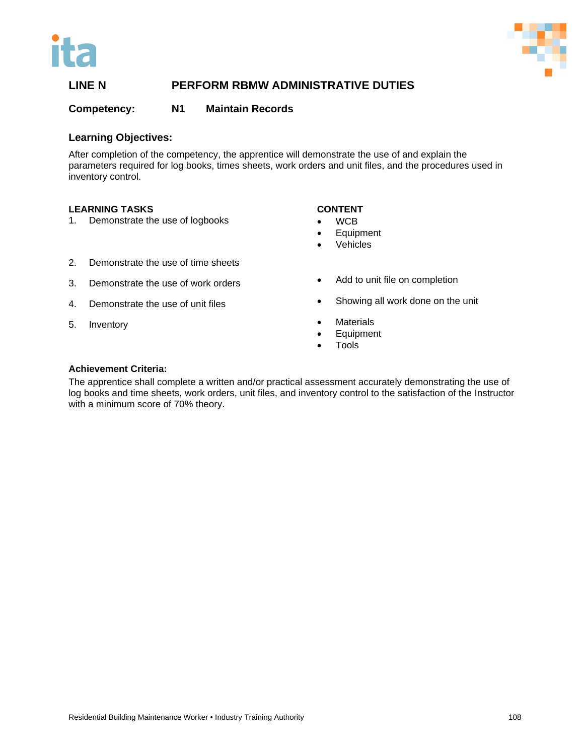## LINE N PERFORM RBMW ADMINISTRATIVE DUTIES

**Competency: N1 Maintain Records**

### Learning Objectives:

After completion of the competency, the apprentice will demonstrate the use of and explain the parameters required for log books, times sheets, work orders and unit files, and the procedures used in inventory control.

| LEARNING TASKS | CONTENT |
|---|---|
| 1. Demonstrate the use of logbooks | • WCB<br>• Equipment<br>• Vehicles |
| 2. Demonstrate the use of time sheets | |
| 3. Demonstrate the use of work orders | • Add to unit file on completion |
| 4. Demonstrate the use of unit files | • Showing all work done on the unit |
| 5. Inventory | • Materials<br>• Equipment<br>• Tools |

### Achievement Criteria:

The apprentice shall complete a written and/or practical assessment accurately demonstrating the use of log books and time sheets, work orders, unit files, and inventory control to the satisfaction of the Instructor with a minimum score of 70% theory.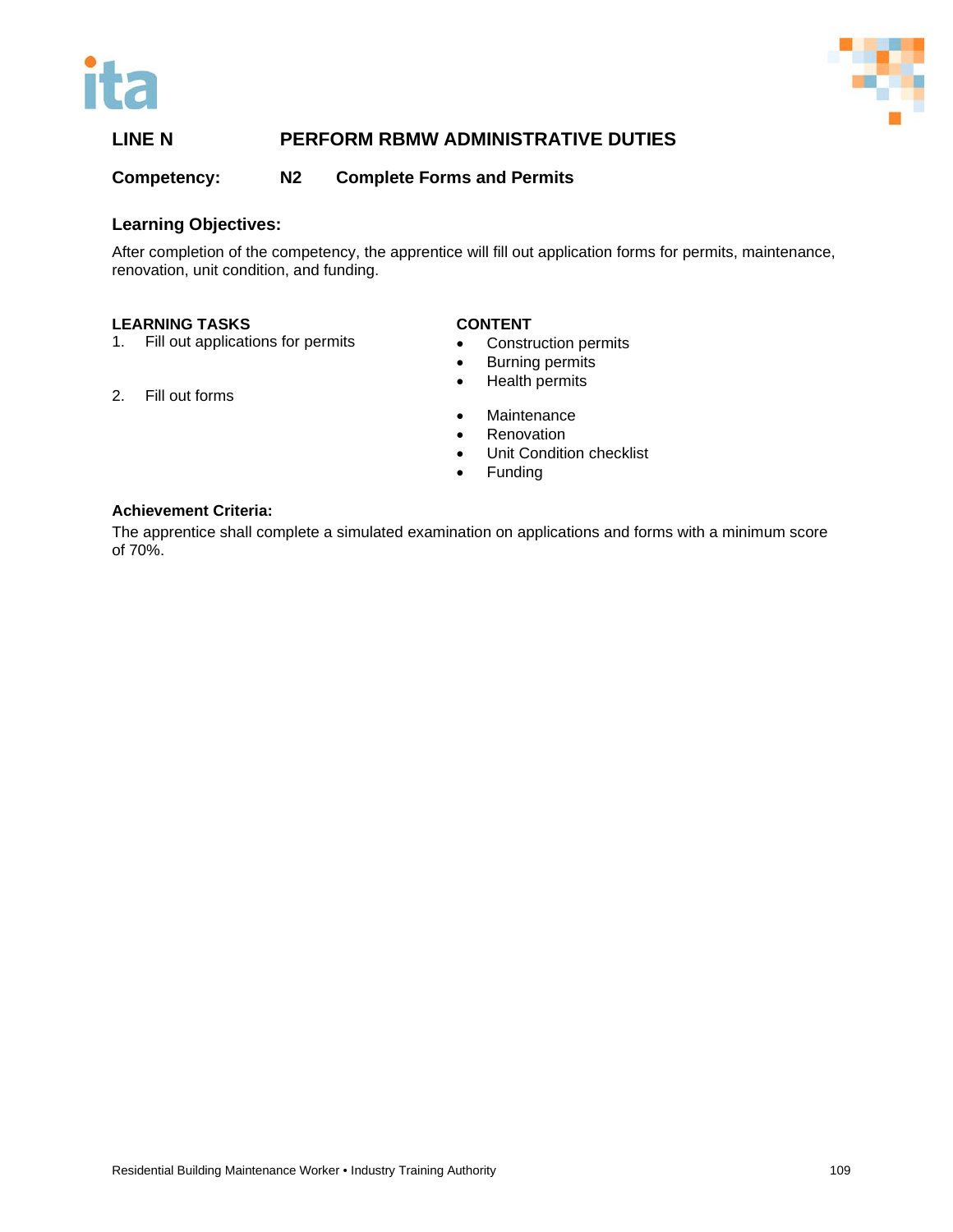## LINE N PERFORM RBMW ADMINISTRATIVE DUTIES

### Competency: N2 Complete Forms and Permits

### Learning Objectives:

After completion of the competency, the apprentice will fill out application forms for permits, maintenance, renovation, unit condition, and funding.

| LEARNING TASKS | CONTENT |
|---|---|
| 1. Fill out applications for permits | • Construction permits<br>• Burning permits<br>• Health permits |
| 2. Fill out forms | • Maintenance<br>• Renovation<br>• Unit Condition checklist<br>• Funding |

### Achievement Criteria:

The apprentice shall complete a simulated examination on applications and forms with a minimum score of 70%.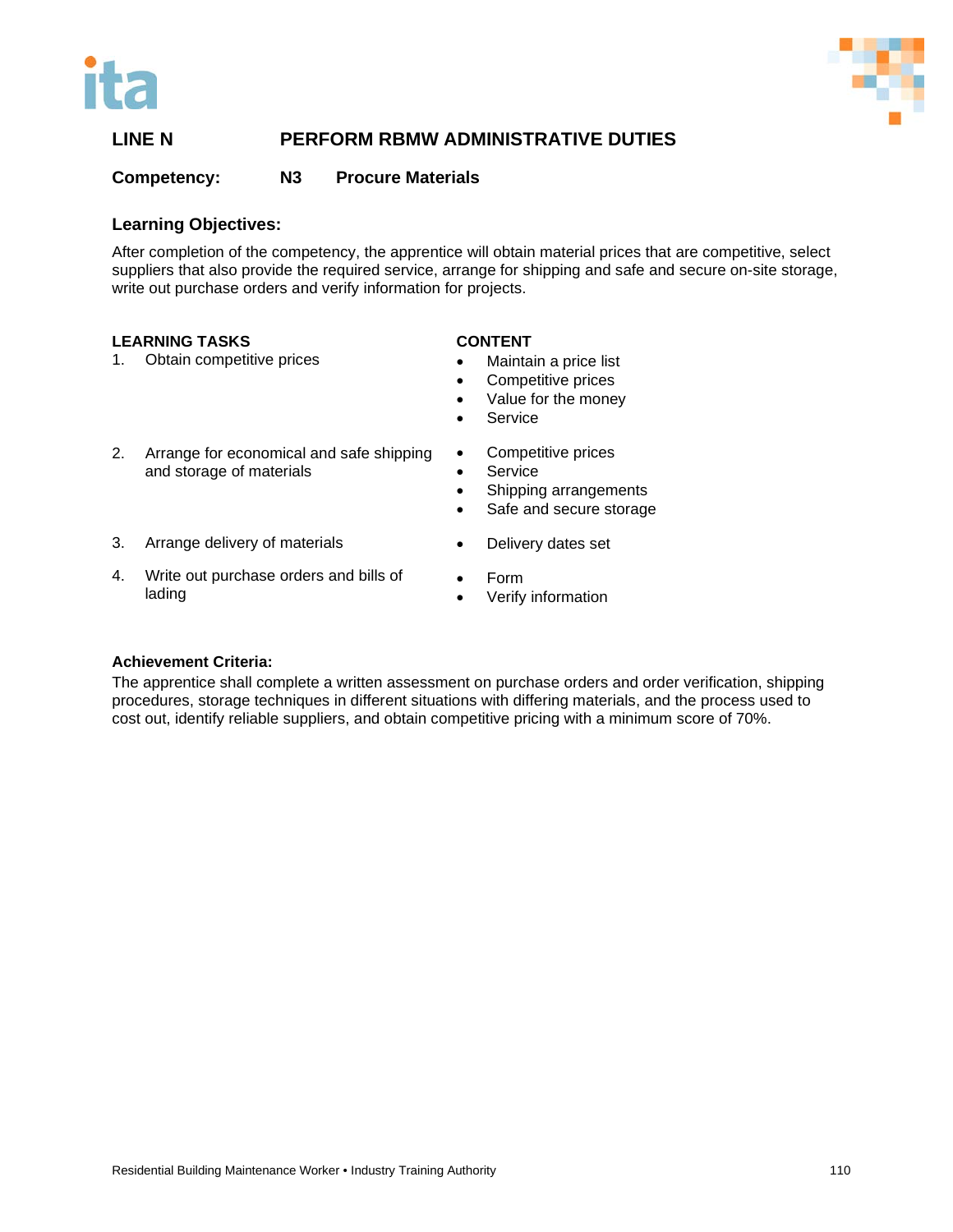## LINE N PERFORM RBMW ADMINISTRATIVE DUTIES

### Competency: N3 Procure Materials

### Learning Objectives:

After completion of the competency, the apprentice will obtain material prices that are competitive, select suppliers that also provide the required service, arrange for shipping and safe and secure on-site storage, write out purchase orders and verify information for projects.

| LEARNING TASKS | CONTENT |
|---|---|
| 1. Obtain competitive prices | • Maintain a price list<br>• Competitive prices<br>• Value for the money<br>• Service |
| 2. Arrange for economical and safe shipping and storage of materials | • Competitive prices<br>• Service<br>• Shipping arrangements<br>• Safe and secure storage |
| 3. Arrange delivery of materials | • Delivery dates set |
| 4. Write out purchase orders and bills of lading | • Form<br>• Verify information |

**Achievement Criteria:**

The apprentice shall complete a written assessment on purchase orders and order verification, shipping procedures, storage techniques in different situations with differing materials, and the process used to cost out, identify reliable suppliers, and obtain competitive pricing with a minimum score of 70%.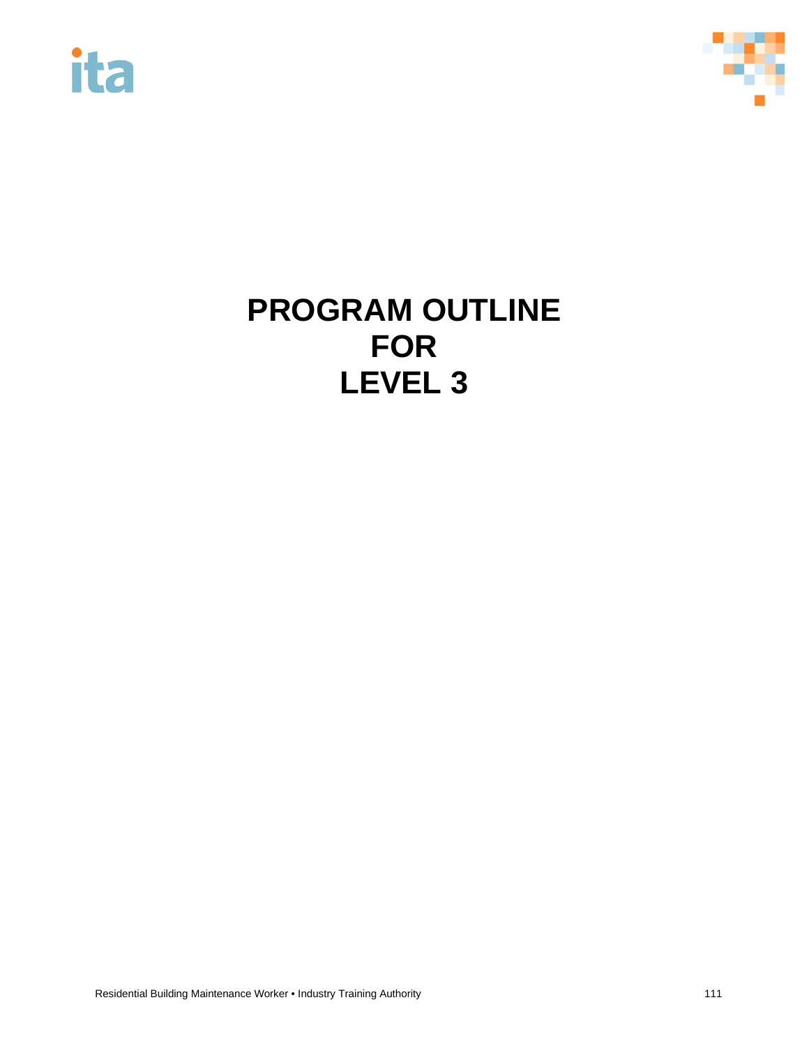# PROGRAM OUTLINE FOR LEVEL 3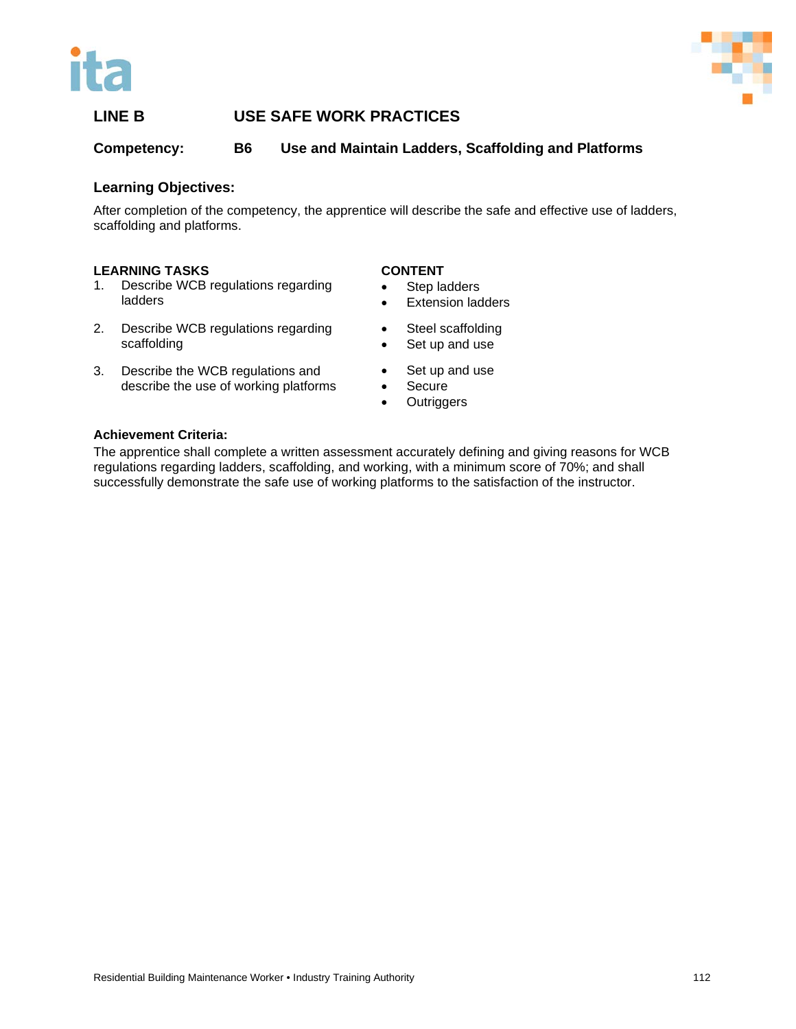## LINE B USE SAFE WORK PRACTICES

**Competency: B6 Use and Maintain Ladders, Scaffolding and Platforms**

### Learning Objectives:

After completion of the competency, the apprentice will describe the safe and effective use of ladders, scaffolding and platforms.

| LEARNING TASKS | CONTENT |
|---|---|
| 1. Describe WCB regulations regarding ladders | • Step ladders<br>• Extension ladders |
| 2. Describe WCB regulations regarding scaffolding | • Steel scaffolding<br>• Set up and use |
| 3. Describe the WCB regulations and describe the use of working platforms | • Set up and use<br>• Secure<br>• Outriggers |

### Achievement Criteria:

The apprentice shall complete a written assessment accurately defining and giving reasons for WCB regulations regarding ladders, scaffolding, and working, with a minimum score of 70%; and shall successfully demonstrate the safe use of working platforms to the satisfaction of the instructor.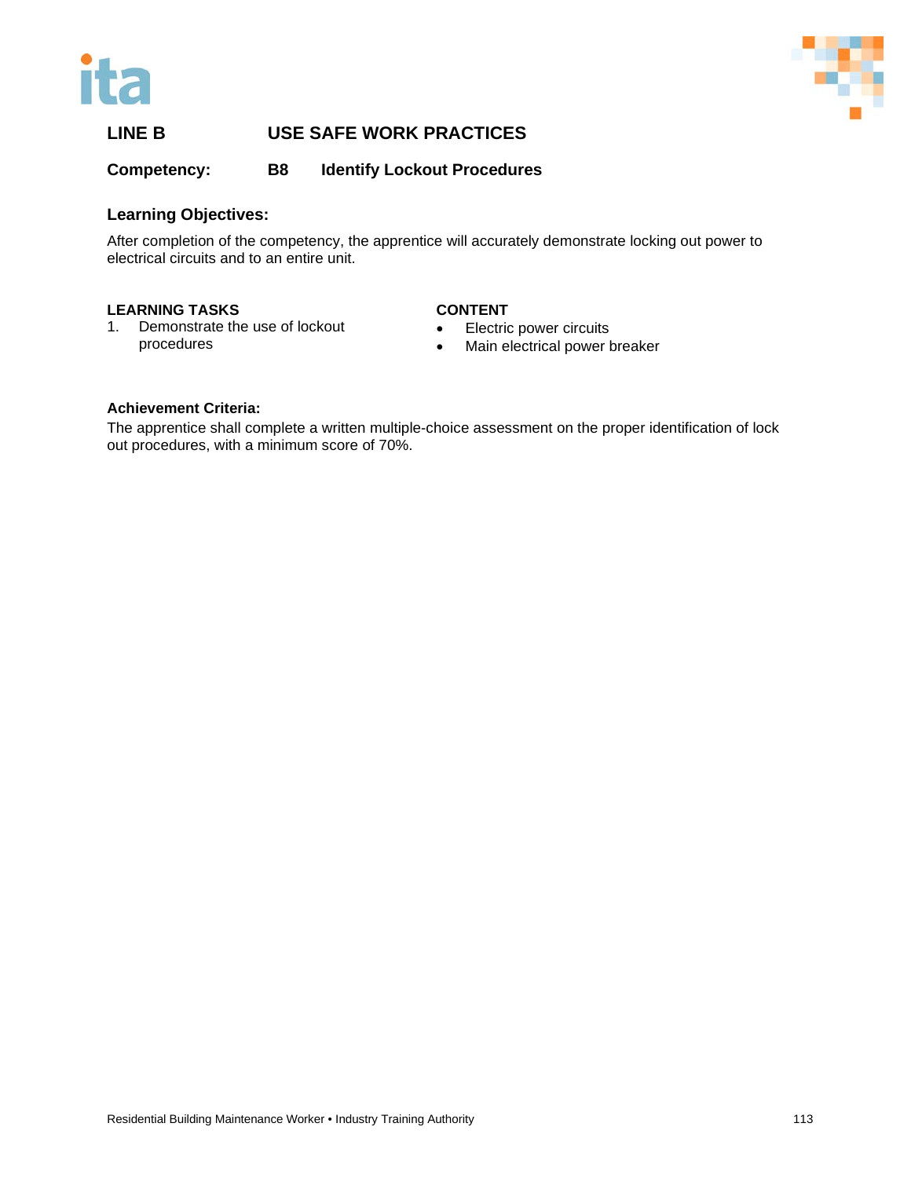## LINE B USE SAFE WORK PRACTICES

### Competency: B8 Identify Lockout Procedures

**Learning Objectives:**

After completion of the competency, the apprentice will accurately demonstrate locking out power to electrical circuits and to an entire unit.

| LEARNING TASKS | CONTENT |
| --- | --- |
| 1. Demonstrate the use of lockout procedures | • Electric power circuits<br>• Main electrical power breaker |

**Achievement Criteria:**

The apprentice shall complete a written multiple-choice assessment on the proper identification of lock out procedures, with a minimum score of 70%.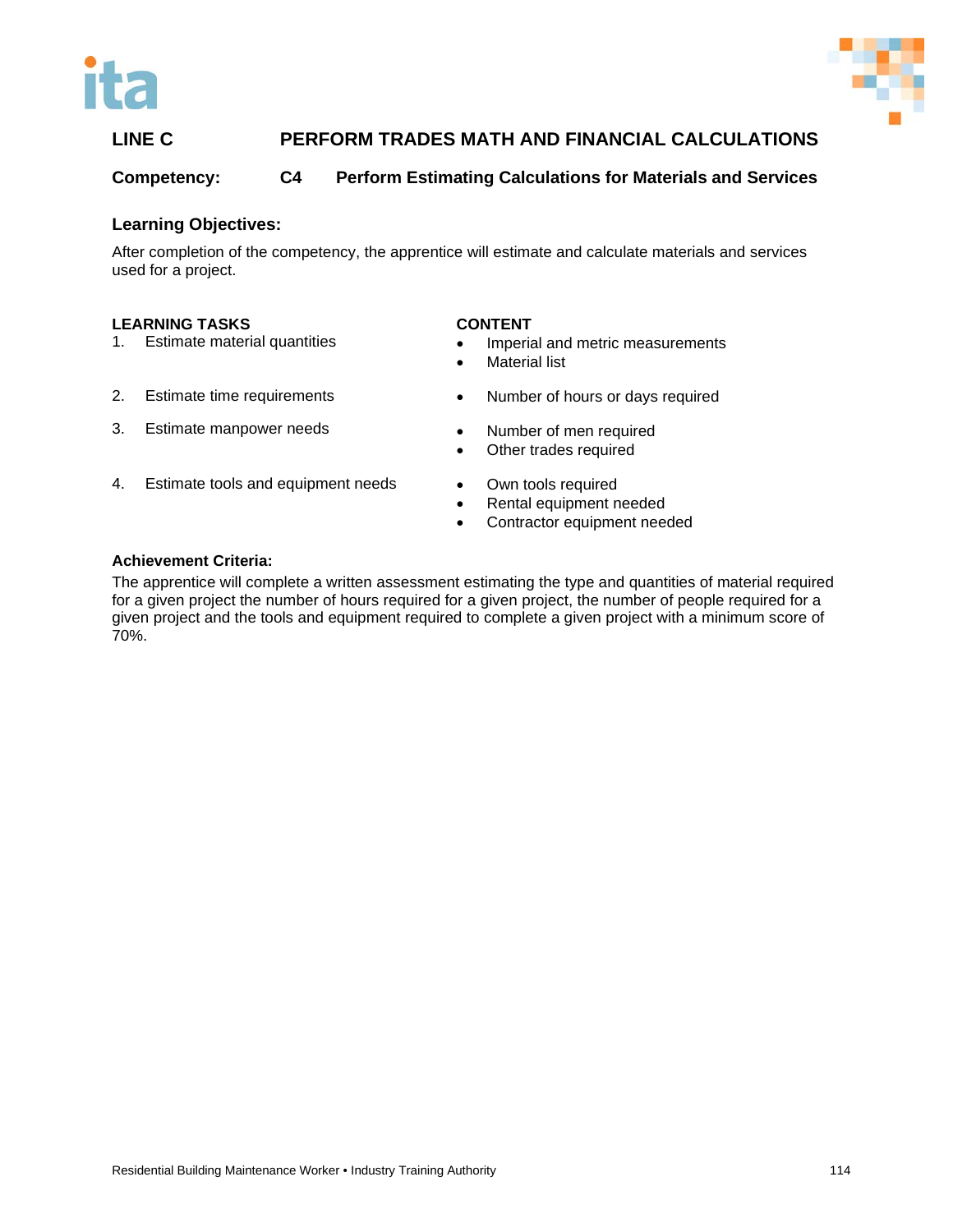## LINE C PERFORM TRADES MATH AND FINANCIAL CALCULATIONS

### Competency: C4 Perform Estimating Calculations for Materials and Services

**Learning Objectives:**

After completion of the competency, the apprentice will estimate and calculate materials and services used for a project.

| LEARNING TASKS | CONTENT |
|---|---|
| 1. Estimate material quantities | • Imperial and metric measurements<br>• Material list |
| 2. Estimate time requirements | • Number of hours or days required |
| 3. Estimate manpower needs | • Number of men required<br>• Other trades required |
| 4. Estimate tools and equipment needs | • Own tools required<br>• Rental equipment needed<br>• Contractor equipment needed |

**Achievement Criteria:**

The apprentice will complete a written assessment estimating the type and quantities of material required for a given project the number of hours required for a given project, the number of people required for a given project and the tools and equipment required to complete a given project with a minimum score of 70%.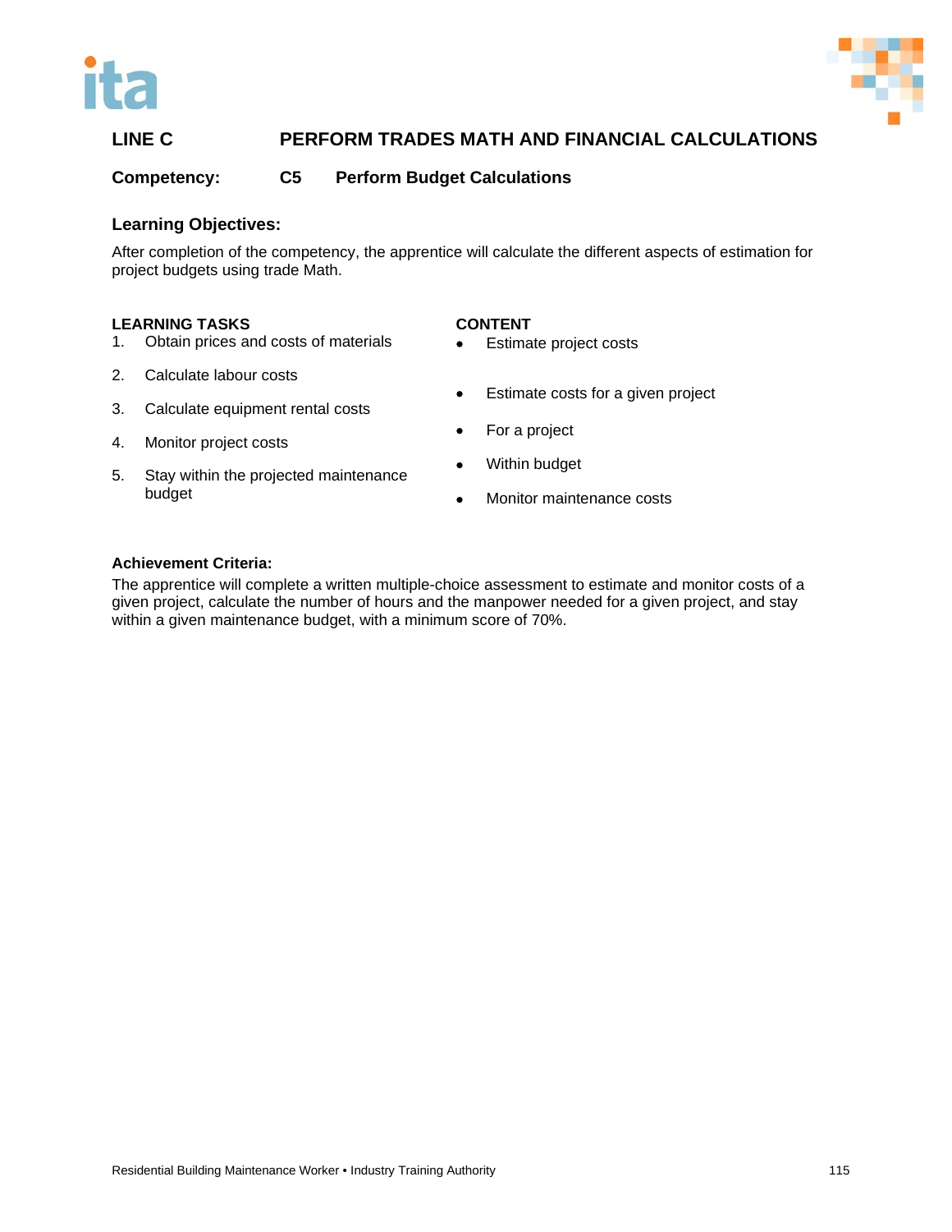## LINE C PERFORM TRADES MATH AND FINANCIAL CALCULATIONS

**Competency: C5 Perform Budget Calculations**

### Learning Objectives:

After completion of the competency, the apprentice will calculate the different aspects of estimation for project budgets using trade Math.

| LEARNING TASKS | CONTENT |
|---|---|
| 1. Obtain prices and costs of materials | • Estimate project costs |
| 2. Calculate labour costs | • Estimate costs for a given project |
| 3. Calculate equipment rental costs | • For a project |
| 4. Monitor project costs | • Within budget |
| 5. Stay within the projected maintenance budget | • Monitor maintenance costs |

### Achievement Criteria:

The apprentice will complete a written multiple-choice assessment to estimate and monitor costs of a given project, calculate the number of hours and the manpower needed for a given project, and stay within a given maintenance budget, with a minimum score of 70%.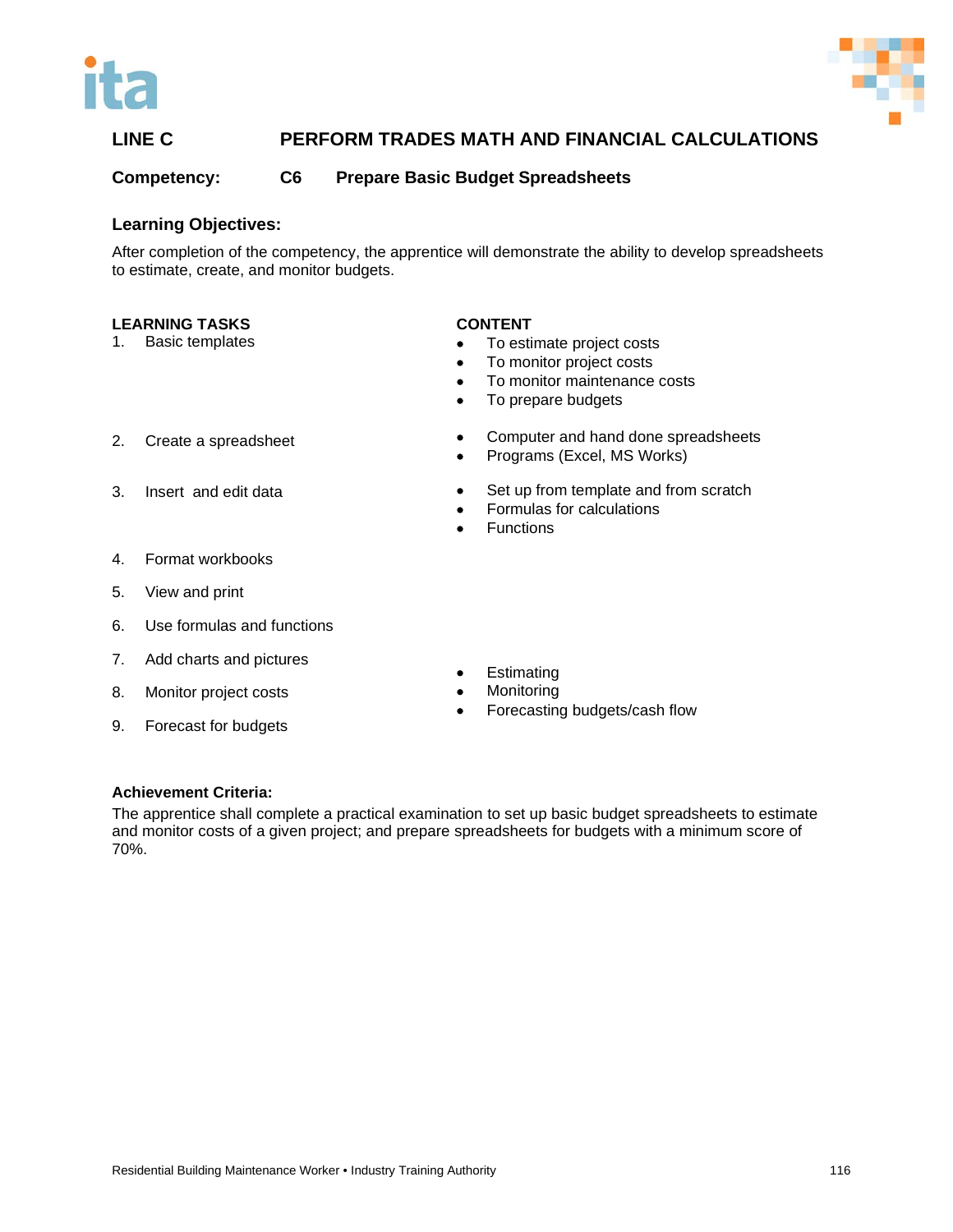## LINE C PERFORM TRADES MATH AND FINANCIAL CALCULATIONS

### Competency: C6 Prepare Basic Budget Spreadsheets

**Learning Objectives:**

After completion of the competency, the apprentice will demonstrate the ability to develop spreadsheets to estimate, create, and monitor budgets.

| LEARNING TASKS | CONTENT |
|---|---|
| 1. Basic templates | • To estimate project costs<br>• To monitor project costs<br>• To monitor maintenance costs<br>• To prepare budgets |
| 2. Create a spreadsheet | • Computer and hand done spreadsheets<br>• Programs (Excel, MS Works) |
| 3. Insert and edit data | • Set up from template and from scratch<br>• Formulas for calculations<br>• Functions |
| 4. Format workbooks | |
| 5. View and print | |
| 6. Use formulas and functions | |
| 7. Add charts and pictures | |
| 8. Monitor project costs | • Estimating<br>• Monitoring<br>• Forecasting budgets/cash flow |
| 9. Forecast for budgets | |

**Achievement Criteria:**

The apprentice shall complete a practical examination to set up basic budget spreadsheets to estimate and monitor costs of a given project; and prepare spreadsheets for budgets with a minimum score of 70%.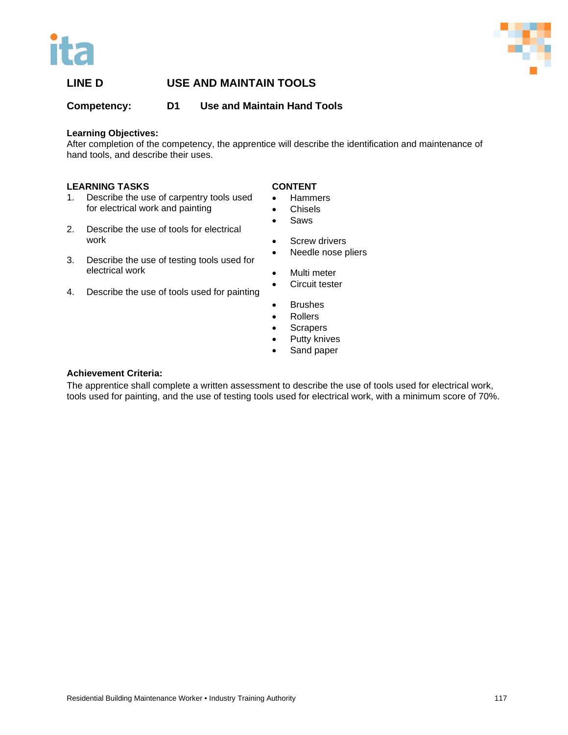## LINE D USE AND MAINTAIN TOOLS

### Competency: D1 Use and Maintain Hand Tools

**Learning Objectives:**
After completion of the competency, the apprentice will describe the identification and maintenance of hand tools, and describe their uses.

| LEARNING TASKS | CONTENT |
|---|---|
| 1. Describe the use of carpentry tools used for electrical work and painting | • Hammers<br>• Chisels<br>• Saws |
| 2. Describe the use of tools for electrical work | • Screw drivers<br>• Needle nose pliers |
| 3. Describe the use of testing tools used for electrical work | • Multi meter<br>• Circuit tester |
| 4. Describe the use of tools used for painting | • Brushes<br>• Rollers<br>• Scrapers<br>• Putty knives<br>• Sand paper |

**Achievement Criteria:**
The apprentice shall complete a written assessment to describe the use of tools used for electrical work, tools used for painting, and the use of testing tools used for electrical work, with a minimum score of 70%.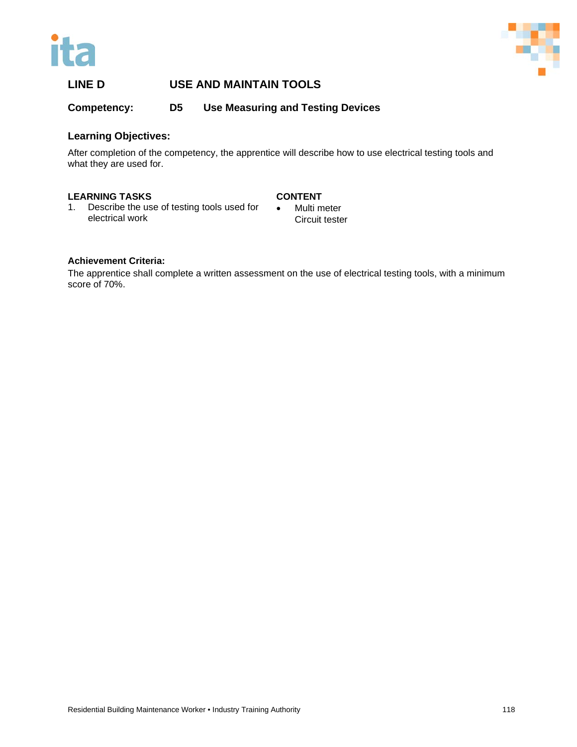## LINE D USE AND MAINTAIN TOOLS

**Competency: D5 Use Measuring and Testing Devices**

### Learning Objectives:

After completion of the competency, the apprentice will describe how to use electrical testing tools and what they are used for.

| LEARNING TASKS | CONTENT |
| --- | --- |
| 1. Describe the use of testing tools used for electrical work | • Multi meter<br>Circuit tester |

**Achievement Criteria:**

The apprentice shall complete a written assessment on the use of electrical testing tools, with a minimum score of 70%.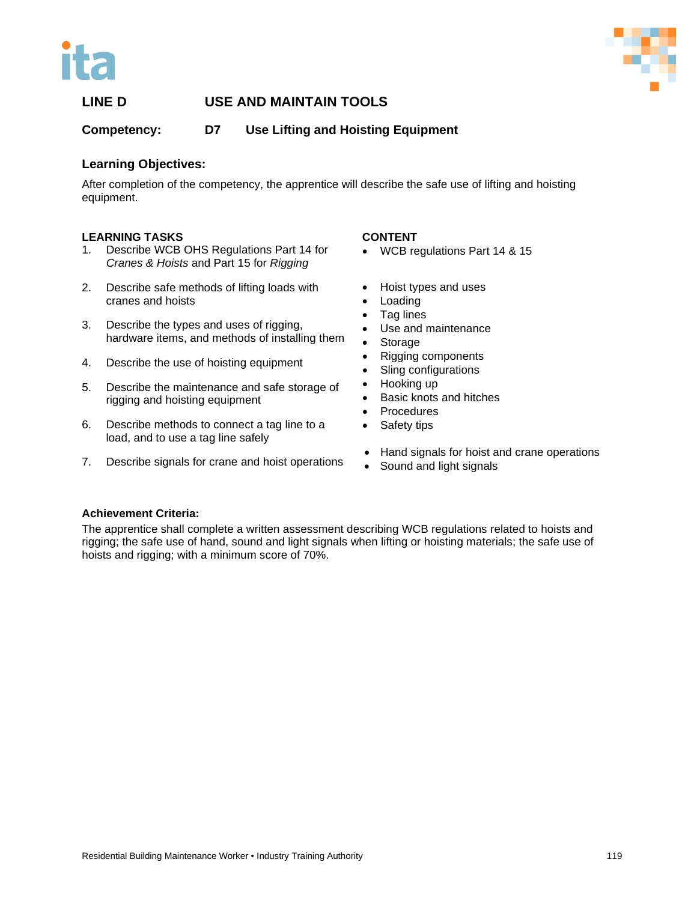## LINE D USE AND MAINTAIN TOOLS

### Competency: D7 Use Lifting and Hoisting Equipment

### Learning Objectives:

After completion of the competency, the apprentice will describe the safe use of lifting and hoisting equipment.

**LEARNING TASKS**

1. Describe WCB OHS Regulations Part 14 for *Cranes & Hoists* and Part 15 for *Rigging*
2. Describe safe methods of lifting loads with cranes and hoists
3. Describe the types and uses of rigging, hardware items, and methods of installing them
4. Describe the use of hoisting equipment
5. Describe the maintenance and safe storage of rigging and hoisting equipment
6. Describe methods to connect a tag line to a load, and to use a tag line safely
7. Describe signals for crane and hoist operations

**CONTENT**

- WCB regulations Part 14 & 15

- Hoist types and uses
- Loading
- Tag lines
- Use and maintenance
- Storage
- Rigging components
- Sling configurations
- Hooking up
- Basic knots and hitches
- Procedures
- Safety tips

- Hand signals for hoist and crane operations
- Sound and light signals

### Achievement Criteria:

The apprentice shall complete a written assessment describing WCB regulations related to hoists and rigging; the safe use of hand, sound and light signals when lifting or hoisting materials; the safe use of hoists and rigging; with a minimum score of 70%.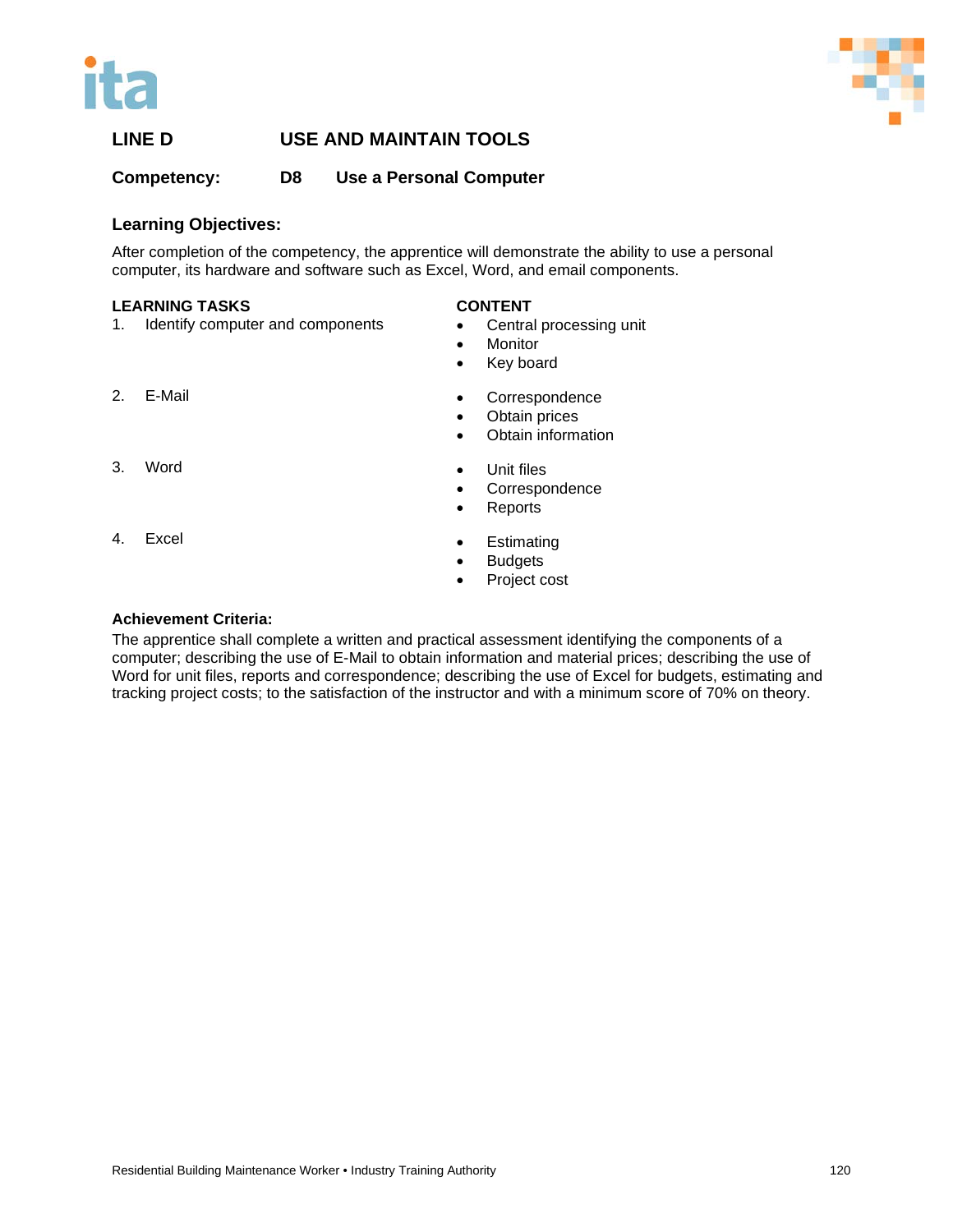## LINE D USE AND MAINTAIN TOOLS

### Competency: D8 Use a Personal Computer

### Learning Objectives:

After completion of the competency, the apprentice will demonstrate the ability to use a personal computer, its hardware and software such as Excel, Word, and email components.

| LEARNING TASKS | CONTENT |
|---|---|
| 1. Identify computer and components | • Central processing unit<br>• Monitor<br>• Key board |
| 2. E-Mail | • Correspondence<br>• Obtain prices<br>• Obtain information |
| 3. Word | • Unit files<br>• Correspondence<br>• Reports |
| 4. Excel | • Estimating<br>• Budgets<br>• Project cost |

**Achievement Criteria:**

The apprentice shall complete a written and practical assessment identifying the components of a computer; describing the use of E-Mail to obtain information and material prices; describing the use of Word for unit files, reports and correspondence; describing the use of Excel for budgets, estimating and tracking project costs; to the satisfaction of the instructor and with a minimum score of 70% on theory.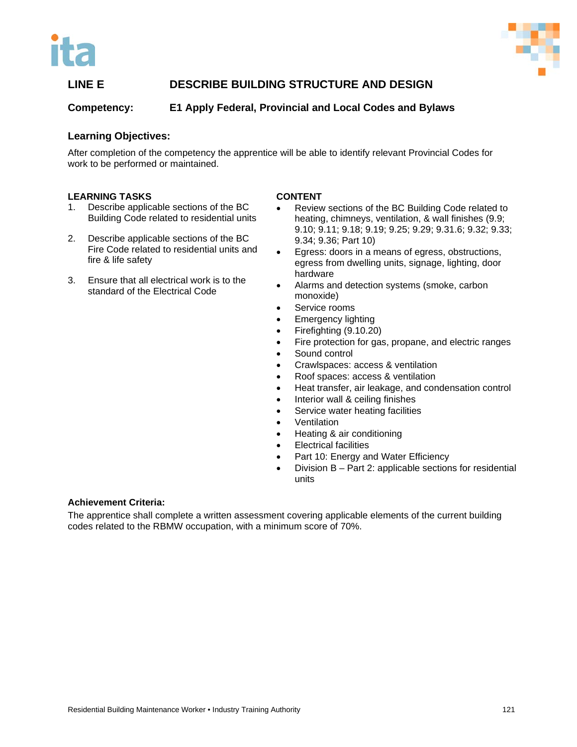## LINE E DESCRIBE BUILDING STRUCTURE AND DESIGN

**Competency:** **E1 Apply Federal, Provincial and Local Codes and Bylaws**

### Learning Objectives:

After completion of the competency the apprentice will be able to identify relevant Provincial Codes for work to be performed or maintained.

**LEARNING TASKS**

1. Describe applicable sections of the BC Building Code related to residential units
2. Describe applicable sections of the BC Fire Code related to residential units and fire & life safety
3. Ensure that all electrical work is to the standard of the Electrical Code

**CONTENT**

- Review sections of the BC Building Code related to heating, chimneys, ventilation, & wall finishes (9.9; 9.10; 9.11; 9.18; 9.19; 9.25; 9.29; 9.31.6; 9.32; 9.33; 9.34; 9.36; Part 10)
- Egress: doors in a means of egress, obstructions, egress from dwelling units, signage, lighting, door hardware
- Alarms and detection systems (smoke, carbon monoxide)
- Service rooms
- Emergency lighting
- Firefighting (9.10.20)
- Fire protection for gas, propane, and electric ranges
- Sound control
- Crawlspaces: access & ventilation
- Roof spaces: access & ventilation
- Heat transfer, air leakage, and condensation control
- Interior wall & ceiling finishes
- Service water heating facilities
- Ventilation
- Heating & air conditioning
- Electrical facilities
- Part 10: Energy and Water Efficiency
- Division B – Part 2: applicable sections for residential units

**Achievement Criteria:**

The apprentice shall complete a written assessment covering applicable elements of the current building codes related to the RBMW occupation, with a minimum score of 70%.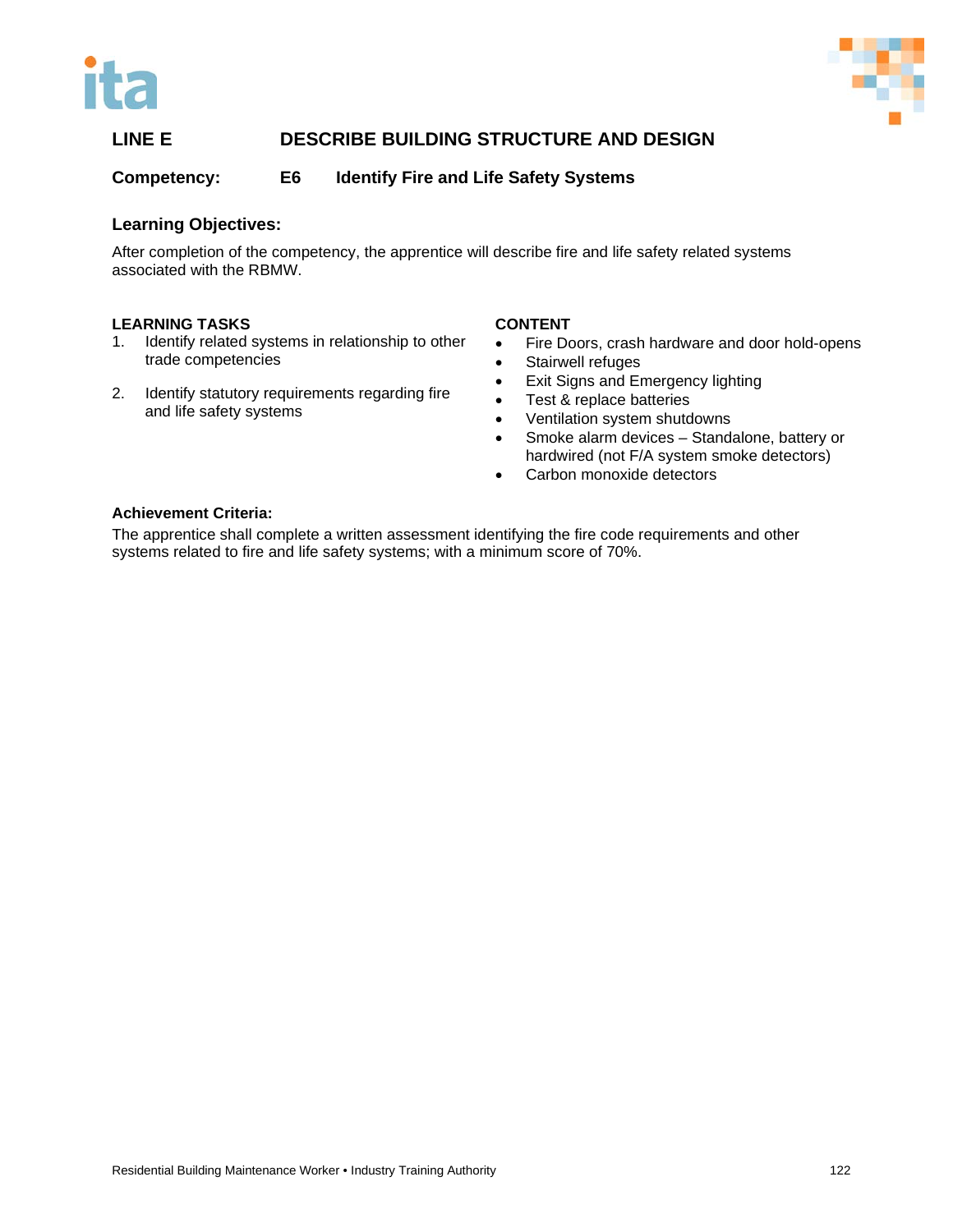## LINE E DESCRIBE BUILDING STRUCTURE AND DESIGN

**Competency: E6 Identify Fire and Life Safety Systems**

### Learning Objectives:

After completion of the competency, the apprentice will describe fire and life safety related systems associated with the RBMW.

**LEARNING TASKS**

1. Identify related systems in relationship to other trade competencies
2. Identify statutory requirements regarding fire and life safety systems

**CONTENT**

- Fire Doors, crash hardware and door hold-opens
- Stairwell refuges
- Exit Signs and Emergency lighting
- Test & replace batteries
- Ventilation system shutdowns
- Smoke alarm devices – Standalone, battery or hardwired (not F/A system smoke detectors)
- Carbon monoxide detectors

### Achievement Criteria:

The apprentice shall complete a written assessment identifying the fire code requirements and other systems related to fire and life safety systems; with a minimum score of 70%.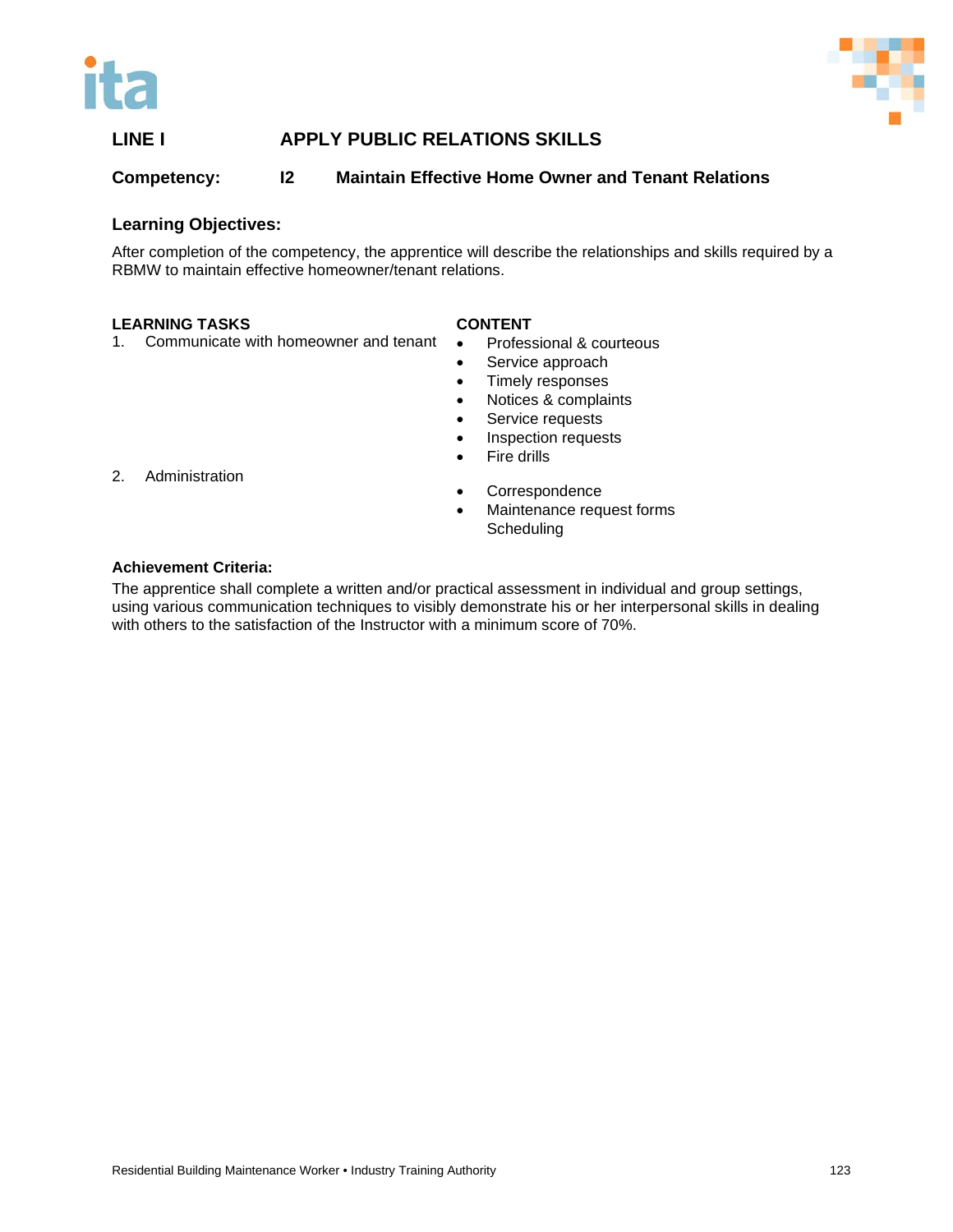## LINE I APPLY PUBLIC RELATIONS SKILLS

### Competency: I2 Maintain Effective Home Owner and Tenant Relations

### Learning Objectives:

After completion of the competency, the apprentice will describe the relationships and skills required by a RBMW to maintain effective homeowner/tenant relations.

| LEARNING TASKS | CONTENT |
| --- | --- |
| 1. Communicate with homeowner and tenant | • Professional & courteous<br>• Service approach<br>• Timely responses<br>• Notices & complaints<br>• Service requests<br>• Inspection requests<br>• Fire drills |
| 2. Administration | • Correspondence<br>• Maintenance request forms<br>Scheduling |

### Achievement Criteria:

The apprentice shall complete a written and/or practical assessment in individual and group settings, using various communication techniques to visibly demonstrate his or her interpersonal skills in dealing with others to the satisfaction of the Instructor with a minimum score of 70%.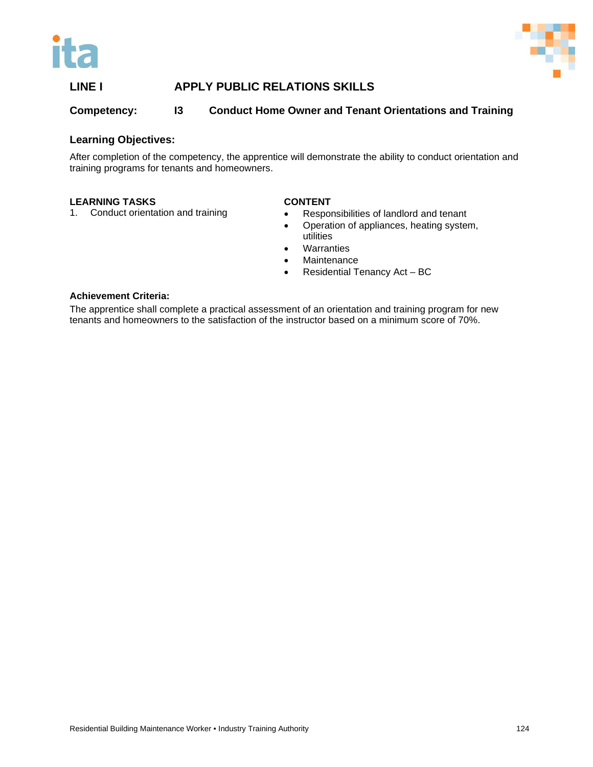## LINE I APPLY PUBLIC RELATIONS SKILLS

### Competency: I3 Conduct Home Owner and Tenant Orientations and Training

**Learning Objectives:**

After completion of the competency, the apprentice will demonstrate the ability to conduct orientation and training programs for tenants and homeowners.

| LEARNING TASKS | CONTENT |
|---|---|
| 1. Conduct orientation and training | • Responsibilities of landlord and tenant<br>• Operation of appliances, heating system, utilities<br>• Warranties<br>• Maintenance<br>• Residential Tenancy Act – BC |

**Achievement Criteria:**

The apprentice shall complete a practical assessment of an orientation and training program for new tenants and homeowners to the satisfaction of the instructor based on a minimum score of 70%.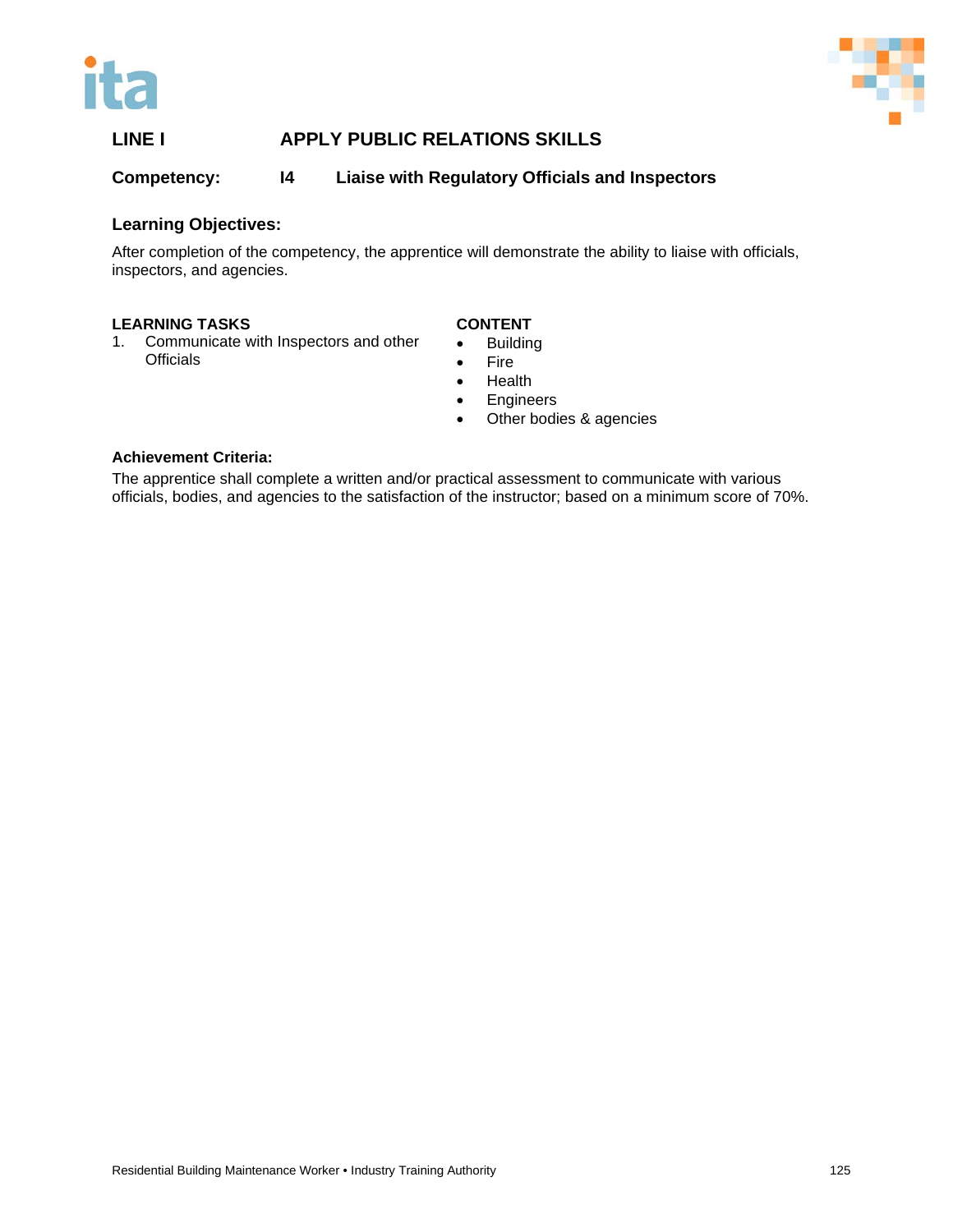## LINE I APPLY PUBLIC RELATIONS SKILLS

### Competency: I4 Liaise with Regulatory Officials and Inspectors

**Learning Objectives:**

After completion of the competency, the apprentice will demonstrate the ability to liaise with officials, inspectors, and agencies.

| LEARNING TASKS | CONTENT |
|---|---|
| 1. Communicate with Inspectors and other Officials | • Building<br>• Fire<br>• Health<br>• Engineers<br>• Other bodies & agencies |

**Achievement Criteria:**

The apprentice shall complete a written and/or practical assessment to communicate with various officials, bodies, and agencies to the satisfaction of the instructor; based on a minimum score of 70%.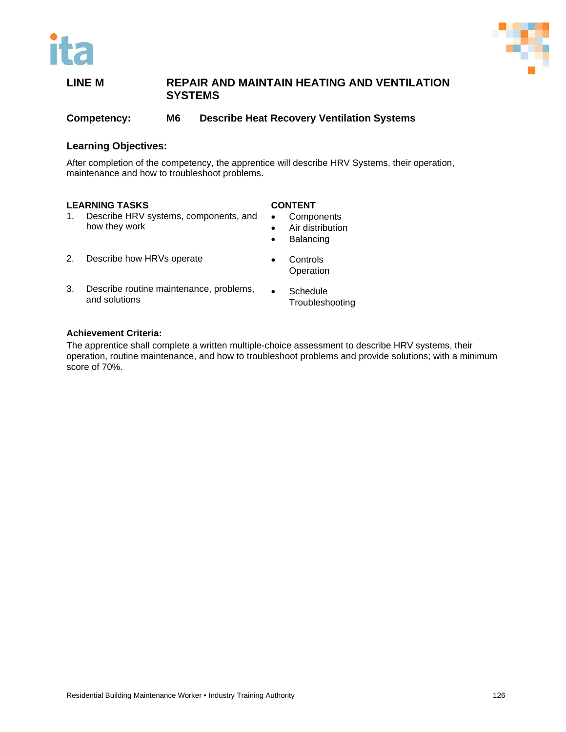## LINE M REPAIR AND MAINTAIN HEATING AND VENTILATION SYSTEMS

**Competency: M6 Describe Heat Recovery Ventilation Systems**

### Learning Objectives:

After completion of the competency, the apprentice will describe HRV Systems, their operation, maintenance and how to troubleshoot problems.

| LEARNING TASKS | CONTENT |
|---|---|
| 1. Describe HRV systems, components, and how they work | • Components<br>• Air distribution<br>• Balancing |
| 2. Describe how HRVs operate | • Controls<br>Operation |
| 3. Describe routine maintenance, problems, and solutions | • Schedule<br>Troubleshooting |

**Achievement Criteria:**

The apprentice shall complete a written multiple-choice assessment to describe HRV systems, their operation, routine maintenance, and how to troubleshoot problems and provide solutions; with a minimum score of 70%.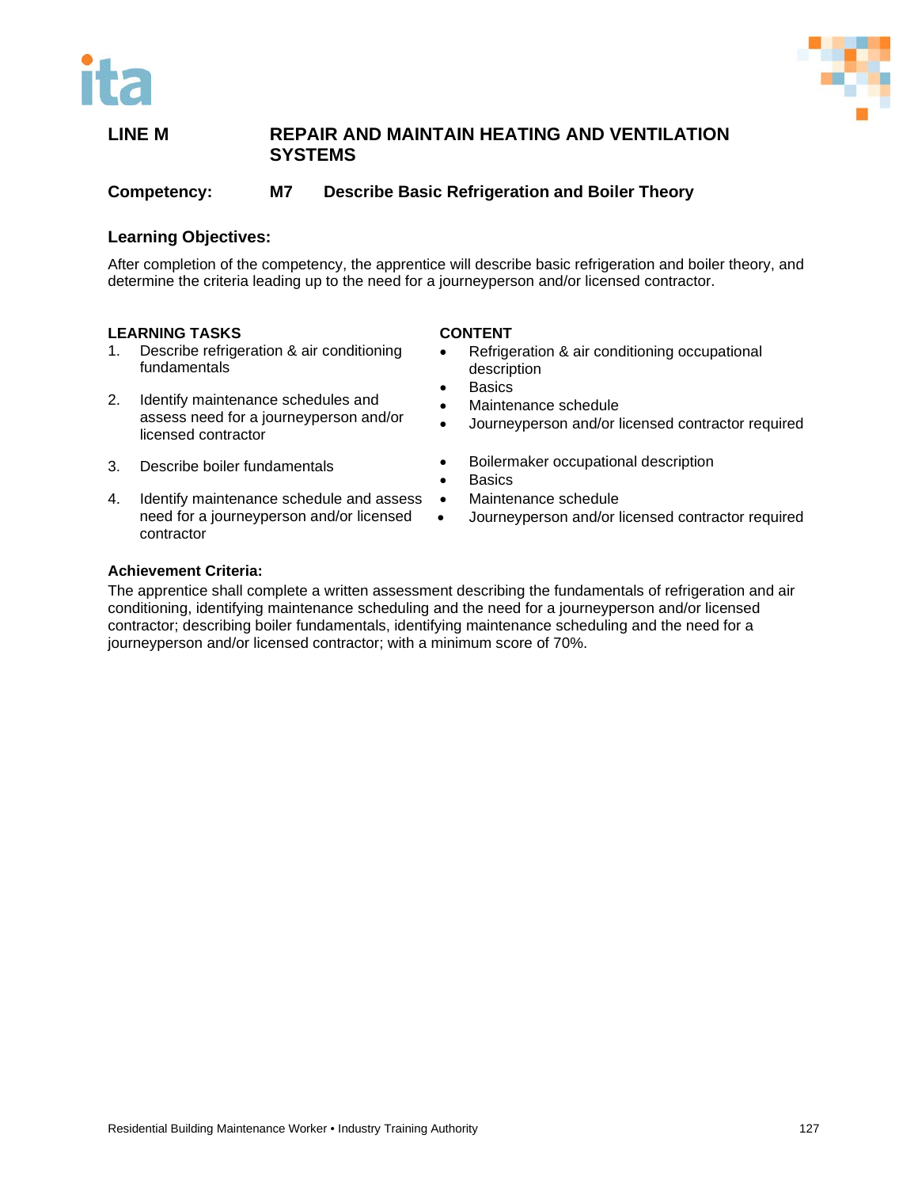## LINE M REPAIR AND MAINTAIN HEATING AND VENTILATION SYSTEMS

### Competency: M7 Describe Basic Refrigeration and Boiler Theory

### Learning Objectives:

After completion of the competency, the apprentice will describe basic refrigeration and boiler theory, and determine the criteria leading up to the need for a journeyperson and/or licensed contractor.

| LEARNING TASKS | CONTENT |
|---|---|
| 1. Describe refrigeration & air conditioning fundamentals | • Refrigeration & air conditioning occupational description<br>• Basics |
| 2. Identify maintenance schedules and assess need for a journeyperson and/or licensed contractor | • Maintenance schedule<br>• Journeyperson and/or licensed contractor required |
| 3. Describe boiler fundamentals | • Boilermaker occupational description<br>• Basics |
| 4. Identify maintenance schedule and assess need for a journeyperson and/or licensed contractor | • Maintenance schedule<br>• Journeyperson and/or licensed contractor required |

### Achievement Criteria:

The apprentice shall complete a written assessment describing the fundamentals of refrigeration and air conditioning, identifying maintenance scheduling and the need for a journeyperson and/or licensed contractor; describing boiler fundamentals, identifying maintenance scheduling and the need for a journeyperson and/or licensed contractor; with a minimum score of 70%.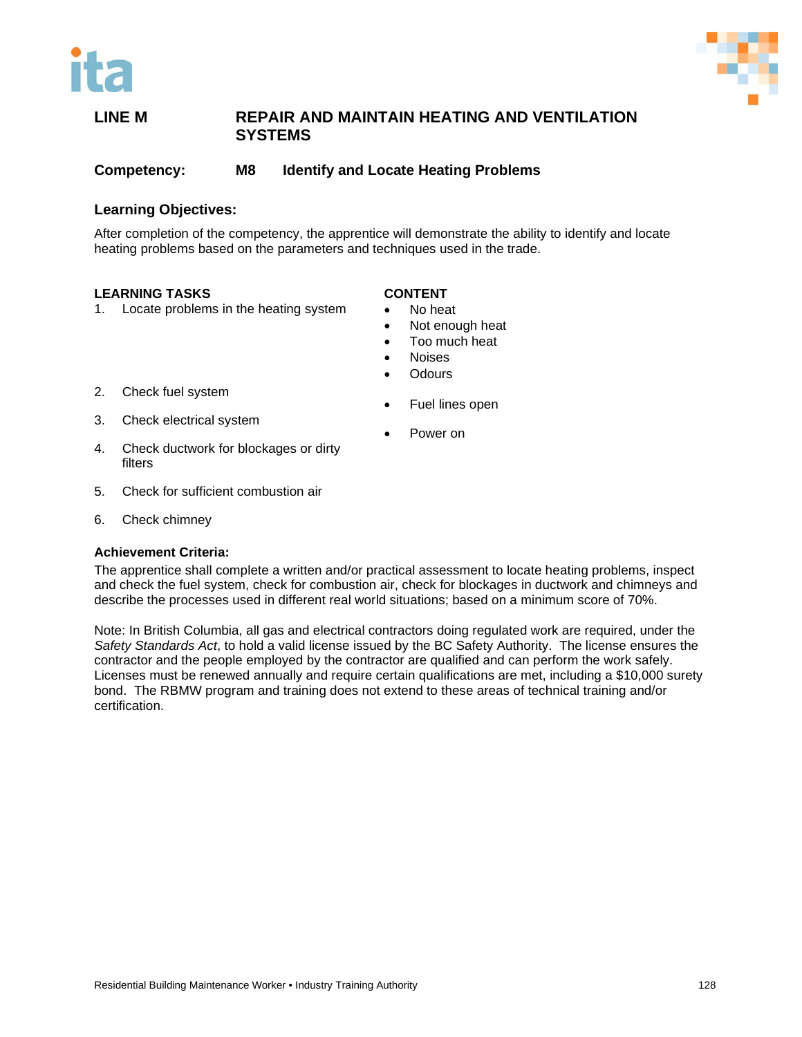## LINE M REPAIR AND MAINTAIN HEATING AND VENTILATION SYSTEMS

### Competency: M8 Identify and Locate Heating Problems

### Learning Objectives:

After completion of the competency, the apprentice will demonstrate the ability to identify and locate heating problems based on the parameters and techniques used in the trade.

| LEARNING TASKS | CONTENT |
|---|---|
| 1. Locate problems in the heating system | • No heat<br>• Not enough heat<br>• Too much heat<br>• Noises<br>• Odours |
| 2. Check fuel system | • Fuel lines open |
| 3. Check electrical system | • Power on |
| 4. Check ductwork for blockages or dirty filters | |
| 5. Check for sufficient combustion air | |
| 6. Check chimney | |

**Achievement Criteria:**

The apprentice shall complete a written and/or practical assessment to locate heating problems, inspect and check the fuel system, check for combustion air, check for blockages in ductwork and chimneys and describe the processes used in different real world situations; based on a minimum score of 70%.

Note: In British Columbia, all gas and electrical contractors doing regulated work are required, under the *Safety Standards Act*, to hold a valid license issued by the BC Safety Authority. The license ensures the contractor and the people employed by the contractor are qualified and can perform the work safely. Licenses must be renewed annually and require certain qualifications are met, including a $10,000 surety bond. The RBMW program and training does not extend to these areas of technical training and/or certification.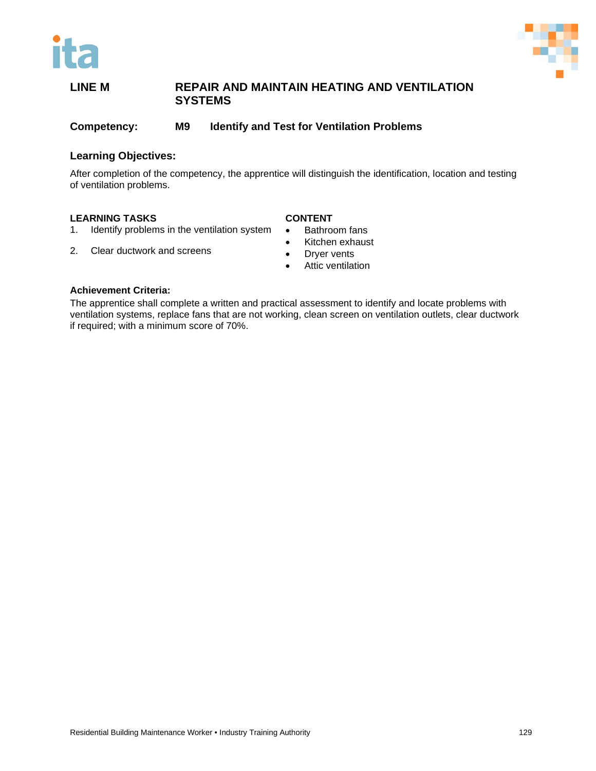## LINE M REPAIR AND MAINTAIN HEATING AND VENTILATION SYSTEMS

### Competency: M9 Identify and Test for Ventilation Problems

### Learning Objectives:

After completion of the competency, the apprentice will distinguish the identification, location and testing of ventilation problems.

| LEARNING TASKS | CONTENT |
|---|---|
| 1. Identify problems in the ventilation system | • Bathroom fans<br>• Kitchen exhaust<br>• Dryer vents<br>• Attic ventilation |
| 2. Clear ductwork and screens | |

**Achievement Criteria:**

The apprentice shall complete a written and practical assessment to identify and locate problems with ventilation systems, replace fans that are not working, clean screen on ventilation outlets, clear ductwork if required; with a minimum score of 70%.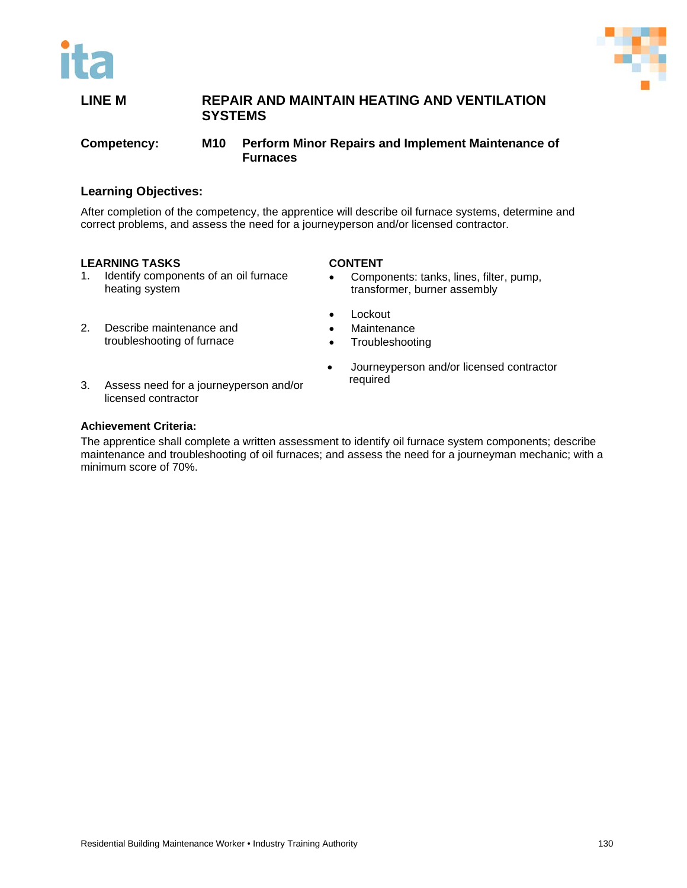## LINE M REPAIR AND MAINTAIN HEATING AND VENTILATION SYSTEMS

**Competency:** **M10 Perform Minor Repairs and Implement Maintenance of Furnaces**

### Learning Objectives:

After completion of the competency, the apprentice will describe oil furnace systems, determine and correct problems, and assess the need for a journeyperson and/or licensed contractor.

| LEARNING TASKS | CONTENT |
|---|---|
| 1. Identify components of an oil furnace heating system | • Components: tanks, lines, filter, pump, transformer, burner assembly |
| 2. Describe maintenance and troubleshooting of furnace | • Lockout<br>• Maintenance<br>• Troubleshooting |
| 3. Assess need for a journeyperson and/or licensed contractor | • Journeyperson and/or licensed contractor required |

**Achievement Criteria:**

The apprentice shall complete a written assessment to identify oil furnace system components; describe maintenance and troubleshooting of oil furnaces; and assess the need for a journeyman mechanic; with a minimum score of 70%.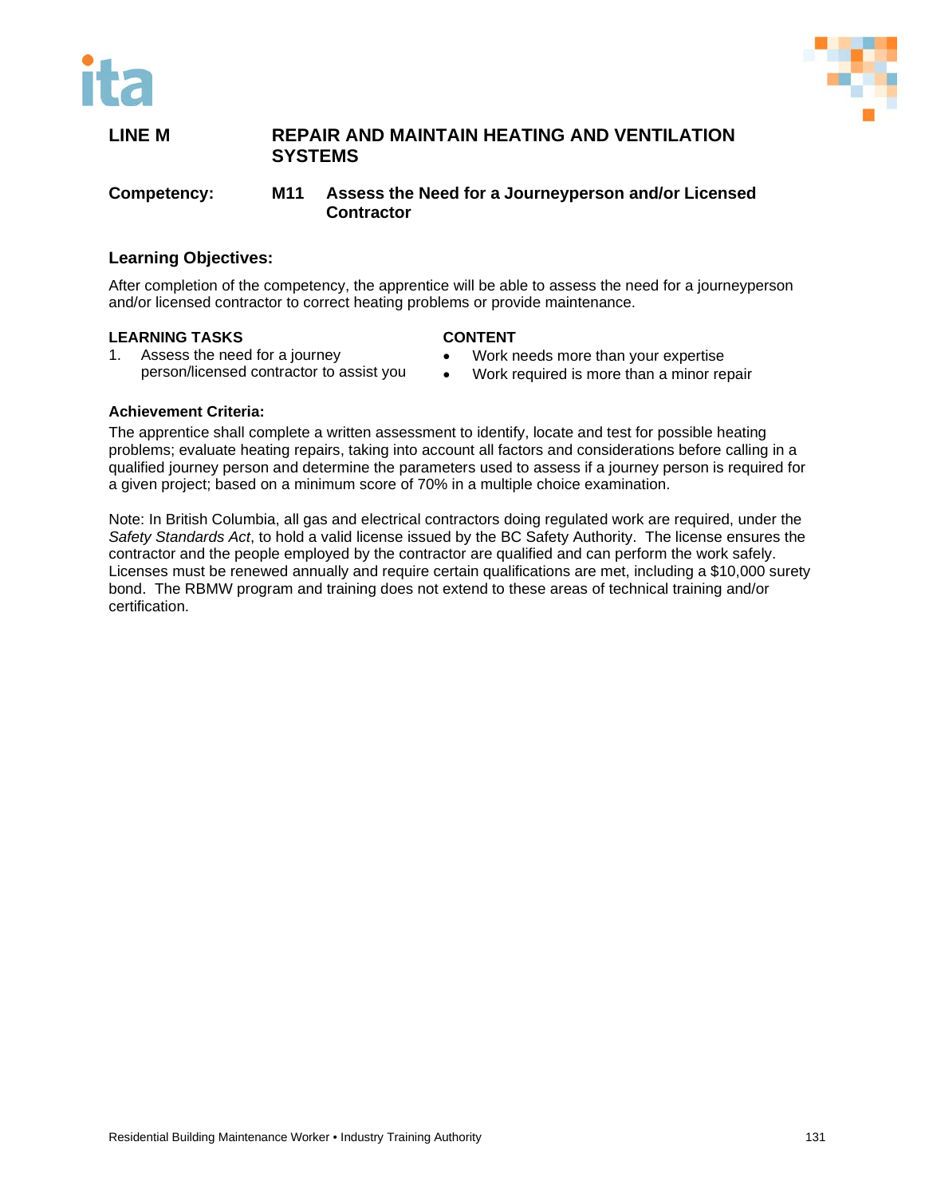## LINE M REPAIR AND MAINTAIN HEATING AND VENTILATION SYSTEMS

**Competency:** **M11 Assess the Need for a Journeyperson and/or Licensed Contractor**

### Learning Objectives:

After completion of the competency, the apprentice will be able to assess the need for a journeyperson and/or licensed contractor to correct heating problems or provide maintenance.

| LEARNING TASKS | CONTENT |
|---|---|
| 1. Assess the need for a journey person/licensed contractor to assist you | • Work needs more than your expertise<br>• Work required is more than a minor repair |

**Achievement Criteria:**

The apprentice shall complete a written assessment to identify, locate and test for possible heating problems; evaluate heating repairs, taking into account all factors and considerations before calling in a qualified journey person and determine the parameters used to assess if a journey person is required for a given project; based on a minimum score of 70% in a multiple choice examination.

Note: In British Columbia, all gas and electrical contractors doing regulated work are required, under the *Safety Standards Act*, to hold a valid license issued by the BC Safety Authority. The license ensures the contractor and the people employed by the contractor are qualified and can perform the work safely. Licenses must be renewed annually and require certain qualifications are met, including a $10,000 surety bond. The RBMW program and training does not extend to these areas of technical training and/or certification.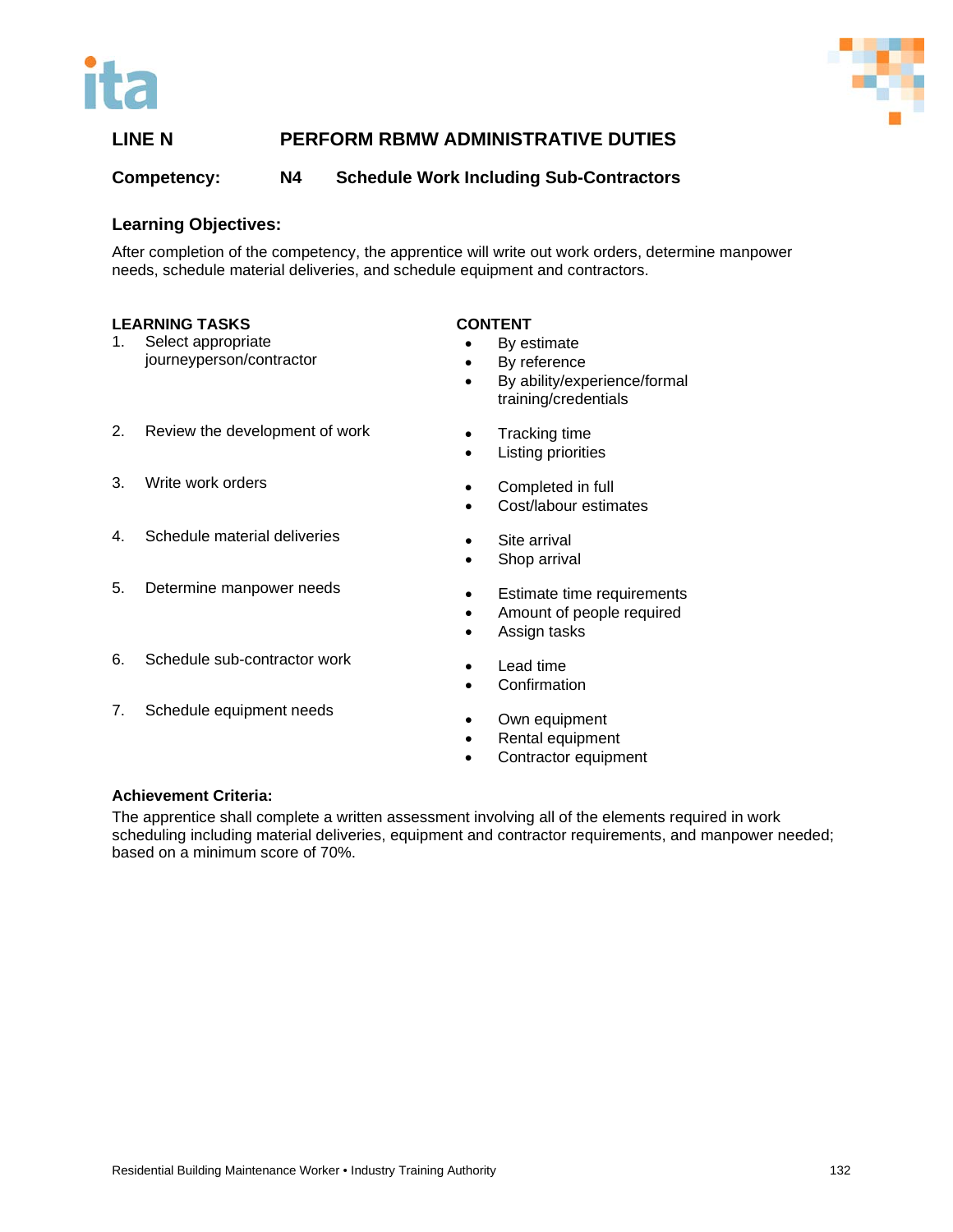## LINE N PERFORM RBMW ADMINISTRATIVE DUTIES

### Competency: N4 Schedule Work Including Sub-Contractors

### Learning Objectives:

After completion of the competency, the apprentice will write out work orders, determine manpower needs, schedule material deliveries, and schedule equipment and contractors.

| LEARNING TASKS | CONTENT |
|---|---|
| 1. Select appropriate journeyperson/contractor | • By estimate<br>• By reference<br>• By ability/experience/formal training/credentials |
| 2. Review the development of work | • Tracking time<br>• Listing priorities |
| 3. Write work orders | • Completed in full<br>• Cost/labour estimates |
| 4. Schedule material deliveries | • Site arrival<br>• Shop arrival |
| 5. Determine manpower needs | • Estimate time requirements<br>• Amount of people required<br>• Assign tasks |
| 6. Schedule sub-contractor work | • Lead time<br>• Confirmation |
| 7. Schedule equipment needs | • Own equipment<br>• Rental equipment<br>• Contractor equipment |

### Achievement Criteria:

The apprentice shall complete a written assessment involving all of the elements required in work scheduling including material deliveries, equipment and contractor requirements, and manpower needed; based on a minimum score of 70%.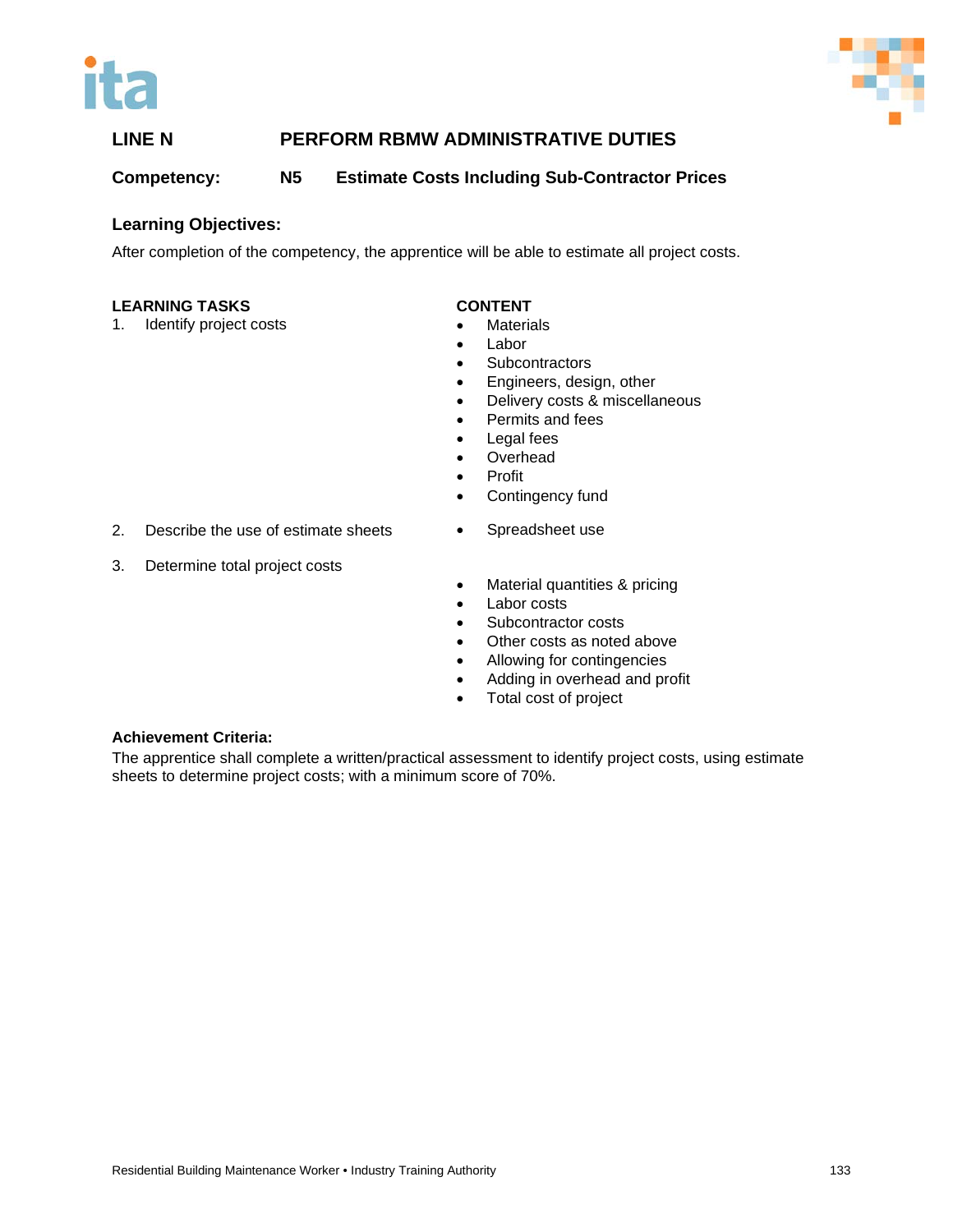## LINE N PERFORM RBMW ADMINISTRATIVE DUTIES

**Competency: N5 Estimate Costs Including Sub-Contractor Prices**

### Learning Objectives:

After completion of the competency, the apprentice will be able to estimate all project costs.

| LEARNING TASKS | CONTENT |
|---|---|
| 1. Identify project costs | • Materials<br>• Labor<br>• Subcontractors<br>• Engineers, design, other<br>• Delivery costs & miscellaneous<br>• Permits and fees<br>• Legal fees<br>• Overhead<br>• Profit<br>• Contingency fund |
| 2. Describe the use of estimate sheets | • Spreadsheet use |
| 3. Determine total project costs | • Material quantities & pricing<br>• Labor costs<br>• Subcontractor costs<br>• Other costs as noted above<br>• Allowing for contingencies<br>• Adding in overhead and profit<br>• Total cost of project |

**Achievement Criteria:**

The apprentice shall complete a written/practical assessment to identify project costs, using estimate sheets to determine project costs; with a minimum score of 70%.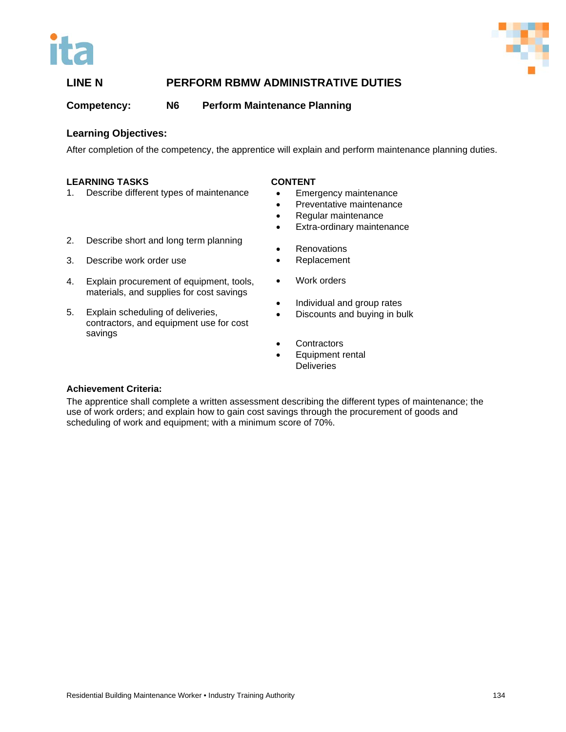## LINE N PERFORM RBMW ADMINISTRATIVE DUTIES

### Competency: N6 Perform Maintenance Planning

**Learning Objectives:**

After completion of the competency, the apprentice will explain and perform maintenance planning duties.

| LEARNING TASKS | CONTENT |
|---|---|
| 1. Describe different types of maintenance | • Emergency maintenance<br>• Preventative maintenance<br>• Regular maintenance<br>• Extra-ordinary maintenance |
| 2. Describe short and long term planning | • Renovations<br>• Replacement |
| 3. Describe work order use | • Work orders |
| 4. Explain procurement of equipment, tools, materials, and supplies for cost savings | • Individual and group rates<br>• Discounts and buying in bulk |
| 5. Explain scheduling of deliveries, contractors, and equipment use for cost savings | • Contractors<br>• Equipment rental<br>Deliveries |

**Achievement Criteria:**

The apprentice shall complete a written assessment describing the different types of maintenance; the use of work orders; and explain how to gain cost savings through the procurement of goods and scheduling of work and equipment; with a minimum score of 70%.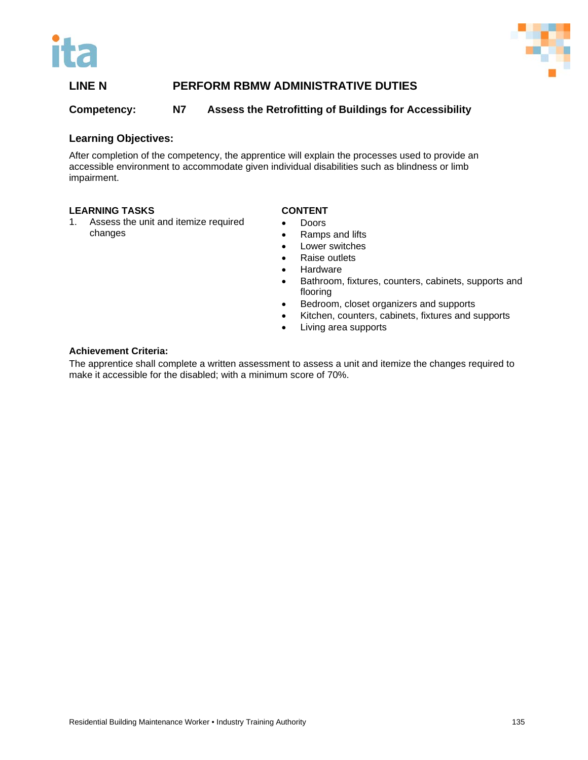## LINE N PERFORM RBMW ADMINISTRATIVE DUTIES

**Competency: N7 Assess the Retrofitting of Buildings for Accessibility**

### Learning Objectives:

After completion of the competency, the apprentice will explain the processes used to provide an accessible environment to accommodate given individual disabilities such as blindness or limb impairment.

| LEARNING TASKS | CONTENT |
| --- | --- |
| 1. Assess the unit and itemize required changes | • Doors<br>• Ramps and lifts<br>• Lower switches<br>• Raise outlets<br>• Hardware<br>• Bathroom, fixtures, counters, cabinets, supports and flooring<br>• Bedroom, closet organizers and supports<br>• Kitchen, counters, cabinets, fixtures and supports<br>• Living area supports |

**Achievement Criteria:**

The apprentice shall complete a written assessment to assess a unit and itemize the changes required to make it accessible for the disabled; with a minimum score of 70%.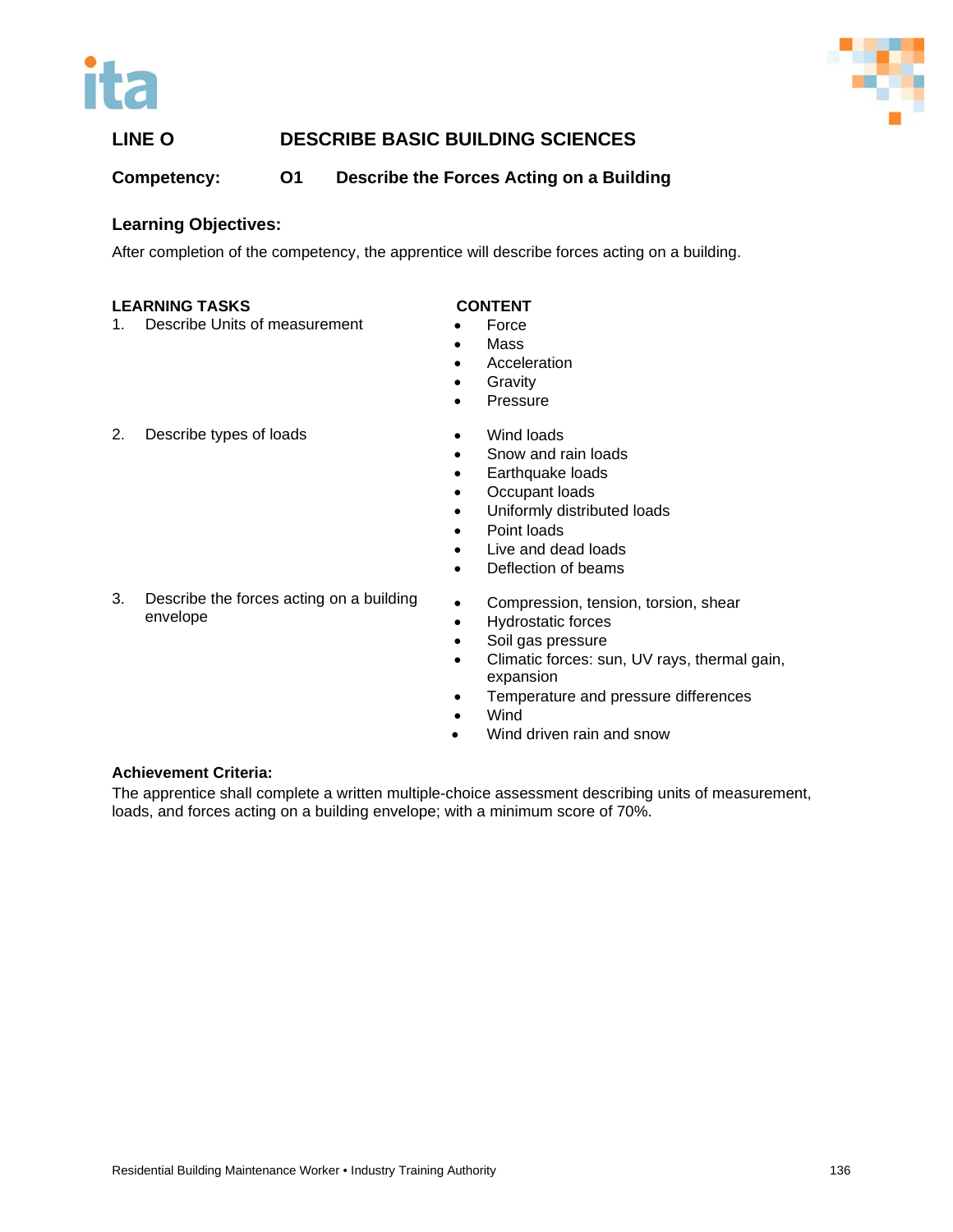## LINE O DESCRIBE BASIC BUILDING SCIENCES

### Competency: O1 Describe the Forces Acting on a Building

**Learning Objectives:**

After completion of the competency, the apprentice will describe forces acting on a building.

| LEARNING TASKS | CONTENT |
|---|---|
| 1. Describe Units of measurement | • Force<br>• Mass<br>• Acceleration<br>• Gravity<br>• Pressure |
| 2. Describe types of loads | • Wind loads<br>• Snow and rain loads<br>• Earthquake loads<br>• Occupant loads<br>• Uniformly distributed loads<br>• Point loads<br>• Live and dead loads<br>• Deflection of beams |
| 3. Describe the forces acting on a building envelope | • Compression, tension, torsion, shear<br>• Hydrostatic forces<br>• Soil gas pressure<br>• Climatic forces: sun, UV rays, thermal gain, expansion<br>• Temperature and pressure differences<br>• Wind<br>• Wind driven rain and snow |

**Achievement Criteria:**

The apprentice shall complete a written multiple-choice assessment describing units of measurement, loads, and forces acting on a building envelope; with a minimum score of 70%.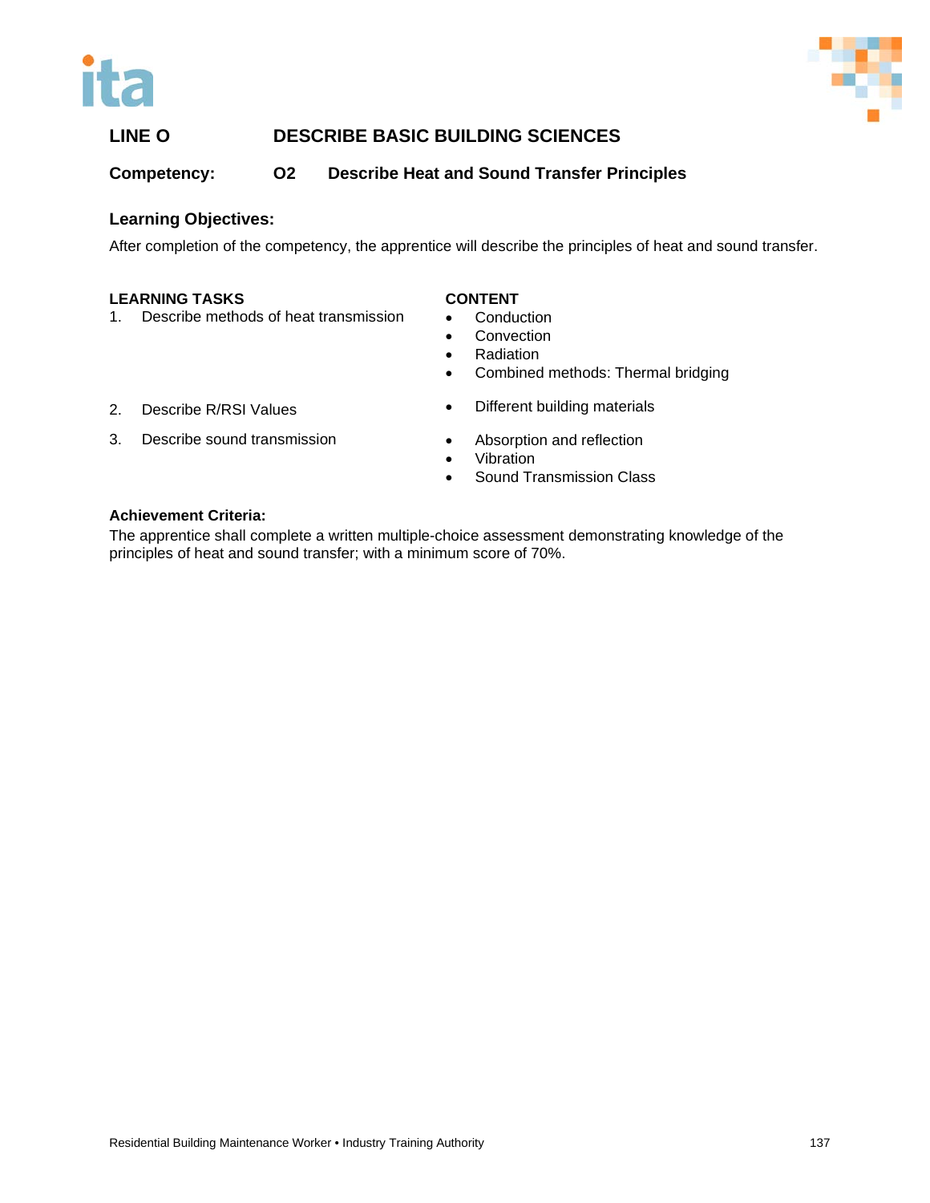## LINE O DESCRIBE BASIC BUILDING SCIENCES

**Competency: O2 Describe Heat and Sound Transfer Principles**

### Learning Objectives:

After completion of the competency, the apprentice will describe the principles of heat and sound transfer.

| LEARNING TASKS | CONTENT |
|---|---|
| 1. Describe methods of heat transmission | • Conduction<br>• Convection<br>• Radiation<br>• Combined methods: Thermal bridging |
| 2. Describe R/RSI Values | • Different building materials |
| 3. Describe sound transmission | • Absorption and reflection<br>• Vibration<br>• Sound Transmission Class |

### Achievement Criteria:

The apprentice shall complete a written multiple-choice assessment demonstrating knowledge of the principles of heat and sound transfer; with a minimum score of 70%.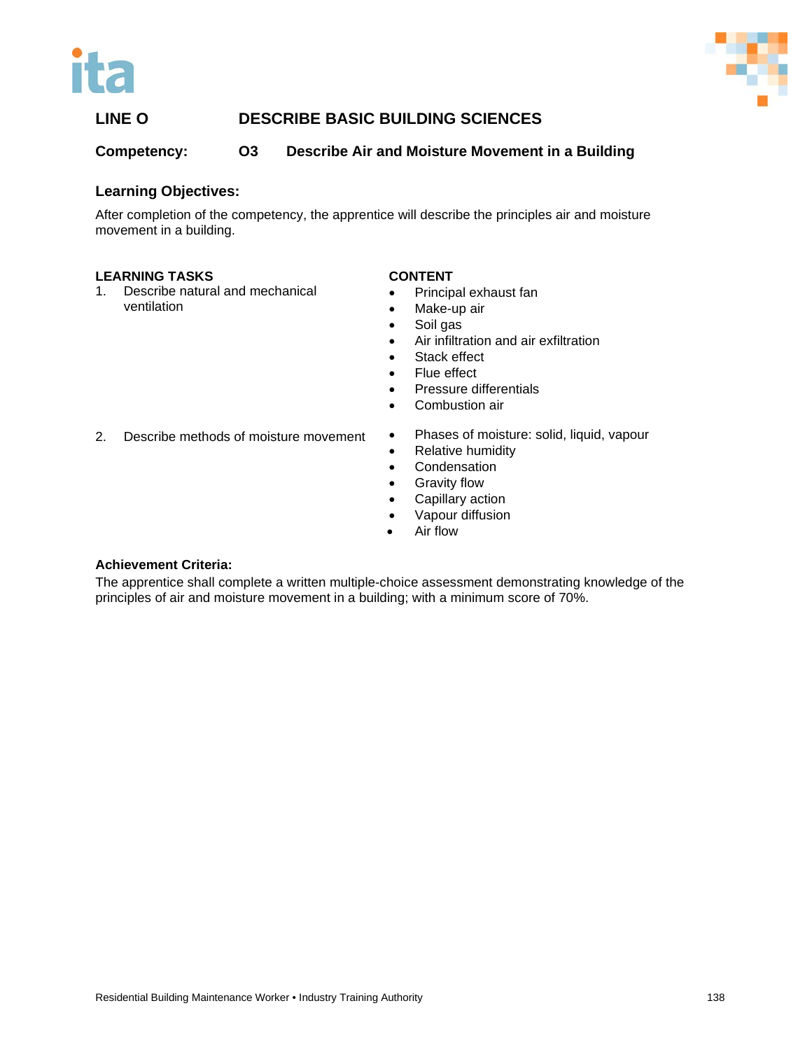## LINE O DESCRIBE BASIC BUILDING SCIENCES

**Competency:** **O3 Describe Air and Moisture Movement in a Building**

### Learning Objectives:

After completion of the competency, the apprentice will describe the principles air and moisture movement in a building.

| LEARNING TASKS | CONTENT |
|---|---|
| 1. Describe natural and mechanical ventilation | • Principal exhaust fan<br>• Make-up air<br>• Soil gas<br>• Air infiltration and air exfiltration<br>• Stack effect<br>• Flue effect<br>• Pressure differentials<br>• Combustion air |
| 2. Describe methods of moisture movement | • Phases of moisture: solid, liquid, vapour<br>• Relative humidity<br>• Condensation<br>• Gravity flow<br>• Capillary action<br>• Vapour diffusion<br>• Air flow |

**Achievement Criteria:**

The apprentice shall complete a written multiple-choice assessment demonstrating knowledge of the principles of air and moisture movement in a building; with a minimum score of 70%.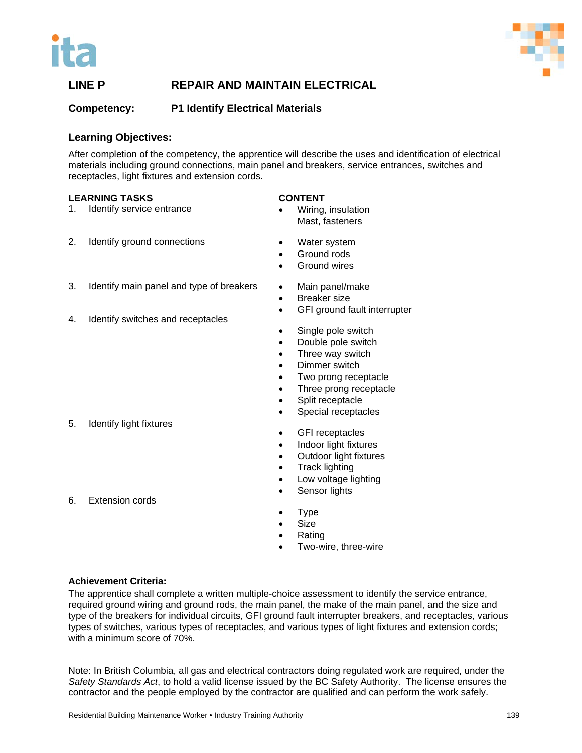**LINE P REPAIR AND MAINTAIN ELECTRICAL**

**Competency: P1 Identify Electrical Materials**

### Learning Objectives:

After completion of the competency, the apprentice will describe the uses and identification of electrical materials including ground connections, main panel and breakers, service entrances, switches and receptacles, light fixtures and extension cords.

| LEARNING TASKS | CONTENT |
|---|---|
| 1. Identify service entrance | • Wiring, insulation<br>Mast, fasteners |
| 2. Identify ground connections | • Water system<br>• Ground rods<br>• Ground wires |
| 3. Identify main panel and type of breakers | • Main panel/make<br>• Breaker size<br>• GFI ground fault interrupter |
| 4. Identify switches and receptacles | • Single pole switch<br>• Double pole switch<br>• Three way switch<br>• Dimmer switch<br>• Two prong receptacle<br>• Three prong receptacle<br>• Split receptacle<br>• Special receptacles<br>• GFI receptacles |
| 5. Identify light fixtures | • Indoor light fixtures<br>• Outdoor light fixtures<br>• Track lighting<br>• Low voltage lighting<br>• Sensor lights |
| 6. Extension cords | • Type<br>• Size<br>• Rating<br>• Two-wire, three-wire |

**Achievement Criteria:**

The apprentice shall complete a written multiple-choice assessment to identify the service entrance, required ground wiring and ground rods, the main panel, the make of the main panel, and the size and type of the breakers for individual circuits, GFI ground fault interrupter breakers, and receptacles, various types of switches, various types of receptacles, and various types of light fixtures and extension cords; with a minimum score of 70%.

Note: In British Columbia, all gas and electrical contractors doing regulated work are required, under the *Safety Standards Act*, to hold a valid license issued by the BC Safety Authority. The license ensures the contractor and the people employed by the contractor are qualified and can perform the work safely.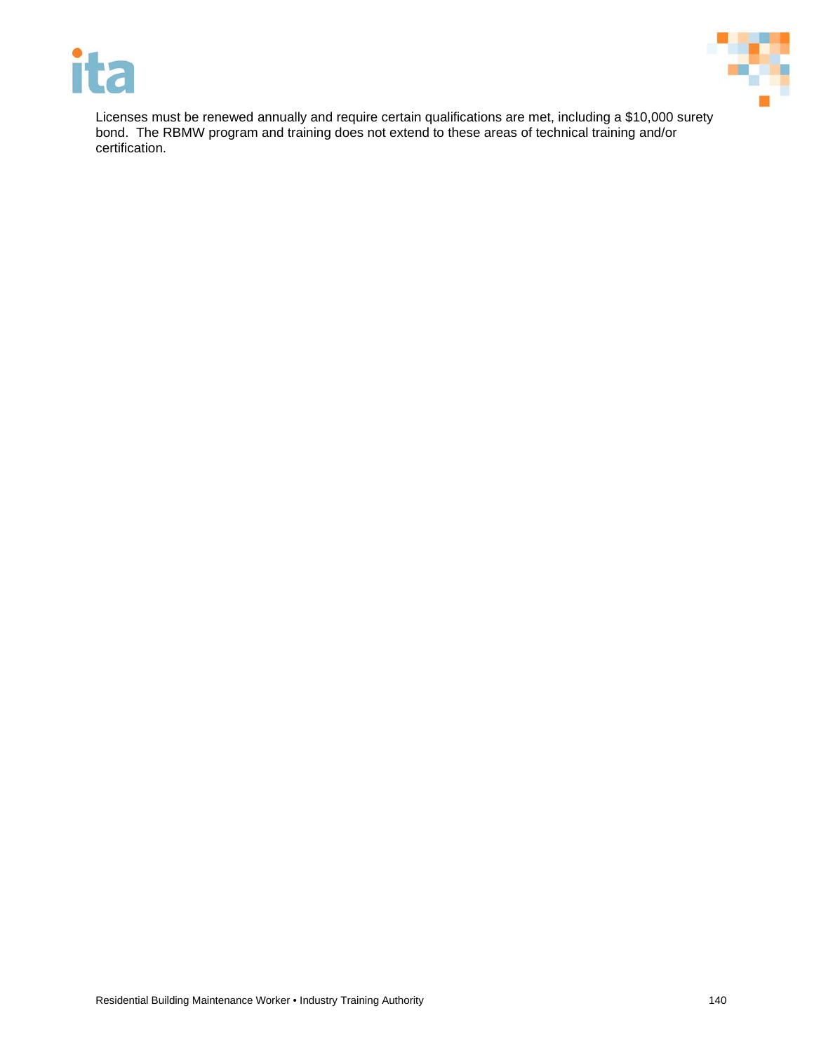Licenses must be renewed annually and require certain qualifications are met, including a $10,000 surety bond.  The RBMW program and training does not extend to these areas of technical training and/or certification.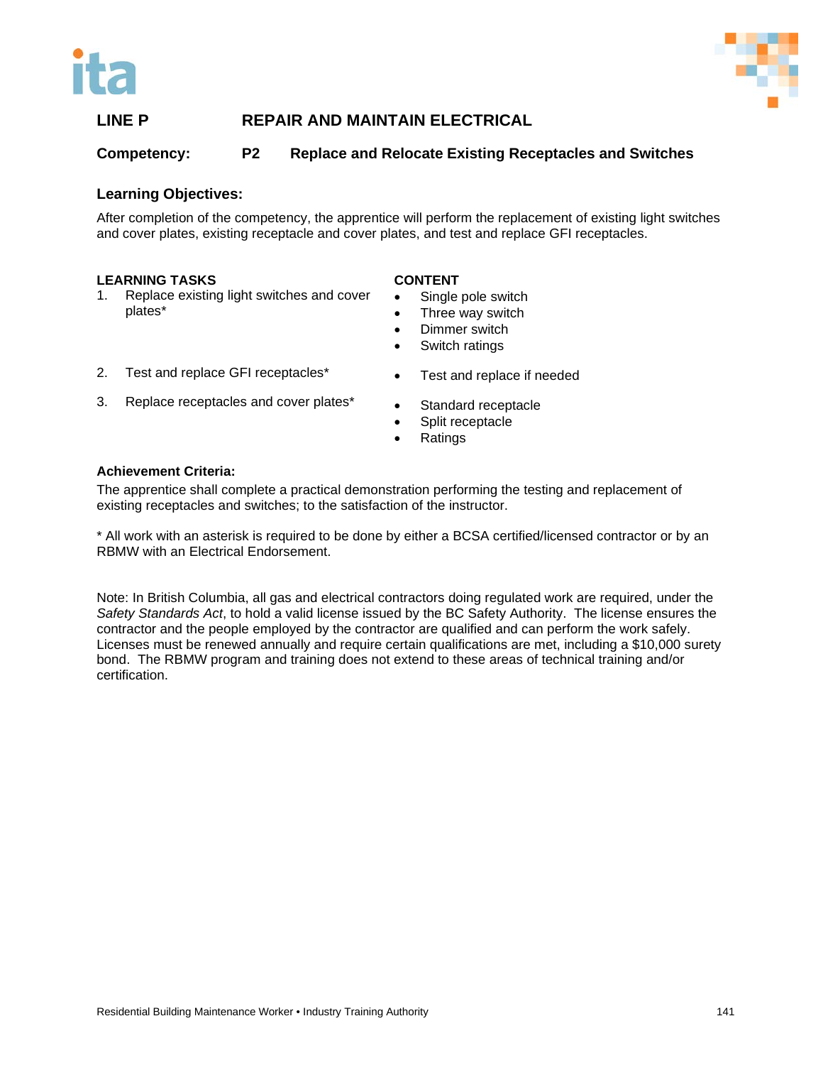## LINE P REPAIR AND MAINTAIN ELECTRICAL

### Competency: P2 Replace and Relocate Existing Receptacles and Switches

### Learning Objectives:

After completion of the competency, the apprentice will perform the replacement of existing light switches and cover plates, existing receptacle and cover plates, and test and replace GFI receptacles.

| LEARNING TASKS | CONTENT |
| --- | --- |
| 1. Replace existing light switches and cover plates* | • Single pole switch<br>• Three way switch<br>• Dimmer switch<br>• Switch ratings |
| 2. Test and replace GFI receptacles* | • Test and replace if needed |
| 3. Replace receptacles and cover plates* | • Standard receptacle<br>• Split receptacle<br>• Ratings |

**Achievement Criteria:**

The apprentice shall complete a practical demonstration performing the testing and replacement of existing receptacles and switches; to the satisfaction of the instructor.

* All work with an asterisk is required to be done by either a BCSA certified/licensed contractor or by an RBMW with an Electrical Endorsement.

Note: In British Columbia, all gas and electrical contractors doing regulated work are required, under the *Safety Standards Act*, to hold a valid license issued by the BC Safety Authority. The license ensures the contractor and the people employed by the contractor are qualified and can perform the work safely. Licenses must be renewed annually and require certain qualifications are met, including a $10,000 surety bond. The RBMW program and training does not extend to these areas of technical training and/or certification.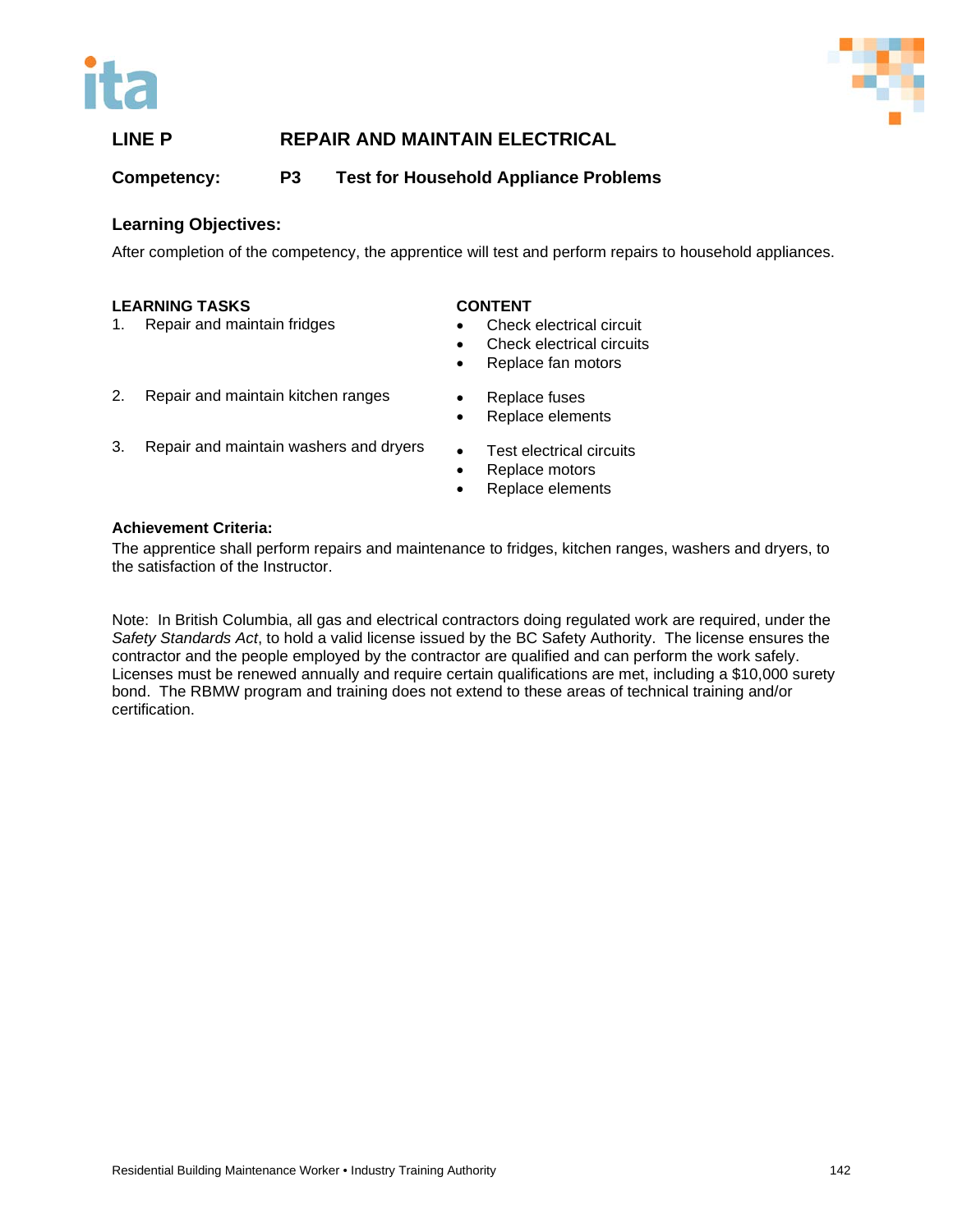## LINE P REPAIR AND MAINTAIN ELECTRICAL

### Competency: P3 Test for Household Appliance Problems

### Learning Objectives:

After completion of the competency, the apprentice will test and perform repairs to household appliances.

| LEARNING TASKS | CONTENT |
|---|---|
| 1. Repair and maintain fridges | • Check electrical circuit<br>• Check electrical circuits<br>• Replace fan motors |
| 2. Repair and maintain kitchen ranges | • Replace fuses<br>• Replace elements |
| 3. Repair and maintain washers and dryers | • Test electrical circuits<br>• Replace motors<br>• Replace elements |

**Achievement Criteria:**

The apprentice shall perform repairs and maintenance to fridges, kitchen ranges, washers and dryers, to the satisfaction of the Instructor.

Note: In British Columbia, all gas and electrical contractors doing regulated work are required, under the *Safety Standards Act*, to hold a valid license issued by the BC Safety Authority. The license ensures the contractor and the people employed by the contractor are qualified and can perform the work safely. Licenses must be renewed annually and require certain qualifications are met, including a $10,000 surety bond. The RBMW program and training does not extend to these areas of technical training and/or certification.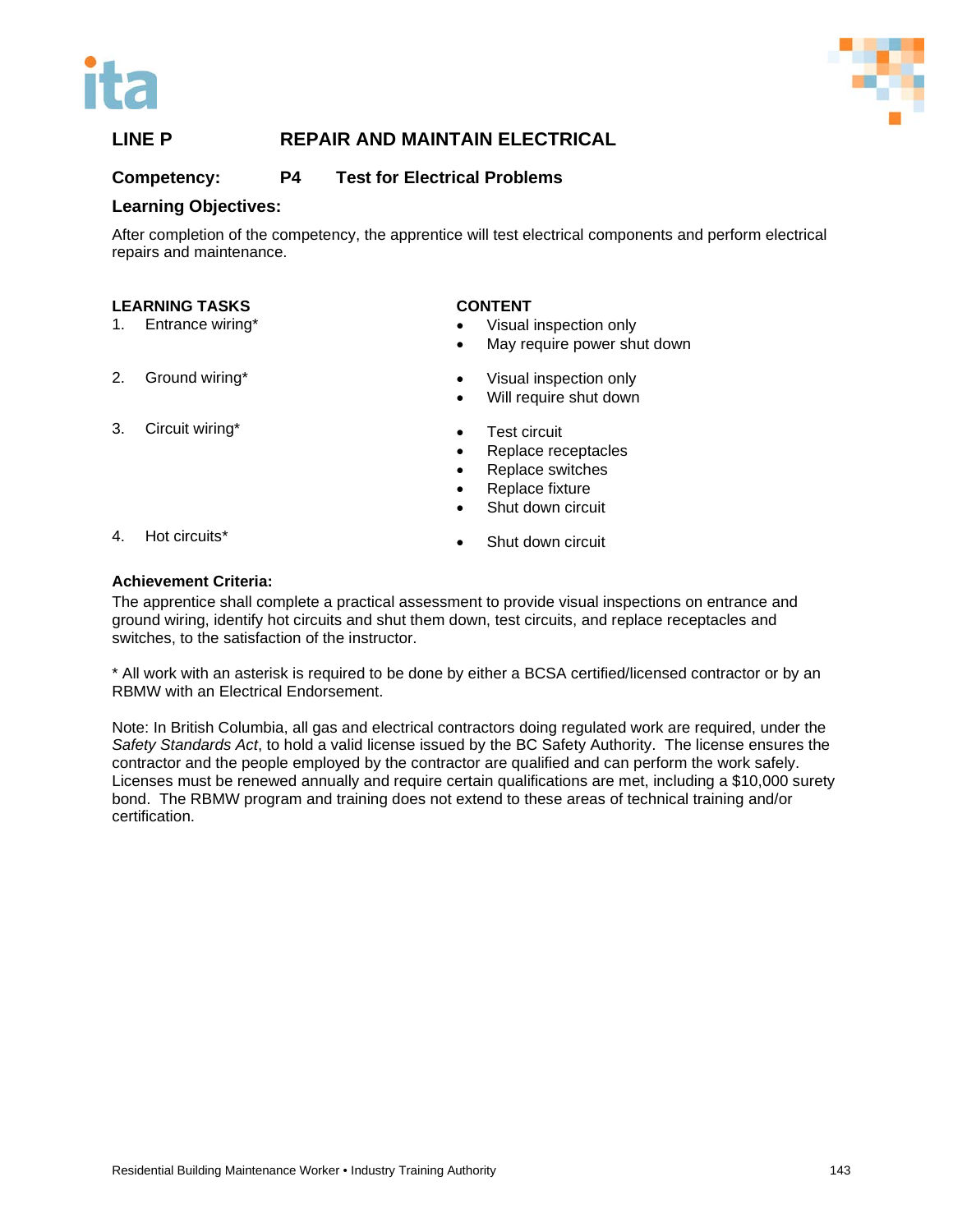## LINE P REPAIR AND MAINTAIN ELECTRICAL

### Competency: P4 Test for Electrical Problems

### Learning Objectives:

After completion of the competency, the apprentice will test electrical components and perform electrical repairs and maintenance.

| LEARNING TASKS | CONTENT |
|---|---|
| 1. Entrance wiring* | • Visual inspection only<br>• May require power shut down |
| 2. Ground wiring* | • Visual inspection only<br>• Will require shut down |
| 3. Circuit wiring* | • Test circuit<br>• Replace receptacles<br>• Replace switches<br>• Replace fixture<br>• Shut down circuit |
| 4. Hot circuits* | • Shut down circuit |

**Achievement Criteria:**

The apprentice shall complete a practical assessment to provide visual inspections on entrance and ground wiring, identify hot circuits and shut them down, test circuits, and replace receptacles and switches, to the satisfaction of the instructor.

* All work with an asterisk is required to be done by either a BCSA certified/licensed contractor or by an RBMW with an Electrical Endorsement.

Note: In British Columbia, all gas and electrical contractors doing regulated work are required, under the *Safety Standards Act*, to hold a valid license issued by the BC Safety Authority. The license ensures the contractor and the people employed by the contractor are qualified and can perform the work safely. Licenses must be renewed annually and require certain qualifications are met, including a $10,000 surety bond. The RBMW program and training does not extend to these areas of technical training and/or certification.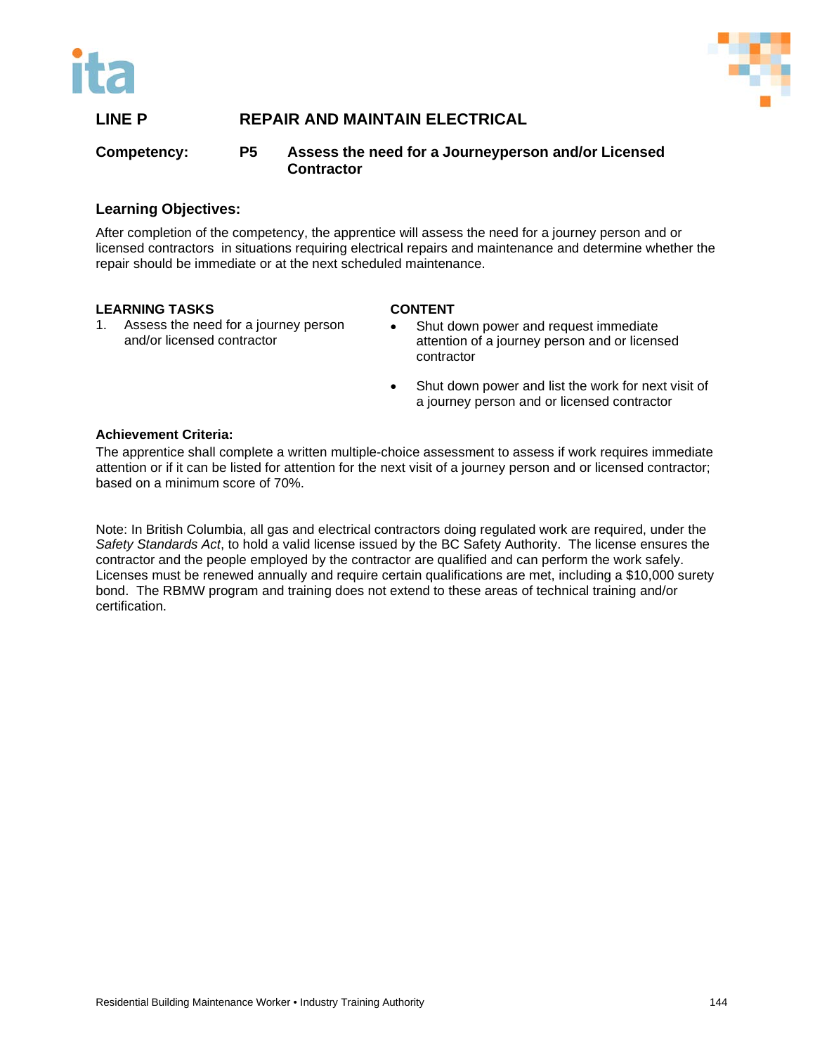## LINE P REPAIR AND MAINTAIN ELECTRICAL

**Competency: P5 Assess the need for a Journeyperson and/or Licensed Contractor**

### Learning Objectives:

After completion of the competency, the apprentice will assess the need for a journey person and or licensed contractors in situations requiring electrical repairs and maintenance and determine whether the repair should be immediate or at the next scheduled maintenance.

| LEARNING TASKS | CONTENT |
|---|---|
| 1. Assess the need for a journey person and/or licensed contractor | • Shut down power and request immediate attention of a journey person and or licensed contractor<br>• Shut down power and list the work for next visit of a journey person and or licensed contractor |

**Achievement Criteria:**

The apprentice shall complete a written multiple-choice assessment to assess if work requires immediate attention or if it can be listed for attention for the next visit of a journey person and or licensed contractor; based on a minimum score of 70%.

Note: In British Columbia, all gas and electrical contractors doing regulated work are required, under the *Safety Standards Act*, to hold a valid license issued by the BC Safety Authority. The license ensures the contractor and the people employed by the contractor are qualified and can perform the work safely. Licenses must be renewed annually and require certain qualifications are met, including a $10,000 surety bond. The RBMW program and training does not extend to these areas of technical training and/or certification.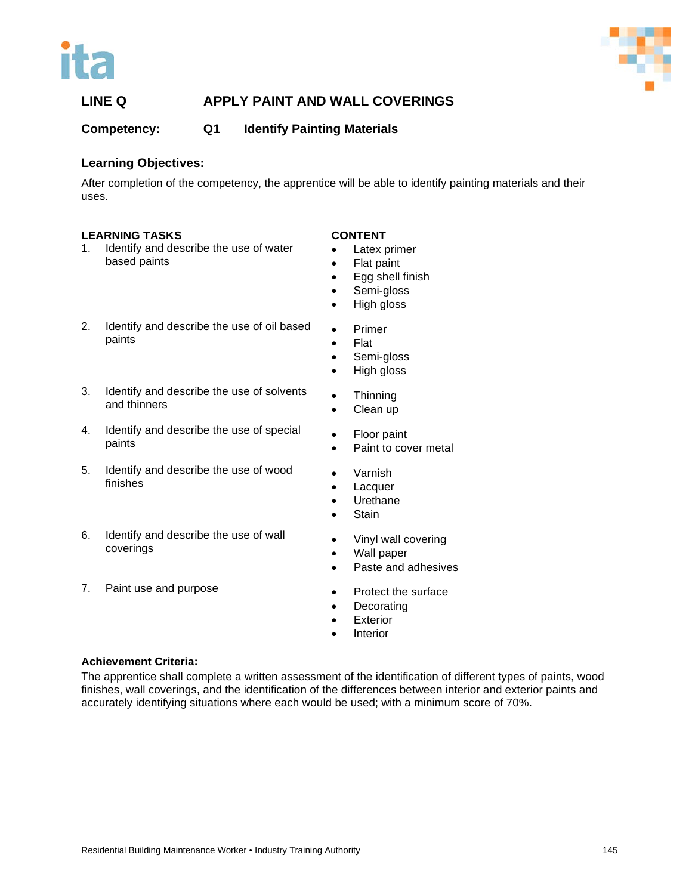## LINE Q APPLY PAINT AND WALL COVERINGS

### Competency: Q1 Identify Painting Materials

### Learning Objectives:

After completion of the competency, the apprentice will be able to identify painting materials and their uses.

| LEARNING TASKS | CONTENT |
|---|---|
| 1. Identify and describe the use of water based paints | • Latex primer<br>• Flat paint<br>• Egg shell finish<br>• Semi-gloss<br>• High gloss |
| 2. Identify and describe the use of oil based paints | • Primer<br>• Flat<br>• Semi-gloss<br>• High gloss |
| 3. Identify and describe the use of solvents and thinners | • Thinning<br>• Clean up |
| 4. Identify and describe the use of special paints | • Floor paint<br>• Paint to cover metal |
| 5. Identify and describe the use of wood finishes | • Varnish<br>• Lacquer<br>• Urethane<br>• Stain |
| 6. Identify and describe the use of wall coverings | • Vinyl wall covering<br>• Wall paper<br>• Paste and adhesives |
| 7. Paint use and purpose | • Protect the surface<br>• Decorating<br>• Exterior<br>• Interior |

### Achievement Criteria:

The apprentice shall complete a written assessment of the identification of different types of paints, wood finishes, wall coverings, and the identification of the differences between interior and exterior paints and accurately identifying situations where each would be used; with a minimum score of 70%.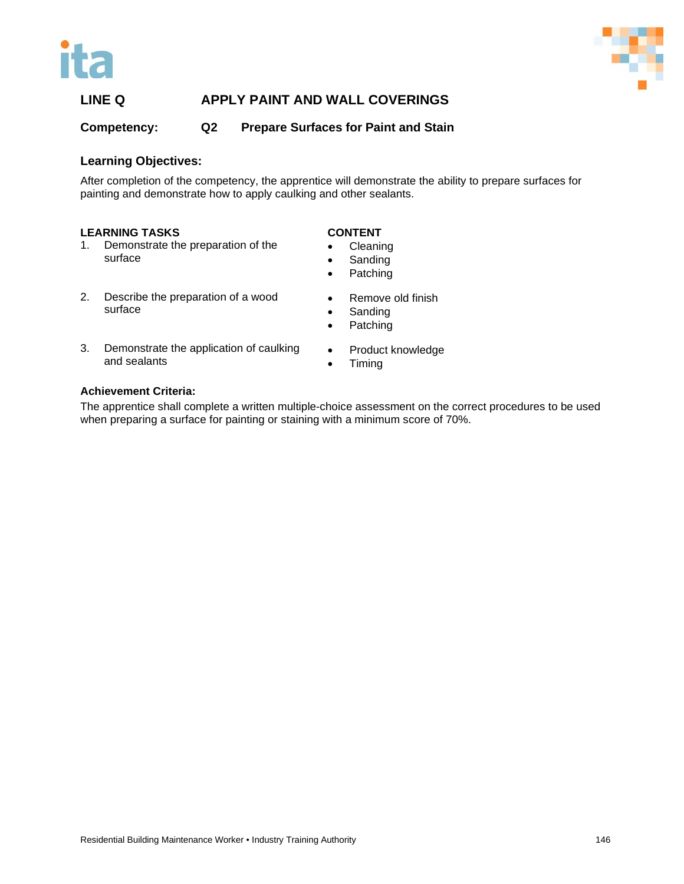## LINE Q APPLY PAINT AND WALL COVERINGS

### Competency: Q2 Prepare Surfaces for Paint and Stain

### Learning Objectives:

After completion of the competency, the apprentice will demonstrate the ability to prepare surfaces for painting and demonstrate how to apply caulking and other sealants.

| LEARNING TASKS | CONTENT |
|---|---|
| 1. Demonstrate the preparation of the surface | • Cleaning<br>• Sanding<br>• Patching |
| 2. Describe the preparation of a wood surface | • Remove old finish<br>• Sanding<br>• Patching |
| 3. Demonstrate the application of caulking and sealants | • Product knowledge<br>• Timing |

### Achievement Criteria:

The apprentice shall complete a written multiple-choice assessment on the correct procedures to be used when preparing a surface for painting or staining with a minimum score of 70%.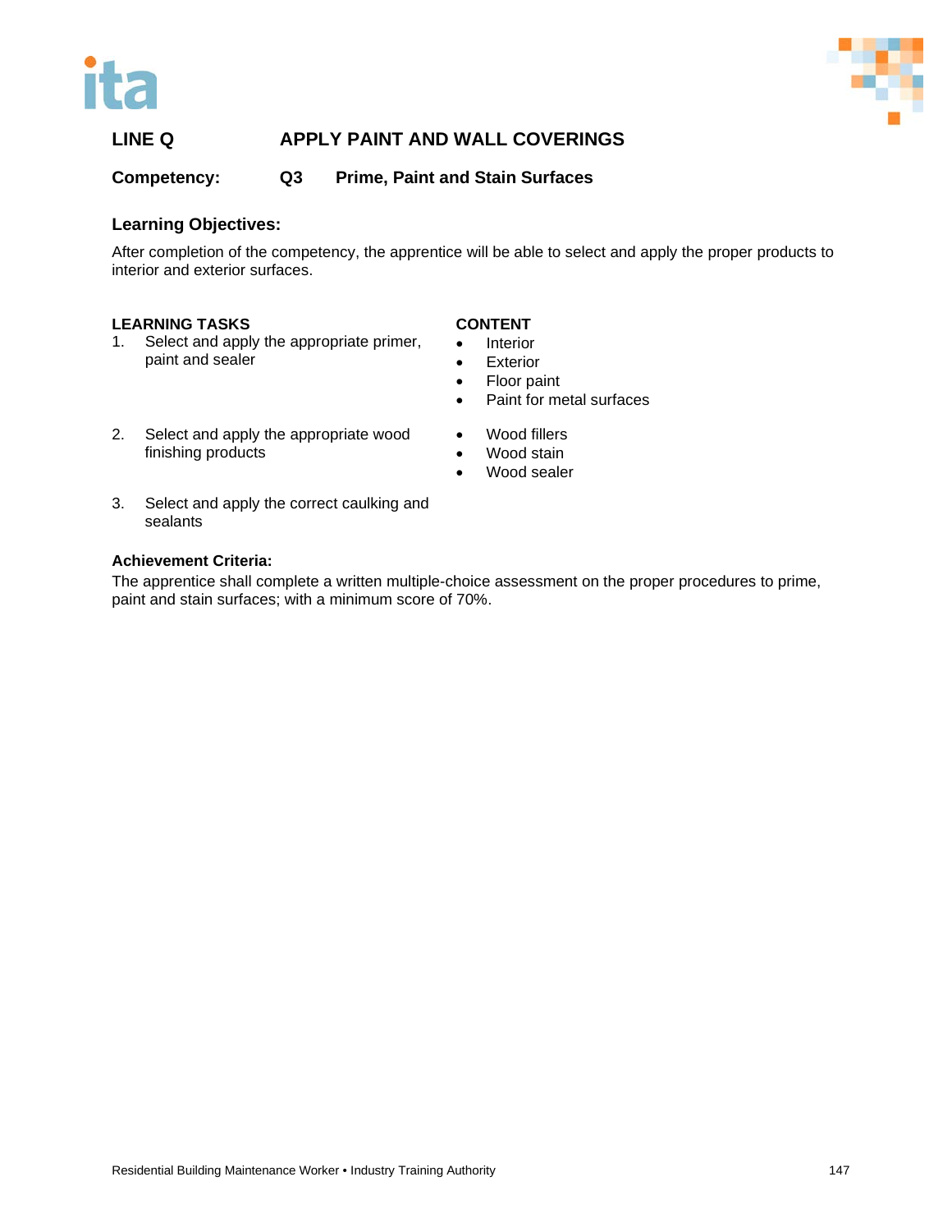## LINE Q APPLY PAINT AND WALL COVERINGS

**Competency: Q3 Prime, Paint and Stain Surfaces**

### Learning Objectives:

After completion of the competency, the apprentice will be able to select and apply the proper products to interior and exterior surfaces.

| LEARNING TASKS | CONTENT |
| --- | --- |
| 1. Select and apply the appropriate primer, paint and sealer | • Interior<br>• Exterior<br>• Floor paint<br>• Paint for metal surfaces |
| 2. Select and apply the appropriate wood finishing products | • Wood fillers<br>• Wood stain<br>• Wood sealer |
| 3. Select and apply the correct caulking and sealants | |

**Achievement Criteria:**

The apprentice shall complete a written multiple-choice assessment on the proper procedures to prime, paint and stain surfaces; with a minimum score of 70%.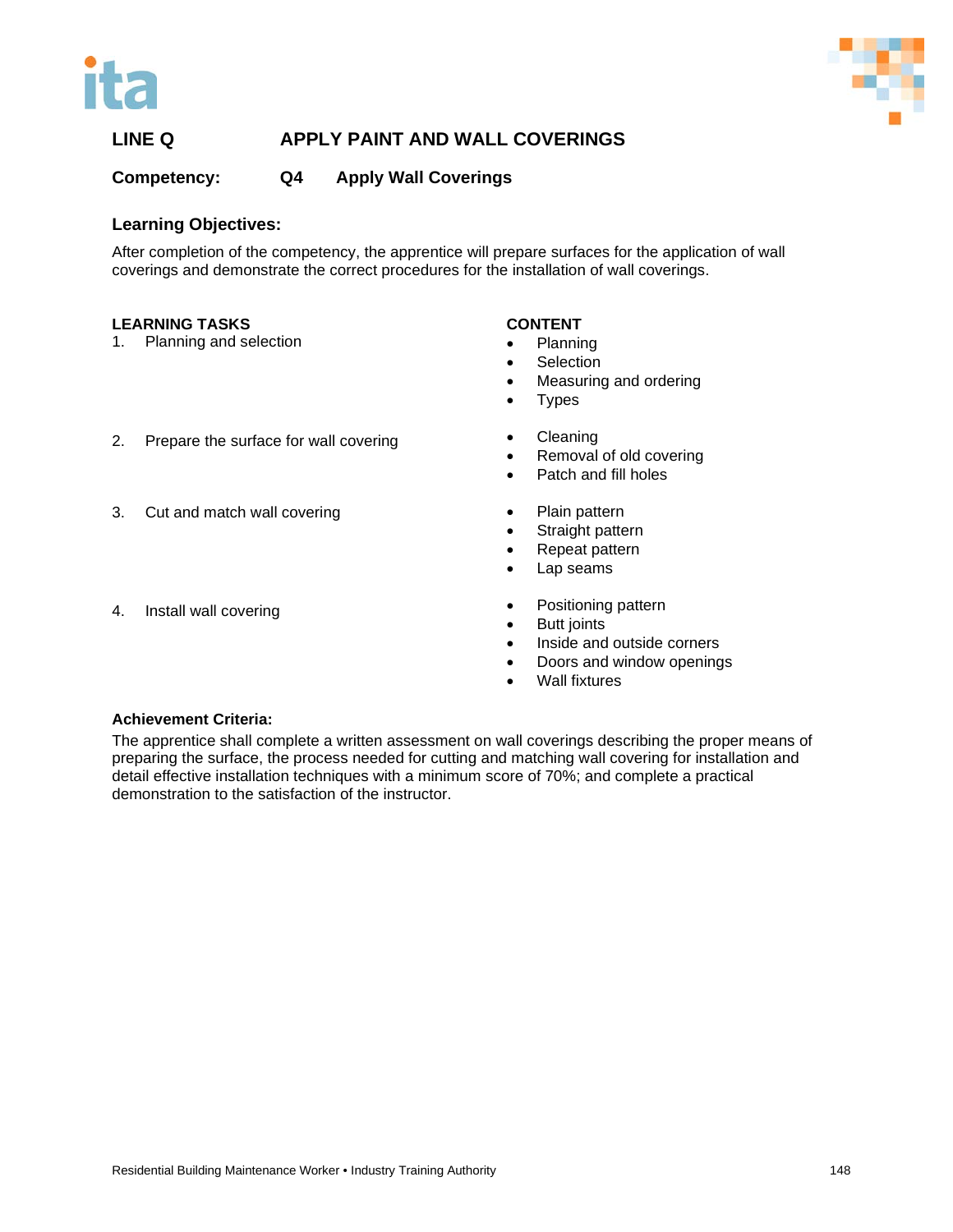## LINE Q APPLY PAINT AND WALL COVERINGS

**Competency: Q4 Apply Wall Coverings**

### Learning Objectives:

After completion of the competency, the apprentice will prepare surfaces for the application of wall coverings and demonstrate the correct procedures for the installation of wall coverings.

| LEARNING TASKS | CONTENT |
|---|---|
| 1. Planning and selection | • Planning<br>• Selection<br>• Measuring and ordering<br>• Types |
| 2. Prepare the surface for wall covering | • Cleaning<br>• Removal of old covering<br>• Patch and fill holes |
| 3. Cut and match wall covering | • Plain pattern<br>• Straight pattern<br>• Repeat pattern<br>• Lap seams |
| 4. Install wall covering | • Positioning pattern<br>• Butt joints<br>• Inside and outside corners<br>• Doors and window openings<br>• Wall fixtures |

### Achievement Criteria:

The apprentice shall complete a written assessment on wall coverings describing the proper means of preparing the surface, the process needed for cutting and matching wall covering for installation and detail effective installation techniques with a minimum score of 70%; and complete a practical demonstration to the satisfaction of the instructor.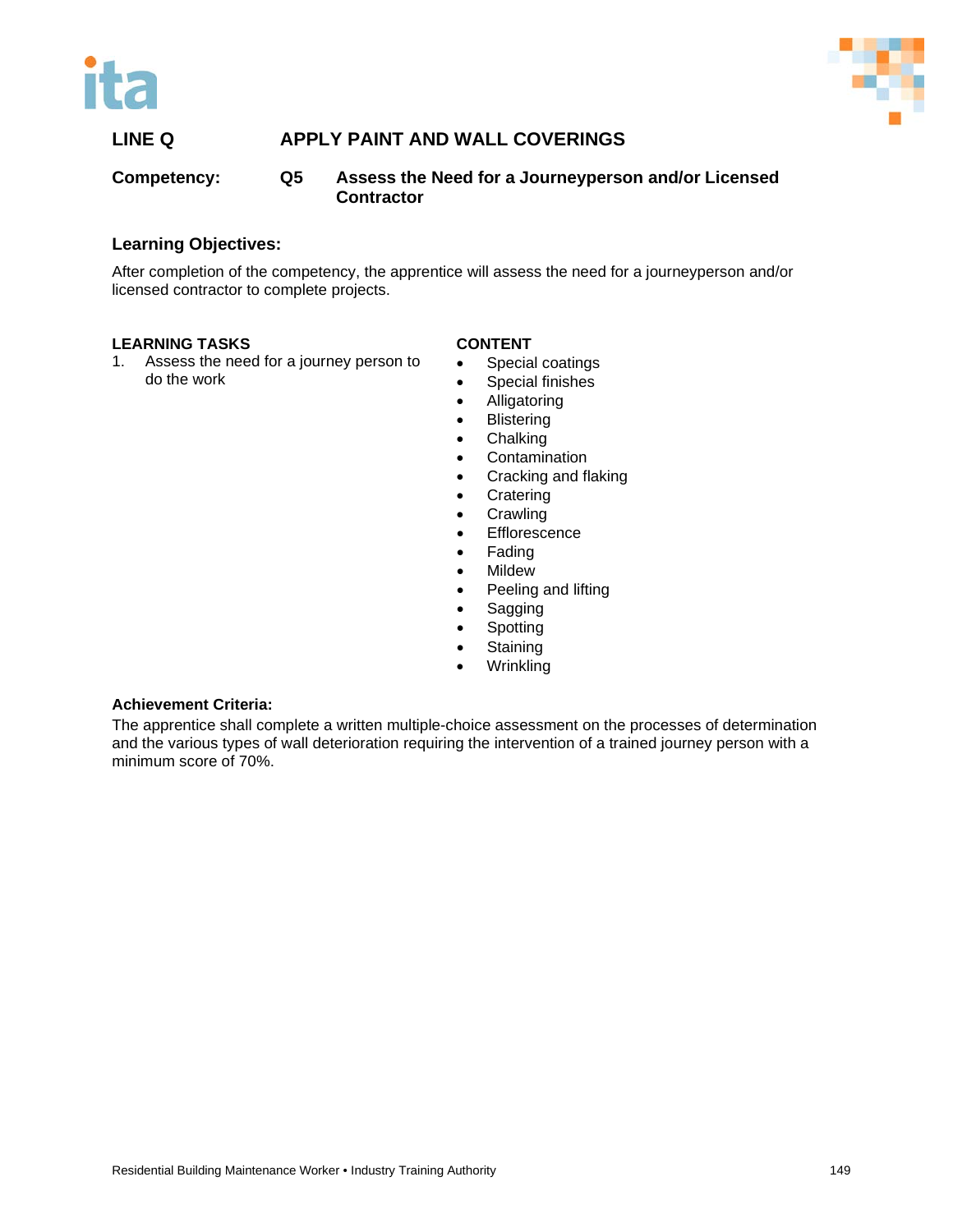## LINE Q APPLY PAINT AND WALL COVERINGS

**Competency:** Q5 **Assess the Need for a Journeyperson and/or Licensed Contractor**

### Learning Objectives:

After completion of the competency, the apprentice will assess the need for a journeyperson and/or licensed contractor to complete projects.

| LEARNING TASKS | CONTENT |
|---|---|
| 1. Assess the need for a journey person to do the work | • Special coatings<br>• Special finishes<br>• Alligatoring<br>• Blistering<br>• Chalking<br>• Contamination<br>• Cracking and flaking<br>• Cratering<br>• Crawling<br>• Efflorescence<br>• Fading<br>• Mildew<br>• Peeling and lifting<br>• Sagging<br>• Spotting<br>• Staining<br>• Wrinkling |

**Achievement Criteria:**

The apprentice shall complete a written multiple-choice assessment on the processes of determination and the various types of wall deterioration requiring the intervention of a trained journey person with a minimum score of 70%.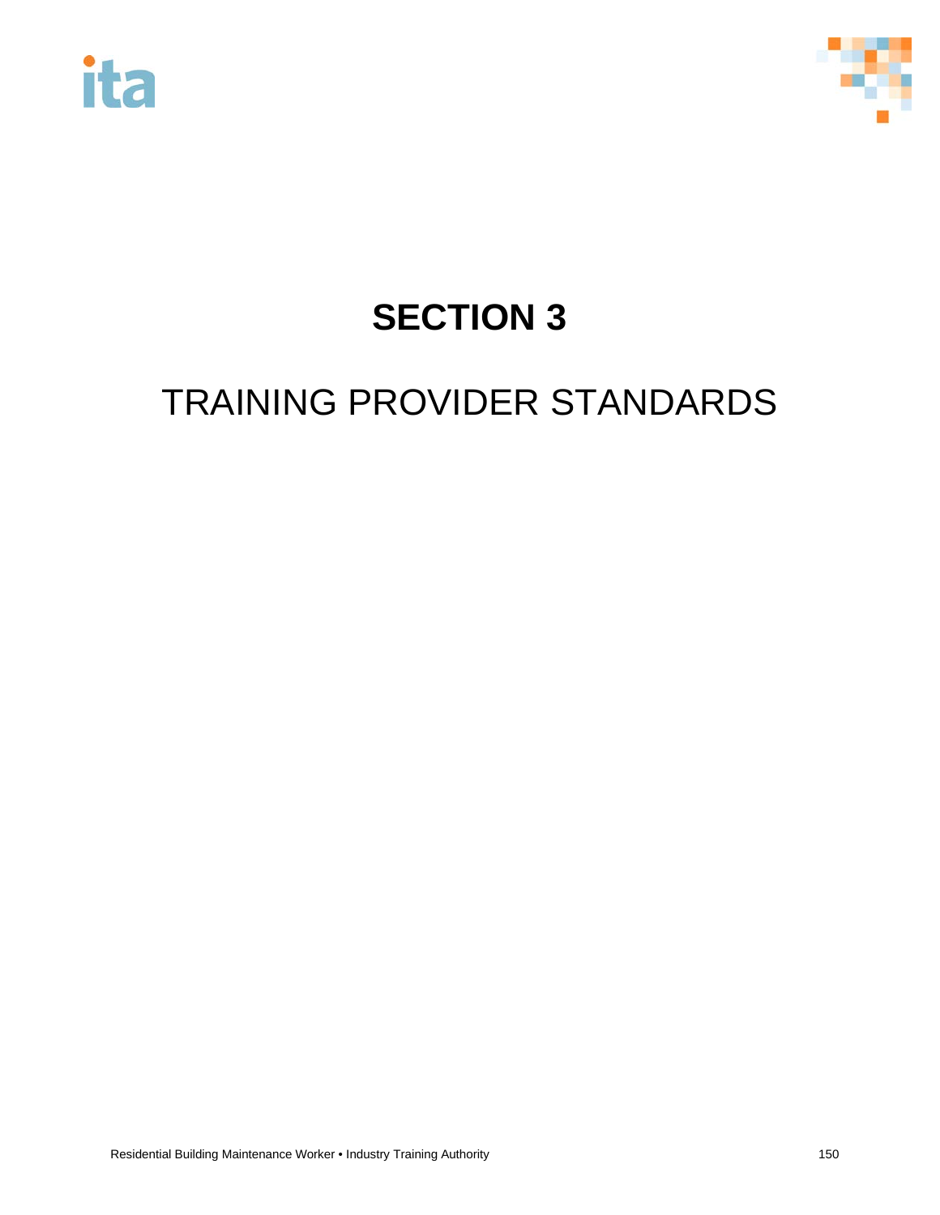# SECTION 3

## TRAINING PROVIDER STANDARDS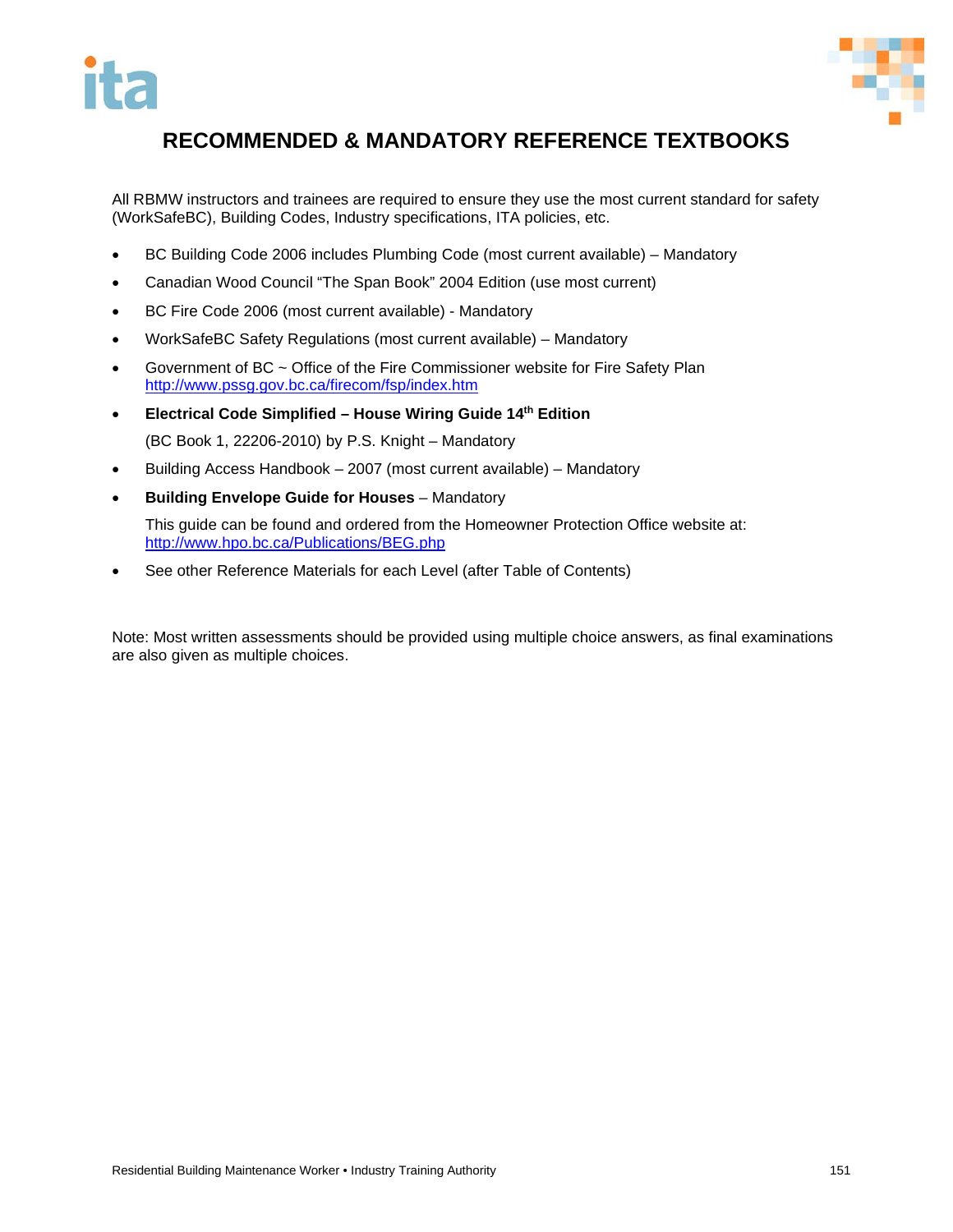# RECOMMENDED & MANDATORY REFERENCE TEXTBOOKS

All RBMW instructors and trainees are required to ensure they use the most current standard for safety (WorkSafeBC), Building Codes, Industry specifications, ITA policies, etc.

- BC Building Code 2006 includes Plumbing Code (most current available) – Mandatory
- Canadian Wood Council "The Span Book" 2004 Edition (use most current)
- BC Fire Code 2006 (most current available) - Mandatory
- WorkSafeBC Safety Regulations (most current available) – Mandatory
- Government of BC ~ Office of the Fire Commissioner website for Fire Safety Plan http://www.pssg.gov.bc.ca/firecom/fsp/index.htm
- **Electrical Code Simplified – House Wiring Guide 14th Edition**

  (BC Book 1, 22206-2010) by P.S. Knight – Mandatory
- Building Access Handbook – 2007 (most current available) – Mandatory
- **Building Envelope Guide for Houses** – Mandatory

  This guide can be found and ordered from the Homeowner Protection Office website at: http://www.hpo.bc.ca/Publications/BEG.php
- See other Reference Materials for each Level (after Table of Contents)

Note: Most written assessments should be provided using multiple choice answers, as final examinations are also given as multiple choices.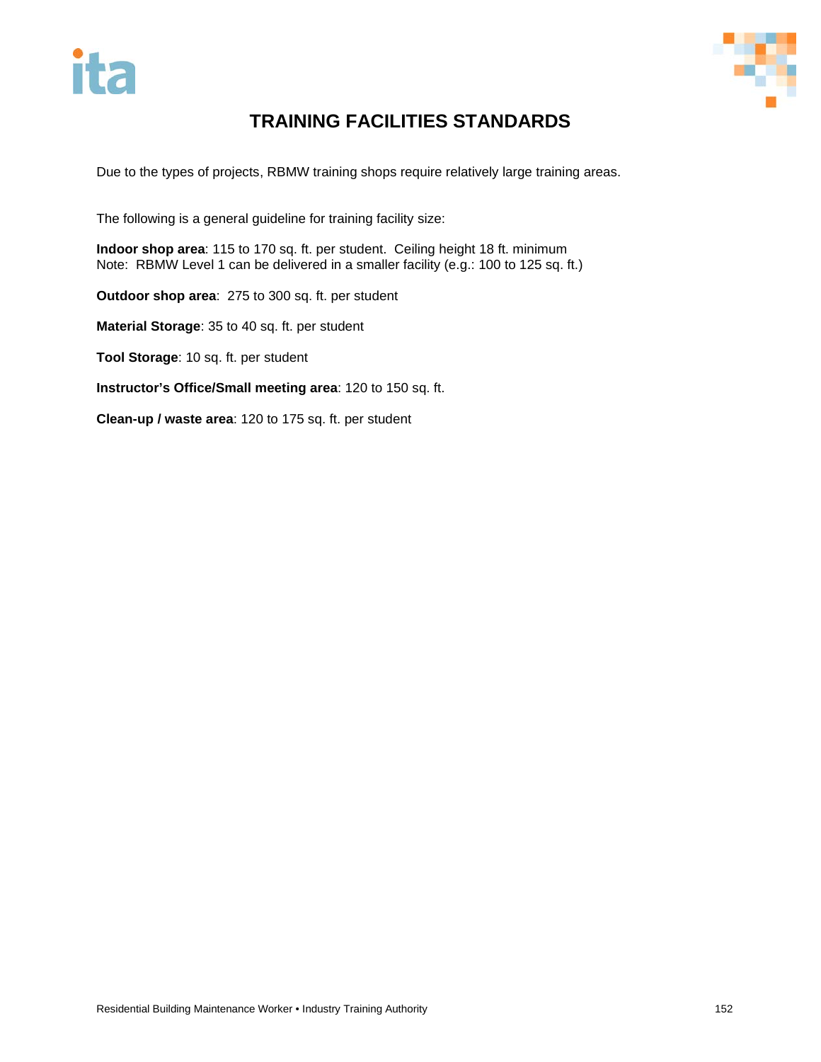# TRAINING FACILITIES STANDARDS

Due to the types of projects, RBMW training shops require relatively large training areas.

The following is a general guideline for training facility size:

**Indoor shop area**: 115 to 170 sq. ft. per student. Ceiling height 18 ft. minimum
Note: RBMW Level 1 can be delivered in a smaller facility (e.g.: 100 to 125 sq. ft.)

**Outdoor shop area**: 275 to 300 sq. ft. per student

**Material Storage**: 35 to 40 sq. ft. per student

**Tool Storage**: 10 sq. ft. per student

**Instructor's Office/Small meeting area**: 120 to 150 sq. ft.

**Clean-up / waste area**: 120 to 175 sq. ft. per student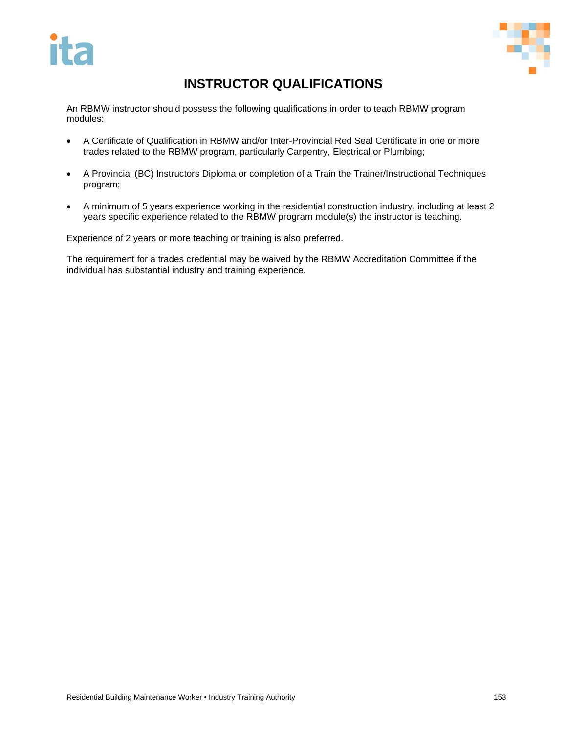# INSTRUCTOR QUALIFICATIONS

An RBMW instructor should possess the following qualifications in order to teach RBMW program modules:

- A Certificate of Qualification in RBMW and/or Inter-Provincial Red Seal Certificate in one or more trades related to the RBMW program, particularly Carpentry, Electrical or Plumbing;

- A Provincial (BC) Instructors Diploma or completion of a Train the Trainer/Instructional Techniques program;

- A minimum of 5 years experience working in the residential construction industry, including at least 2 years specific experience related to the RBMW program module(s) the instructor is teaching.

Experience of 2 years or more teaching or training is also preferred.

The requirement for a trades credential may be waived by the RBMW Accreditation Committee if the individual has substantial industry and training experience.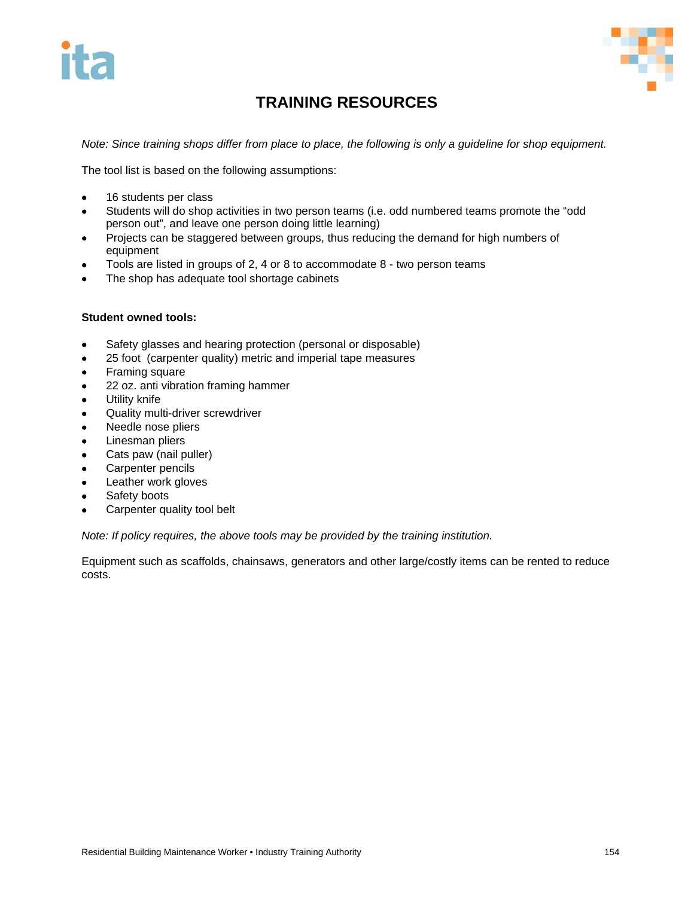# TRAINING RESOURCES

*Note: Since training shops differ from place to place, the following is only a guideline for shop equipment.*

The tool list is based on the following assumptions:

- 16 students per class
- Students will do shop activities in two person teams (i.e. odd numbered teams promote the "odd person out", and leave one person doing little learning)
- Projects can be staggered between groups, thus reducing the demand for high numbers of equipment
- Tools are listed in groups of 2, 4 or 8 to accommodate 8 - two person teams
- The shop has adequate tool shortage cabinets

**Student owned tools:**

- Safety glasses and hearing protection (personal or disposable)
- 25 foot (carpenter quality) metric and imperial tape measures
- Framing square
- 22 oz. anti vibration framing hammer
- Utility knife
- Quality multi-driver screwdriver
- Needle nose pliers
- Linesman pliers
- Cats paw (nail puller)
- Carpenter pencils
- Leather work gloves
- Safety boots
- Carpenter quality tool belt

*Note: If policy requires, the above tools may be provided by the training institution.*

Equipment such as scaffolds, chainsaws, generators and other large/costly items can be rented to reduce costs.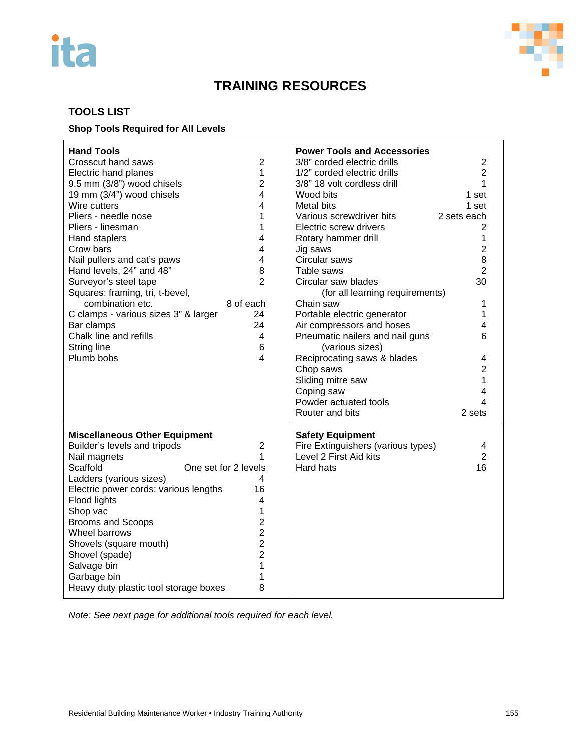# TRAINING RESOURCES

## TOOLS LIST

### Shop Tools Required for All Levels

| Hand Tools | | Power Tools and Accessories | |
|---|---|---|---|
| Crosscut hand saws | 2 | 3/8" corded electric drills | 2 |
| Electric hand planes | 1 | 1/2" corded electric drills | 2 |
| 9.5 mm (3/8") wood chisels | 2 | 3/8" 18 volt cordless drill | 1 |
| 19 mm (3/4") wood chisels | 4 | Wood bits | 1 set |
| Wire cutters | 4 | Metal bits | 1 set |
| Pliers - needle nose | 1 | Various screwdriver bits | 2 sets each |
| Pliers - linesman | 1 | Electric screw drivers | 2 |
| Hand staplers | 4 | Rotary hammer drill | 1 |
| Crow bars | 4 | Jig saws | 2 |
| Nail pullers and cat's paws | 4 | Circular saws | 8 |
| Hand levels, 24" and 48" | 8 | Table saws | 2 |
| Surveyor's steel tape | 2 | Circular saw blades (for all learning requirements) | 30 |
| Squares: framing, tri, t-bevel, combination etc. | 8 of each | Chain saw | 1 |
| C clamps - various sizes 3" & larger | 24 | Portable electric generator | 1 |
| Bar clamps | 24 | Air compressors and hoses | 4 |
| Chalk line and refills | 4 | Pneumatic nailers and nail guns (various sizes) | 6 |
| String line | 6 | Reciprocating saws & blades | 4 |
| Plumb bobs | 4 | Chop saws | 2 |
| | | Sliding mitre saw | 1 |
| | | Coping saw | 4 |
| | | Powder actuated tools | 4 |
| | | Router and bits | 2 sets |
| **Miscellaneous Other Equipment** | | **Safety Equipment** | |
| Builder's levels and tripods | 2 | Fire Extinguishers (various types) | 4 |
| Nail magnets | 1 | Level 2 First Aid kits | 2 |
| Scaffold | One set for 2 levels | Hard hats | 16 |
| Ladders (various sizes) | 4 | | |
| Electric power cords: various lengths | 16 | | |
| Flood lights | 4 | | |
| Shop vac | 1 | | |
| Brooms and Scoops | 2 | | |
| Wheel barrows | 2 | | |
| Shovels (square mouth) | 2 | | |
| Shovel (spade) | 2 | | |
| Salvage bin | 1 | | |
| Garbage bin | 1 | | |
| Heavy duty plastic tool storage boxes | 8 | | |

*Note: See next page for additional tools required for each level.*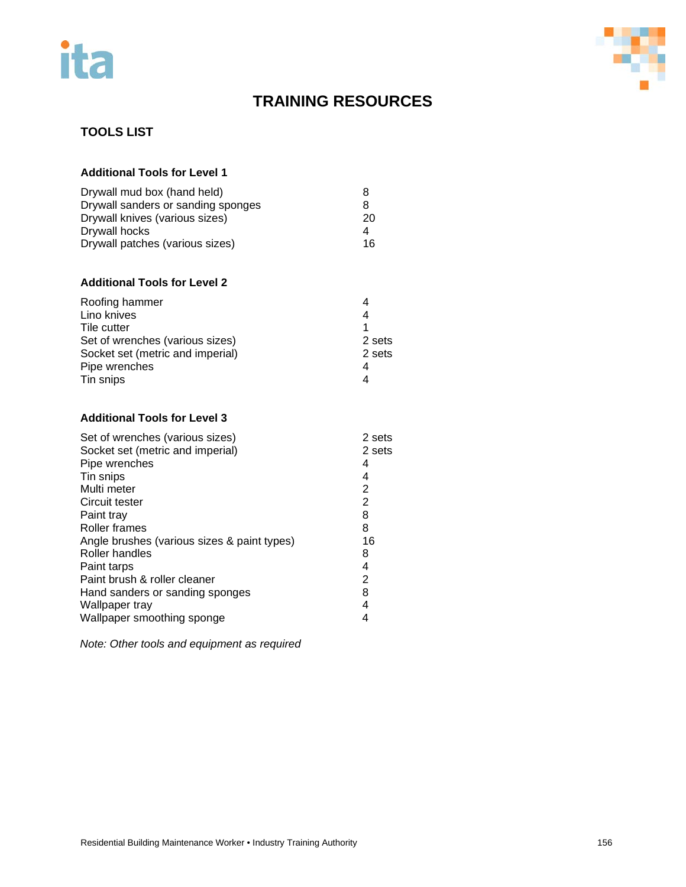# TRAINING RESOURCES

## TOOLS LIST

### Additional Tools for Level 1

| | |
|---|---|
| Drywall mud box (hand held) | 8 |
| Drywall sanders or sanding sponges | 8 |
| Drywall knives (various sizes) | 20 |
| Drywall hocks | 4 |
| Drywall patches (various sizes) | 16 |

### Additional Tools for Level 2

| | |
|---|---|
| Roofing hammer | 4 |
| Lino knives | 4 |
| Tile cutter | 1 |
| Set of wrenches (various sizes) | 2 sets |
| Socket set (metric and imperial) | 2 sets |
| Pipe wrenches | 4 |
| Tin snips | 4 |

### Additional Tools for Level 3

| | |
|---|---|
| Set of wrenches (various sizes) | 2 sets |
| Socket set (metric and imperial) | 2 sets |
| Pipe wrenches | 4 |
| Tin snips | 4 |
| Multi meter | 2 |
| Circuit tester | 2 |
| Paint tray | 8 |
| Roller frames | 8 |
| Angle brushes (various sizes & paint types) | 16 |
| Roller handles | 8 |
| Paint tarps | 4 |
| Paint brush & roller cleaner | 2 |
| Hand sanders or sanding sponges | 8 |
| Wallpaper tray | 4 |
| Wallpaper smoothing sponge | 4 |

*Note: Other tools and equipment as required*